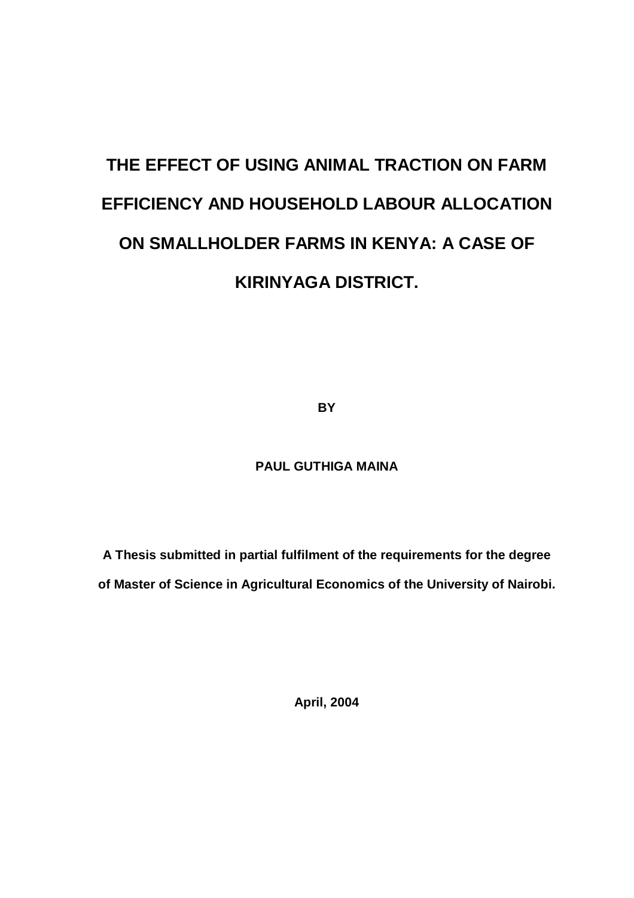# THE EFFECT OF USING ANIMAL TRACTION ON FARM EFFICIENCY AND HOUSEHOLD LABOUR ALLOCATION ON SMALLHOLDER FARMS IN KENYA: A CASE OF KIRINYAGA DISTRICT.

**BY**

**PAUL GUTHIGA MAINA**

**A Thesis submitted in partial fulfilment of the requirements for the degree of Master of Science in Agricultural Economics of the University of Nairobi.**

**April, 2004**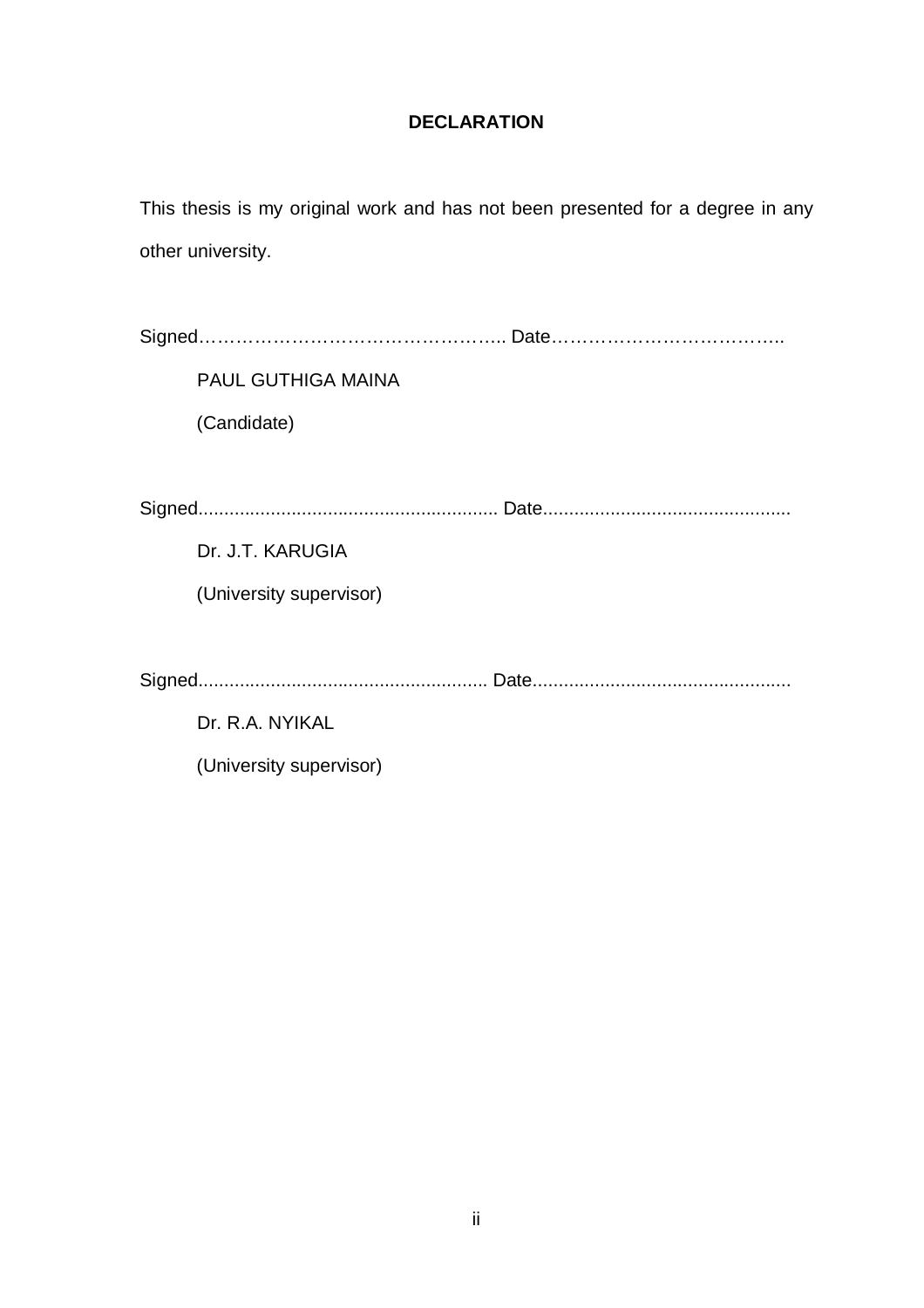# DECLARATION

This thesis is my original work and has not been presented for a degree in any other university.

Signed………………………………………….. Date………………………………..

PAUL GUTHIGA MAINA

(Candidate)

Signed......................................................... Date...............................................

Dr. J.T. KARUGIA

(University supervisor)

Signed....................................................... Date.................................................

Dr. R.A. NYIKAL

(University supervisor)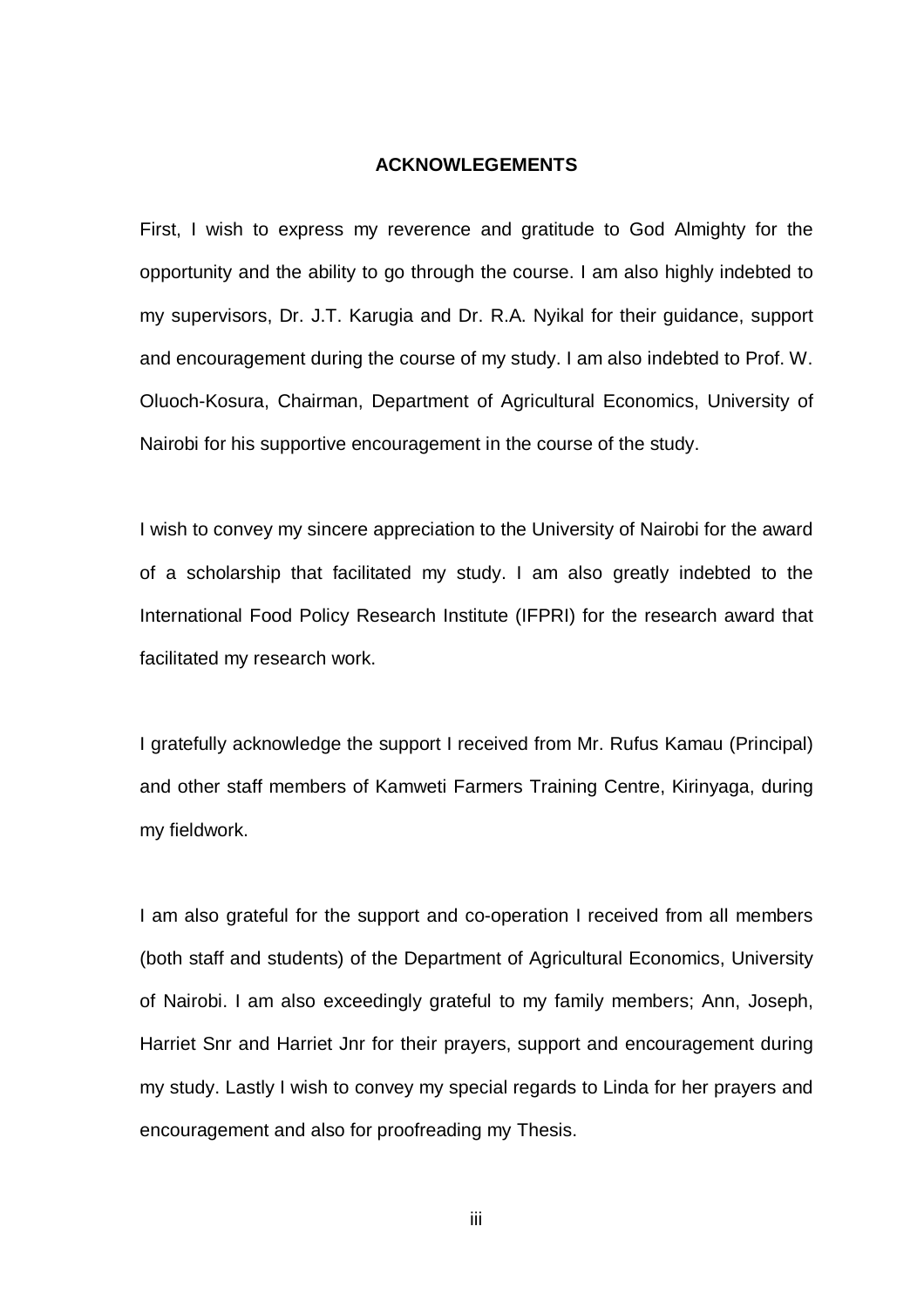## ACKNOWLEGEMENTS

First, I wish to express my reverence and gratitude to God Almighty for the opportunity and the ability to go through the course. I am also highly indebted to my supervisors, Dr. J.T. Karugia and Dr. R.A. Nyikal for their guidance, support and encouragement during the course of my study. I am also indebted to Prof. W. Oluoch-Kosura, Chairman, Department of Agricultural Economics, University of Nairobi for his supportive encouragement in the course of the study.

I wish to convey my sincere appreciation to the University of Nairobi for the award of a scholarship that facilitated my study. I am also greatly indebted to the International Food Policy Research Institute (IFPRI) for the research award that facilitated my research work.

I gratefully acknowledge the support I received from Mr. Rufus Kamau (Principal) and other staff members of Kamweti Farmers Training Centre, Kirinyaga, during my fieldwork.

I am also grateful for the support and co-operation I received from all members (both staff and students) of the Department of Agricultural Economics, University of Nairobi. I am also exceedingly grateful to my family members; Ann, Joseph, Harriet Snr and Harriet Jnr for their prayers, support and encouragement during my study. Lastly I wish to convey my special regards to Linda for her prayers and encouragement and also for proofreading my Thesis.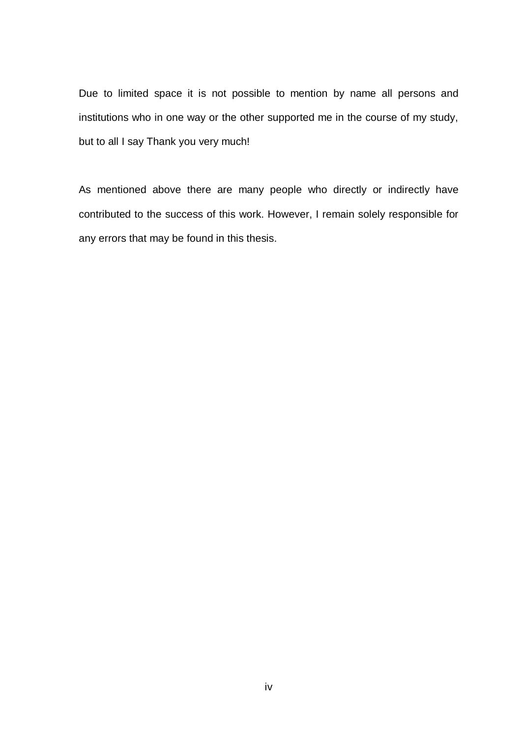Due to limited space it is not possible to mention by name all persons and institutions who in one way or the other supported me in the course of my study, but to all I say Thank you very much!

As mentioned above there are many people who directly or indirectly have contributed to the success of this work. However, I remain solely responsible for any errors that may be found in this thesis.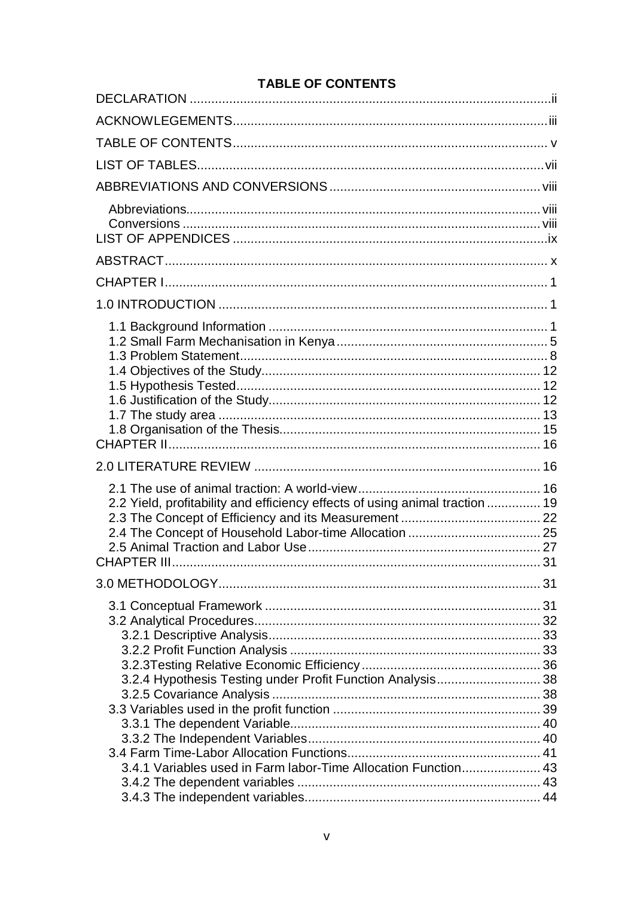# TABLE OF CONTENTS

DECLARATION .......... ii

ACKNOWLEGEMENTS .......... iii

TABLE OF CONTENTS .......... v

LIST OF TABLES .......... vii

ABBREVIATIONS AND CONVERSIONS .......... viii

- Abbreviations .......... viii
- Conversions .......... viii

LIST OF APPENDICES .......... ix

ABSTRACT .......... x

CHAPTER I .......... 1

1.0 INTRODUCTION .......... 1

- 1.1 Background Information .......... 1
- 1.2 Small Farm Mechanisation in Kenya .......... 5
- 1.3 Problem Statement .......... 8
- 1.4 Objectives of the Study .......... 12
- 1.5 Hypothesis Tested .......... 12
- 1.6 Justification of the Study .......... 12
- 1.7 The study area .......... 13
- 1.8 Organisation of the Thesis .......... 15

CHAPTER II .......... 16

2.0 LITERATURE REVIEW .......... 16

- 2.1 The use of animal traction: A world-view .......... 16
- 2.2 Yield, profitability and efficiency effects of using animal traction .......... 19
- 2.3 The Concept of Efficiency and its Measurement .......... 22
- 2.4 The Concept of Household Labor-time Allocation .......... 25
- 2.5 Animal Traction and Labor Use .......... 27

CHAPTER III .......... 31

3.0 METHODOLOGY .......... 31

- 3.1 Conceptual Framework .......... 31
- 3.2 Analytical Procedures .......... 32
  - 3.2.1 Descriptive Analysis .......... 33
  - 3.2.2 Profit Function Analysis .......... 33
  - 3.2.3Testing Relative Economic Efficiency .......... 36
  - 3.2.4 Hypothesis Testing under Profit Function Analysis .......... 38
  - 3.2.5 Covariance Analysis .......... 38
- 3.3 Variables used in the profit function .......... 39
  - 3.3.1 The dependent Variable .......... 40
  - 3.3.2 The Independent Variables .......... 40
- 3.4 Farm Time-Labor Allocation Functions .......... 41
  - 3.4.1 Variables used in Farm labor-Time Allocation Function .......... 43
  - 3.4.2 The dependent variables .......... 43
  - 3.4.3 The independent variables .......... 44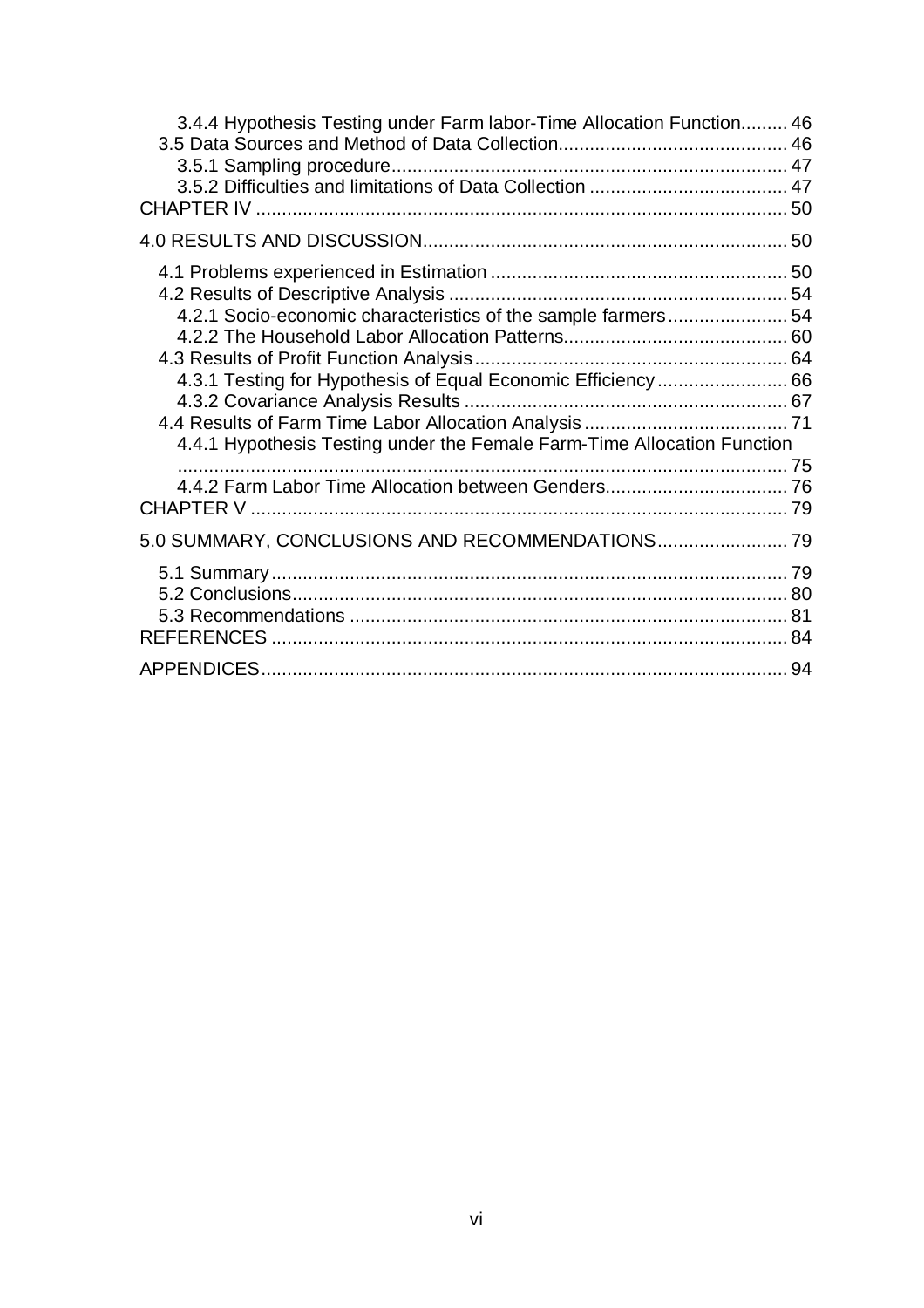3.4.4 Hypothesis Testing under Farm labor-Time Allocation Function......... 46
3.5 Data Sources and Method of Data Collection........................................... 46
3.5.1 Sampling procedure........................................................................... 47
3.5.2 Difficulties and limitations of Data Collection ...................................... 47
CHAPTER IV .................................................................................................... 50

4.0 RESULTS AND DISCUSSION..................................................................... 50

4.1 Problems experienced in Estimation ......................................................... 50
4.2 Results of Descriptive Analysis ................................................................ 54
4.2.1 Socio-economic characteristics of the sample farmers....................... 54
4.2.2 The Household Labor Allocation Patterns........................................... 60
4.3 Results of Profit Function Analysis........................................................... 64
4.3.1 Testing for Hypothesis of Equal Economic Efficiency......................... 66
4.3.2 Covariance Analysis Results ............................................................. 67
4.4 Results of Farm Time Labor Allocation Analysis ....................................... 71
4.4.1 Hypothesis Testing under the Female Farm-Time Allocation Function .................................................................................................... 75
4.4.2 Farm Labor Time Allocation between Genders................................... 76
CHAPTER V ..................................................................................................... 79

5.0 SUMMARY, CONCLUSIONS AND RECOMMENDATIONS......................... 79

5.1 Summary.................................................................................................. 79
5.2 Conclusions.............................................................................................. 80
5.3 Recommendations ................................................................................... 81
REFERENCES .................................................................................................. 84

APPENDICES.................................................................................................... 94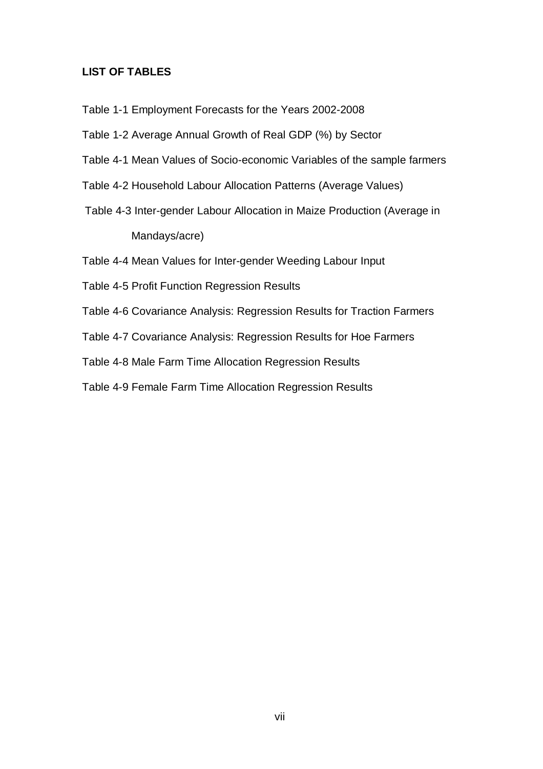**LIST OF TABLES**

Table 1-1 Employment Forecasts for the Years 2002-2008

Table 1-2 Average Annual Growth of Real GDP (%) by Sector

Table 4-1 Mean Values of Socio-economic Variables of the sample farmers

Table 4-2 Household Labour Allocation Patterns (Average Values)

Table 4-3 Inter-gender Labour Allocation in Maize Production (Average in Mandays/acre)

Table 4-4 Mean Values for Inter-gender Weeding Labour Input

Table 4-5 Profit Function Regression Results

Table 4-6 Covariance Analysis: Regression Results for Traction Farmers

Table 4-7 Covariance Analysis: Regression Results for Hoe Farmers

Table 4-8 Male Farm Time Allocation Regression Results

Table 4-9 Female Farm Time Allocation Regression Results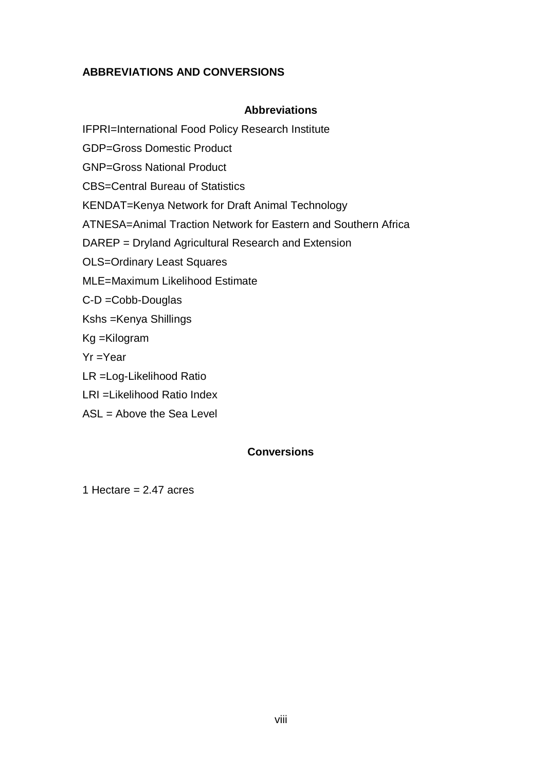## ABBREVIATIONS AND CONVERSIONS

### Abbreviations

IFPRI=International Food Policy Research Institute

GDP=Gross Domestic Product

GNP=Gross National Product

CBS=Central Bureau of Statistics

KENDAT=Kenya Network for Draft Animal Technology

ATNESA=Animal Traction Network for Eastern and Southern Africa

DAREP = Dryland Agricultural Research and Extension

OLS=Ordinary Least Squares

MLE=Maximum Likelihood Estimate

C-D =Cobb-Douglas

Kshs =Kenya Shillings

Kg =Kilogram

Yr =Year

LR =Log-Likelihood Ratio

LRI =Likelihood Ratio Index

ASL = Above the Sea Level

### Conversions

1 Hectare = 2.47 acres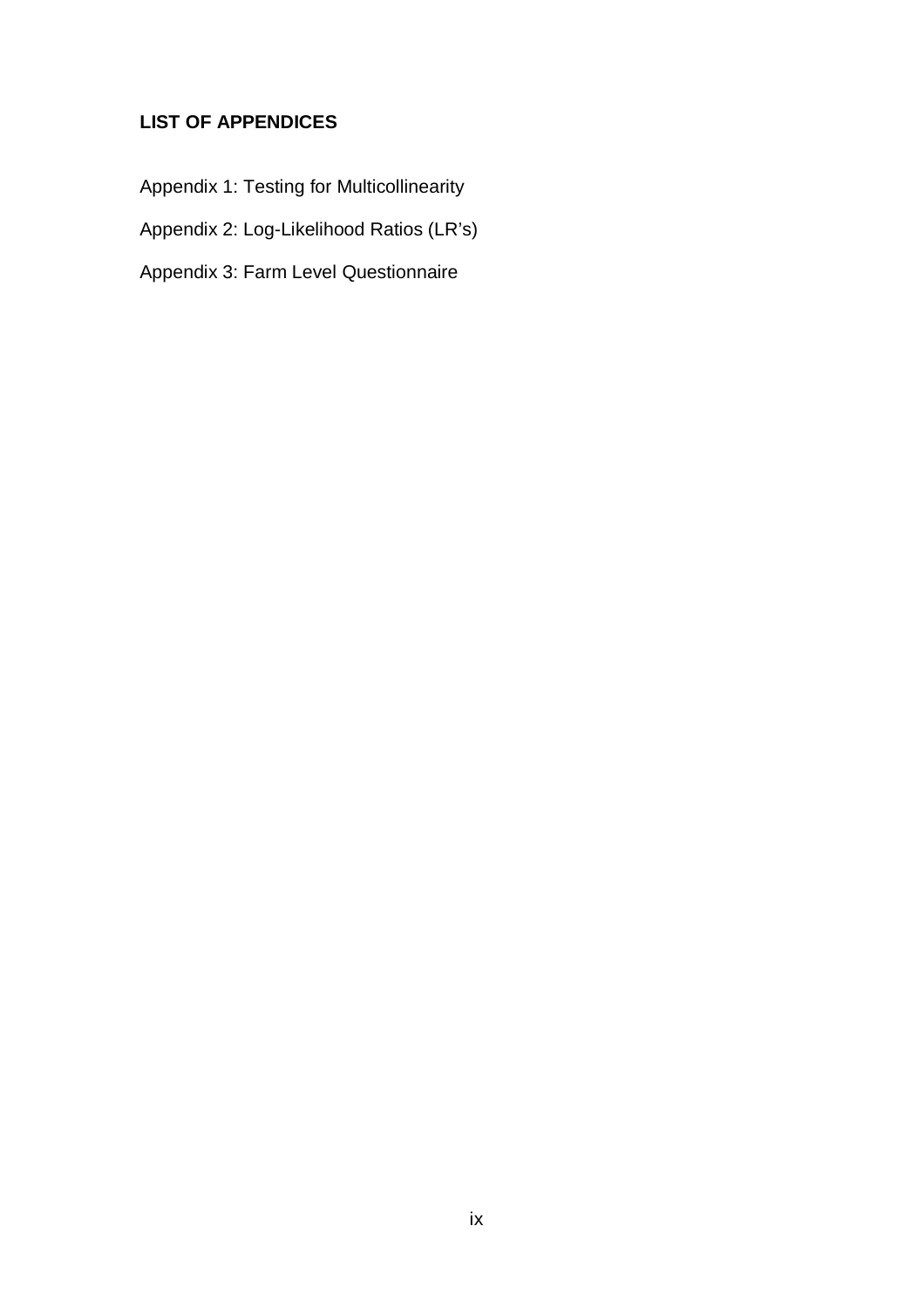## LIST OF APPENDICES

Appendix 1: Testing for Multicollinearity

Appendix 2: Log-Likelihood Ratios (LR's)

Appendix 3: Farm Level Questionnaire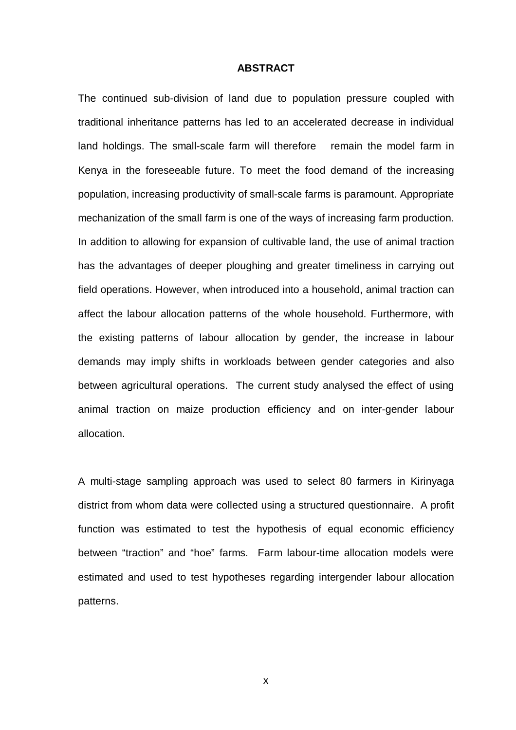# ABSTRACT

The continued sub-division of land due to population pressure coupled with traditional inheritance patterns has led to an accelerated decrease in individual land holdings. The small-scale farm will therefore remain the model farm in Kenya in the foreseeable future. To meet the food demand of the increasing population, increasing productivity of small-scale farms is paramount. Appropriate mechanization of the small farm is one of the ways of increasing farm production. In addition to allowing for expansion of cultivable land, the use of animal traction has the advantages of deeper ploughing and greater timeliness in carrying out field operations. However, when introduced into a household, animal traction can affect the labour allocation patterns of the whole household. Furthermore, with the existing patterns of labour allocation by gender, the increase in labour demands may imply shifts in workloads between gender categories and also between agricultural operations. The current study analysed the effect of using animal traction on maize production efficiency and on inter-gender labour allocation.

A multi-stage sampling approach was used to select 80 farmers in Kirinyaga district from whom data were collected using a structured questionnaire. A profit function was estimated to test the hypothesis of equal economic efficiency between "traction" and "hoe" farms. Farm labour-time allocation models were estimated and used to test hypotheses regarding intergender labour allocation patterns.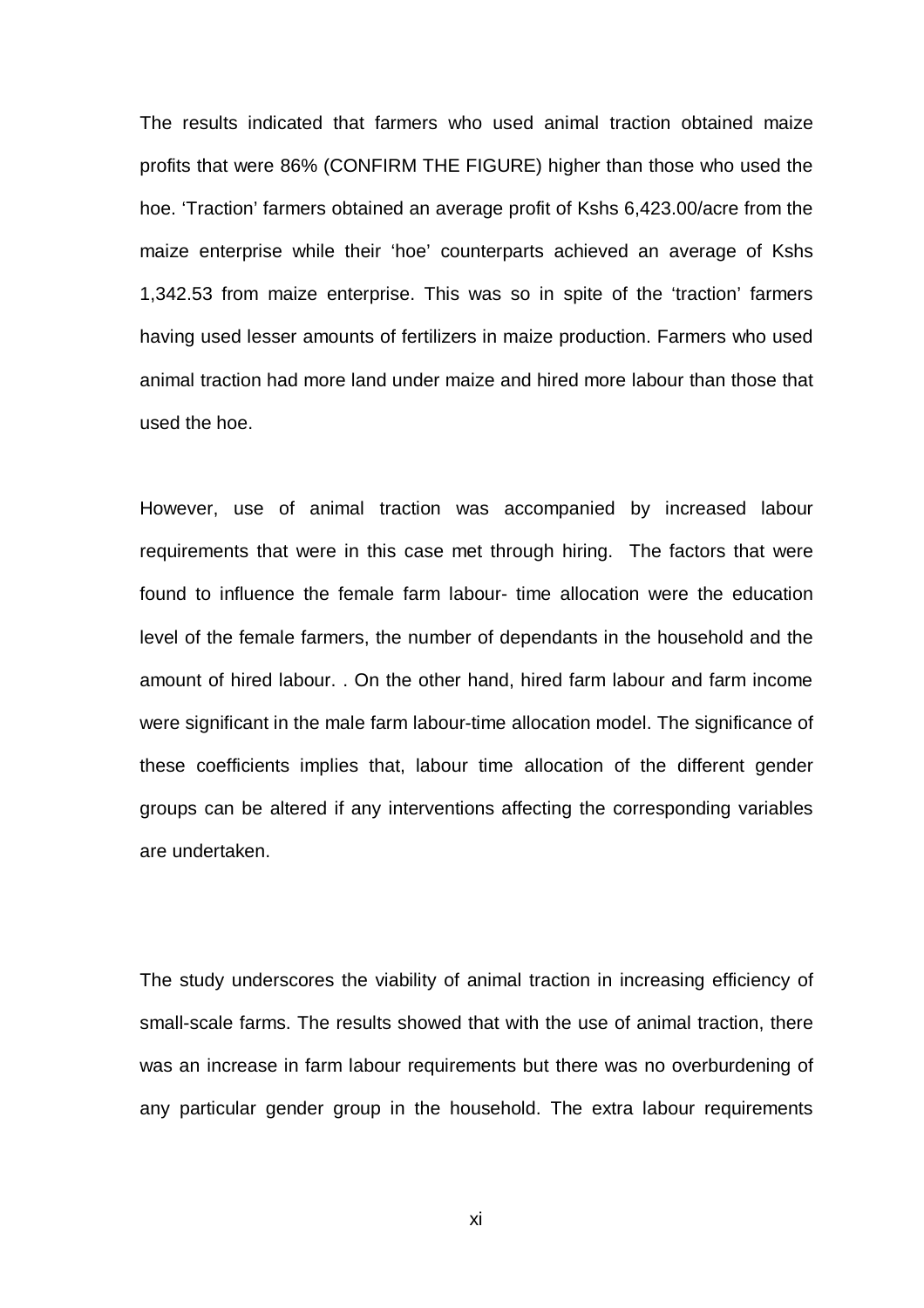The results indicated that farmers who used animal traction obtained maize profits that were 86% (CONFIRM THE FIGURE) higher than those who used the hoe. 'Traction' farmers obtained an average profit of Kshs 6,423.00/acre from the maize enterprise while their 'hoe' counterparts achieved an average of Kshs 1,342.53 from maize enterprise. This was so in spite of the 'traction' farmers having used lesser amounts of fertilizers in maize production. Farmers who used animal traction had more land under maize and hired more labour than those that used the hoe.

However, use of animal traction was accompanied by increased labour requirements that were in this case met through hiring. The factors that were found to influence the female farm labour- time allocation were the education level of the female farmers, the number of dependants in the household and the amount of hired labour. . On the other hand, hired farm labour and farm income were significant in the male farm labour-time allocation model. The significance of these coefficients implies that, labour time allocation of the different gender groups can be altered if any interventions affecting the corresponding variables are undertaken.

The study underscores the viability of animal traction in increasing efficiency of small-scale farms. The results showed that with the use of animal traction, there was an increase in farm labour requirements but there was no overburdening of any particular gender group in the household. The extra labour requirements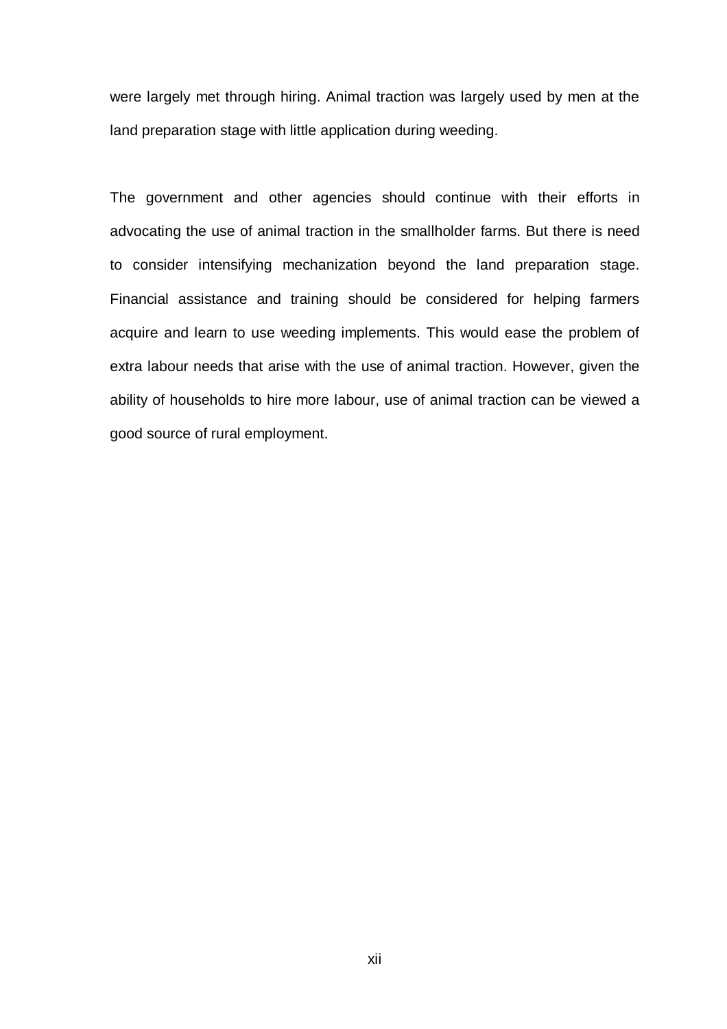were largely met through hiring. Animal traction was largely used by men at the land preparation stage with little application during weeding.

The government and other agencies should continue with their efforts in advocating the use of animal traction in the smallholder farms. But there is need to consider intensifying mechanization beyond the land preparation stage. Financial assistance and training should be considered for helping farmers acquire and learn to use weeding implements. This would ease the problem of extra labour needs that arise with the use of animal traction. However, given the ability of households to hire more labour, use of animal traction can be viewed a good source of rural employment.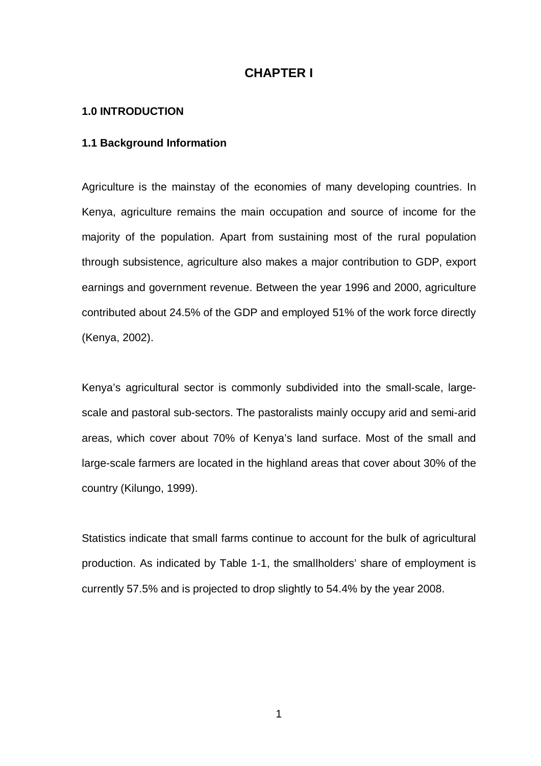# CHAPTER I

## 1.0 INTRODUCTION

### 1.1 Background Information

Agriculture is the mainstay of the economies of many developing countries. In Kenya, agriculture remains the main occupation and source of income for the majority of the population. Apart from sustaining most of the rural population through subsistence, agriculture also makes a major contribution to GDP, export earnings and government revenue. Between the year 1996 and 2000, agriculture contributed about 24.5% of the GDP and employed 51% of the work force directly (Kenya, 2002).

Kenya's agricultural sector is commonly subdivided into the small-scale, large-scale and pastoral sub-sectors. The pastoralists mainly occupy arid and semi-arid areas, which cover about 70% of Kenya's land surface. Most of the small and large-scale farmers are located in the highland areas that cover about 30% of the country (Kilungo, 1999).

Statistics indicate that small farms continue to account for the bulk of agricultural production. As indicated by Table 1-1, the smallholders' share of employment is currently 57.5% and is projected to drop slightly to 54.4% by the year 2008.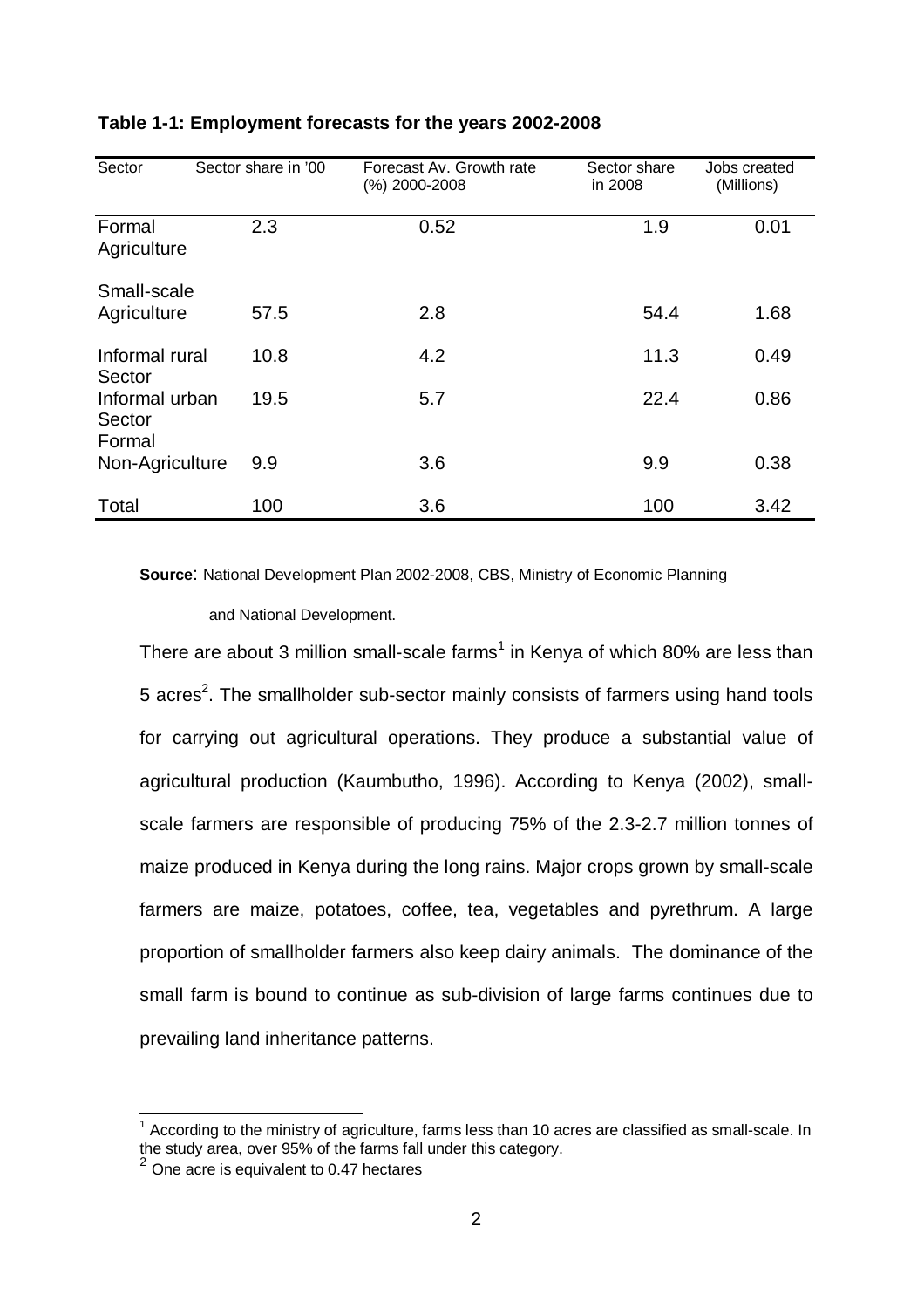**Table 1-1: Employment forecasts for the years 2002-2008**

| Sector | Sector share in '00 | Forecast Av. Growth rate (%) 2000-2008 | Sector share in 2008 | Jobs created (Millions) |
|---|---|---|---|---|
| Formal Agriculture | 2.3 | 0.52 | 1.9 | 0.01 |
| Small-scale Agriculture | 57.5 | 2.8 | 54.4 | 1.68 |
| Informal rural Sector | 10.8 | 4.2 | 11.3 | 0.49 |
| Informal urban Sector | 19.5 | 5.7 | 22.4 | 0.86 |
| Formal Non-Agriculture | 9.9 | 3.6 | 9.9 | 0.38 |
| Total | 100 | 3.6 | 100 | 3.42 |

**Source**: National Development Plan 2002-2008, CBS, Ministry of Economic Planning and National Development.

There are about 3 million small-scale farms[1] in Kenya of which 80% are less than 5 acres[2]. The smallholder sub-sector mainly consists of farmers using hand tools for carrying out agricultural operations. They produce a substantial value of agricultural production (Kaumbutho, 1996). According to Kenya (2002), small-scale farmers are responsible of producing 75% of the 2.3-2.7 million tonnes of maize produced in Kenya during the long rains. Major crops grown by small-scale farmers are maize, potatoes, coffee, tea, vegetables and pyrethrum. A large proportion of smallholder farmers also keep dairy animals. The dominance of the small farm is bound to continue as sub-division of large farms continues due to prevailing land inheritance patterns.

---

[1] According to the ministry of agriculture, farms less than 10 acres are classified as small-scale. In the study area, over 95% of the farms fall under this category.

[2] One acre is equivalent to 0.47 hectares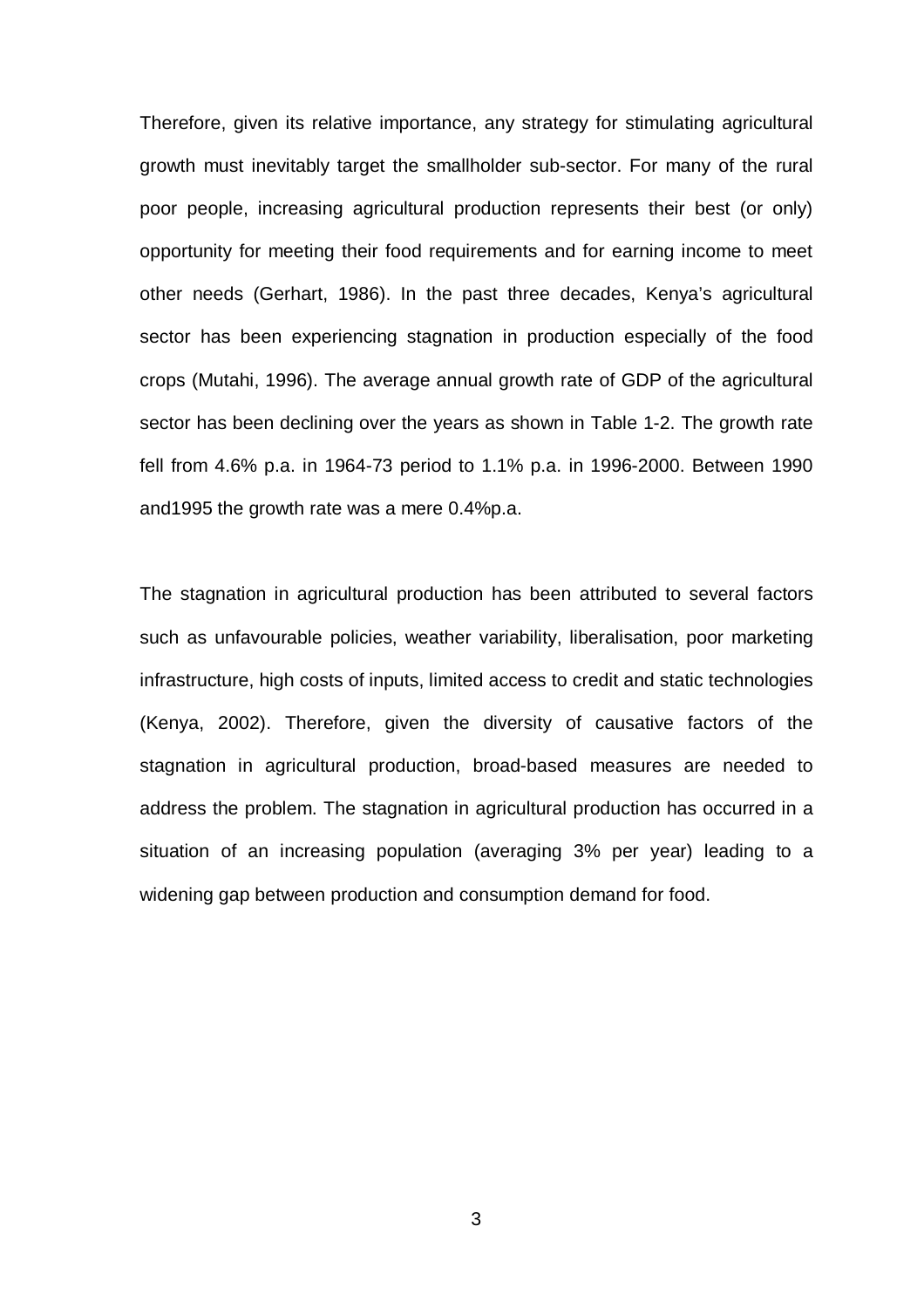Therefore, given its relative importance, any strategy for stimulating agricultural growth must inevitably target the smallholder sub-sector. For many of the rural poor people, increasing agricultural production represents their best (or only) opportunity for meeting their food requirements and for earning income to meet other needs (Gerhart, 1986). In the past three decades, Kenya's agricultural sector has been experiencing stagnation in production especially of the food crops (Mutahi, 1996). The average annual growth rate of GDP of the agricultural sector has been declining over the years as shown in Table 1-2. The growth rate fell from 4.6% p.a. in 1964-73 period to 1.1% p.a. in 1996-2000. Between 1990 and1995 the growth rate was a mere 0.4%p.a.

The stagnation in agricultural production has been attributed to several factors such as unfavourable policies, weather variability, liberalisation, poor marketing infrastructure, high costs of inputs, limited access to credit and static technologies (Kenya, 2002). Therefore, given the diversity of causative factors of the stagnation in agricultural production, broad-based measures are needed to address the problem. The stagnation in agricultural production has occurred in a situation of an increasing population (averaging 3% per year) leading to a widening gap between production and consumption demand for food.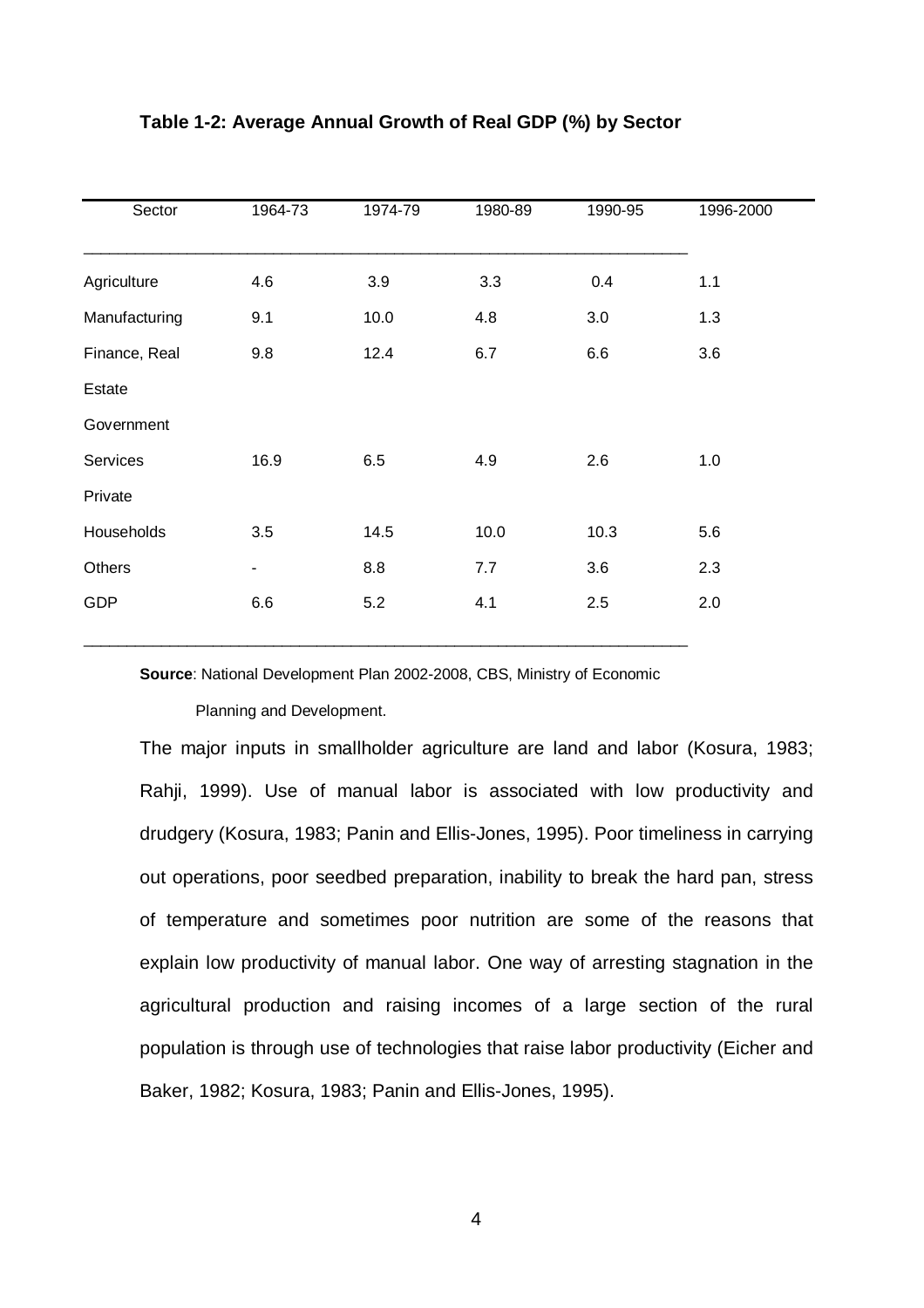**Table 1-2: Average Annual Growth of Real GDP (%) by Sector**

| Sector | 1964-73 | 1974-79 | 1980-89 | 1990-95 | 1996-2000 |
|---|---|---|---|---|---|
| Agriculture | 4.6 | 3.9 | 3.3 | 0.4 | 1.1 |
| Manufacturing | 9.1 | 10.0 | 4.8 | 3.0 | 1.3 |
| Finance, Real Estate | 9.8 | 12.4 | 6.7 | 6.6 | 3.6 |
| Government Services | 16.9 | 6.5 | 4.9 | 2.6 | 1.0 |
| Private Households | 3.5 | 14.5 | 10.0 | 10.3 | 5.6 |
| Others | - | 8.8 | 7.7 | 3.6 | 2.3 |
| GDP | 6.6 | 5.2 | 4.1 | 2.5 | 2.0 |

**Source**: National Development Plan 2002-2008, CBS, Ministry of Economic Planning and Development.

The major inputs in smallholder agriculture are land and labor (Kosura, 1983; Rahji, 1999). Use of manual labor is associated with low productivity and drudgery (Kosura, 1983; Panin and Ellis-Jones, 1995). Poor timeliness in carrying out operations, poor seedbed preparation, inability to break the hard pan, stress of temperature and sometimes poor nutrition are some of the reasons that explain low productivity of manual labor. One way of arresting stagnation in the agricultural production and raising incomes of a large section of the rural population is through use of technologies that raise labor productivity (Eicher and Baker, 1982; Kosura, 1983; Panin and Ellis-Jones, 1995).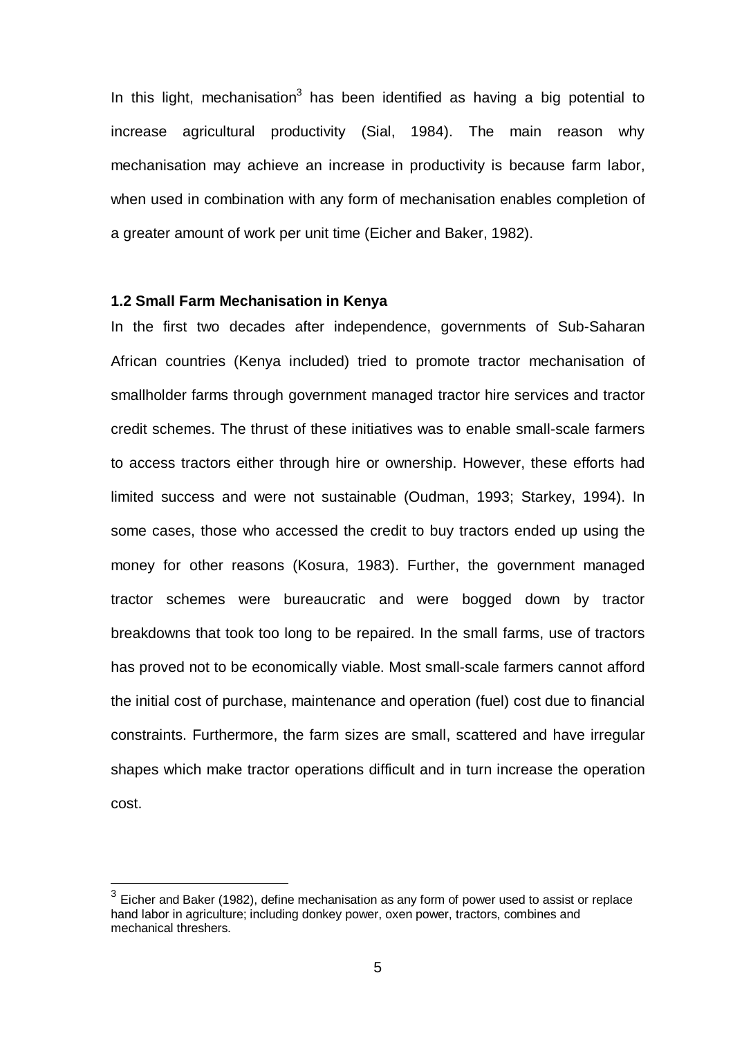In this light, mechanisation[3] has been identified as having a big potential to increase agricultural productivity (Sial, 1984). The main reason why mechanisation may achieve an increase in productivity is because farm labor, when used in combination with any form of mechanisation enables completion of a greater amount of work per unit time (Eicher and Baker, 1982).

### 1.2 Small Farm Mechanisation in Kenya

In the first two decades after independence, governments of Sub-Saharan African countries (Kenya included) tried to promote tractor mechanisation of smallholder farms through government managed tractor hire services and tractor credit schemes. The thrust of these initiatives was to enable small-scale farmers to access tractors either through hire or ownership. However, these efforts had limited success and were not sustainable (Oudman, 1993; Starkey, 1994). In some cases, those who accessed the credit to buy tractors ended up using the money for other reasons (Kosura, 1983). Further, the government managed tractor schemes were bureaucratic and were bogged down by tractor breakdowns that took too long to be repaired. In the small farms, use of tractors has proved not to be economically viable. Most small-scale farmers cannot afford the initial cost of purchase, maintenance and operation (fuel) cost due to financial constraints. Furthermore, the farm sizes are small, scattered and have irregular shapes which make tractor operations difficult and in turn increase the operation cost.

---

[3] Eicher and Baker (1982), define mechanisation as any form of power used to assist or replace hand labor in agriculture; including donkey power, oxen power, tractors, combines and mechanical threshers.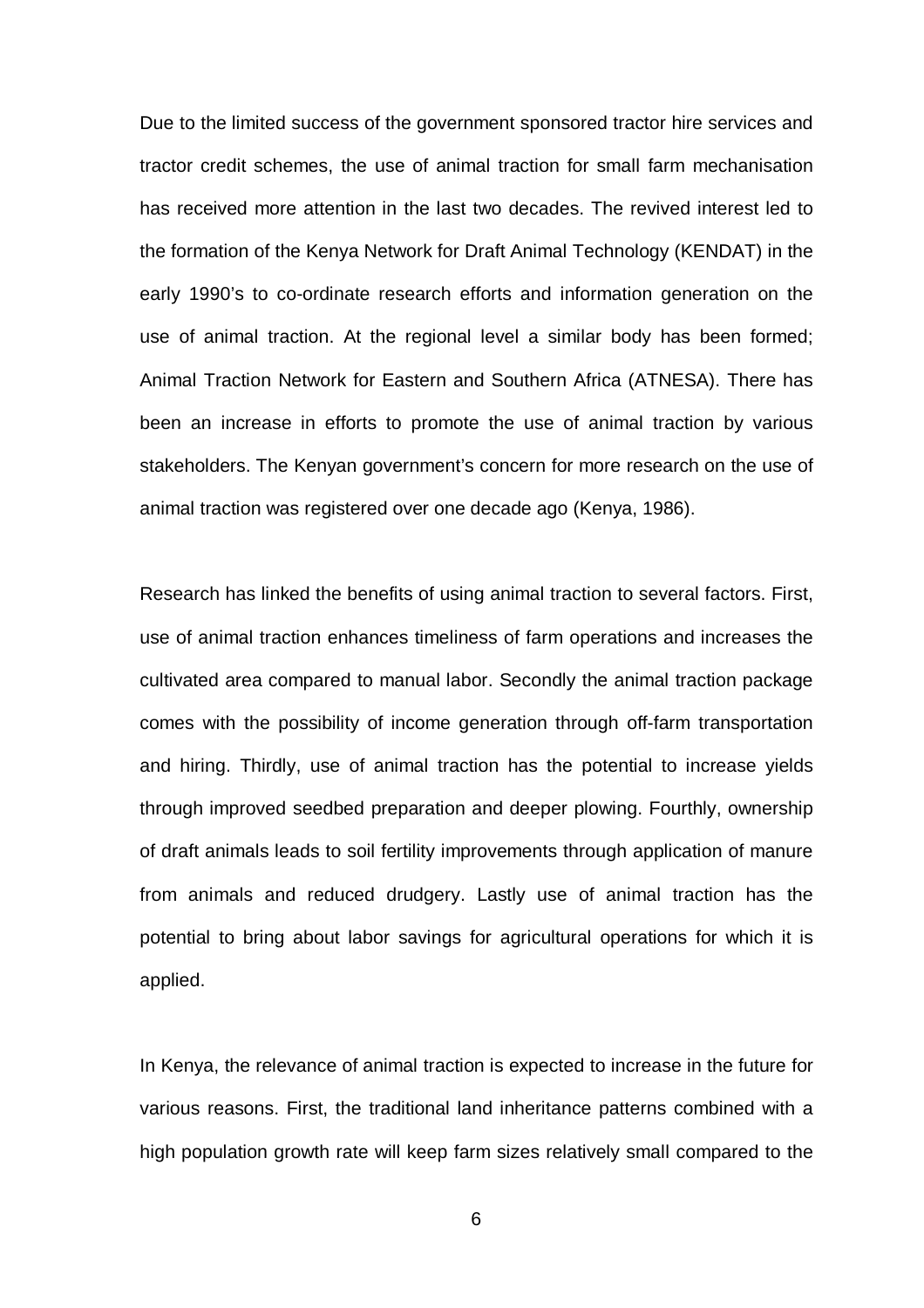Due to the limited success of the government sponsored tractor hire services and tractor credit schemes, the use of animal traction for small farm mechanisation has received more attention in the last two decades. The revived interest led to the formation of the Kenya Network for Draft Animal Technology (KENDAT) in the early 1990's to co-ordinate research efforts and information generation on the use of animal traction. At the regional level a similar body has been formed; Animal Traction Network for Eastern and Southern Africa (ATNESA). There has been an increase in efforts to promote the use of animal traction by various stakeholders. The Kenyan government's concern for more research on the use of animal traction was registered over one decade ago (Kenya, 1986).

Research has linked the benefits of using animal traction to several factors. First, use of animal traction enhances timeliness of farm operations and increases the cultivated area compared to manual labor. Secondly the animal traction package comes with the possibility of income generation through off-farm transportation and hiring. Thirdly, use of animal traction has the potential to increase yields through improved seedbed preparation and deeper plowing. Fourthly, ownership of draft animals leads to soil fertility improvements through application of manure from animals and reduced drudgery. Lastly use of animal traction has the potential to bring about labor savings for agricultural operations for which it is applied.

In Kenya, the relevance of animal traction is expected to increase in the future for various reasons. First, the traditional land inheritance patterns combined with a high population growth rate will keep farm sizes relatively small compared to the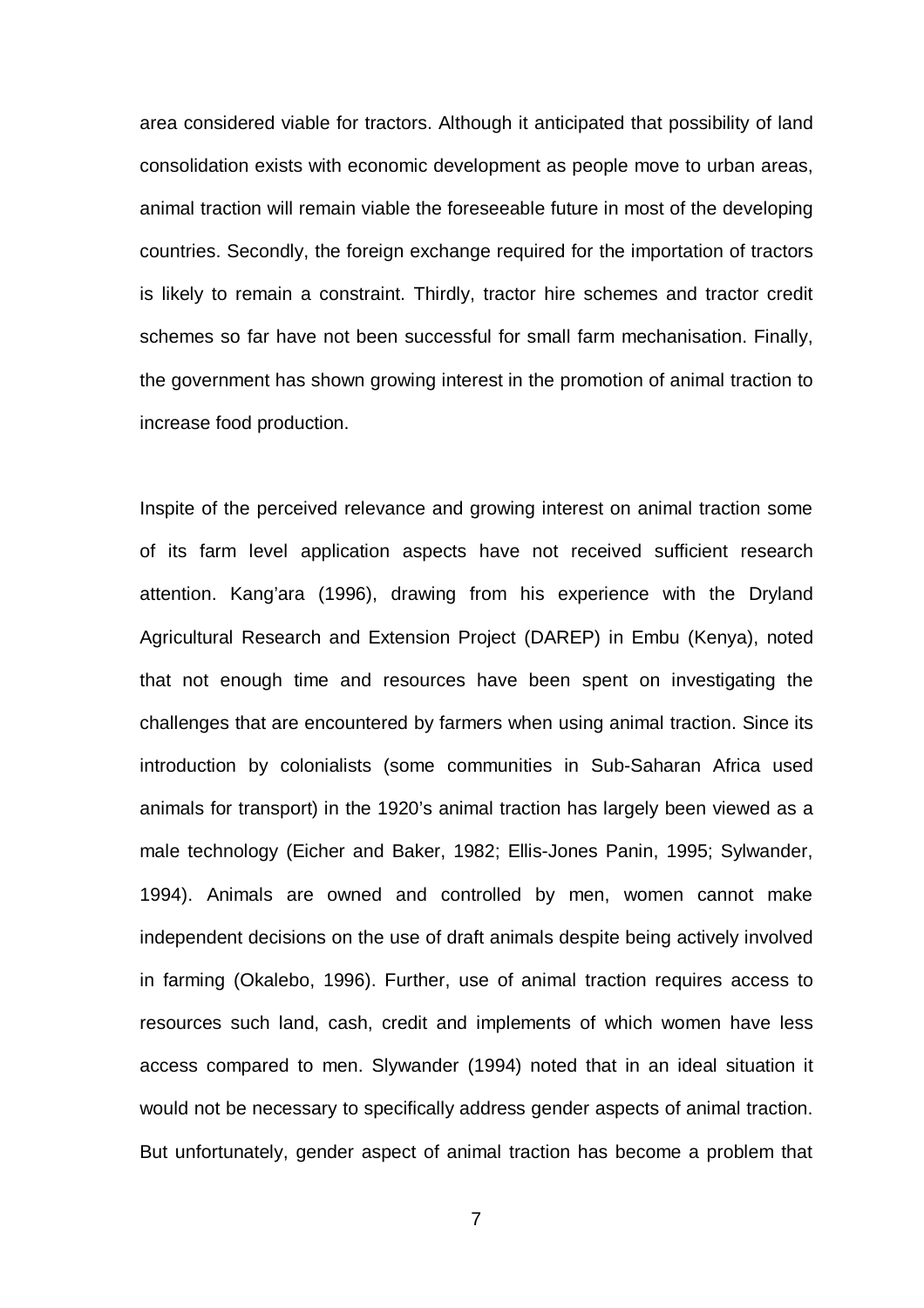area considered viable for tractors. Although it anticipated that possibility of land consolidation exists with economic development as people move to urban areas, animal traction will remain viable the foreseeable future in most of the developing countries. Secondly, the foreign exchange required for the importation of tractors is likely to remain a constraint. Thirdly, tractor hire schemes and tractor credit schemes so far have not been successful for small farm mechanisation. Finally, the government has shown growing interest in the promotion of animal traction to increase food production.

Inspite of the perceived relevance and growing interest on animal traction some of its farm level application aspects have not received sufficient research attention. Kang'ara (1996), drawing from his experience with the Dryland Agricultural Research and Extension Project (DAREP) in Embu (Kenya), noted that not enough time and resources have been spent on investigating the challenges that are encountered by farmers when using animal traction. Since its introduction by colonialists (some communities in Sub-Saharan Africa used animals for transport) in the 1920's animal traction has largely been viewed as a male technology (Eicher and Baker, 1982; Ellis-Jones Panin, 1995; Sylwander, 1994). Animals are owned and controlled by men, women cannot make independent decisions on the use of draft animals despite being actively involved in farming (Okalebo, 1996). Further, use of animal traction requires access to resources such land, cash, credit and implements of which women have less access compared to men. Slywander (1994) noted that in an ideal situation it would not be necessary to specifically address gender aspects of animal traction. But unfortunately, gender aspect of animal traction has become a problem that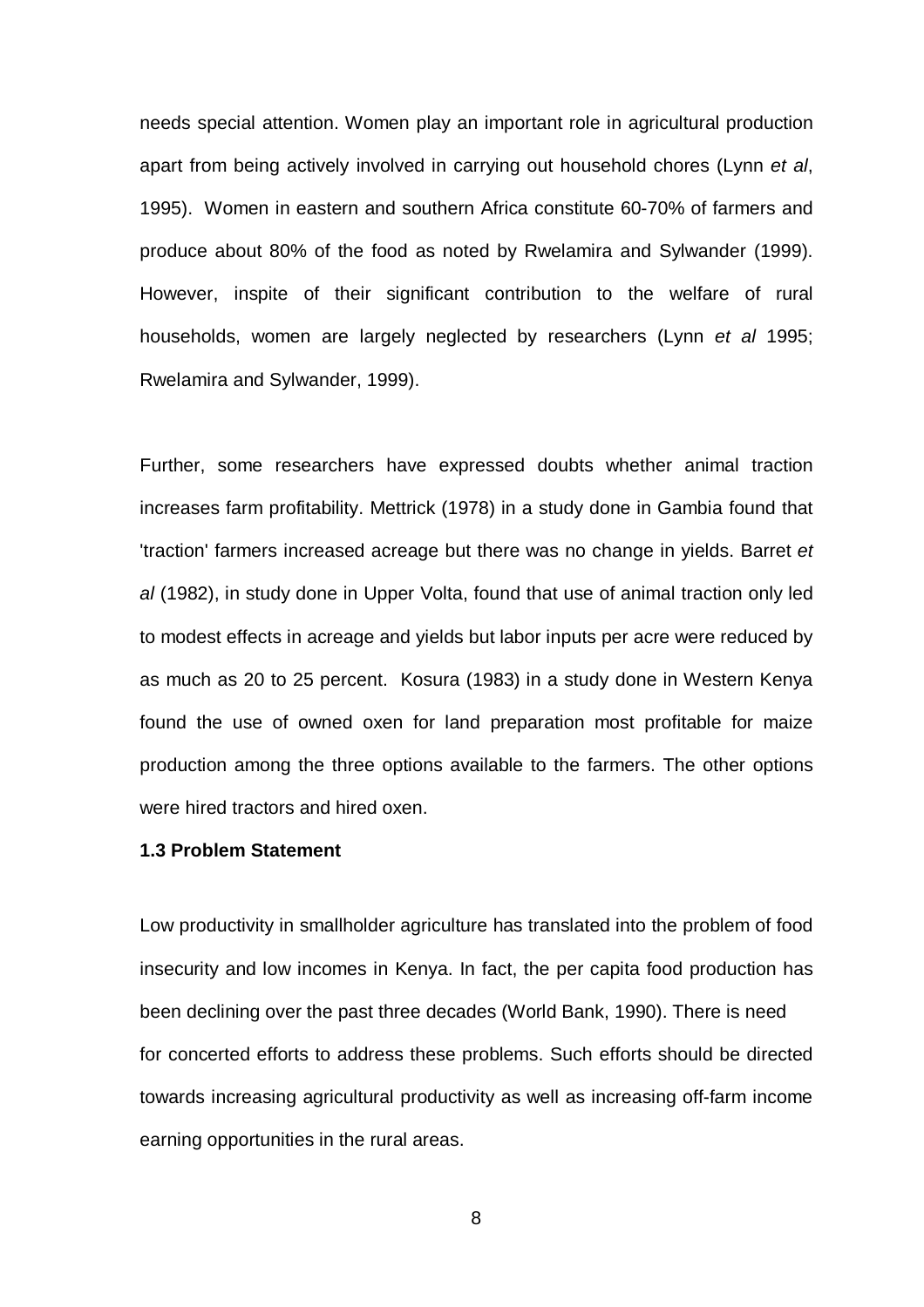needs special attention. Women play an important role in agricultural production apart from being actively involved in carrying out household chores (Lynn *et al*, 1995). Women in eastern and southern Africa constitute 60-70% of farmers and produce about 80% of the food as noted by Rwelamira and Sylwander (1999). However, inspite of their significant contribution to the welfare of rural households, women are largely neglected by researchers (Lynn *et al* 1995; Rwelamira and Sylwander, 1999).

Further, some researchers have expressed doubts whether animal traction increases farm profitability. Mettrick (1978) in a study done in Gambia found that 'traction' farmers increased acreage but there was no change in yields. Barret *et al* (1982), in study done in Upper Volta, found that use of animal traction only led to modest effects in acreage and yields but labor inputs per acre were reduced by as much as 20 to 25 percent. Kosura (1983) in a study done in Western Kenya found the use of owned oxen for land preparation most profitable for maize production among the three options available to the farmers. The other options were hired tractors and hired oxen.

**1.3 Problem Statement**

Low productivity in smallholder agriculture has translated into the problem of food insecurity and low incomes in Kenya. In fact, the per capita food production has been declining over the past three decades (World Bank, 1990). There is need for concerted efforts to address these problems. Such efforts should be directed towards increasing agricultural productivity as well as increasing off-farm income earning opportunities in the rural areas.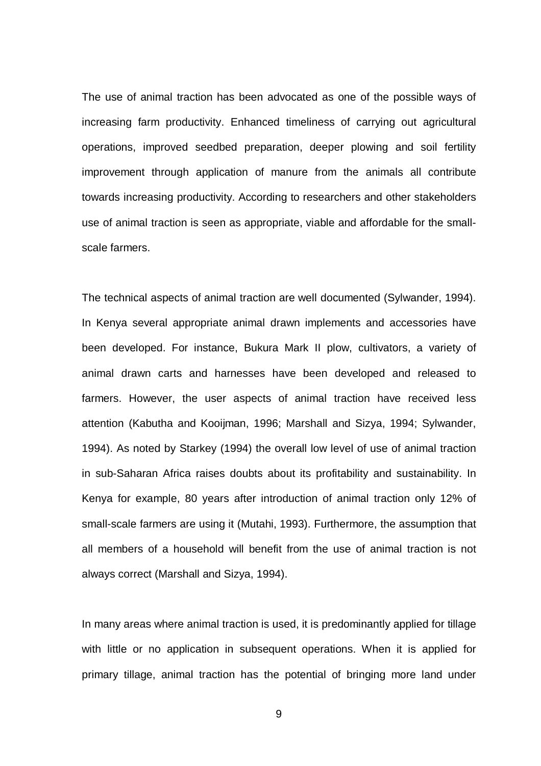The use of animal traction has been advocated as one of the possible ways of increasing farm productivity. Enhanced timeliness of carrying out agricultural operations, improved seedbed preparation, deeper plowing and soil fertility improvement through application of manure from the animals all contribute towards increasing productivity. According to researchers and other stakeholders use of animal traction is seen as appropriate, viable and affordable for the small-scale farmers.

The technical aspects of animal traction are well documented (Sylwander, 1994). In Kenya several appropriate animal drawn implements and accessories have been developed. For instance, Bukura Mark II plow, cultivators, a variety of animal drawn carts and harnesses have been developed and released to farmers. However, the user aspects of animal traction have received less attention (Kabutha and Kooijman, 1996; Marshall and Sizya, 1994; Sylwander, 1994). As noted by Starkey (1994) the overall low level of use of animal traction in sub-Saharan Africa raises doubts about its profitability and sustainability. In Kenya for example, 80 years after introduction of animal traction only 12% of small-scale farmers are using it (Mutahi, 1993). Furthermore, the assumption that all members of a household will benefit from the use of animal traction is not always correct (Marshall and Sizya, 1994).

In many areas where animal traction is used, it is predominantly applied for tillage with little or no application in subsequent operations. When it is applied for primary tillage, animal traction has the potential of bringing more land under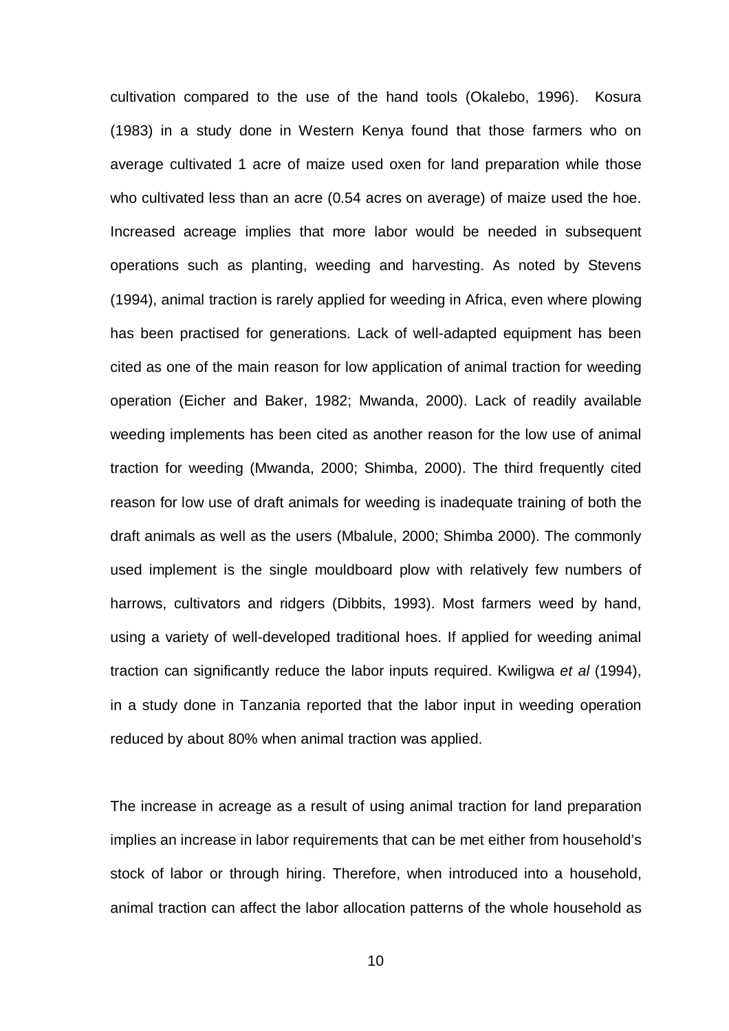cultivation compared to the use of the hand tools (Okalebo, 1996). Kosura (1983) in a study done in Western Kenya found that those farmers who on average cultivated 1 acre of maize used oxen for land preparation while those who cultivated less than an acre (0.54 acres on average) of maize used the hoe. Increased acreage implies that more labor would be needed in subsequent operations such as planting, weeding and harvesting. As noted by Stevens (1994), animal traction is rarely applied for weeding in Africa, even where plowing has been practised for generations. Lack of well-adapted equipment has been cited as one of the main reason for low application of animal traction for weeding operation (Eicher and Baker, 1982; Mwanda, 2000). Lack of readily available weeding implements has been cited as another reason for the low use of animal traction for weeding (Mwanda, 2000; Shimba, 2000). The third frequently cited reason for low use of draft animals for weeding is inadequate training of both the draft animals as well as the users (Mbalule, 2000; Shimba 2000). The commonly used implement is the single mouldboard plow with relatively few numbers of harrows, cultivators and ridgers (Dibbits, 1993). Most farmers weed by hand, using a variety of well-developed traditional hoes. If applied for weeding animal traction can significantly reduce the labor inputs required. Kwiligwa *et al* (1994), in a study done in Tanzania reported that the labor input in weeding operation reduced by about 80% when animal traction was applied.

The increase in acreage as a result of using animal traction for land preparation implies an increase in labor requirements that can be met either from household's stock of labor or through hiring. Therefore, when introduced into a household, animal traction can affect the labor allocation patterns of the whole household as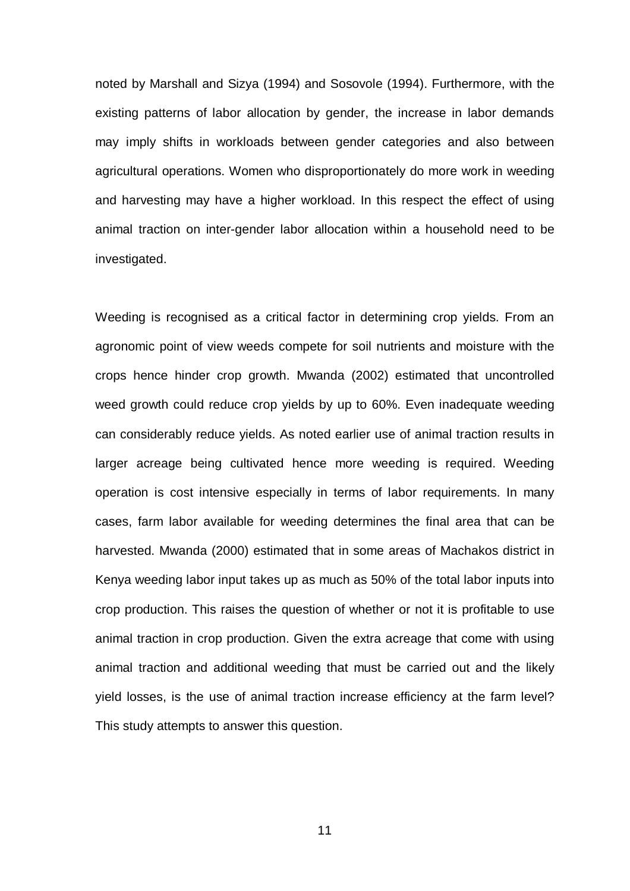noted by Marshall and Sizya (1994) and Sosovole (1994). Furthermore, with the existing patterns of labor allocation by gender, the increase in labor demands may imply shifts in workloads between gender categories and also between agricultural operations. Women who disproportionately do more work in weeding and harvesting may have a higher workload. In this respect the effect of using animal traction on inter-gender labor allocation within a household need to be investigated.

Weeding is recognised as a critical factor in determining crop yields. From an agronomic point of view weeds compete for soil nutrients and moisture with the crops hence hinder crop growth. Mwanda (2002) estimated that uncontrolled weed growth could reduce crop yields by up to 60%. Even inadequate weeding can considerably reduce yields. As noted earlier use of animal traction results in larger acreage being cultivated hence more weeding is required. Weeding operation is cost intensive especially in terms of labor requirements. In many cases, farm labor available for weeding determines the final area that can be harvested. Mwanda (2000) estimated that in some areas of Machakos district in Kenya weeding labor input takes up as much as 50% of the total labor inputs into crop production. This raises the question of whether or not it is profitable to use animal traction in crop production. Given the extra acreage that come with using animal traction and additional weeding that must be carried out and the likely yield losses, is the use of animal traction increase efficiency at the farm level? This study attempts to answer this question.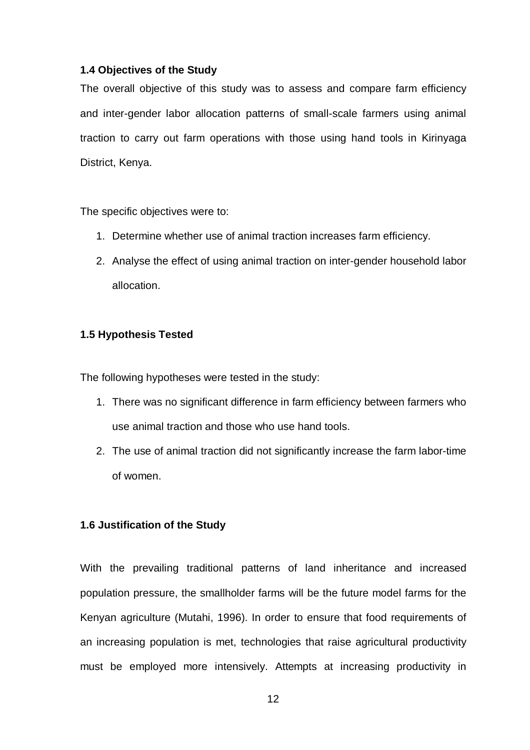### 1.4 Objectives of the Study

The overall objective of this study was to assess and compare farm efficiency and inter-gender labor allocation patterns of small-scale farmers using animal traction to carry out farm operations with those using hand tools in Kirinyaga District, Kenya.

The specific objectives were to:

1. Determine whether use of animal traction increases farm efficiency.
2. Analyse the effect of using animal traction on inter-gender household labor allocation.

### 1.5 Hypothesis Tested

The following hypotheses were tested in the study:

1. There was no significant difference in farm efficiency between farmers who use animal traction and those who use hand tools.
2. The use of animal traction did not significantly increase the farm labor-time of women.

### 1.6 Justification of the Study

With the prevailing traditional patterns of land inheritance and increased population pressure, the smallholder farms will be the future model farms for the Kenyan agriculture (Mutahi, 1996). In order to ensure that food requirements of an increasing population is met, technologies that raise agricultural productivity must be employed more intensively. Attempts at increasing productivity in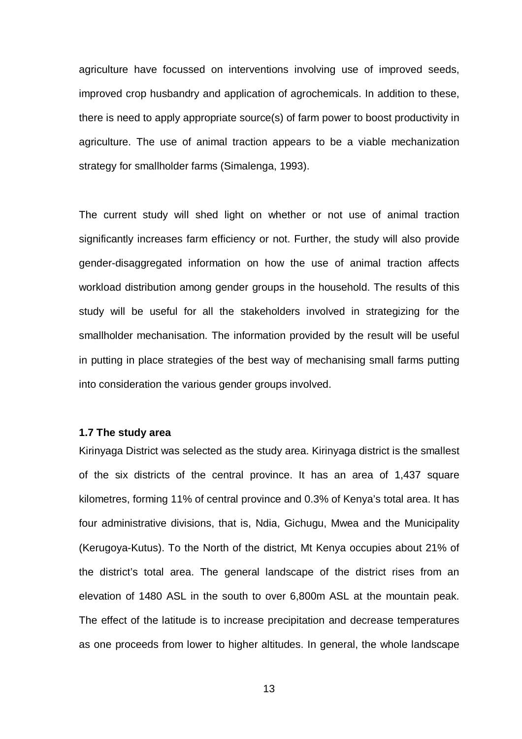agriculture have focussed on interventions involving use of improved seeds, improved crop husbandry and application of agrochemicals. In addition to these, there is need to apply appropriate source(s) of farm power to boost productivity in agriculture. The use of animal traction appears to be a viable mechanization strategy for smallholder farms (Simalenga, 1993).

The current study will shed light on whether or not use of animal traction significantly increases farm efficiency or not. Further, the study will also provide gender-disaggregated information on how the use of animal traction affects workload distribution among gender groups in the household. The results of this study will be useful for all the stakeholders involved in strategizing for the smallholder mechanisation. The information provided by the result will be useful in putting in place strategies of the best way of mechanising small farms putting into consideration the various gender groups involved.

### 1.7 The study area

Kirinyaga District was selected as the study area. Kirinyaga district is the smallest of the six districts of the central province. It has an area of 1,437 square kilometres, forming 11% of central province and 0.3% of Kenya's total area. It has four administrative divisions, that is, Ndia, Gichugu, Mwea and the Municipality (Kerugoya-Kutus). To the North of the district, Mt Kenya occupies about 21% of the district's total area. The general landscape of the district rises from an elevation of 1480 ASL in the south to over 6,800m ASL at the mountain peak. The effect of the latitude is to increase precipitation and decrease temperatures as one proceeds from lower to higher altitudes. In general, the whole landscape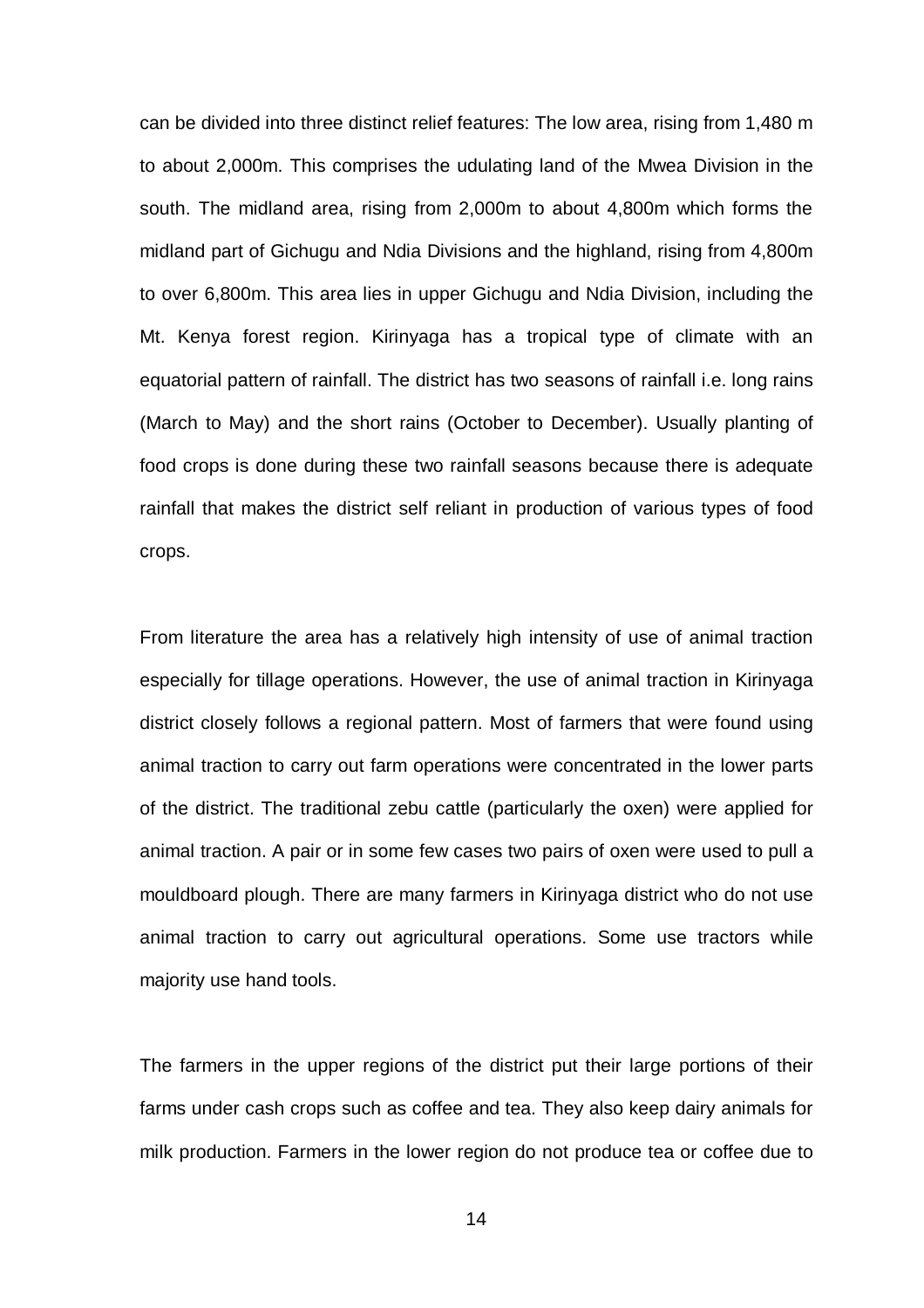can be divided into three distinct relief features: The low area, rising from 1,480 m to about 2,000m. This comprises the udulating land of the Mwea Division in the south. The midland area, rising from 2,000m to about 4,800m which forms the midland part of Gichugu and Ndia Divisions and the highland, rising from 4,800m to over 6,800m. This area lies in upper Gichugu and Ndia Division, including the Mt. Kenya forest region. Kirinyaga has a tropical type of climate with an equatorial pattern of rainfall. The district has two seasons of rainfall i.e. long rains (March to May) and the short rains (October to December). Usually planting of food crops is done during these two rainfall seasons because there is adequate rainfall that makes the district self reliant in production of various types of food crops.

From literature the area has a relatively high intensity of use of animal traction especially for tillage operations. However, the use of animal traction in Kirinyaga district closely follows a regional pattern. Most of farmers that were found using animal traction to carry out farm operations were concentrated in the lower parts of the district. The traditional zebu cattle (particularly the oxen) were applied for animal traction. A pair or in some few cases two pairs of oxen were used to pull a mouldboard plough. There are many farmers in Kirinyaga district who do not use animal traction to carry out agricultural operations. Some use tractors while majority use hand tools.

The farmers in the upper regions of the district put their large portions of their farms under cash crops such as coffee and tea. They also keep dairy animals for milk production. Farmers in the lower region do not produce tea or coffee due to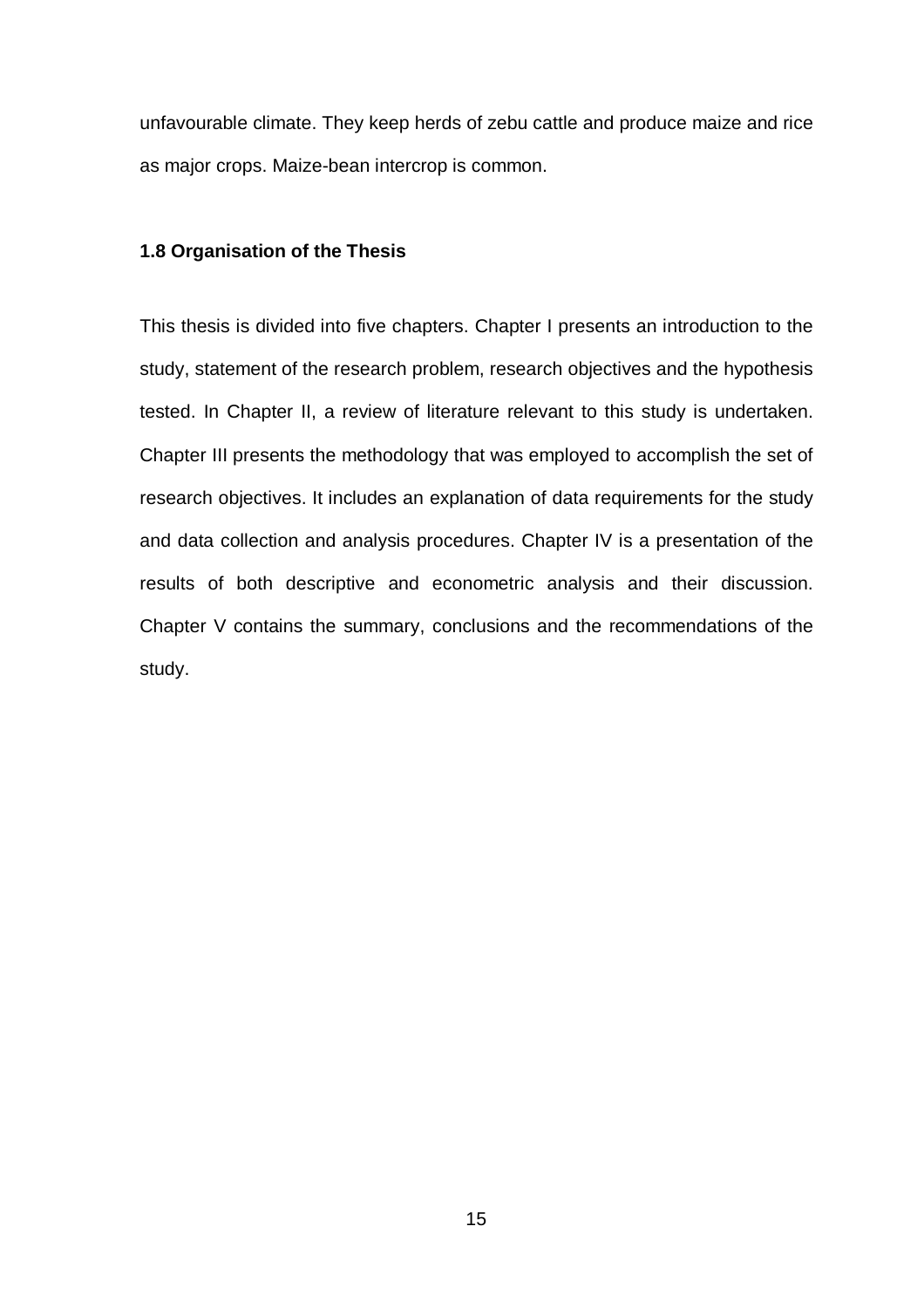unfavourable climate. They keep herds of zebu cattle and produce maize and rice as major crops. Maize-bean intercrop is common.

### 1.8 Organisation of the Thesis

This thesis is divided into five chapters. Chapter I presents an introduction to the study, statement of the research problem, research objectives and the hypothesis tested. In Chapter II, a review of literature relevant to this study is undertaken. Chapter III presents the methodology that was employed to accomplish the set of research objectives. It includes an explanation of data requirements for the study and data collection and analysis procedures. Chapter IV is a presentation of the results of both descriptive and econometric analysis and their discussion. Chapter V contains the summary, conclusions and the recommendations of the study.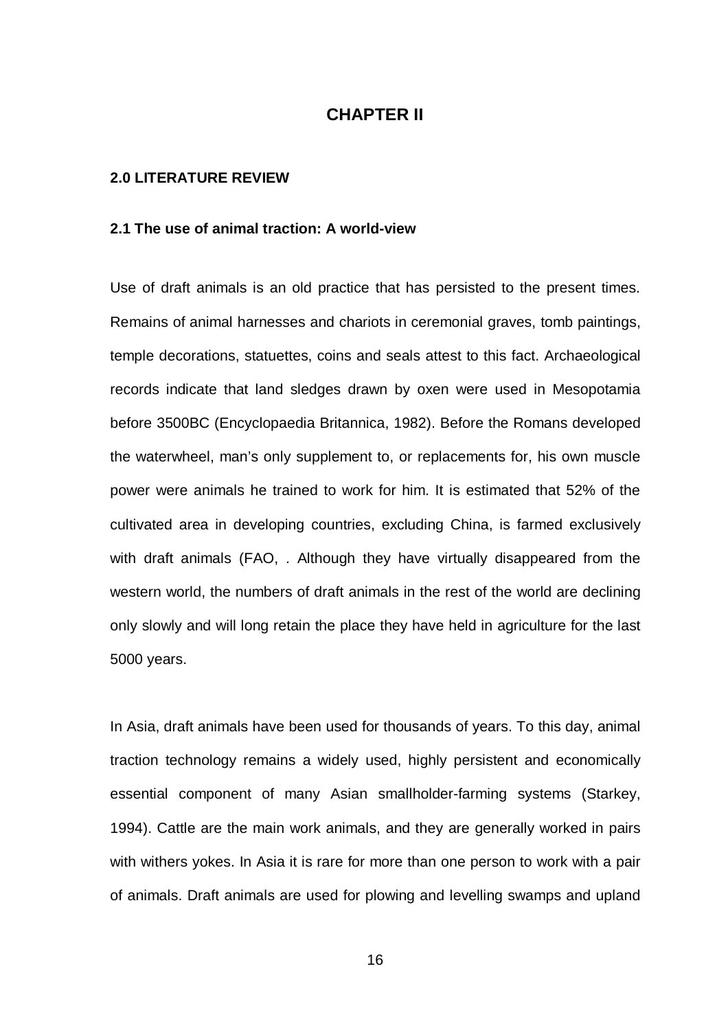# CHAPTER II

## 2.0 LITERATURE REVIEW

### 2.1 The use of animal traction: A world-view

Use of draft animals is an old practice that has persisted to the present times. Remains of animal harnesses and chariots in ceremonial graves, tomb paintings, temple decorations, statuettes, coins and seals attest to this fact. Archaeological records indicate that land sledges drawn by oxen were used in Mesopotamia before 3500BC (Encyclopaedia Britannica, 1982). Before the Romans developed the waterwheel, man's only supplement to, or replacements for, his own muscle power were animals he trained to work for him. It is estimated that 52% of the cultivated area in developing countries, excluding China, is farmed exclusively with draft animals (FAO, . Although they have virtually disappeared from the western world, the numbers of draft animals in the rest of the world are declining only slowly and will long retain the place they have held in agriculture for the last 5000 years.

In Asia, draft animals have been used for thousands of years. To this day, animal traction technology remains a widely used, highly persistent and economically essential component of many Asian smallholder-farming systems (Starkey, 1994). Cattle are the main work animals, and they are generally worked in pairs with withers yokes. In Asia it is rare for more than one person to work with a pair of animals. Draft animals are used for plowing and levelling swamps and upland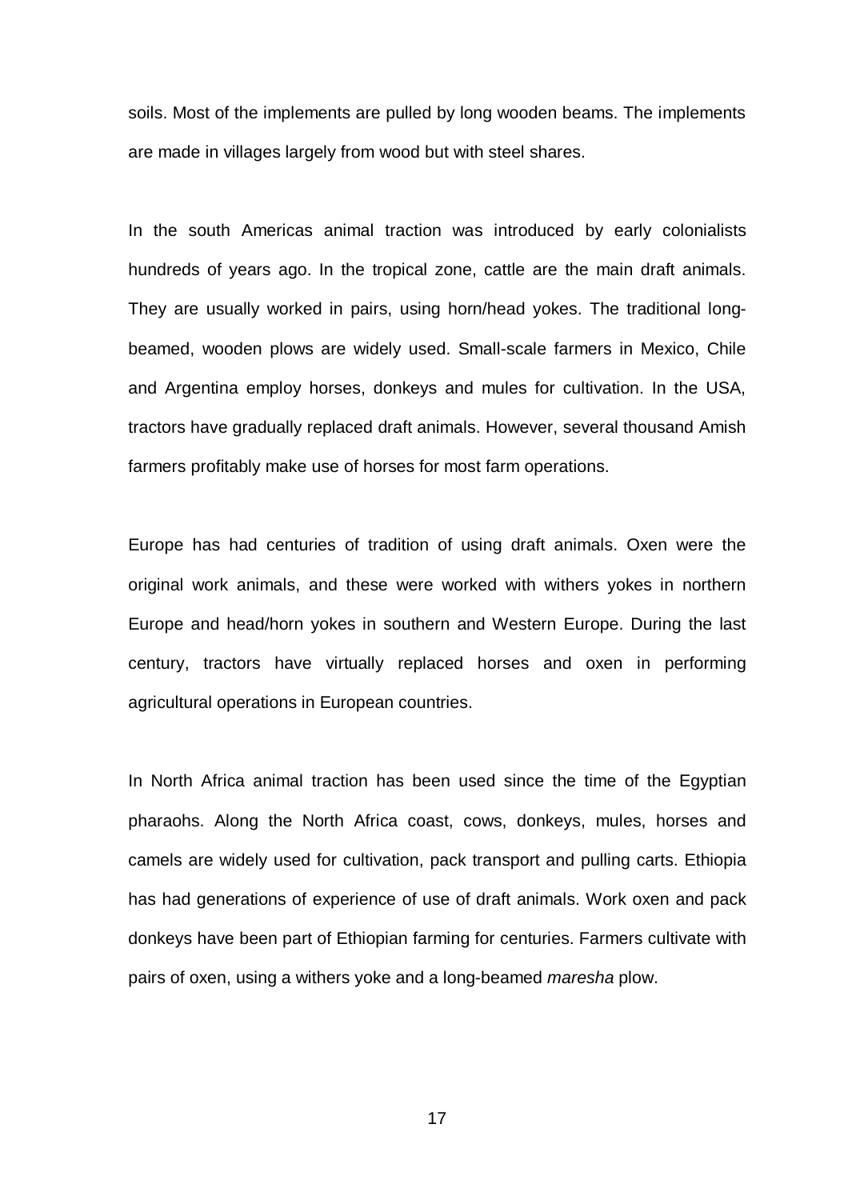soils. Most of the implements are pulled by long wooden beams. The implements are made in villages largely from wood but with steel shares.

In the south Americas animal traction was introduced by early colonialists hundreds of years ago. In the tropical zone, cattle are the main draft animals. They are usually worked in pairs, using horn/head yokes. The traditional long-beamed, wooden plows are widely used. Small-scale farmers in Mexico, Chile and Argentina employ horses, donkeys and mules for cultivation. In the USA, tractors have gradually replaced draft animals. However, several thousand Amish farmers profitably make use of horses for most farm operations.

Europe has had centuries of tradition of using draft animals. Oxen were the original work animals, and these were worked with withers yokes in northern Europe and head/horn yokes in southern and Western Europe. During the last century, tractors have virtually replaced horses and oxen in performing agricultural operations in European countries.

In North Africa animal traction has been used since the time of the Egyptian pharaohs. Along the North Africa coast, cows, donkeys, mules, horses and camels are widely used for cultivation, pack transport and pulling carts. Ethiopia has had generations of experience of use of draft animals. Work oxen and pack donkeys have been part of Ethiopian farming for centuries. Farmers cultivate with pairs of oxen, using a withers yoke and a long-beamed *maresha* plow.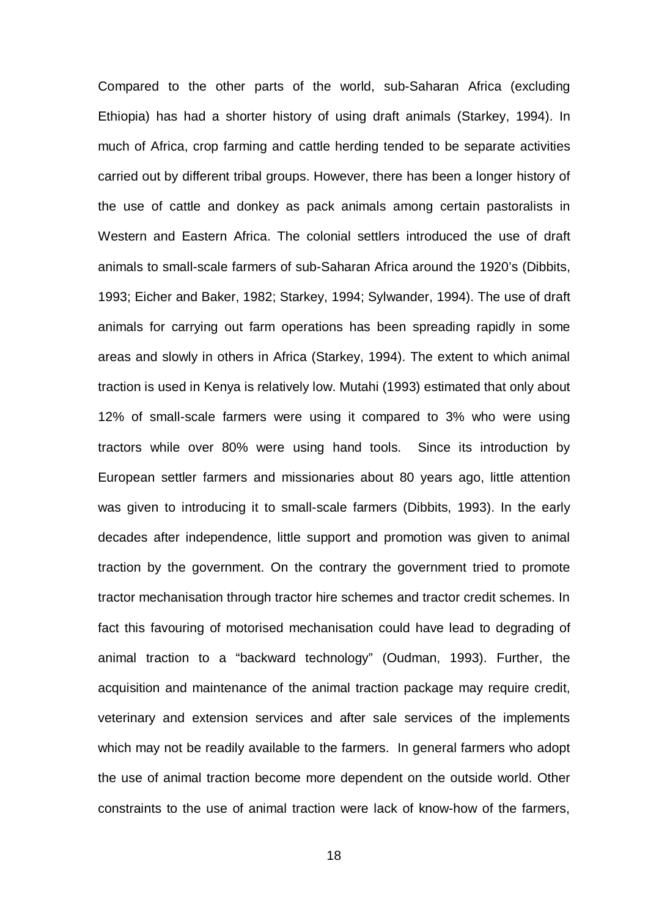Compared to the other parts of the world, sub-Saharan Africa (excluding Ethiopia) has had a shorter history of using draft animals (Starkey, 1994). In much of Africa, crop farming and cattle herding tended to be separate activities carried out by different tribal groups. However, there has been a longer history of the use of cattle and donkey as pack animals among certain pastoralists in Western and Eastern Africa. The colonial settlers introduced the use of draft animals to small-scale farmers of sub-Saharan Africa around the 1920's (Dibbits, 1993; Eicher and Baker, 1982; Starkey, 1994; Sylwander, 1994). The use of draft animals for carrying out farm operations has been spreading rapidly in some areas and slowly in others in Africa (Starkey, 1994). The extent to which animal traction is used in Kenya is relatively low. Mutahi (1993) estimated that only about 12% of small-scale farmers were using it compared to 3% who were using tractors while over 80% were using hand tools. Since its introduction by European settler farmers and missionaries about 80 years ago, little attention was given to introducing it to small-scale farmers (Dibbits, 1993). In the early decades after independence, little support and promotion was given to animal traction by the government. On the contrary the government tried to promote tractor mechanisation through tractor hire schemes and tractor credit schemes. In fact this favouring of motorised mechanisation could have lead to degrading of animal traction to a "backward technology" (Oudman, 1993). Further, the acquisition and maintenance of the animal traction package may require credit, veterinary and extension services and after sale services of the implements which may not be readily available to the farmers. In general farmers who adopt the use of animal traction become more dependent on the outside world. Other constraints to the use of animal traction were lack of know-how of the farmers,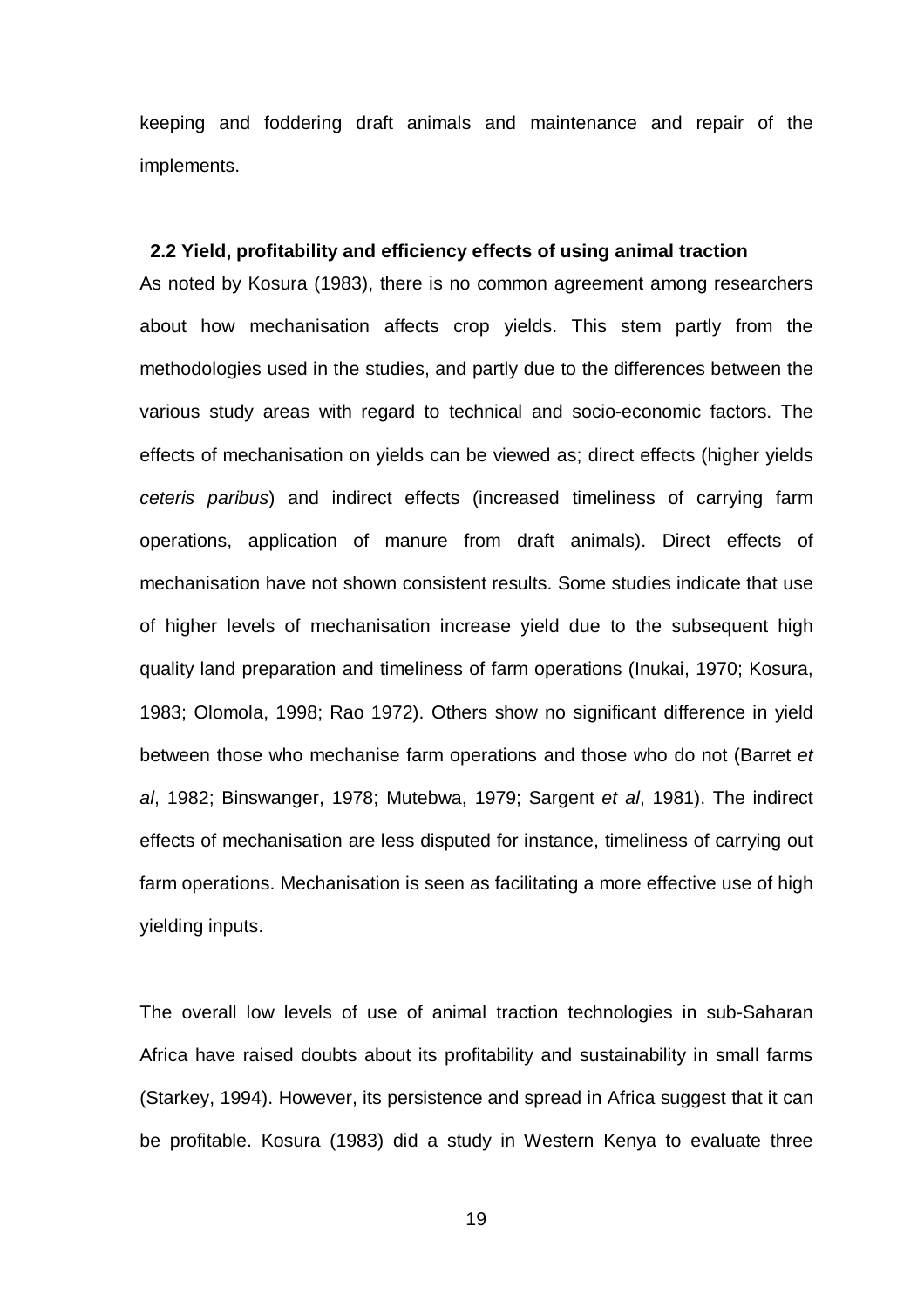keeping and foddering draft animals and maintenance and repair of the implements.

## 2.2 Yield, profitability and efficiency effects of using animal traction

As noted by Kosura (1983), there is no common agreement among researchers about how mechanisation affects crop yields. This stem partly from the methodologies used in the studies, and partly due to the differences between the various study areas with regard to technical and socio-economic factors. The effects of mechanisation on yields can be viewed as; direct effects (higher yields *ceteris paribus*) and indirect effects (increased timeliness of carrying farm operations, application of manure from draft animals). Direct effects of mechanisation have not shown consistent results. Some studies indicate that use of higher levels of mechanisation increase yield due to the subsequent high quality land preparation and timeliness of farm operations (Inukai, 1970; Kosura, 1983; Olomola, 1998; Rao 1972). Others show no significant difference in yield between those who mechanise farm operations and those who do not (Barret *et al*, 1982; Binswanger, 1978; Mutebwa, 1979; Sargent *et al*, 1981). The indirect effects of mechanisation are less disputed for instance, timeliness of carrying out farm operations. Mechanisation is seen as facilitating a more effective use of high yielding inputs.

The overall low levels of use of animal traction technologies in sub-Saharan Africa have raised doubts about its profitability and sustainability in small farms (Starkey, 1994). However, its persistence and spread in Africa suggest that it can be profitable. Kosura (1983) did a study in Western Kenya to evaluate three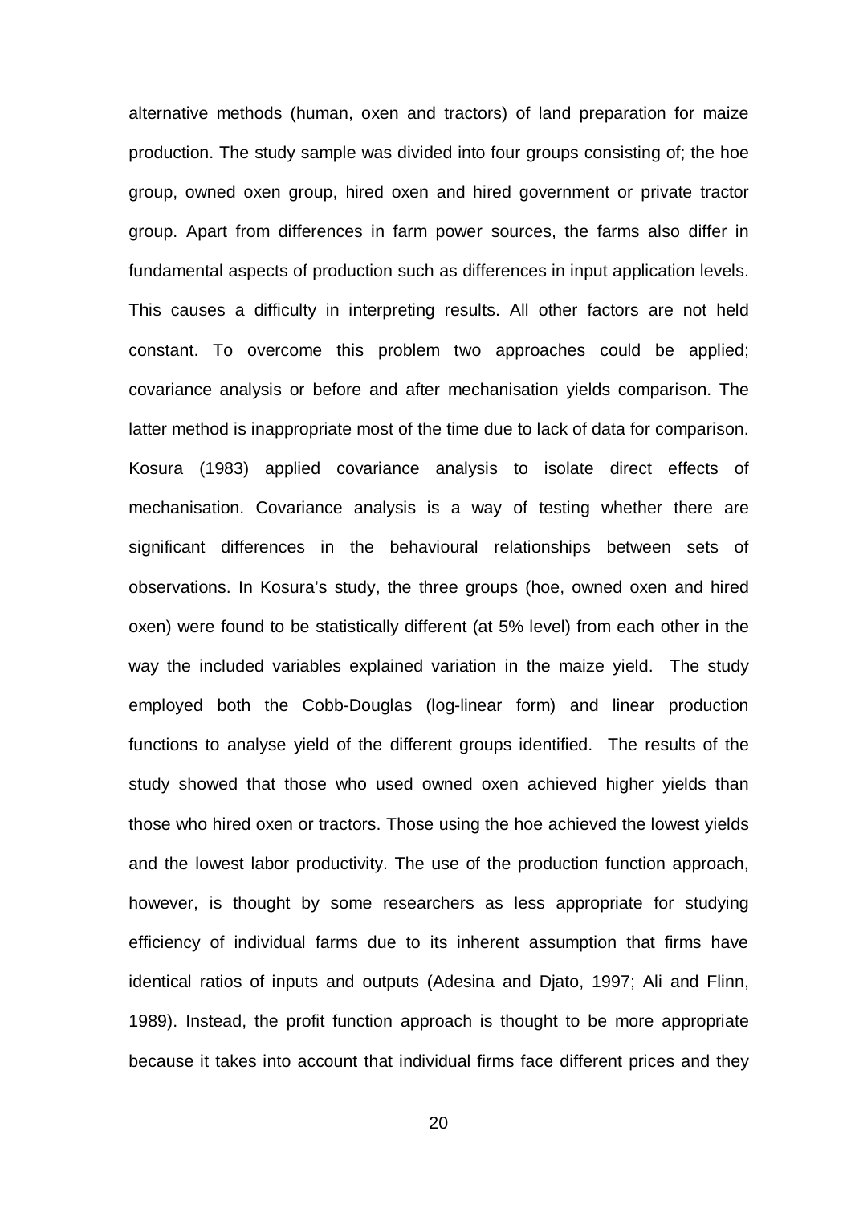alternative methods (human, oxen and tractors) of land preparation for maize production. The study sample was divided into four groups consisting of; the hoe group, owned oxen group, hired oxen and hired government or private tractor group. Apart from differences in farm power sources, the farms also differ in fundamental aspects of production such as differences in input application levels. This causes a difficulty in interpreting results. All other factors are not held constant. To overcome this problem two approaches could be applied; covariance analysis or before and after mechanisation yields comparison. The latter method is inappropriate most of the time due to lack of data for comparison. Kosura (1983) applied covariance analysis to isolate direct effects of mechanisation. Covariance analysis is a way of testing whether there are significant differences in the behavioural relationships between sets of observations. In Kosura's study, the three groups (hoe, owned oxen and hired oxen) were found to be statistically different (at 5% level) from each other in the way the included variables explained variation in the maize yield. The study employed both the Cobb-Douglas (log-linear form) and linear production functions to analyse yield of the different groups identified. The results of the study showed that those who used owned oxen achieved higher yields than those who hired oxen or tractors. Those using the hoe achieved the lowest yields and the lowest labor productivity. The use of the production function approach, however, is thought by some researchers as less appropriate for studying efficiency of individual farms due to its inherent assumption that firms have identical ratios of inputs and outputs (Adesina and Djato, 1997; Ali and Flinn, 1989). Instead, the profit function approach is thought to be more appropriate because it takes into account that individual firms face different prices and they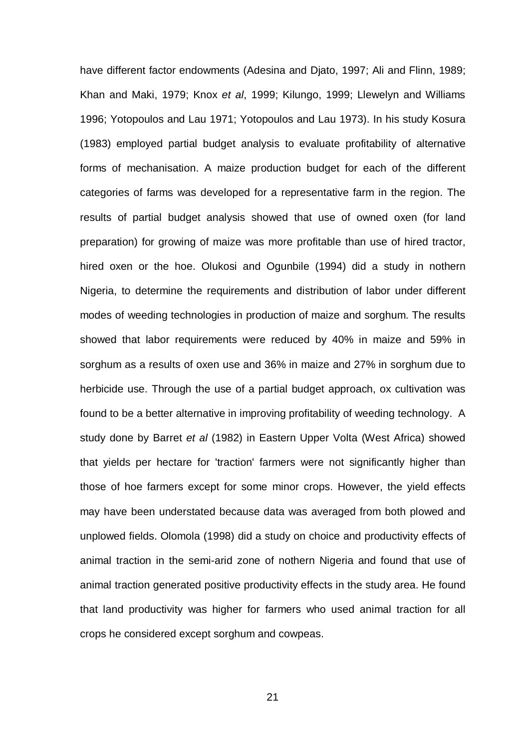have different factor endowments (Adesina and Djato, 1997; Ali and Flinn, 1989; Khan and Maki, 1979; Knox *et al*, 1999; Kilungo, 1999; Llewelyn and Williams 1996; Yotopoulos and Lau 1971; Yotopoulos and Lau 1973). In his study Kosura (1983) employed partial budget analysis to evaluate profitability of alternative forms of mechanisation. A maize production budget for each of the different categories of farms was developed for a representative farm in the region. The results of partial budget analysis showed that use of owned oxen (for land preparation) for growing of maize was more profitable than use of hired tractor, hired oxen or the hoe. Olukosi and Ogunbile (1994) did a study in nothern Nigeria, to determine the requirements and distribution of labor under different modes of weeding technologies in production of maize and sorghum. The results showed that labor requirements were reduced by 40% in maize and 59% in sorghum as a results of oxen use and 36% in maize and 27% in sorghum due to herbicide use. Through the use of a partial budget approach, ox cultivation was found to be a better alternative in improving profitability of weeding technology. A study done by Barret *et al* (1982) in Eastern Upper Volta (West Africa) showed that yields per hectare for 'traction' farmers were not significantly higher than those of hoe farmers except for some minor crops. However, the yield effects may have been understated because data was averaged from both plowed and unplowed fields. Olomola (1998) did a study on choice and productivity effects of animal traction in the semi-arid zone of nothern Nigeria and found that use of animal traction generated positive productivity effects in the study area. He found that land productivity was higher for farmers who used animal traction for all crops he considered except sorghum and cowpeas.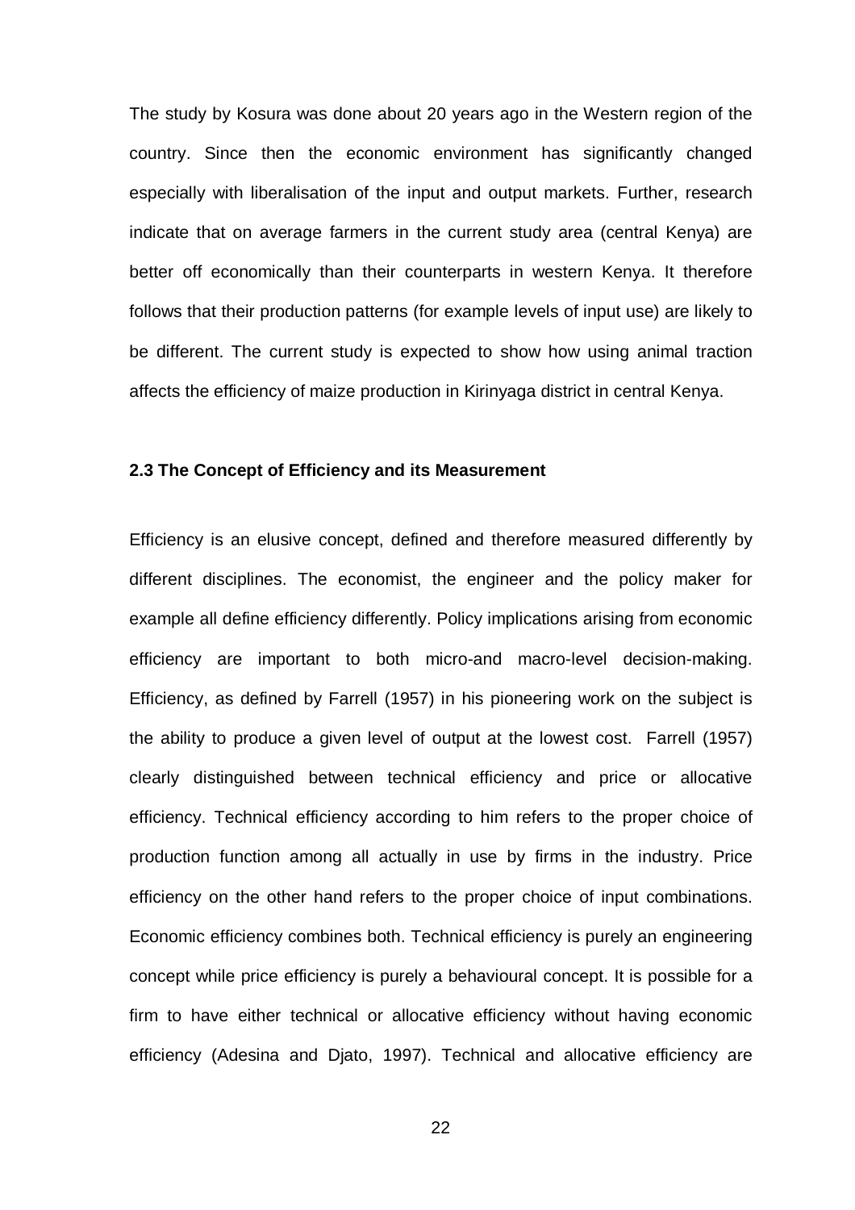The study by Kosura was done about 20 years ago in the Western region of the country. Since then the economic environment has significantly changed especially with liberalisation of the input and output markets. Further, research indicate that on average farmers in the current study area (central Kenya) are better off economically than their counterparts in western Kenya. It therefore follows that their production patterns (for example levels of input use) are likely to be different. The current study is expected to show how using animal traction affects the efficiency of maize production in Kirinyaga district in central Kenya.

### 2.3 The Concept of Efficiency and its Measurement

Efficiency is an elusive concept, defined and therefore measured differently by different disciplines. The economist, the engineer and the policy maker for example all define efficiency differently. Policy implications arising from economic efficiency are important to both micro-and macro-level decision-making. Efficiency, as defined by Farrell (1957) in his pioneering work on the subject is the ability to produce a given level of output at the lowest cost. Farrell (1957) clearly distinguished between technical efficiency and price or allocative efficiency. Technical efficiency according to him refers to the proper choice of production function among all actually in use by firms in the industry. Price efficiency on the other hand refers to the proper choice of input combinations. Economic efficiency combines both. Technical efficiency is purely an engineering concept while price efficiency is purely a behavioural concept. It is possible for a firm to have either technical or allocative efficiency without having economic efficiency (Adesina and Djato, 1997). Technical and allocative efficiency are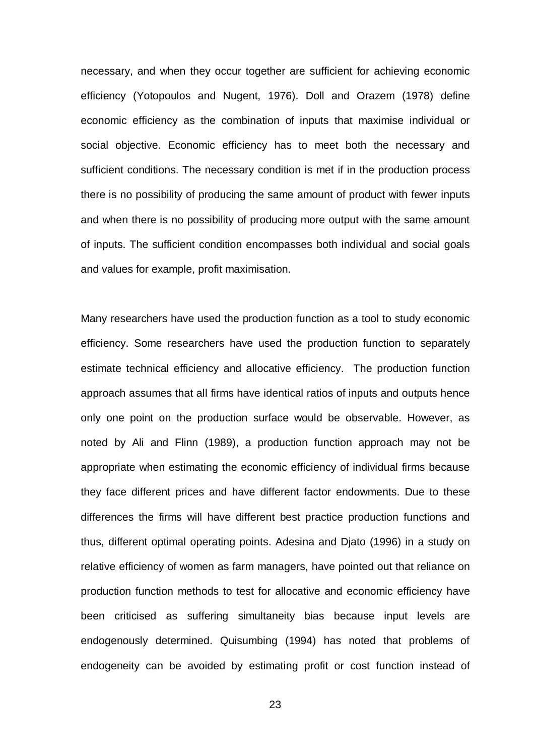necessary, and when they occur together are sufficient for achieving economic efficiency (Yotopoulos and Nugent, 1976). Doll and Orazem (1978) define economic efficiency as the combination of inputs that maximise individual or social objective. Economic efficiency has to meet both the necessary and sufficient conditions. The necessary condition is met if in the production process there is no possibility of producing the same amount of product with fewer inputs and when there is no possibility of producing more output with the same amount of inputs. The sufficient condition encompasses both individual and social goals and values for example, profit maximisation.

Many researchers have used the production function as a tool to study economic efficiency. Some researchers have used the production function to separately estimate technical efficiency and allocative efficiency. The production function approach assumes that all firms have identical ratios of inputs and outputs hence only one point on the production surface would be observable. However, as noted by Ali and Flinn (1989), a production function approach may not be appropriate when estimating the economic efficiency of individual firms because they face different prices and have different factor endowments. Due to these differences the firms will have different best practice production functions and thus, different optimal operating points. Adesina and Djato (1996) in a study on relative efficiency of women as farm managers, have pointed out that reliance on production function methods to test for allocative and economic efficiency have been criticised as suffering simultaneity bias because input levels are endogenously determined. Quisumbing (1994) has noted that problems of endogeneity can be avoided by estimating profit or cost function instead of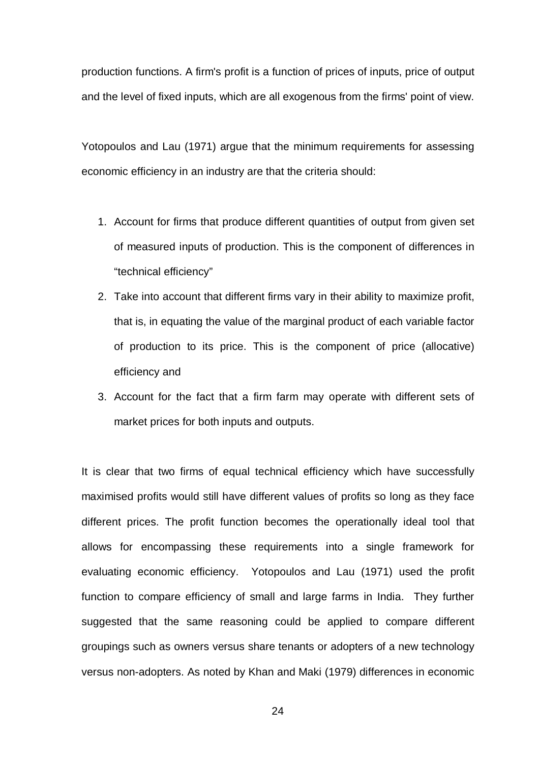production functions. A firm's profit is a function of prices of inputs, price of output and the level of fixed inputs, which are all exogenous from the firms' point of view.

Yotopoulos and Lau (1971) argue that the minimum requirements for assessing economic efficiency in an industry are that the criteria should:

1. Account for firms that produce different quantities of output from given set of measured inputs of production. This is the component of differences in "technical efficiency"
2. Take into account that different firms vary in their ability to maximize profit, that is, in equating the value of the marginal product of each variable factor of production to its price. This is the component of price (allocative) efficiency and
3. Account for the fact that a firm farm may operate with different sets of market prices for both inputs and outputs.

It is clear that two firms of equal technical efficiency which have successfully maximised profits would still have different values of profits so long as they face different prices. The profit function becomes the operationally ideal tool that allows for encompassing these requirements into a single framework for evaluating economic efficiency. Yotopoulos and Lau (1971) used the profit function to compare efficiency of small and large farms in India. They further suggested that the same reasoning could be applied to compare different groupings such as owners versus share tenants or adopters of a new technology versus non-adopters. As noted by Khan and Maki (1979) differences in economic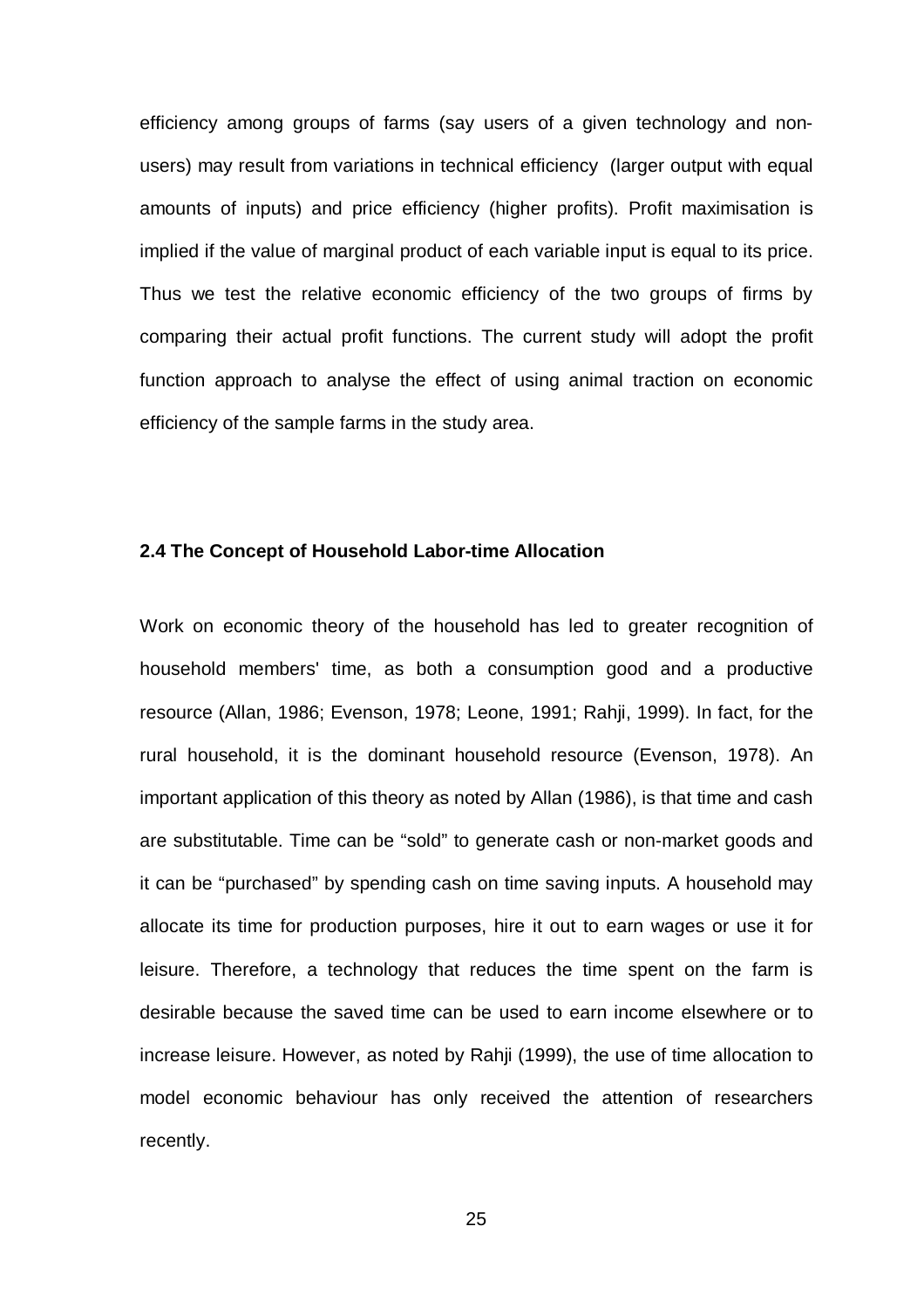efficiency among groups of farms (say users of a given technology and non-users) may result from variations in technical efficiency (larger output with equal amounts of inputs) and price efficiency (higher profits). Profit maximisation is implied if the value of marginal product of each variable input is equal to its price. Thus we test the relative economic efficiency of the two groups of firms by comparing their actual profit functions. The current study will adopt the profit function approach to analyse the effect of using animal traction on economic efficiency of the sample farms in the study area.

### 2.4 The Concept of Household Labor-time Allocation

Work on economic theory of the household has led to greater recognition of household members' time, as both a consumption good and a productive resource (Allan, 1986; Evenson, 1978; Leone, 1991; Rahji, 1999). In fact, for the rural household, it is the dominant household resource (Evenson, 1978). An important application of this theory as noted by Allan (1986), is that time and cash are substitutable. Time can be "sold" to generate cash or non-market goods and it can be "purchased" by spending cash on time saving inputs. A household may allocate its time for production purposes, hire it out to earn wages or use it for leisure. Therefore, a technology that reduces the time spent on the farm is desirable because the saved time can be used to earn income elsewhere or to increase leisure. However, as noted by Rahji (1999), the use of time allocation to model economic behaviour has only received the attention of researchers recently.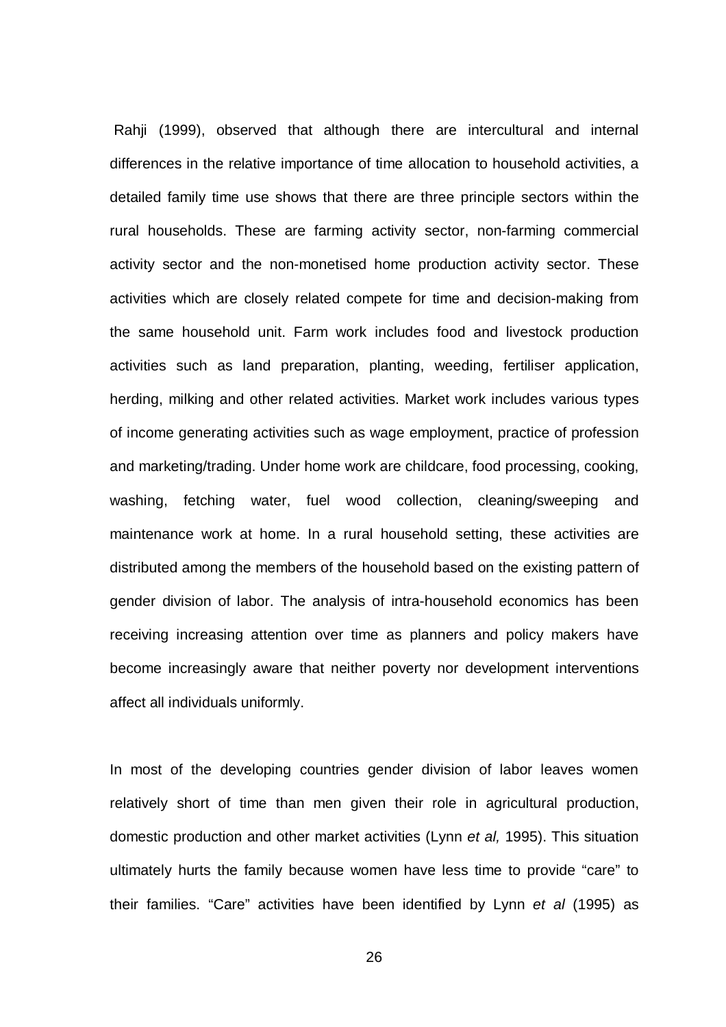Rahji (1999), observed that although there are intercultural and internal differences in the relative importance of time allocation to household activities, a detailed family time use shows that there are three principle sectors within the rural households. These are farming activity sector, non-farming commercial activity sector and the non-monetised home production activity sector. These activities which are closely related compete for time and decision-making from the same household unit. Farm work includes food and livestock production activities such as land preparation, planting, weeding, fertiliser application, herding, milking and other related activities. Market work includes various types of income generating activities such as wage employment, practice of profession and marketing/trading. Under home work are childcare, food processing, cooking, washing, fetching water, fuel wood collection, cleaning/sweeping and maintenance work at home. In a rural household setting, these activities are distributed among the members of the household based on the existing pattern of gender division of labor. The analysis of intra-household economics has been receiving increasing attention over time as planners and policy makers have become increasingly aware that neither poverty nor development interventions affect all individuals uniformly.

In most of the developing countries gender division of labor leaves women relatively short of time than men given their role in agricultural production, domestic production and other market activities (Lynn *et al,* 1995). This situation ultimately hurts the family because women have less time to provide "care" to their families. "Care" activities have been identified by Lynn *et al* (1995) as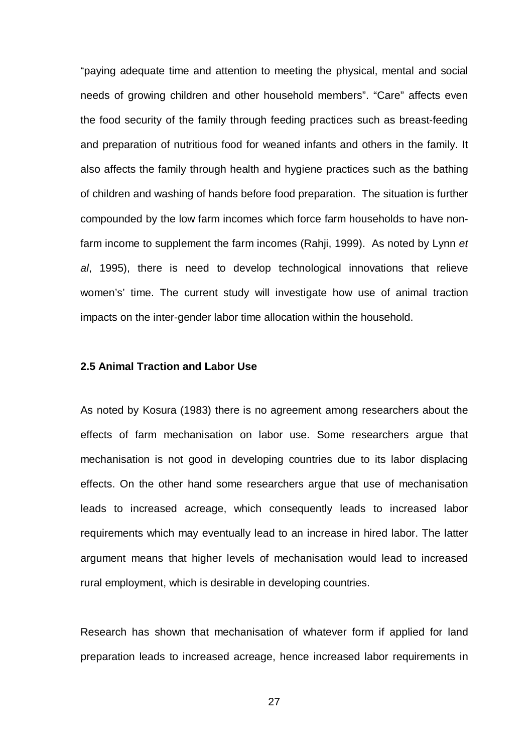"paying adequate time and attention to meeting the physical, mental and social needs of growing children and other household members". "Care" affects even the food security of the family through feeding practices such as breast-feeding and preparation of nutritious food for weaned infants and others in the family. It also affects the family through health and hygiene practices such as the bathing of children and washing of hands before food preparation. The situation is further compounded by the low farm incomes which force farm households to have non-farm income to supplement the farm incomes (Rahji, 1999). As noted by Lynn *et al*, 1995), there is need to develop technological innovations that relieve women's' time. The current study will investigate how use of animal traction impacts on the inter-gender labor time allocation within the household.

### 2.5 Animal Traction and Labor Use

As noted by Kosura (1983) there is no agreement among researchers about the effects of farm mechanisation on labor use. Some researchers argue that mechanisation is not good in developing countries due to its labor displacing effects. On the other hand some researchers argue that use of mechanisation leads to increased acreage, which consequently leads to increased labor requirements which may eventually lead to an increase in hired labor. The latter argument means that higher levels of mechanisation would lead to increased rural employment, which is desirable in developing countries.

Research has shown that mechanisation of whatever form if applied for land preparation leads to increased acreage, hence increased labor requirements in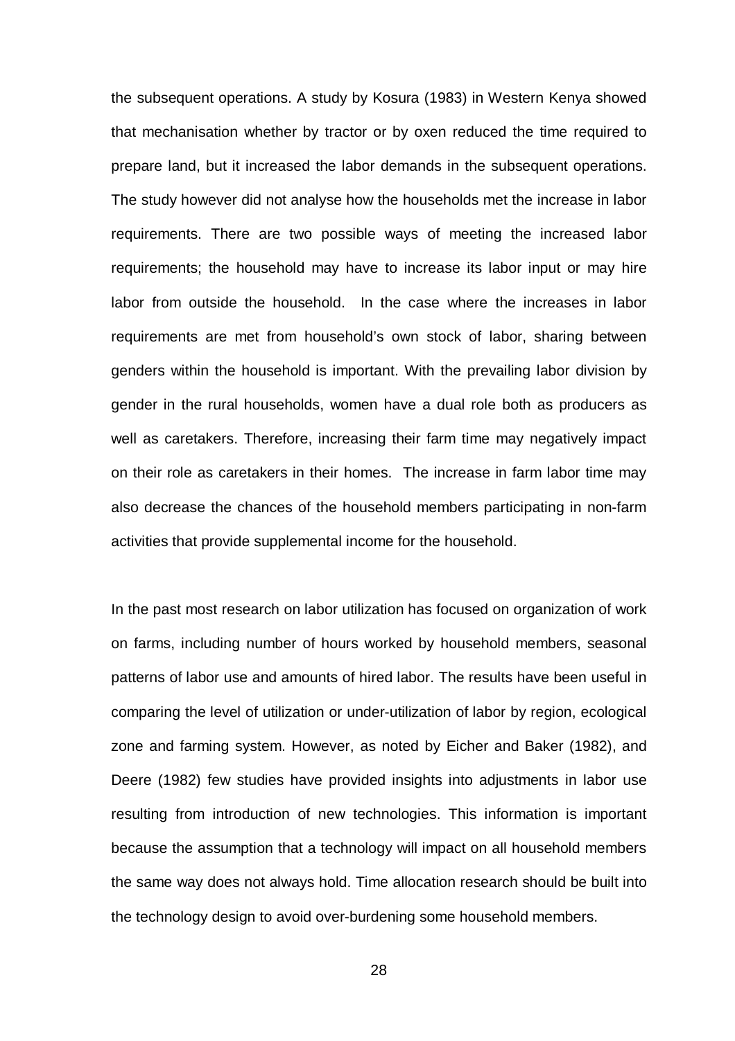the subsequent operations. A study by Kosura (1983) in Western Kenya showed that mechanisation whether by tractor or by oxen reduced the time required to prepare land, but it increased the labor demands in the subsequent operations. The study however did not analyse how the households met the increase in labor requirements. There are two possible ways of meeting the increased labor requirements; the household may have to increase its labor input or may hire labor from outside the household. In the case where the increases in labor requirements are met from household's own stock of labor, sharing between genders within the household is important. With the prevailing labor division by gender in the rural households, women have a dual role both as producers as well as caretakers. Therefore, increasing their farm time may negatively impact on their role as caretakers in their homes. The increase in farm labor time may also decrease the chances of the household members participating in non-farm activities that provide supplemental income for the household.

In the past most research on labor utilization has focused on organization of work on farms, including number of hours worked by household members, seasonal patterns of labor use and amounts of hired labor. The results have been useful in comparing the level of utilization or under-utilization of labor by region, ecological zone and farming system. However, as noted by Eicher and Baker (1982), and Deere (1982) few studies have provided insights into adjustments in labor use resulting from introduction of new technologies. This information is important because the assumption that a technology will impact on all household members the same way does not always hold. Time allocation research should be built into the technology design to avoid over-burdening some household members.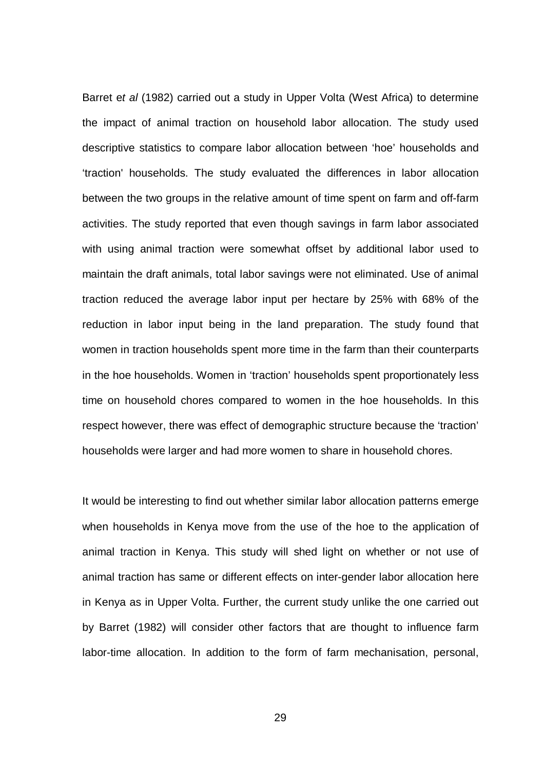Barret *et al* (1982) carried out a study in Upper Volta (West Africa) to determine the impact of animal traction on household labor allocation. The study used descriptive statistics to compare labor allocation between 'hoe' households and 'traction' households. The study evaluated the differences in labor allocation between the two groups in the relative amount of time spent on farm and off-farm activities. The study reported that even though savings in farm labor associated with using animal traction were somewhat offset by additional labor used to maintain the draft animals, total labor savings were not eliminated. Use of animal traction reduced the average labor input per hectare by 25% with 68% of the reduction in labor input being in the land preparation. The study found that women in traction households spent more time in the farm than their counterparts in the hoe households. Women in 'traction' households spent proportionately less time on household chores compared to women in the hoe households. In this respect however, there was effect of demographic structure because the 'traction' households were larger and had more women to share in household chores.

It would be interesting to find out whether similar labor allocation patterns emerge when households in Kenya move from the use of the hoe to the application of animal traction in Kenya. This study will shed light on whether or not use of animal traction has same or different effects on inter-gender labor allocation here in Kenya as in Upper Volta. Further, the current study unlike the one carried out by Barret (1982) will consider other factors that are thought to influence farm labor-time allocation. In addition to the form of farm mechanisation, personal,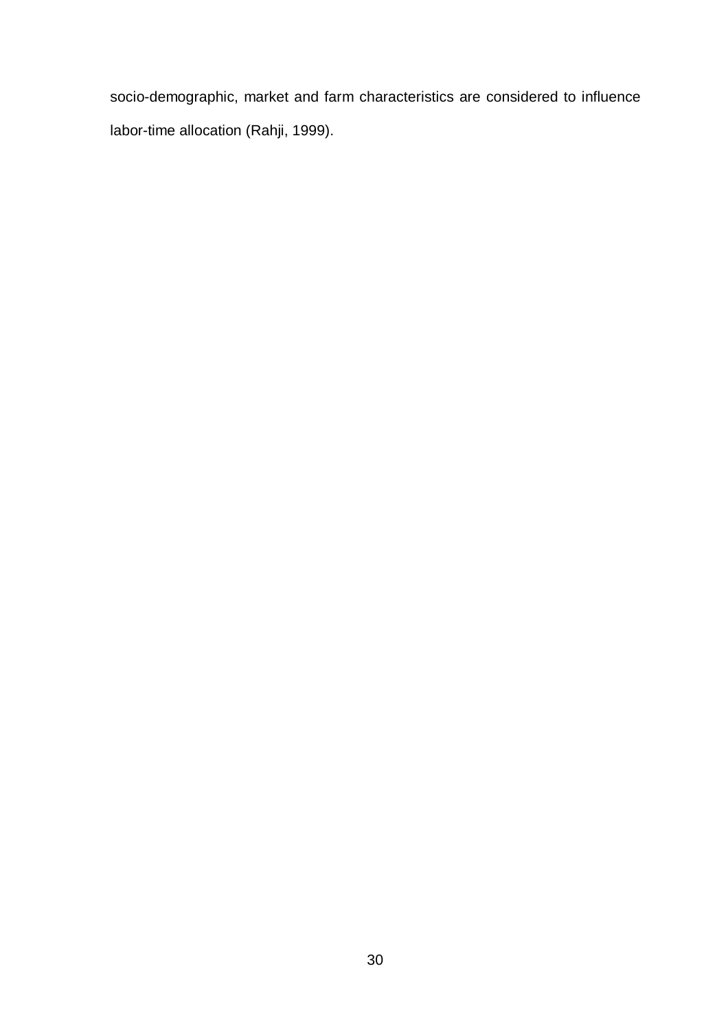socio-demographic, market and farm characteristics are considered to influence labor-time allocation (Rahji, 1999).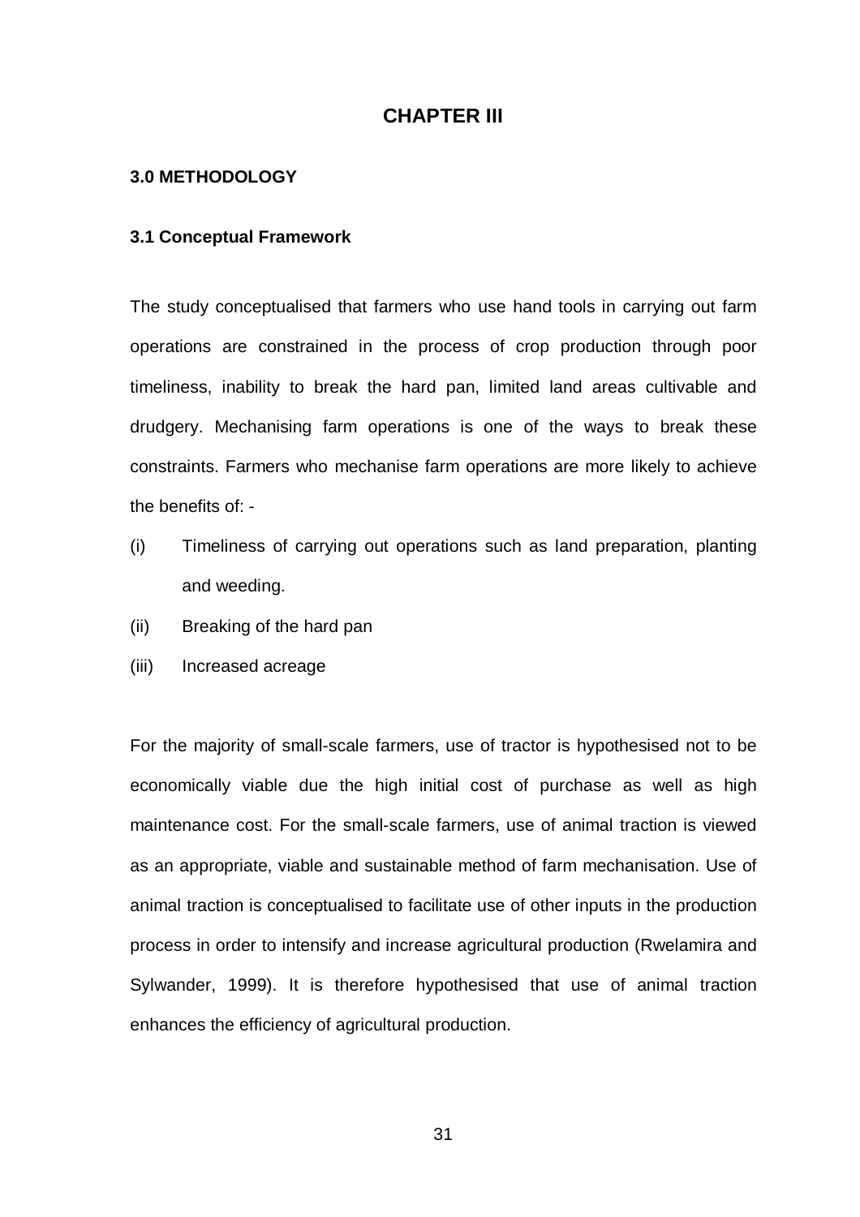# CHAPTER III

## 3.0 METHODOLOGY

### 3.1 Conceptual Framework

The study conceptualised that farmers who use hand tools in carrying out farm operations are constrained in the process of crop production through poor timeliness, inability to break the hard pan, limited land areas cultivable and drudgery. Mechanising farm operations is one of the ways to break these constraints. Farmers who mechanise farm operations are more likely to achieve the benefits of: -

(i) Timeliness of carrying out operations such as land preparation, planting and weeding.

(ii) Breaking of the hard pan

(iii) Increased acreage

For the majority of small-scale farmers, use of tractor is hypothesised not to be economically viable due the high initial cost of purchase as well as high maintenance cost. For the small-scale farmers, use of animal traction is viewed as an appropriate, viable and sustainable method of farm mechanisation. Use of animal traction is conceptualised to facilitate use of other inputs in the production process in order to intensify and increase agricultural production (Rwelamira and Sylwander, 1999). It is therefore hypothesised that use of animal traction enhances the efficiency of agricultural production.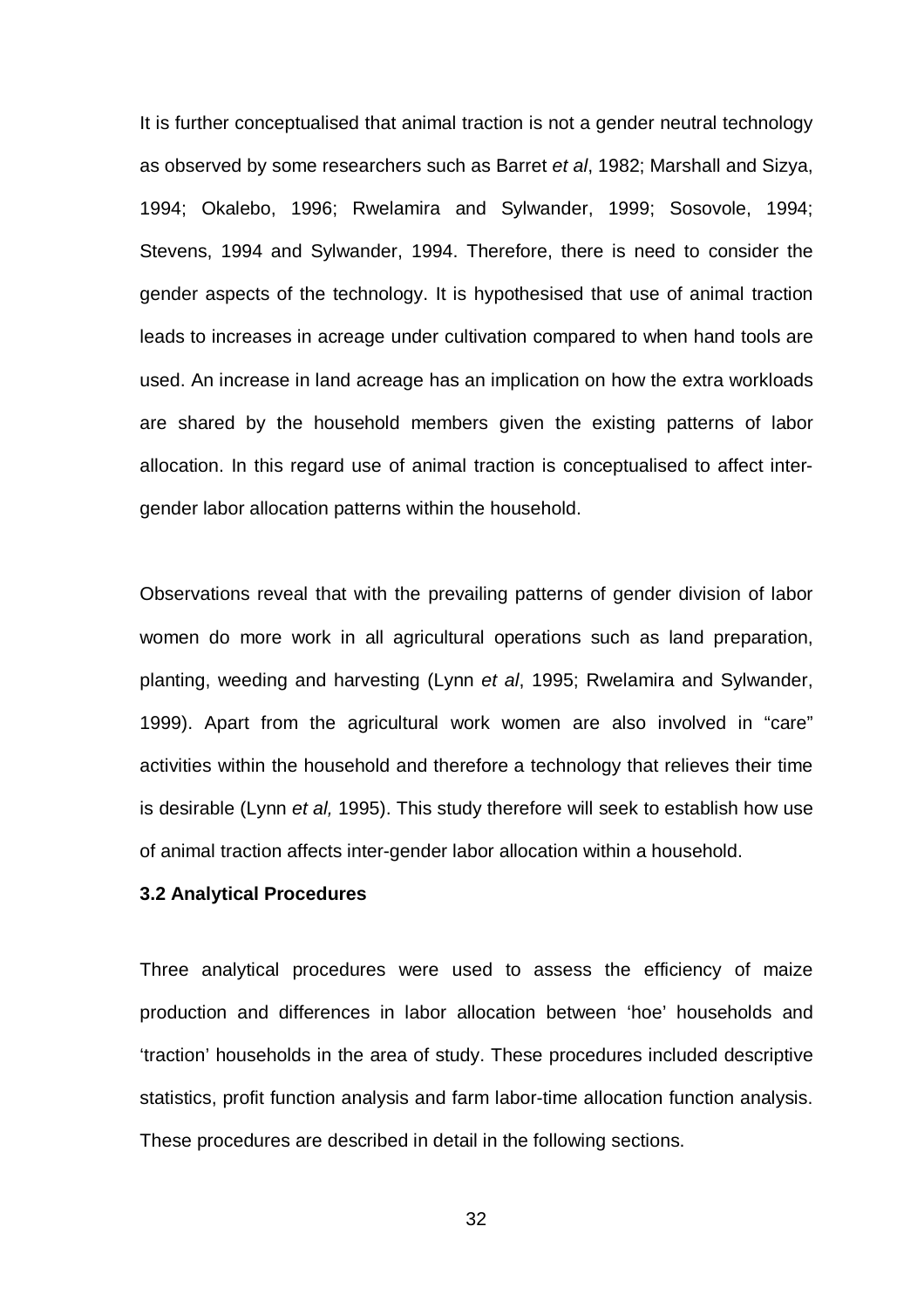It is further conceptualised that animal traction is not a gender neutral technology as observed by some researchers such as Barret *et al*, 1982; Marshall and Sizya, 1994; Okalebo, 1996; Rwelamira and Sylwander, 1999; Sosovole, 1994; Stevens, 1994 and Sylwander, 1994. Therefore, there is need to consider the gender aspects of the technology. It is hypothesised that use of animal traction leads to increases in acreage under cultivation compared to when hand tools are used. An increase in land acreage has an implication on how the extra workloads are shared by the household members given the existing patterns of labor allocation. In this regard use of animal traction is conceptualised to affect inter-gender labor allocation patterns within the household.

Observations reveal that with the prevailing patterns of gender division of labor women do more work in all agricultural operations such as land preparation, planting, weeding and harvesting (Lynn *et al*, 1995; Rwelamira and Sylwander, 1999). Apart from the agricultural work women are also involved in "care" activities within the household and therefore a technology that relieves their time is desirable (Lynn *et al,* 1995). This study therefore will seek to establish how use of animal traction affects inter-gender labor allocation within a household.

### 3.2 Analytical Procedures

Three analytical procedures were used to assess the efficiency of maize production and differences in labor allocation between 'hoe' households and 'traction' households in the area of study. These procedures included descriptive statistics, profit function analysis and farm labor-time allocation function analysis. These procedures are described in detail in the following sections.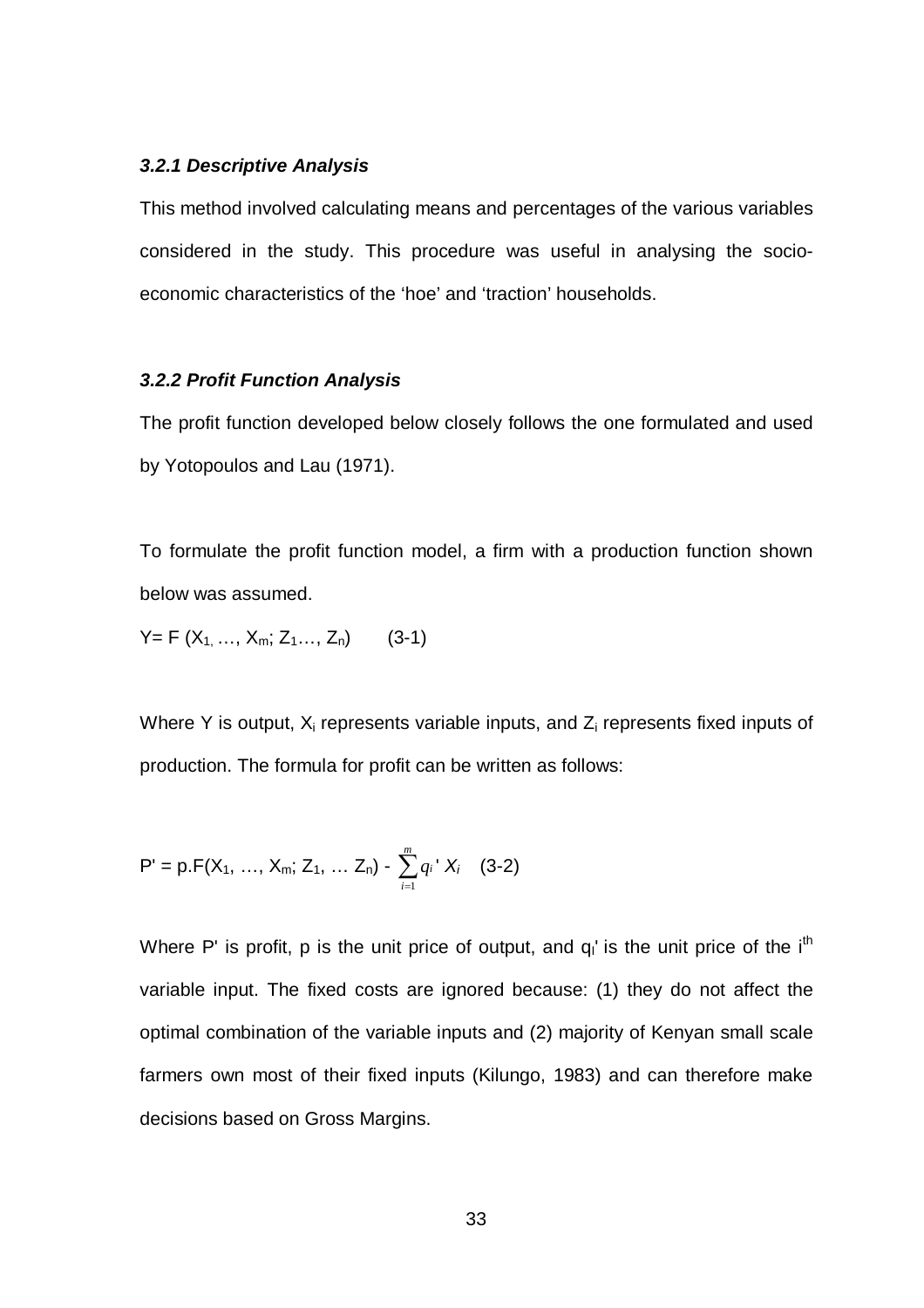### *3.2.1 Descriptive Analysis*

This method involved calculating means and percentages of the various variables considered in the study. This procedure was useful in analysing the socio-economic characteristics of the 'hoe' and 'traction' households.

### *3.2.2 Profit Function Analysis*

The profit function developed below closely follows the one formulated and used by Yotopoulos and Lau (1971).

To formulate the profit function model, a firm with a production function shown below was assumed.

$$Y = F(X_1, \ldots, X_m; Z_1 \ldots, Z_n) \quad \text{(3-1)}$$

Where Y is output, $X_i$ represents variable inputs, and $Z_i$ represents fixed inputs of production. The formula for profit can be written as follows:

$$P' = p.F(X_1, \ldots, X_m; Z_1, \ldots Z_n) - \sum_{i=1}^{m} q_i' X_i \quad \text{(3-2)}$$

Where P' is profit, p is the unit price of output, and $q_I'$ is the unit price of the $i^{th}$ variable input. The fixed costs are ignored because: (1) they do not affect the optimal combination of the variable inputs and (2) majority of Kenyan small scale farmers own most of their fixed inputs (Kilungo, 1983) and can therefore make decisions based on Gross Margins.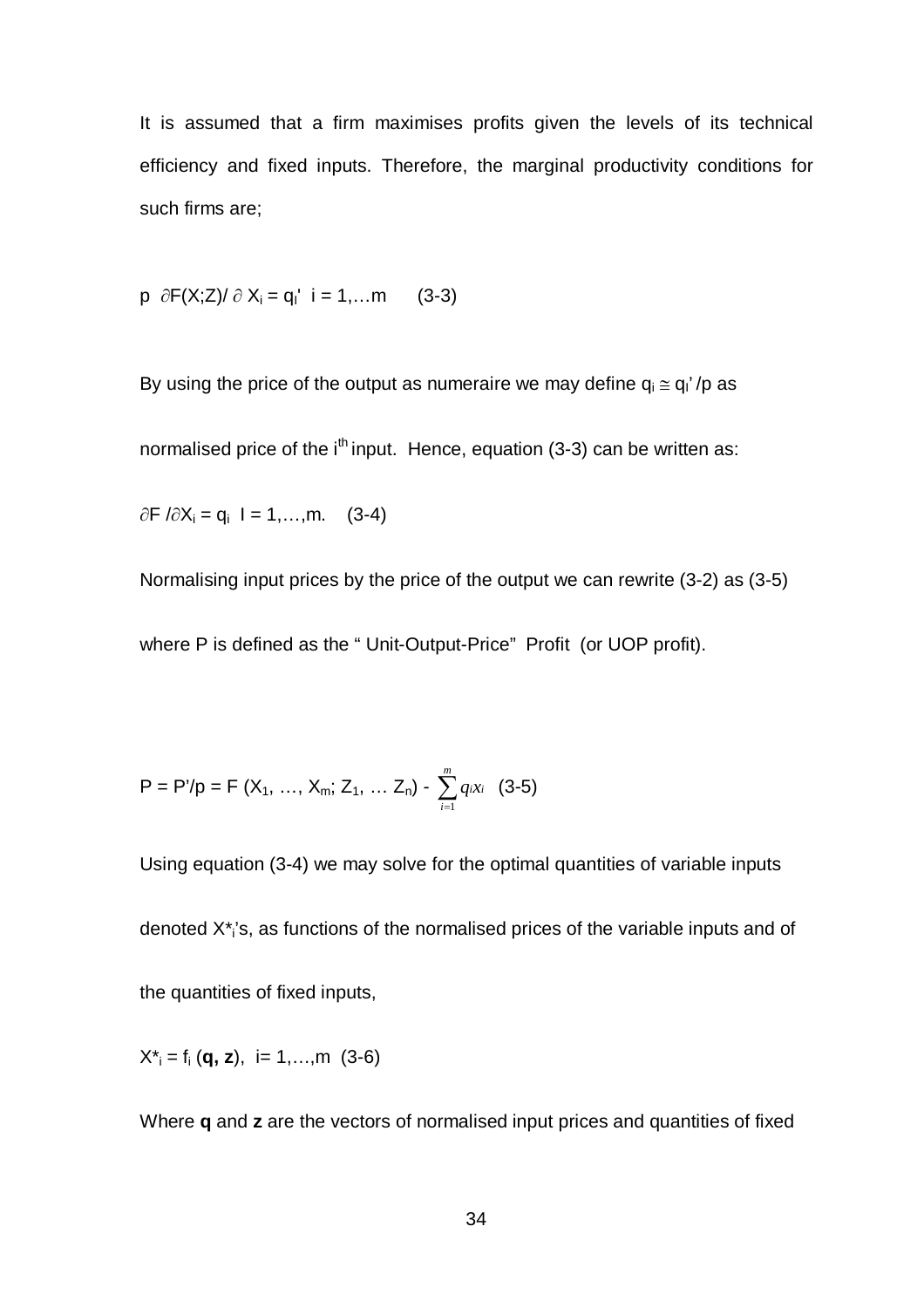It is assumed that a firm maximises profits given the levels of its technical efficiency and fixed inputs. Therefore, the marginal productivity conditions for such firms are;

$$p \ \partial F(X;Z)/\partial X_i = q_I' \quad i = 1,\ldots m \qquad (3\text{-}3)$$

By using the price of the output as numeraire we may define $q_i \cong q_I'/p$ as normalised price of the i$^{th}$ input. Hence, equation (3-3) can be written as:

$$\partial F/\partial X_i = q_i \quad I = 1,\ldots,m. \qquad (3\text{-}4)$$

Normalising input prices by the price of the output we can rewrite (3-2) as (3-5) where P is defined as the " Unit-Output-Price" Profit (or UOP profit).

$$P = P'/p = F(X_1, \ldots, X_m; Z_1, \ldots Z_n) - \sum_{i=1}^{m} q_i x_i \quad (3\text{-}5)$$

Using equation (3-4) we may solve for the optimal quantities of variable inputs denoted $X^*_i$'s, as functions of the normalised prices of the variable inputs and of the quantities of fixed inputs,

$$X^*_i = f_i(\mathbf{q}, \mathbf{z}), \quad i = 1,\ldots,m \quad (3\text{-}6)$$

Where **q** and **z** are the vectors of normalised input prices and quantities of fixed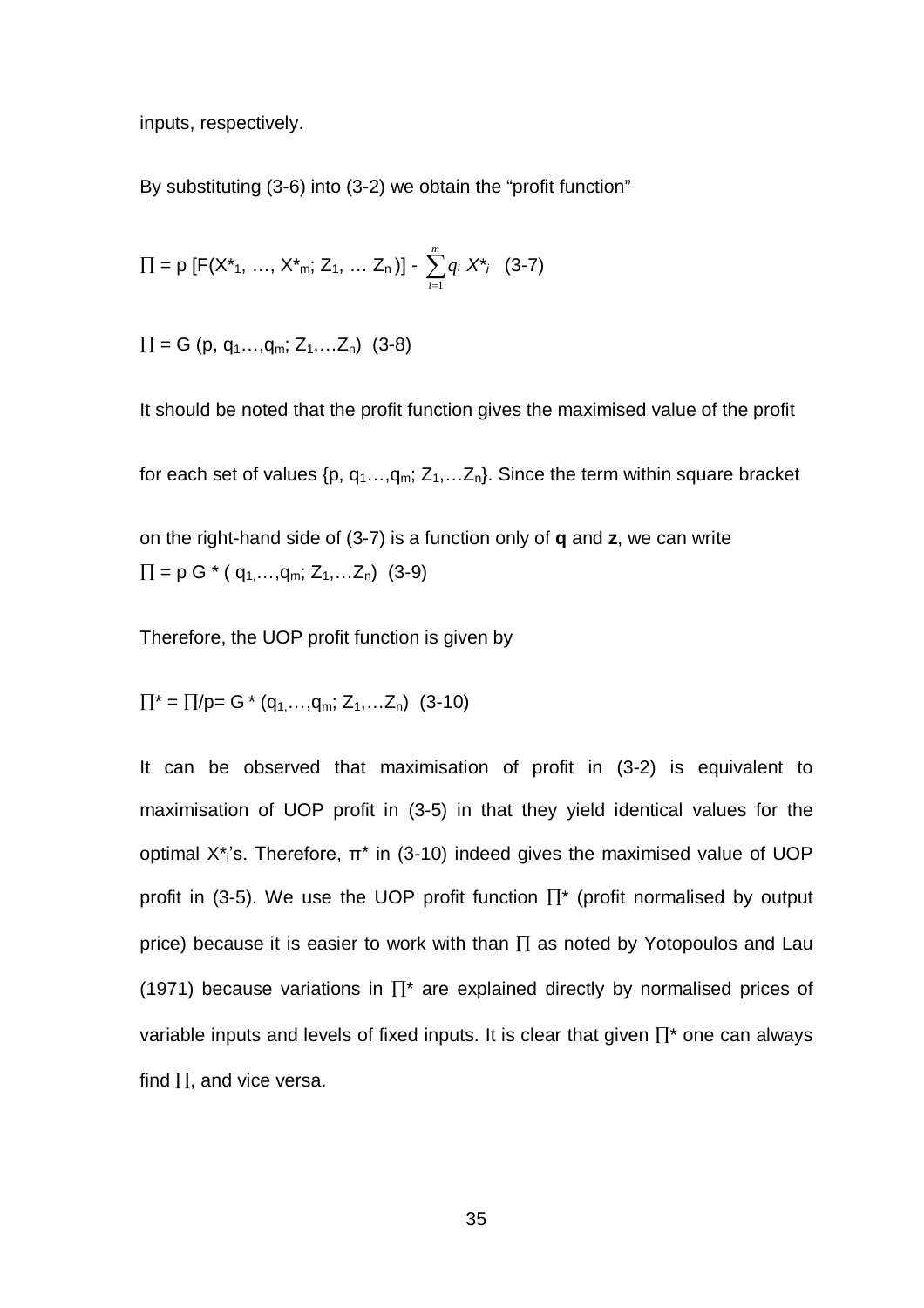inputs, respectively.

By substituting (3-6) into (3-2) we obtain the "profit function"

$$\prod = p\,[F(X^*_1, \ldots, X^*_m; Z_1, \ldots Z_n)] - \sum_{i=1}^{m} q_i X^*_i \quad (3\text{-}7)$$

$$\prod = G\,(p, q_1 \ldots, q_m; Z_1, \ldots Z_n) \quad (3\text{-}8)$$

It should be noted that the profit function gives the maximised value of the profit for each set of values $\{p, q_1 \ldots, q_m; Z_1, \ldots Z_n\}$. Since the term within square bracket on the right-hand side of (3-7) is a function only of **q** and **z**, we can write

$$\prod = p\,G^*\,(q_1, \ldots, q_m; Z_1, \ldots Z_n) \quad (3\text{-}9)$$

Therefore, the UOP profit function is given by

$$\prod^* = \prod/p = G^*\,(q_1, \ldots, q_m; Z_1, \ldots Z_n) \quad (3\text{-}10)$$

It can be observed that maximisation of profit in (3-2) is equivalent to maximisation of UOP profit in (3-5) in that they yield identical values for the optimal $X^*_i$'s. Therefore, $\pi^*$ in (3-10) indeed gives the maximised value of UOP profit in (3-5). We use the UOP profit function $\prod^*$ (profit normalised by output price) because it is easier to work with than $\prod$ as noted by Yotopoulos and Lau (1971) because variations in $\prod^*$ are explained directly by normalised prices of variable inputs and levels of fixed inputs. It is clear that given $\prod^*$ one can always find $\prod$, and vice versa.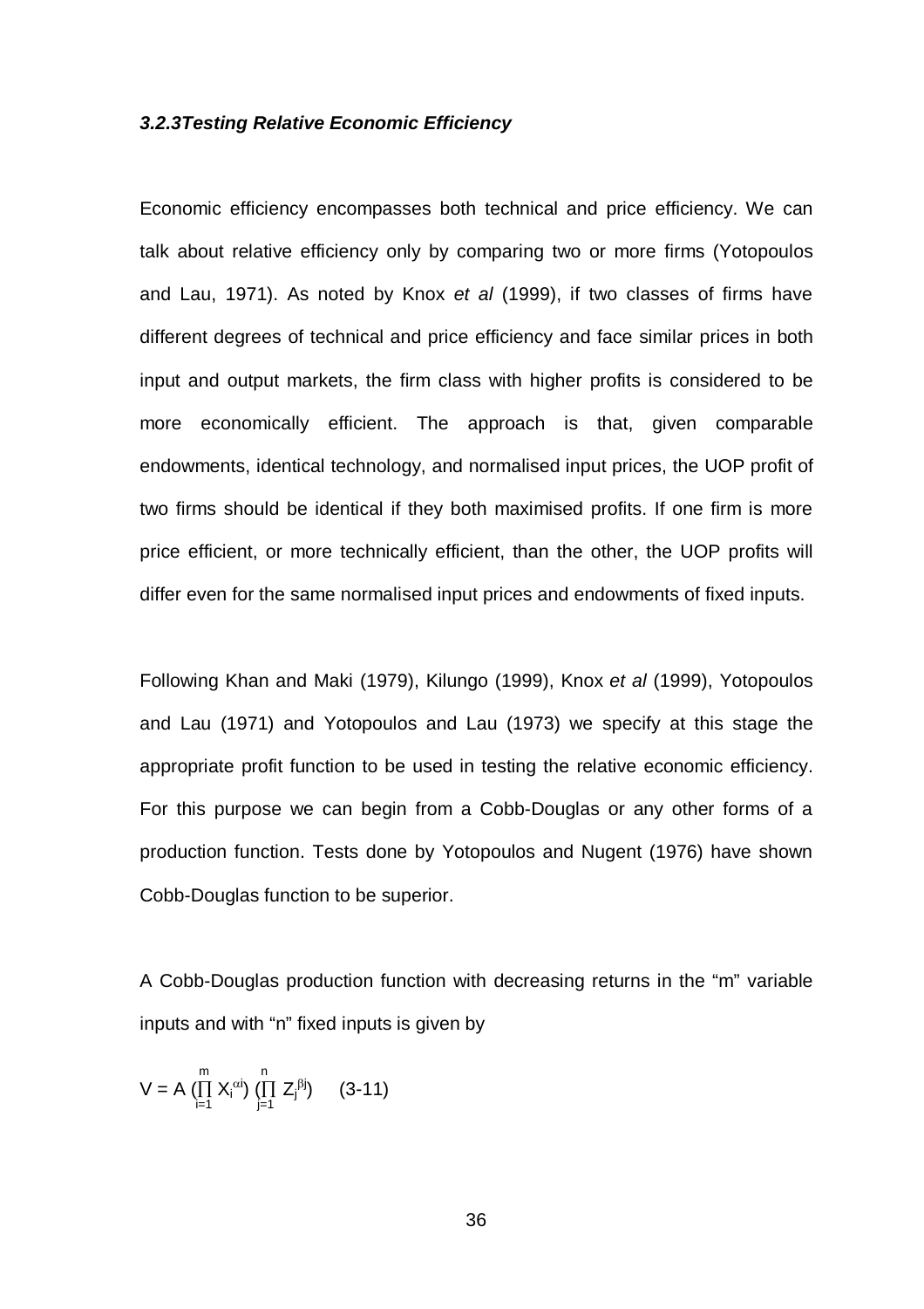#### *3.2.3Testing Relative Economic Efficiency*

Economic efficiency encompasses both technical and price efficiency. We can talk about relative efficiency only by comparing two or more firms (Yotopoulos and Lau, 1971). As noted by Knox *et al* (1999), if two classes of firms have different degrees of technical and price efficiency and face similar prices in both input and output markets, the firm class with higher profits is considered to be more economically efficient. The approach is that, given comparable endowments, identical technology, and normalised input prices, the UOP profit of two firms should be identical if they both maximised profits. If one firm is more price efficient, or more technically efficient, than the other, the UOP profits will differ even for the same normalised input prices and endowments of fixed inputs.

Following Khan and Maki (1979), Kilungo (1999), Knox *et al* (1999), Yotopoulos and Lau (1971) and Yotopoulos and Lau (1973) we specify at this stage the appropriate profit function to be used in testing the relative economic efficiency. For this purpose we can begin from a Cobb-Douglas or any other forms of a production function. Tests done by Yotopoulos and Nugent (1976) have shown Cobb-Douglas function to be superior.

A Cobb-Douglas production function with decreasing returns in the "m" variable inputs and with "n" fixed inputs is given by

$$V = A \left(\prod_{i=1}^{m} X_i^{\alpha_i}\right) \left(\prod_{j=1}^{n} Z_j^{\beta_j}\right) \quad (3\text{-}11)$$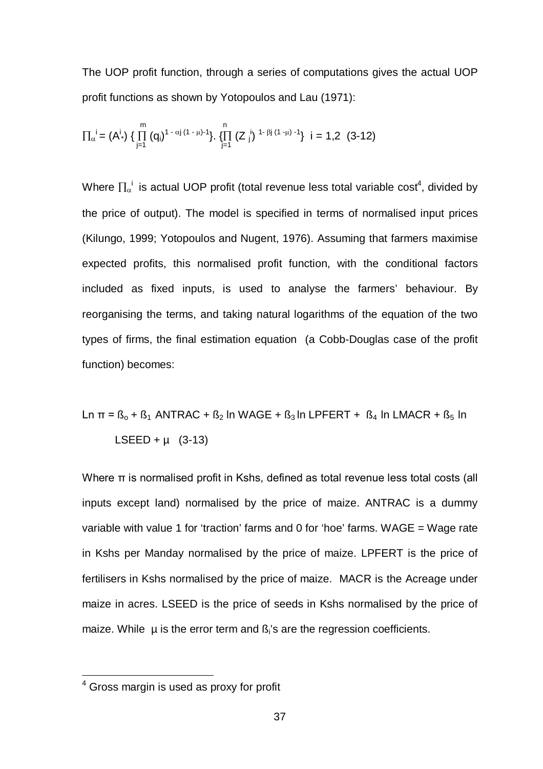The UOP profit function, through a series of computations gives the actual UOP profit functions as shown by Yotopoulos and Lau (1971):

$$\prod_{\alpha}^{i} = (A^{i}_{*}) \{ \prod_{j=1}^{m} (q_i)^{1 - \alpha j (1 - \mu) - 1} \}. \{ \prod_{j=1}^{n} (Z^{i}_{j})^{1 - \beta j (1 - \mu) - 1} \} \quad i = 1,2 \quad (3\text{-}12)$$

Where $\prod_{\alpha}^{i}$ is actual UOP profit (total revenue less total variable cost[4], divided by the price of output). The model is specified in terms of normalised input prices (Kilungo, 1999; Yotopoulos and Nugent, 1976). Assuming that farmers maximise expected profits, this normalised profit function, with the conditional factors included as fixed inputs, is used to analyse the farmers' behaviour. By reorganising the terms, and taking natural logarithms of the equation of the two types of firms, the final estimation equation (a Cobb-Douglas case of the profit function) becomes:

$$\text{Ln } \pi = ß_o + ß_1 \text{ ANTRAC} + ß_2 \ln \text{WAGE} + ß_3 \ln \text{LPFERT} + ß_4 \ln \text{LMACR} + ß_5 \ln \text{LSEED} + \mu \quad (3\text{-}13)$$

Where π is normalised profit in Kshs, defined as total revenue less total costs (all inputs except land) normalised by the price of maize. ANTRAC is a dummy variable with value 1 for 'traction' farms and 0 for 'hoe' farms. WAGE = Wage rate in Kshs per Manday normalised by the price of maize. LPFERT is the price of fertilisers in Kshs normalised by the price of maize. MACR is the Acreage under maize in acres. LSEED is the price of seeds in Kshs normalised by the price of maize. While μ is the error term and $ß_i$'s are the regression coefficients.

---

[4] Gross margin is used as proxy for profit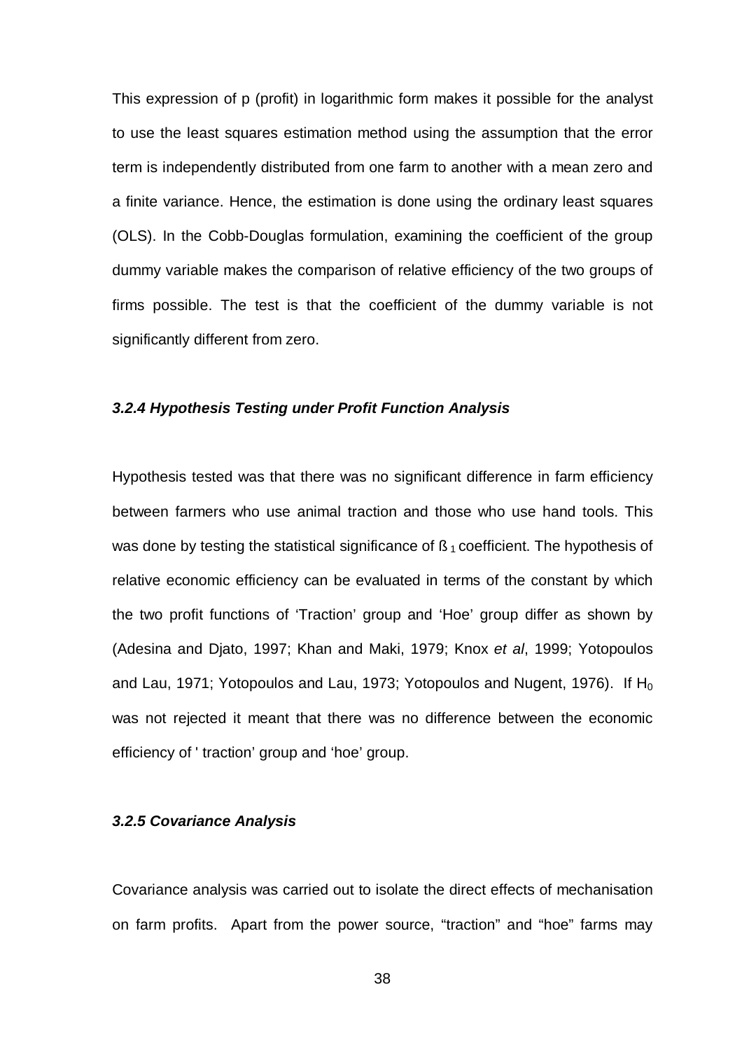This expression of p (profit) in logarithmic form makes it possible for the analyst to use the least squares estimation method using the assumption that the error term is independently distributed from one farm to another with a mean zero and a finite variance. Hence, the estimation is done using the ordinary least squares (OLS). In the Cobb-Douglas formulation, examining the coefficient of the group dummy variable makes the comparison of relative efficiency of the two groups of firms possible. The test is that the coefficient of the dummy variable is not significantly different from zero.

### *3.2.4 Hypothesis Testing under Profit Function Analysis*

Hypothesis tested was that there was no significant difference in farm efficiency between farmers who use animal traction and those who use hand tools. This was done by testing the statistical significance of $ß_1$ coefficient. The hypothesis of relative economic efficiency can be evaluated in terms of the constant by which the two profit functions of 'Traction' group and 'Hoe' group differ as shown by (Adesina and Djato, 1997; Khan and Maki, 1979; Knox *et al*, 1999; Yotopoulos and Lau, 1971; Yotopoulos and Lau, 1973; Yotopoulos and Nugent, 1976). If $H_0$ was not rejected it meant that there was no difference between the economic efficiency of ' traction' group and 'hoe' group.

### *3.2.5 Covariance Analysis*

Covariance analysis was carried out to isolate the direct effects of mechanisation on farm profits. Apart from the power source, "traction" and "hoe" farms may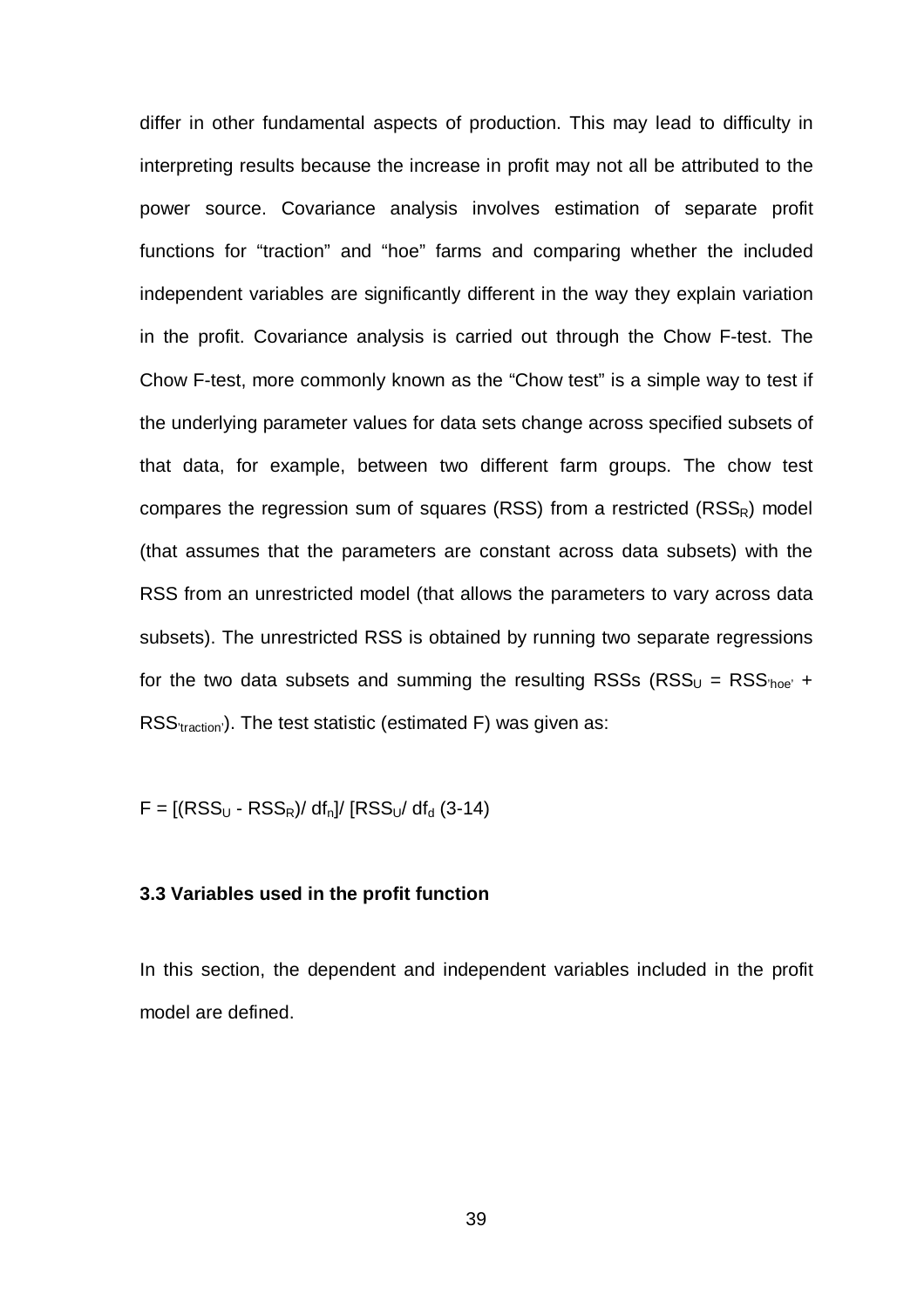differ in other fundamental aspects of production. This may lead to difficulty in interpreting results because the increase in profit may not all be attributed to the power source. Covariance analysis involves estimation of separate profit functions for "traction" and "hoe" farms and comparing whether the included independent variables are significantly different in the way they explain variation in the profit. Covariance analysis is carried out through the Chow F-test. The Chow F-test, more commonly known as the "Chow test" is a simple way to test if the underlying parameter values for data sets change across specified subsets of that data, for example, between two different farm groups. The chow test compares the regression sum of squares (RSS) from a restricted ($RSS_R$) model (that assumes that the parameters are constant across data subsets) with the RSS from an unrestricted model (that allows the parameters to vary across data subsets). The unrestricted RSS is obtained by running two separate regressions for the two data subsets and summing the resulting RSSs ($RSS_U = RSS_{'hoe'} + RSS_{'traction'}$). The test statistic (estimated F) was given as:

$$F = [(RSS_U - RSS_R)/ df_n]/ [RSS_U/ df_d \quad (3\text{-}14)$$

### 3.3 Variables used in the profit function

In this section, the dependent and independent variables included in the profit model are defined.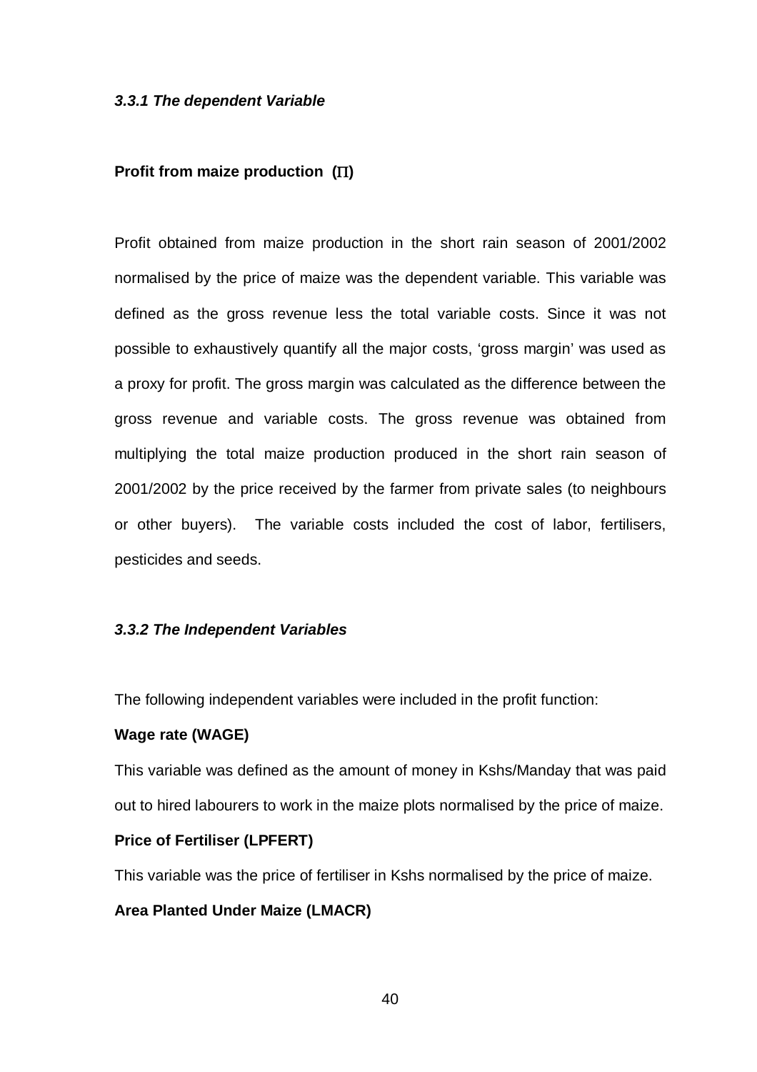### *3.3.1 The dependent Variable*

**Profit from maize production ($\Pi$)**

Profit obtained from maize production in the short rain season of 2001/2002 normalised by the price of maize was the dependent variable. This variable was defined as the gross revenue less the total variable costs. Since it was not possible to exhaustively quantify all the major costs, 'gross margin' was used as a proxy for profit. The gross margin was calculated as the difference between the gross revenue and variable costs. The gross revenue was obtained from multiplying the total maize production produced in the short rain season of 2001/2002 by the price received by the farmer from private sales (to neighbours or other buyers). The variable costs included the cost of labor, fertilisers, pesticides and seeds.

### *3.3.2 The Independent Variables*

The following independent variables were included in the profit function:

**Wage rate (WAGE)**

This variable was defined as the amount of money in Kshs/Manday that was paid out to hired labourers to work in the maize plots normalised by the price of maize.

**Price of Fertiliser (LPFERT)**

This variable was the price of fertiliser in Kshs normalised by the price of maize.

**Area Planted Under Maize (LMACR)**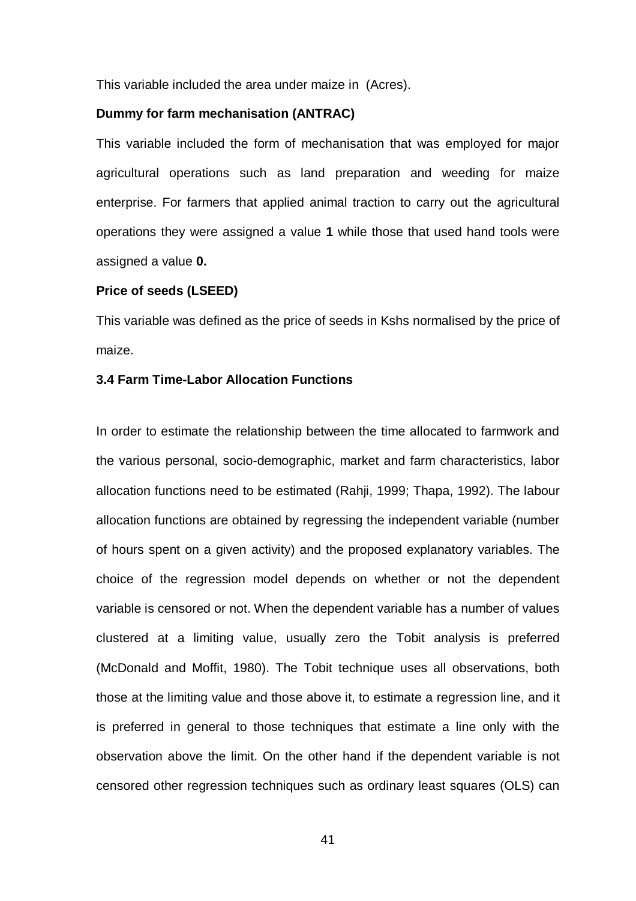This variable included the area under maize in  (Acres).

**Dummy for farm mechanisation (ANTRAC)**

This variable included the form of mechanisation that was employed for major agricultural operations such as land preparation and weeding for maize enterprise. For farmers that applied animal traction to carry out the agricultural operations they were assigned a value **1** while those that used hand tools were assigned a value **0.**

**Price of seeds (LSEED)**

This variable was defined as the price of seeds in Kshs normalised by the price of maize.

### 3.4 Farm Time-Labor Allocation Functions

In order to estimate the relationship between the time allocated to farmwork and the various personal, socio-demographic, market and farm characteristics, labor allocation functions need to be estimated (Rahji, 1999; Thapa, 1992). The labour allocation functions are obtained by regressing the independent variable (number of hours spent on a given activity) and the proposed explanatory variables. The choice of the regression model depends on whether or not the dependent variable is censored or not. When the dependent variable has a number of values clustered at a limiting value, usually zero the Tobit analysis is preferred (McDonald and Moffit, 1980). The Tobit technique uses all observations, both those at the limiting value and those above it, to estimate a regression line, and it is preferred in general to those techniques that estimate a line only with the observation above the limit. On the other hand if the dependent variable is not censored other regression techniques such as ordinary least squares (OLS) can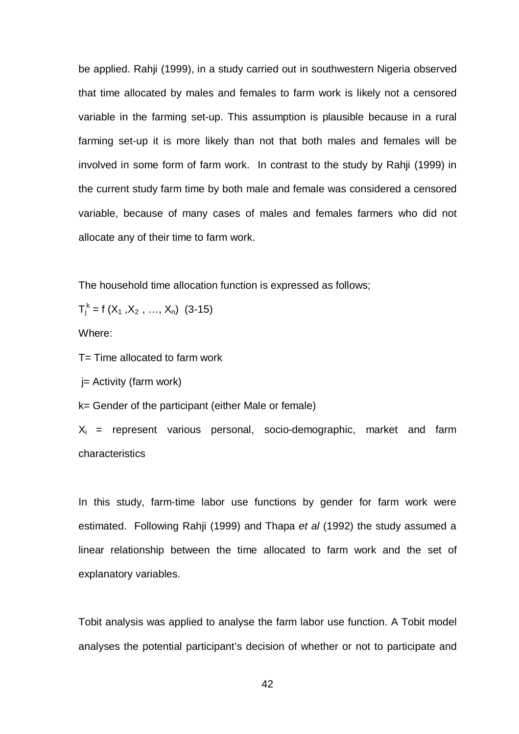be applied. Rahji (1999), in a study carried out in southwestern Nigeria observed that time allocated by males and females to farm work is likely not a censored variable in the farming set-up. This assumption is plausible because in a rural farming set-up it is more likely than not that both males and females will be involved in some form of farm work. In contrast to the study by Rahji (1999) in the current study farm time by both male and female was considered a censored variable, because of many cases of males and females farmers who did not allocate any of their time to farm work.

The household time allocation function is expressed as follows;

$T_j^k = f(X_1, X_2, \ldots, X_n)$ (3-15)

Where:

T= Time allocated to farm work

j= Activity (farm work)

k= Gender of the participant (either Male or female)

$X_i$ = represent various personal, socio-demographic, market and farm characteristics

In this study, farm-time labor use functions by gender for farm work were estimated. Following Rahji (1999) and Thapa *et al* (1992) the study assumed a linear relationship between the time allocated to farm work and the set of explanatory variables.

Tobit analysis was applied to analyse the farm labor use function. A Tobit model analyses the potential participant's decision of whether or not to participate and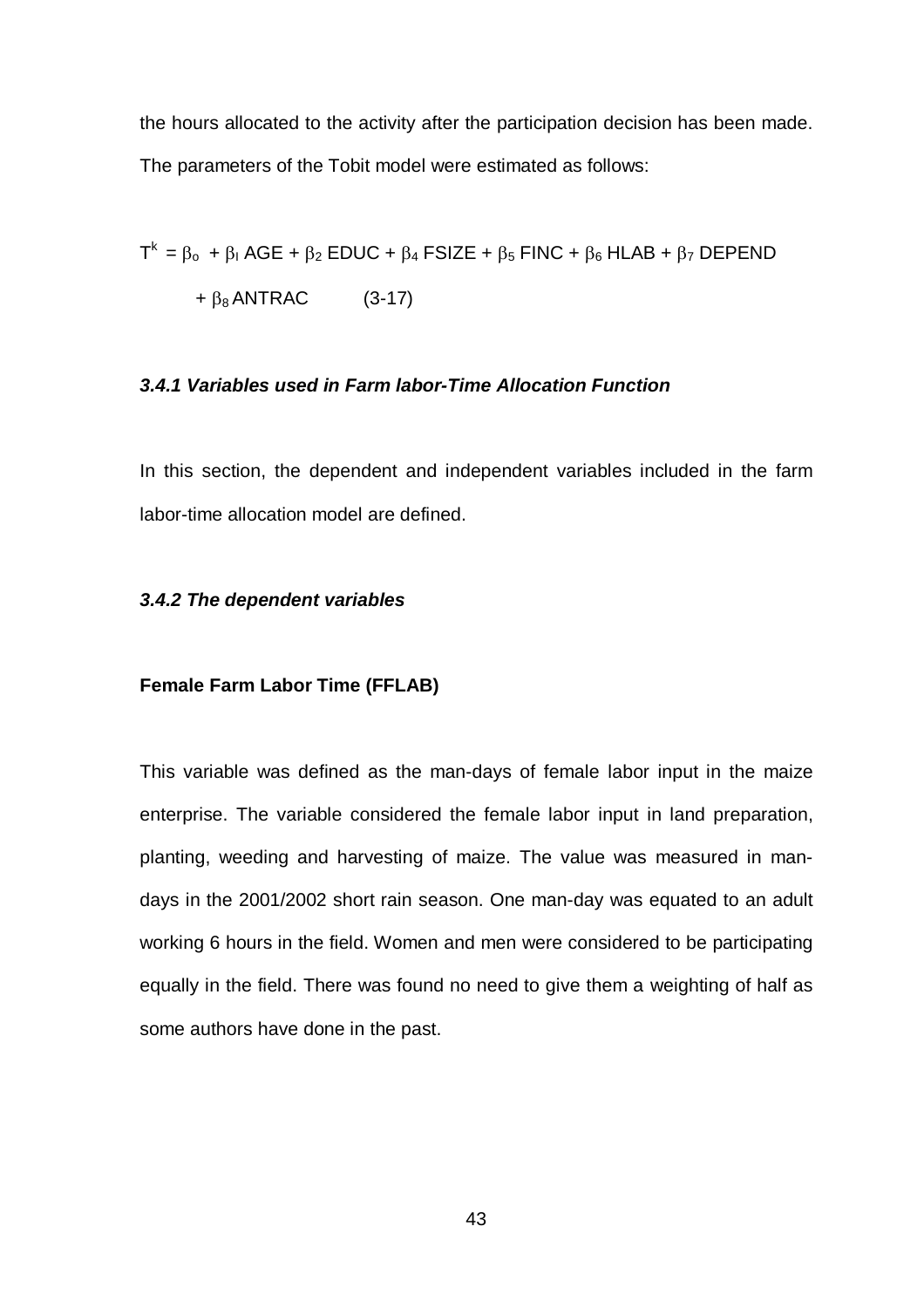the hours allocated to the activity after the participation decision has been made. The parameters of the Tobit model were estimated as follows:

$$T^k = \beta_o + \beta_I \text{ AGE} + \beta_2 \text{ EDUC} + \beta_4 \text{ FSIZE} + \beta_5 \text{ FINC} + \beta_6 \text{ HLAB} + \beta_7 \text{ DEPEND} + \beta_8 \text{ ANTRAC} \qquad (3\text{-}17)$$

### *3.4.1 Variables used in Farm labor-Time Allocation Function*

In this section, the dependent and independent variables included in the farm labor-time allocation model are defined.

### *3.4.2 The dependent variables*

**Female Farm Labor Time (FFLAB)**

This variable was defined as the man-days of female labor input in the maize enterprise. The variable considered the female labor input in land preparation, planting, weeding and harvesting of maize. The value was measured in man-days in the 2001/2002 short rain season. One man-day was equated to an adult working 6 hours in the field. Women and men were considered to be participating equally in the field. There was found no need to give them a weighting of half as some authors have done in the past.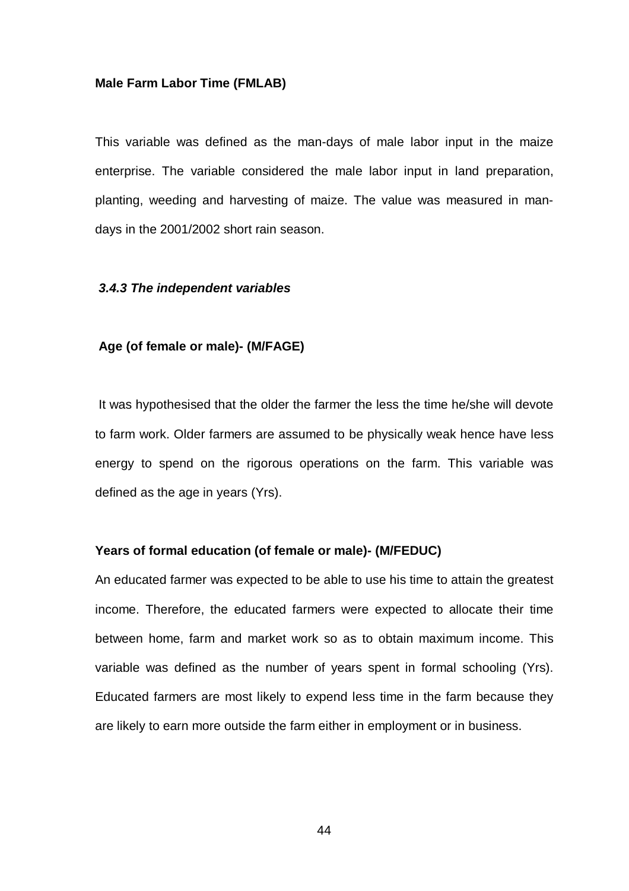**Male Farm Labor Time (FMLAB)**

This variable was defined as the man-days of male labor input in the maize enterprise. The variable considered the male labor input in land preparation, planting, weeding and harvesting of maize. The value was measured in man-days in the 2001/2002 short rain season.

### *3.4.3 The independent variables*

**Age (of female or male)- (M/FAGE)**

It was hypothesised that the older the farmer the less the time he/she will devote to farm work. Older farmers are assumed to be physically weak hence have less energy to spend on the rigorous operations on the farm. This variable was defined as the age in years (Yrs).

**Years of formal education (of female or male)- (M/FEDUC)**

An educated farmer was expected to be able to use his time to attain the greatest income. Therefore, the educated farmers were expected to allocate their time between home, farm and market work so as to obtain maximum income. This variable was defined as the number of years spent in formal schooling (Yrs). Educated farmers are most likely to expend less time in the farm because they are likely to earn more outside the farm either in employment or in business.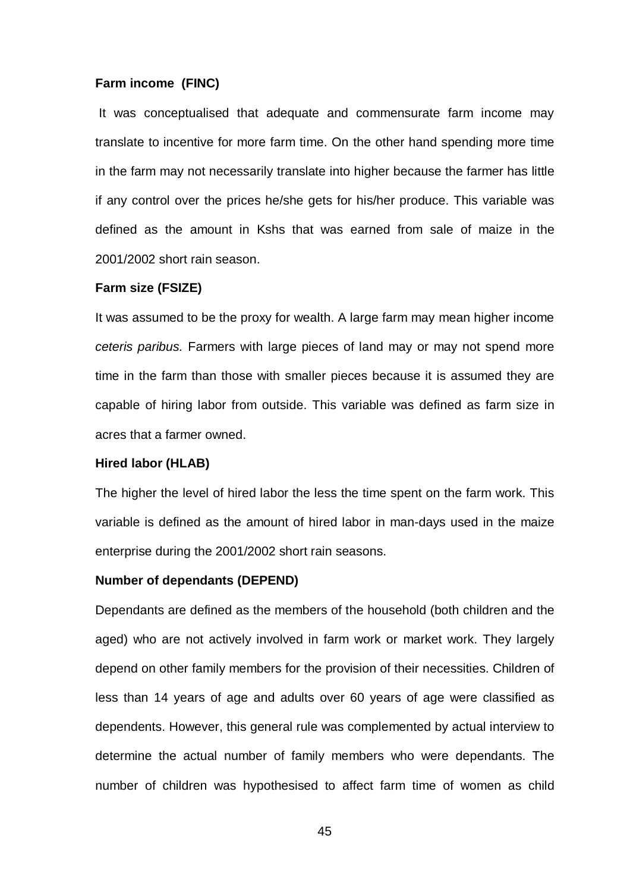**Farm income (FINC)**

It was conceptualised that adequate and commensurate farm income may translate to incentive for more farm time. On the other hand spending more time in the farm may not necessarily translate into higher because the farmer has little if any control over the prices he/she gets for his/her produce. This variable was defined as the amount in Kshs that was earned from sale of maize in the 2001/2002 short rain season.

**Farm size (FSIZE)**

It was assumed to be the proxy for wealth. A large farm may mean higher income *ceteris paribus.* Farmers with large pieces of land may or may not spend more time in the farm than those with smaller pieces because it is assumed they are capable of hiring labor from outside. This variable was defined as farm size in acres that a farmer owned.

**Hired labor (HLAB)**

The higher the level of hired labor the less the time spent on the farm work. This variable is defined as the amount of hired labor in man-days used in the maize enterprise during the 2001/2002 short rain seasons.

**Number of dependants (DEPEND)**

Dependants are defined as the members of the household (both children and the aged) who are not actively involved in farm work or market work. They largely depend on other family members for the provision of their necessities. Children of less than 14 years of age and adults over 60 years of age were classified as dependents. However, this general rule was complemented by actual interview to determine the actual number of family members who were dependants. The number of children was hypothesised to affect farm time of women as child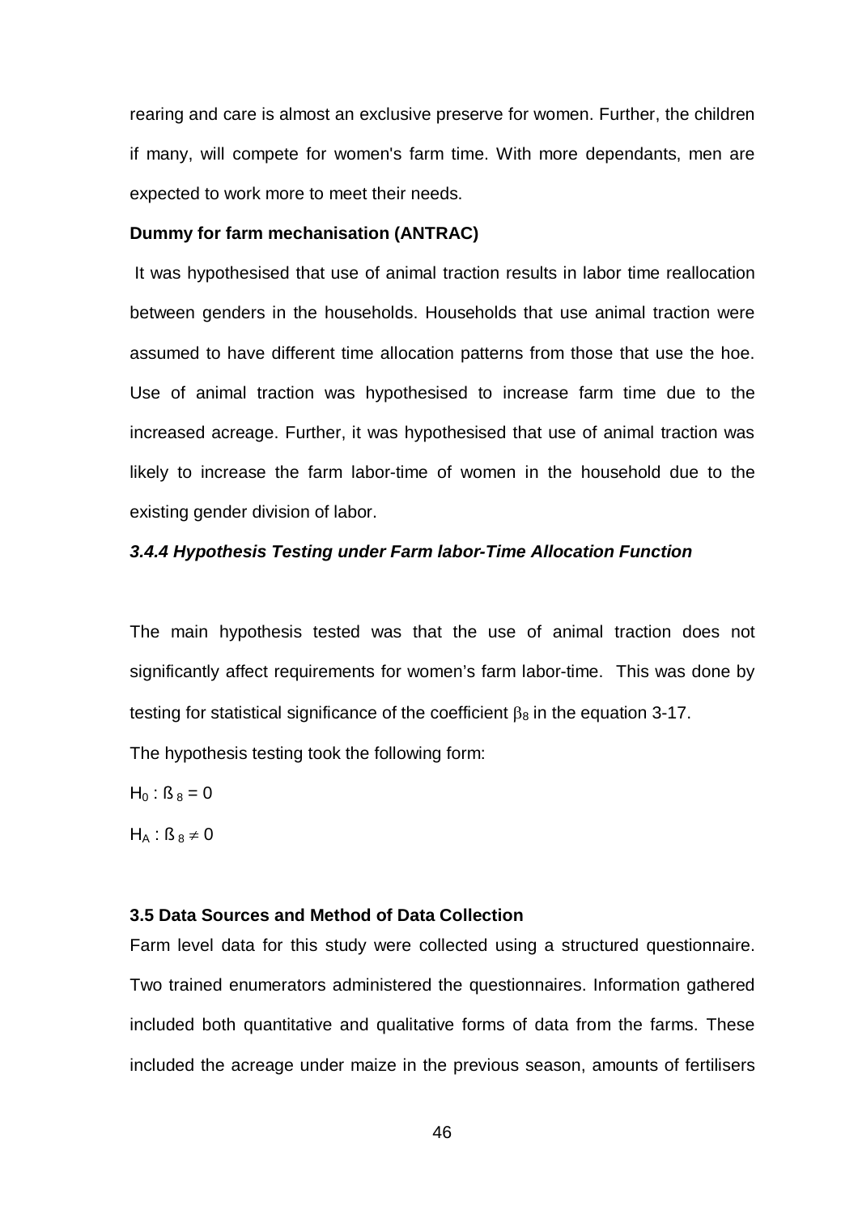rearing and care is almost an exclusive preserve for women. Further, the children if many, will compete for women's farm time. With more dependants, men are expected to work more to meet their needs.

**Dummy for farm mechanisation (ANTRAC)**

It was hypothesised that use of animal traction results in labor time reallocation between genders in the households. Households that use animal traction were assumed to have different time allocation patterns from those that use the hoe. Use of animal traction was hypothesised to increase farm time due to the increased acreage. Further, it was hypothesised that use of animal traction was likely to increase the farm labor-time of women in the household due to the existing gender division of labor.

### *3.4.4 Hypothesis Testing under Farm labor-Time Allocation Function*

The main hypothesis tested was that the use of animal traction does not significantly affect requirements for women's farm labor-time. This was done by testing for statistical significance of the coefficient $\beta_8$ in the equation 3-17.

The hypothesis testing took the following form:

$H_0 : \beta_8 = 0$

$H_A : \beta_8 \neq 0$

### 3.5 Data Sources and Method of Data Collection

Farm level data for this study were collected using a structured questionnaire. Two trained enumerators administered the questionnaires. Information gathered included both quantitative and qualitative forms of data from the farms. These included the acreage under maize in the previous season, amounts of fertilisers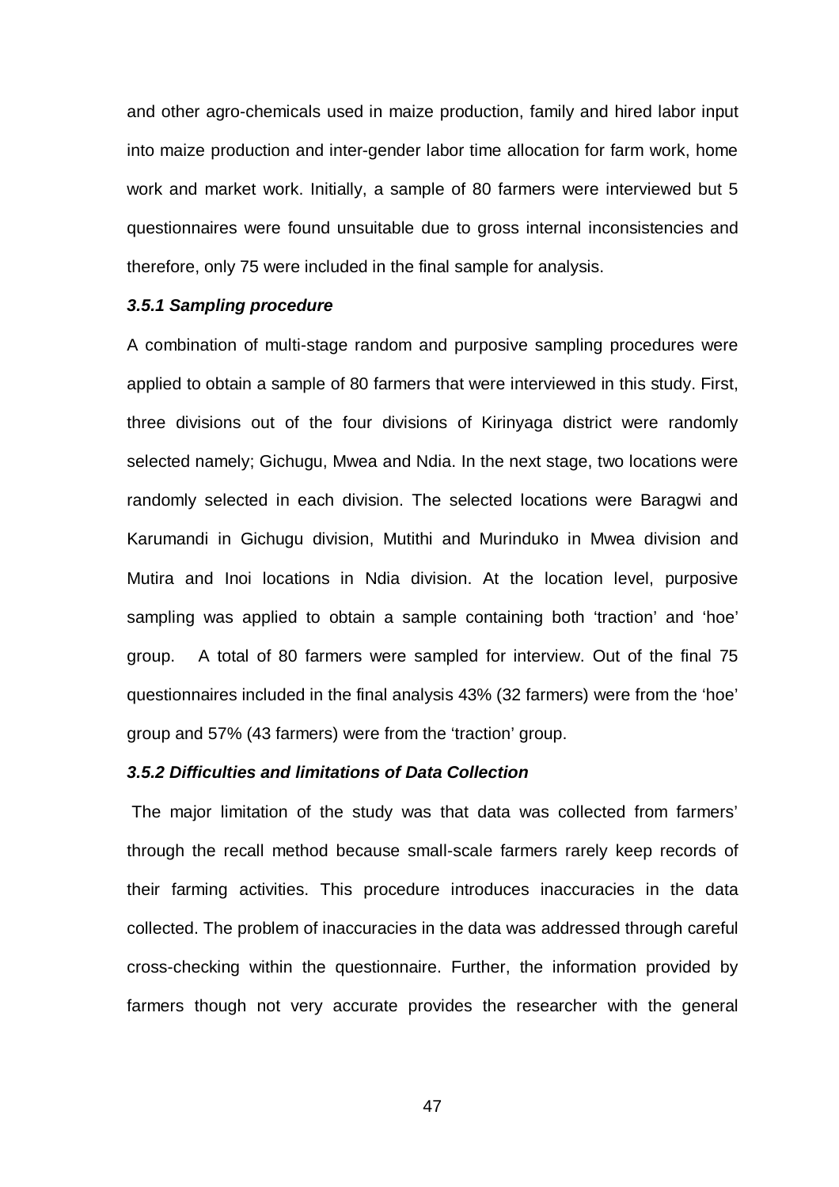and other agro-chemicals used in maize production, family and hired labor input into maize production and inter-gender labor time allocation for farm work, home work and market work. Initially, a sample of 80 farmers were interviewed but 5 questionnaires were found unsuitable due to gross internal inconsistencies and therefore, only 75 were included in the final sample for analysis.

### *3.5.1 Sampling procedure*

A combination of multi-stage random and purposive sampling procedures were applied to obtain a sample of 80 farmers that were interviewed in this study. First, three divisions out of the four divisions of Kirinyaga district were randomly selected namely; Gichugu, Mwea and Ndia. In the next stage, two locations were randomly selected in each division. The selected locations were Baragwi and Karumandi in Gichugu division, Mutithi and Murinduko in Mwea division and Mutira and Inoi locations in Ndia division. At the location level, purposive sampling was applied to obtain a sample containing both 'traction' and 'hoe' group. A total of 80 farmers were sampled for interview. Out of the final 75 questionnaires included in the final analysis 43% (32 farmers) were from the 'hoe' group and 57% (43 farmers) were from the 'traction' group.

### *3.5.2 Difficulties and limitations of Data Collection*

The major limitation of the study was that data was collected from farmers' through the recall method because small-scale farmers rarely keep records of their farming activities. This procedure introduces inaccuracies in the data collected. The problem of inaccuracies in the data was addressed through careful cross-checking within the questionnaire. Further, the information provided by farmers though not very accurate provides the researcher with the general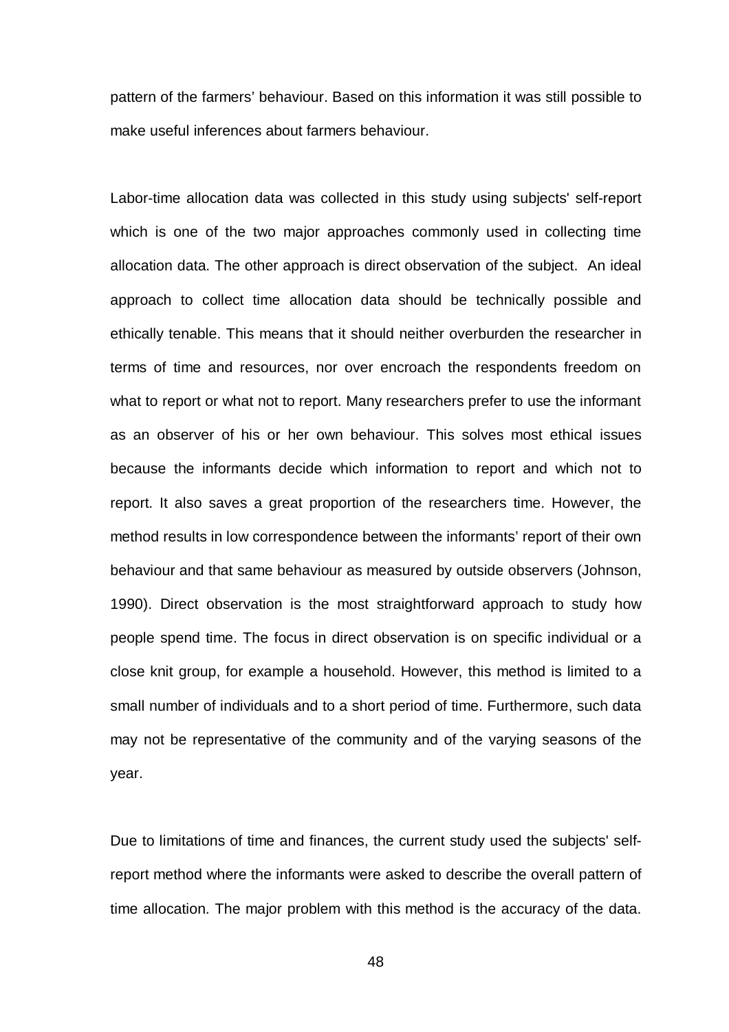pattern of the farmers' behaviour. Based on this information it was still possible to make useful inferences about farmers behaviour.

Labor-time allocation data was collected in this study using subjects' self-report which is one of the two major approaches commonly used in collecting time allocation data. The other approach is direct observation of the subject. An ideal approach to collect time allocation data should be technically possible and ethically tenable. This means that it should neither overburden the researcher in terms of time and resources, nor over encroach the respondents freedom on what to report or what not to report. Many researchers prefer to use the informant as an observer of his or her own behaviour. This solves most ethical issues because the informants decide which information to report and which not to report. It also saves a great proportion of the researchers time. However, the method results in low correspondence between the informants' report of their own behaviour and that same behaviour as measured by outside observers (Johnson, 1990). Direct observation is the most straightforward approach to study how people spend time. The focus in direct observation is on specific individual or a close knit group, for example a household. However, this method is limited to a small number of individuals and to a short period of time. Furthermore, such data may not be representative of the community and of the varying seasons of the year.

Due to limitations of time and finances, the current study used the subjects' self-report method where the informants were asked to describe the overall pattern of time allocation. The major problem with this method is the accuracy of the data.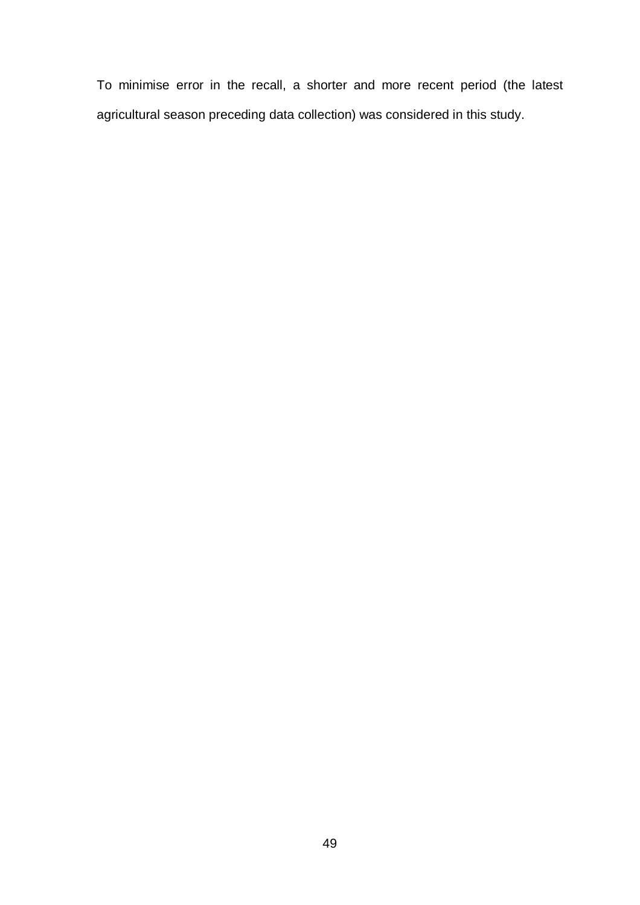To minimise error in the recall, a shorter and more recent period (the latest agricultural season preceding data collection) was considered in this study.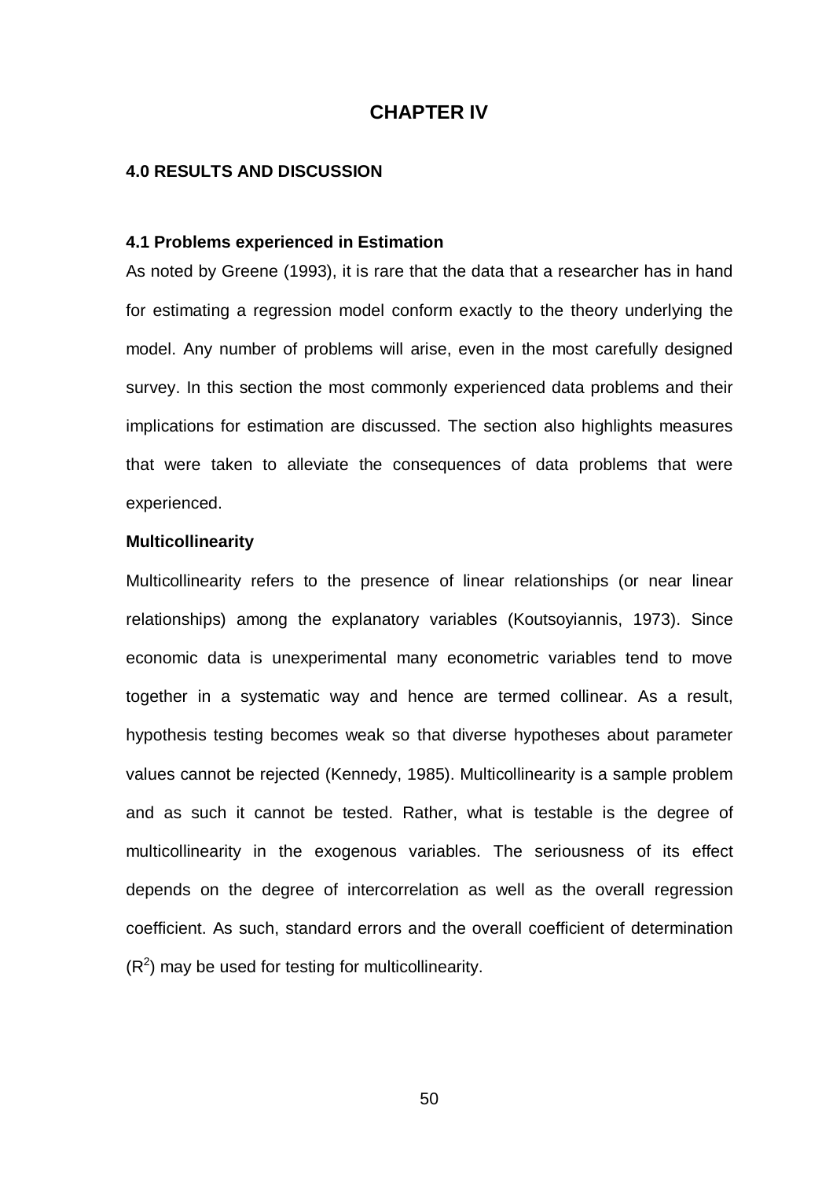# CHAPTER IV

## 4.0 RESULTS AND DISCUSSION

### 4.1 Problems experienced in Estimation

As noted by Greene (1993), it is rare that the data that a researcher has in hand for estimating a regression model conform exactly to the theory underlying the model. Any number of problems will arise, even in the most carefully designed survey. In this section the most commonly experienced data problems and their implications for estimation are discussed. The section also highlights measures that were taken to alleviate the consequences of data problems that were experienced.

**Multicollinearity**

Multicollinearity refers to the presence of linear relationships (or near linear relationships) among the explanatory variables (Koutsoyiannis, 1973). Since economic data is unexperimental many econometric variables tend to move together in a systematic way and hence are termed collinear. As a result, hypothesis testing becomes weak so that diverse hypotheses about parameter values cannot be rejected (Kennedy, 1985). Multicollinearity is a sample problem and as such it cannot be tested. Rather, what is testable is the degree of multicollinearity in the exogenous variables. The seriousness of its effect depends on the degree of intercorrelation as well as the overall regression coefficient. As such, standard errors and the overall coefficient of determination ($R^2$) may be used for testing for multicollinearity.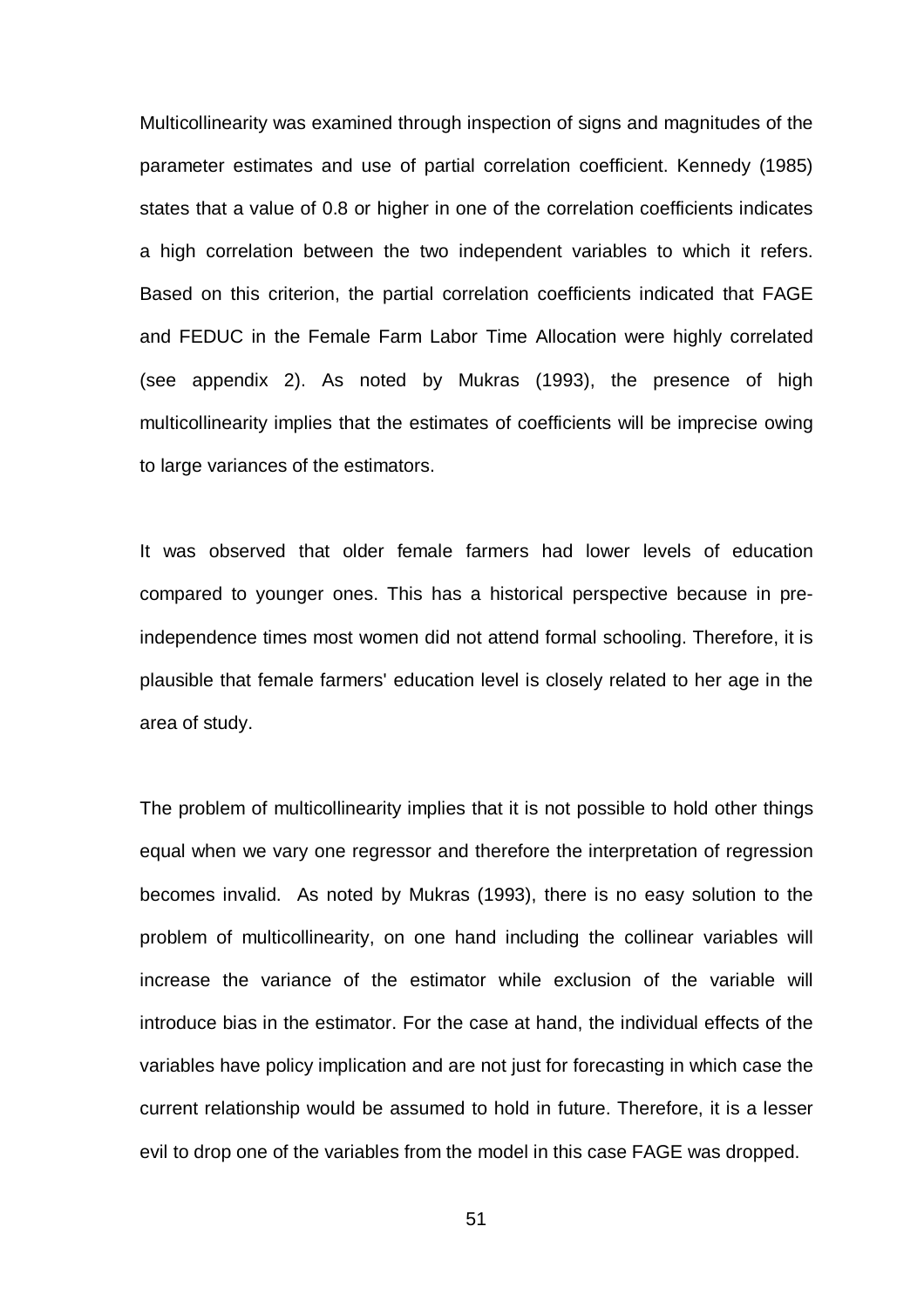Multicollinearity was examined through inspection of signs and magnitudes of the parameter estimates and use of partial correlation coefficient. Kennedy (1985) states that a value of 0.8 or higher in one of the correlation coefficients indicates a high correlation between the two independent variables to which it refers. Based on this criterion, the partial correlation coefficients indicated that FAGE and FEDUC in the Female Farm Labor Time Allocation were highly correlated (see appendix 2). As noted by Mukras (1993), the presence of high multicollinearity implies that the estimates of coefficients will be imprecise owing to large variances of the estimators.

It was observed that older female farmers had lower levels of education compared to younger ones. This has a historical perspective because in pre-independence times most women did not attend formal schooling. Therefore, it is plausible that female farmers' education level is closely related to her age in the area of study.

The problem of multicollinearity implies that it is not possible to hold other things equal when we vary one regressor and therefore the interpretation of regression becomes invalid. As noted by Mukras (1993), there is no easy solution to the problem of multicollinearity, on one hand including the collinear variables will increase the variance of the estimator while exclusion of the variable will introduce bias in the estimator. For the case at hand, the individual effects of the variables have policy implication and are not just for forecasting in which case the current relationship would be assumed to hold in future. Therefore, it is a lesser evil to drop one of the variables from the model in this case FAGE was dropped.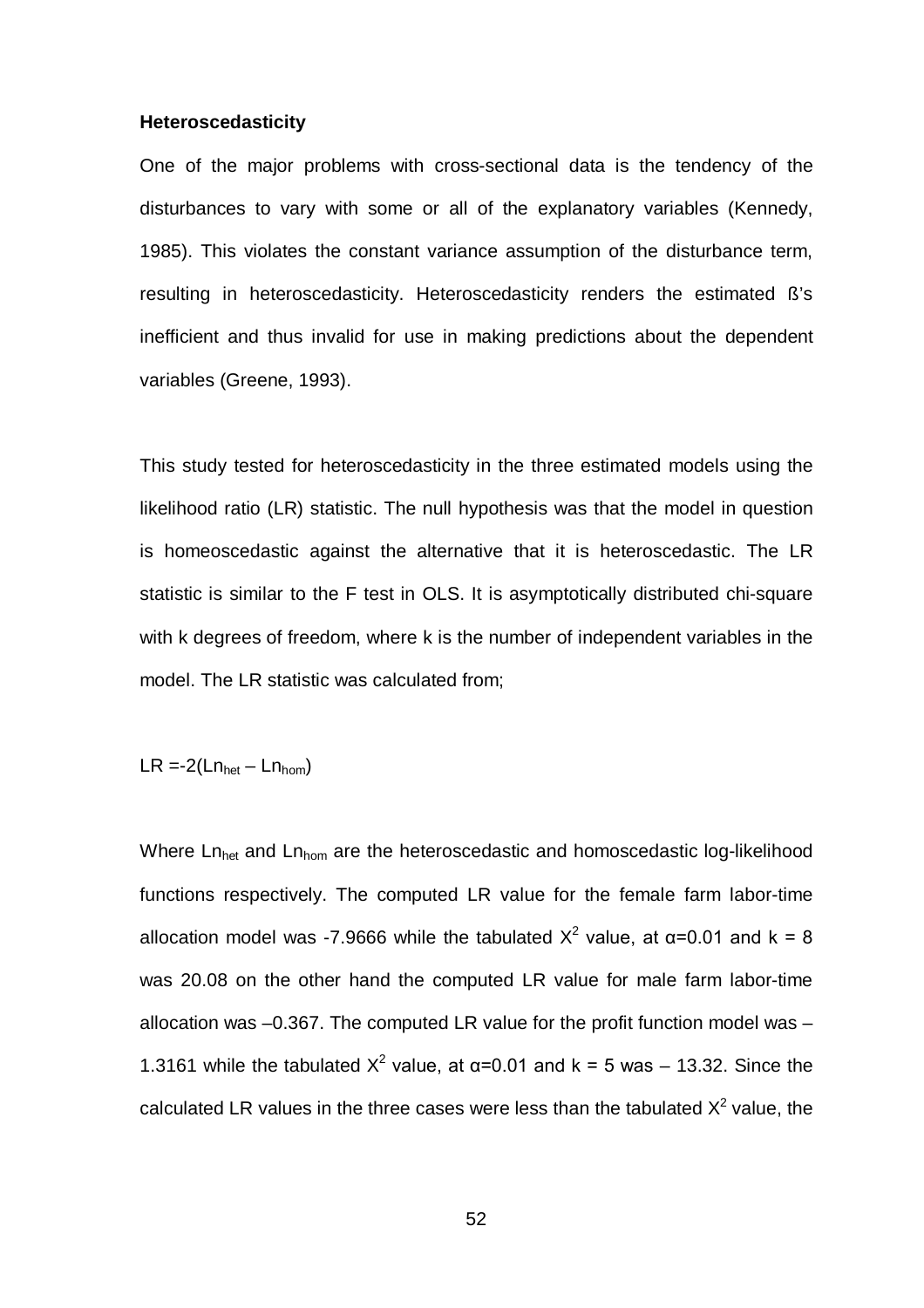**Heteroscedasticity**

One of the major problems with cross-sectional data is the tendency of the disturbances to vary with some or all of the explanatory variables (Kennedy, 1985). This violates the constant variance assumption of the disturbance term, resulting in heteroscedasticity. Heteroscedasticity renders the estimated ß's inefficient and thus invalid for use in making predictions about the dependent variables (Greene, 1993).

This study tested for heteroscedasticity in the three estimated models using the likelihood ratio (LR) statistic. The null hypothesis was that the model in question is homeoscedastic against the alternative that it is heteroscedastic. The LR statistic is similar to the F test in OLS. It is asymptotically distributed chi-square with k degrees of freedom, where k is the number of independent variables in the model. The LR statistic was calculated from;

$$LR = -2(Ln_{het} - Ln_{hom})$$

Where $Ln_{het}$ and $Ln_{hom}$ are the heteroscedastic and homoscedastic log-likelihood functions respectively. The computed LR value for the female farm labor-time allocation model was -7.9666 while the tabulated $X^2$ value, at $\alpha$=0.01 and k = 8 was 20.08 on the other hand the computed LR value for male farm labor-time allocation was –0.367. The computed LR value for the profit function model was –1.3161 while the tabulated $X^2$ value, at $\alpha$=0.01 and k = 5 was – 13.32. Since the calculated LR values in the three cases were less than the tabulated $X^2$ value, the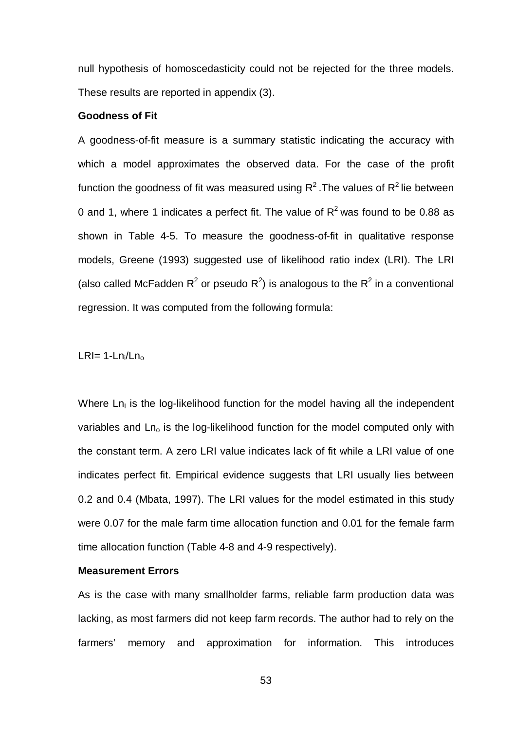null hypothesis of homoscedasticity could not be rejected for the three models. These results are reported in appendix (3).

**Goodness of Fit**

A goodness-of-fit measure is a summary statistic indicating the accuracy with which a model approximates the observed data. For the case of the profit function the goodness of fit was measured using $R^2$ .The values of $R^2$ lie between 0 and 1, where 1 indicates a perfect fit. The value of $R^2$ was found to be 0.88 as shown in Table 4-5. To measure the goodness-of-fit in qualitative response models, Greene (1993) suggested use of likelihood ratio index (LRI). The LRI (also called McFadden $R^2$ or pseudo $R^2$) is analogous to the $R^2$ in a conventional regression. It was computed from the following formula:

$$LRI = 1 - Ln_l / Ln_o$$

Where $Ln_l$ is the log-likelihood function for the model having all the independent variables and $Ln_o$ is the log-likelihood function for the model computed only with the constant term. A zero LRI value indicates lack of fit while a LRI value of one indicates perfect fit. Empirical evidence suggests that LRI usually lies between 0.2 and 0.4 (Mbata, 1997). The LRI values for the model estimated in this study were 0.07 for the male farm time allocation function and 0.01 for the female farm time allocation function (Table 4-8 and 4-9 respectively).

**Measurement Errors**

As is the case with many smallholder farms, reliable farm production data was lacking, as most farmers did not keep farm records. The author had to rely on the farmers' memory and approximation for information. This introduces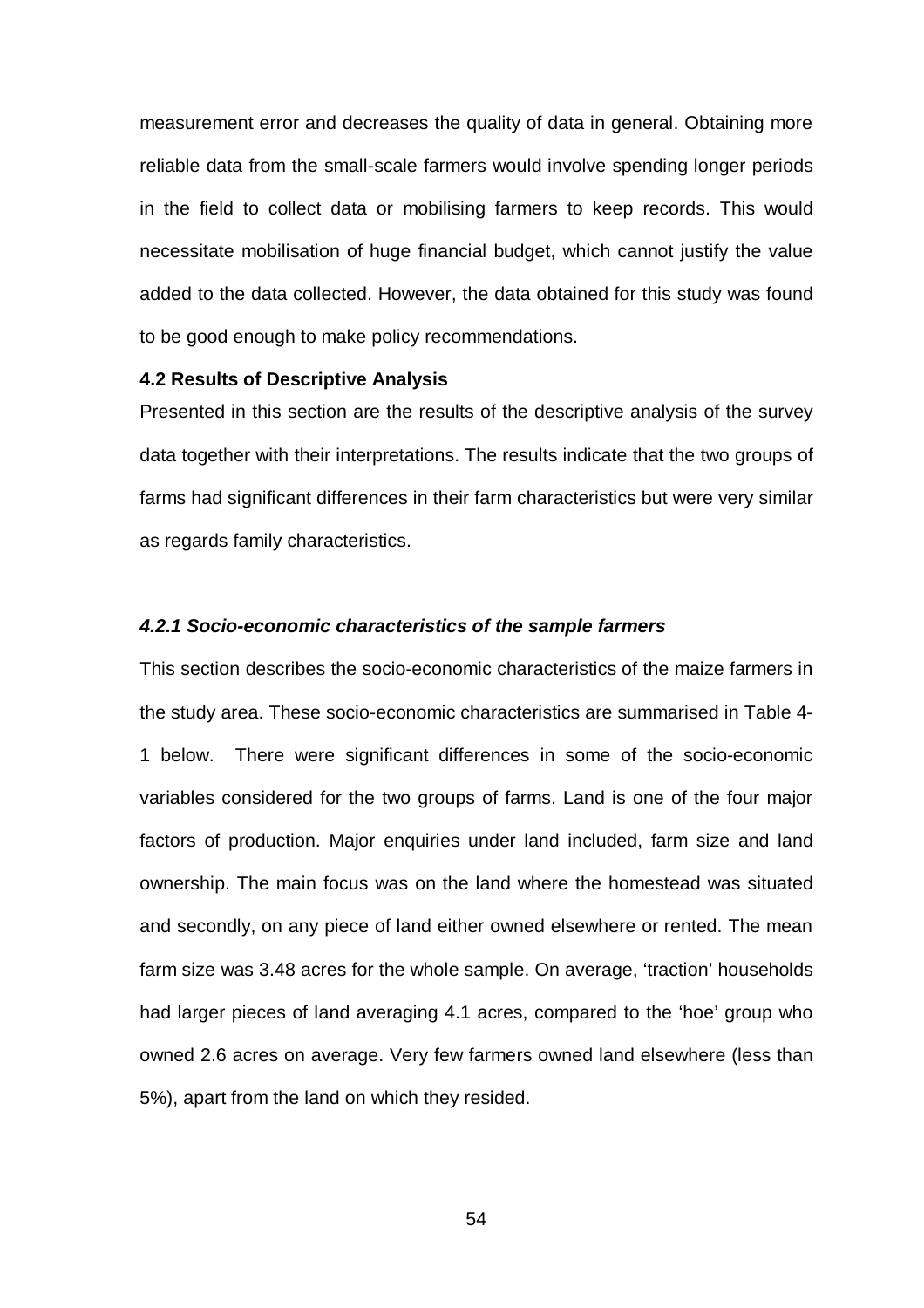measurement error and decreases the quality of data in general. Obtaining more reliable data from the small-scale farmers would involve spending longer periods in the field to collect data or mobilising farmers to keep records. This would necessitate mobilisation of huge financial budget, which cannot justify the value added to the data collected. However, the data obtained for this study was found to be good enough to make policy recommendations.

### 4.2 Results of Descriptive Analysis

Presented in this section are the results of the descriptive analysis of the survey data together with their interpretations. The results indicate that the two groups of farms had significant differences in their farm characteristics but were very similar as regards family characteristics.

#### *4.2.1 Socio-economic characteristics of the sample farmers*

This section describes the socio-economic characteristics of the maize farmers in the study area. These socio-economic characteristics are summarised in Table 4-1 below. There were significant differences in some of the socio-economic variables considered for the two groups of farms. Land is one of the four major factors of production. Major enquiries under land included, farm size and land ownership. The main focus was on the land where the homestead was situated and secondly, on any piece of land either owned elsewhere or rented. The mean farm size was 3.48 acres for the whole sample. On average, 'traction' households had larger pieces of land averaging 4.1 acres, compared to the 'hoe' group who owned 2.6 acres on average. Very few farmers owned land elsewhere (less than 5%), apart from the land on which they resided.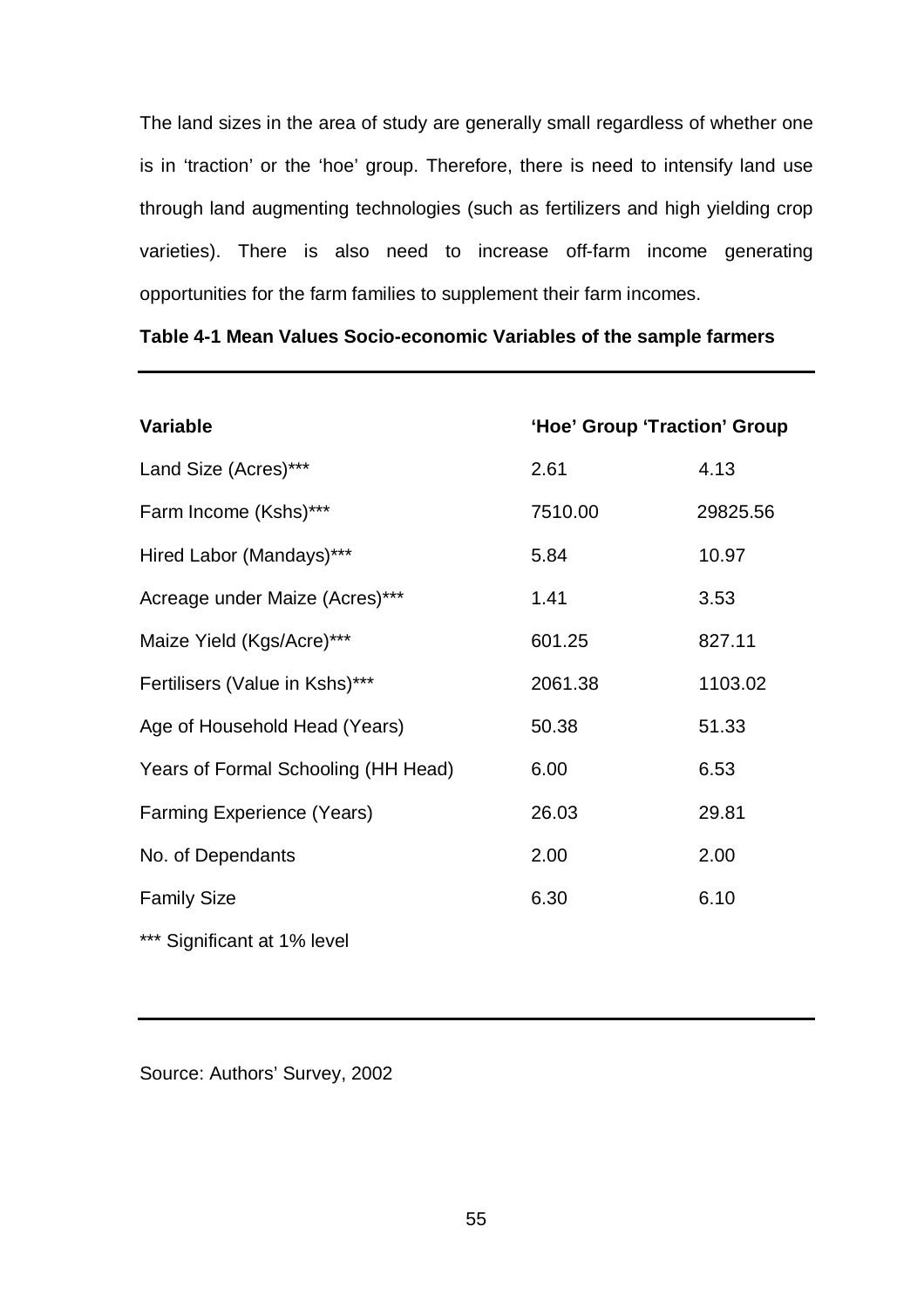The land sizes in the area of study are generally small regardless of whether one is in 'traction' or the 'hoe' group. Therefore, there is need to intensify land use through land augmenting technologies (such as fertilizers and high yielding crop varieties). There is also need to increase off-farm income generating opportunities for the farm families to supplement their farm incomes.

**Table 4-1 Mean Values Socio-economic Variables of the sample farmers**

| Variable | 'Hoe' Group | 'Traction' Group |
|---|---|---|
| Land Size (Acres)*** | 2.61 | 4.13 |
| Farm Income (Kshs)*** | 7510.00 | 29825.56 |
| Hired Labor (Mandays)*** | 5.84 | 10.97 |
| Acreage under Maize (Acres)*** | 1.41 | 3.53 |
| Maize Yield (Kgs/Acre)*** | 601.25 | 827.11 |
| Fertilisers (Value in Kshs)*** | 2061.38 | 1103.02 |
| Age of Household Head (Years) | 50.38 | 51.33 |
| Years of Formal Schooling (HH Head) | 6.00 | 6.53 |
| Farming Experience (Years) | 26.03 | 29.81 |
| No. of Dependants | 2.00 | 2.00 |
| Family Size | 6.30 | 6.10 |

*** Significant at 1% level

Source: Authors' Survey, 2002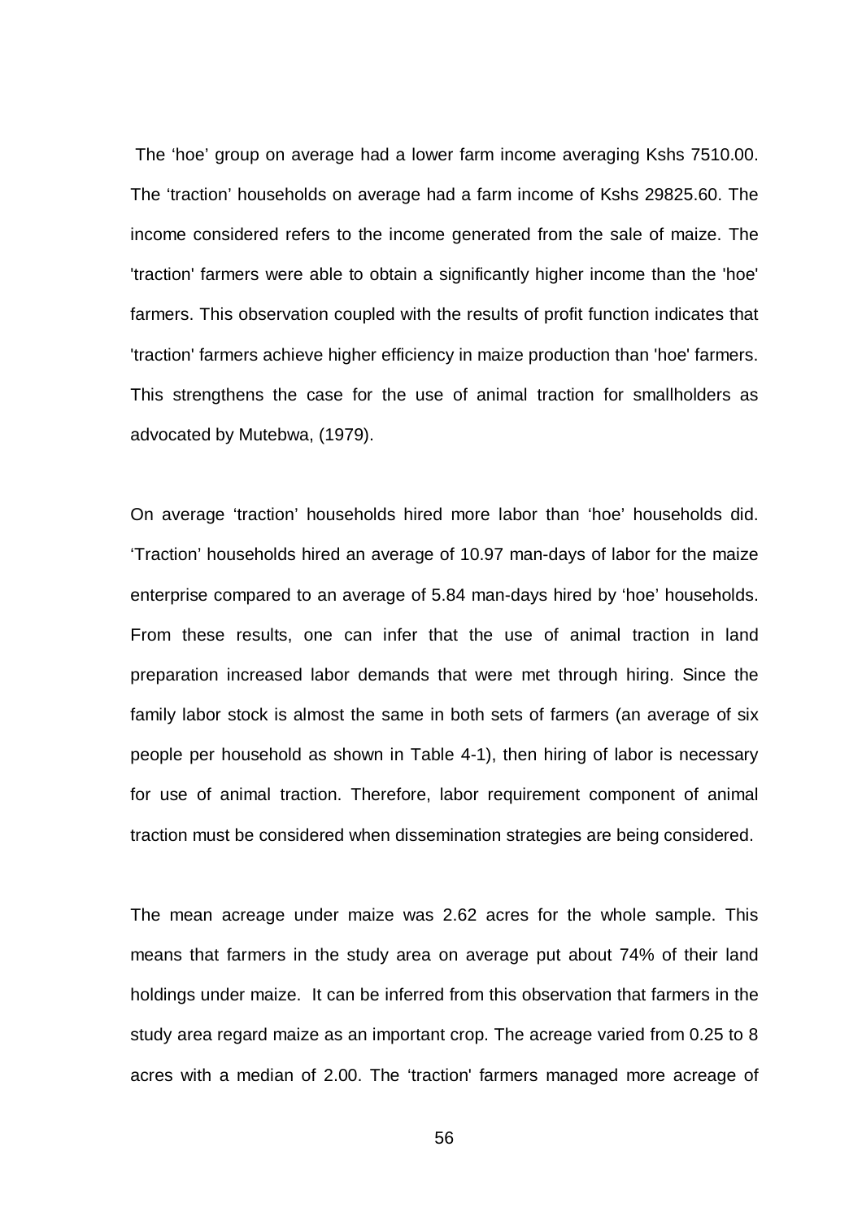The 'hoe' group on average had a lower farm income averaging Kshs 7510.00. The 'traction' households on average had a farm income of Kshs 29825.60. The income considered refers to the income generated from the sale of maize. The 'traction' farmers were able to obtain a significantly higher income than the 'hoe' farmers. This observation coupled with the results of profit function indicates that 'traction' farmers achieve higher efficiency in maize production than 'hoe' farmers. This strengthens the case for the use of animal traction for smallholders as advocated by Mutebwa, (1979).

On average 'traction' households hired more labor than 'hoe' households did. 'Traction' households hired an average of 10.97 man-days of labor for the maize enterprise compared to an average of 5.84 man-days hired by 'hoe' households. From these results, one can infer that the use of animal traction in land preparation increased labor demands that were met through hiring. Since the family labor stock is almost the same in both sets of farmers (an average of six people per household as shown in Table 4-1), then hiring of labor is necessary for use of animal traction. Therefore, labor requirement component of animal traction must be considered when dissemination strategies are being considered.

The mean acreage under maize was 2.62 acres for the whole sample. This means that farmers in the study area on average put about 74% of their land holdings under maize. It can be inferred from this observation that farmers in the study area regard maize as an important crop. The acreage varied from 0.25 to 8 acres with a median of 2.00. The 'traction' farmers managed more acreage of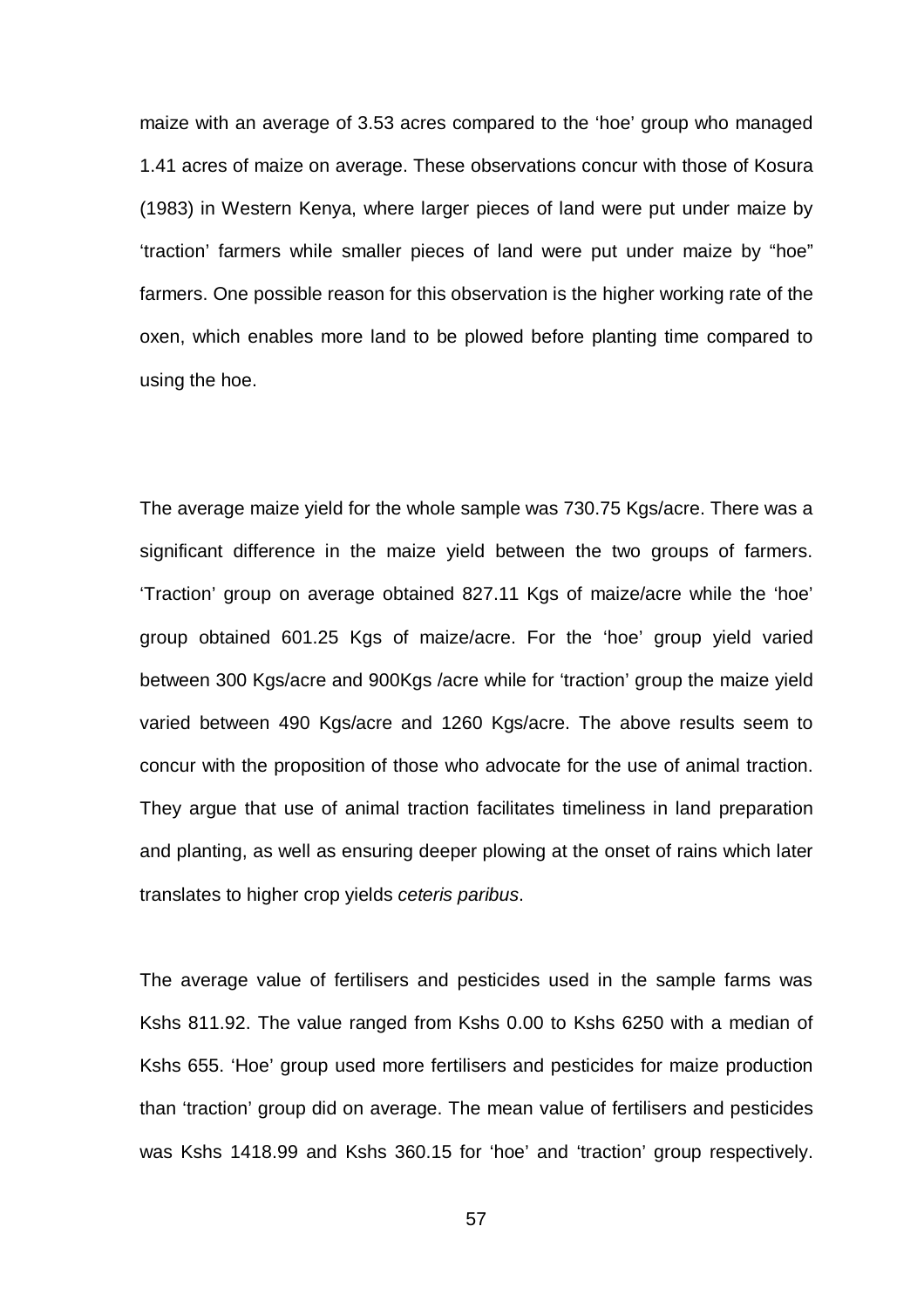maize with an average of 3.53 acres compared to the 'hoe' group who managed 1.41 acres of maize on average. These observations concur with those of Kosura (1983) in Western Kenya, where larger pieces of land were put under maize by 'traction' farmers while smaller pieces of land were put under maize by "hoe" farmers. One possible reason for this observation is the higher working rate of the oxen, which enables more land to be plowed before planting time compared to using the hoe.

The average maize yield for the whole sample was 730.75 Kgs/acre. There was a significant difference in the maize yield between the two groups of farmers. 'Traction' group on average obtained 827.11 Kgs of maize/acre while the 'hoe' group obtained 601.25 Kgs of maize/acre. For the 'hoe' group yield varied between 300 Kgs/acre and 900Kgs /acre while for 'traction' group the maize yield varied between 490 Kgs/acre and 1260 Kgs/acre. The above results seem to concur with the proposition of those who advocate for the use of animal traction. They argue that use of animal traction facilitates timeliness in land preparation and planting, as well as ensuring deeper plowing at the onset of rains which later translates to higher crop yields *ceteris paribus*.

The average value of fertilisers and pesticides used in the sample farms was Kshs 811.92. The value ranged from Kshs 0.00 to Kshs 6250 with a median of Kshs 655. 'Hoe' group used more fertilisers and pesticides for maize production than 'traction' group did on average. The mean value of fertilisers and pesticides was Kshs 1418.99 and Kshs 360.15 for 'hoe' and 'traction' group respectively.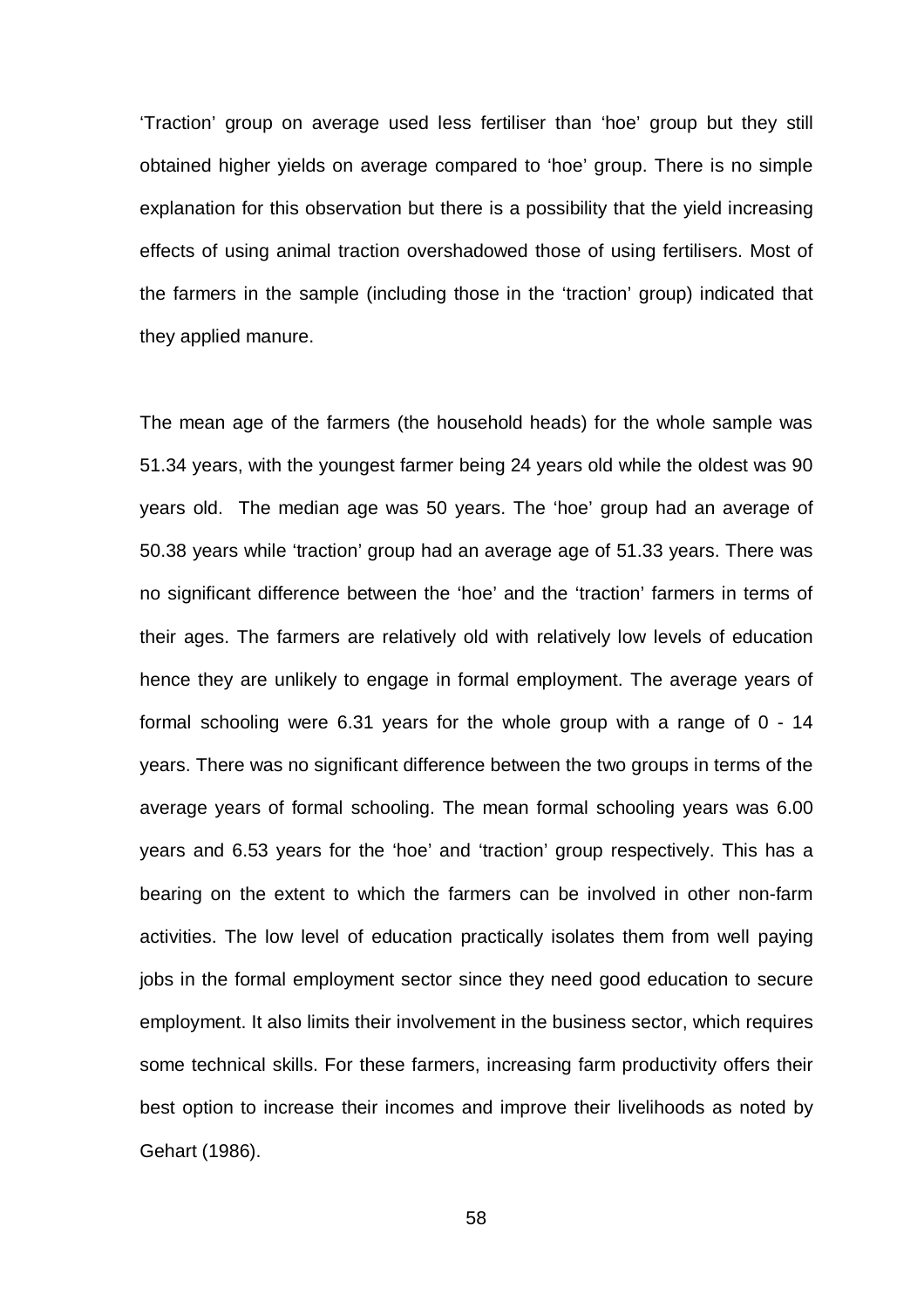'Traction' group on average used less fertiliser than 'hoe' group but they still obtained higher yields on average compared to 'hoe' group. There is no simple explanation for this observation but there is a possibility that the yield increasing effects of using animal traction overshadowed those of using fertilisers. Most of the farmers in the sample (including those in the 'traction' group) indicated that they applied manure.

The mean age of the farmers (the household heads) for the whole sample was 51.34 years, with the youngest farmer being 24 years old while the oldest was 90 years old. The median age was 50 years. The 'hoe' group had an average of 50.38 years while 'traction' group had an average age of 51.33 years. There was no significant difference between the 'hoe' and the 'traction' farmers in terms of their ages. The farmers are relatively old with relatively low levels of education hence they are unlikely to engage in formal employment. The average years of formal schooling were 6.31 years for the whole group with a range of 0 - 14 years. There was no significant difference between the two groups in terms of the average years of formal schooling. The mean formal schooling years was 6.00 years and 6.53 years for the 'hoe' and 'traction' group respectively. This has a bearing on the extent to which the farmers can be involved in other non-farm activities. The low level of education practically isolates them from well paying jobs in the formal employment sector since they need good education to secure employment. It also limits their involvement in the business sector, which requires some technical skills. For these farmers, increasing farm productivity offers their best option to increase their incomes and improve their livelihoods as noted by Gehart (1986).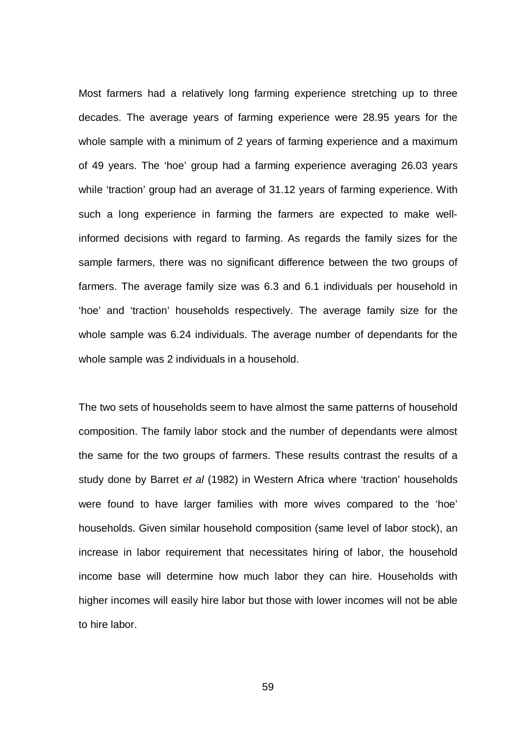Most farmers had a relatively long farming experience stretching up to three decades. The average years of farming experience were 28.95 years for the whole sample with a minimum of 2 years of farming experience and a maximum of 49 years. The 'hoe' group had a farming experience averaging 26.03 years while 'traction' group had an average of 31.12 years of farming experience. With such a long experience in farming the farmers are expected to make well-informed decisions with regard to farming. As regards the family sizes for the sample farmers, there was no significant difference between the two groups of farmers. The average family size was 6.3 and 6.1 individuals per household in 'hoe' and 'traction' households respectively. The average family size for the whole sample was 6.24 individuals. The average number of dependants for the whole sample was 2 individuals in a household.

The two sets of households seem to have almost the same patterns of household composition. The family labor stock and the number of dependants were almost the same for the two groups of farmers. These results contrast the results of a study done by Barret *et al* (1982) in Western Africa where 'traction' households were found to have larger families with more wives compared to the 'hoe' households. Given similar household composition (same level of labor stock), an increase in labor requirement that necessitates hiring of labor, the household income base will determine how much labor they can hire. Households with higher incomes will easily hire labor but those with lower incomes will not be able to hire labor.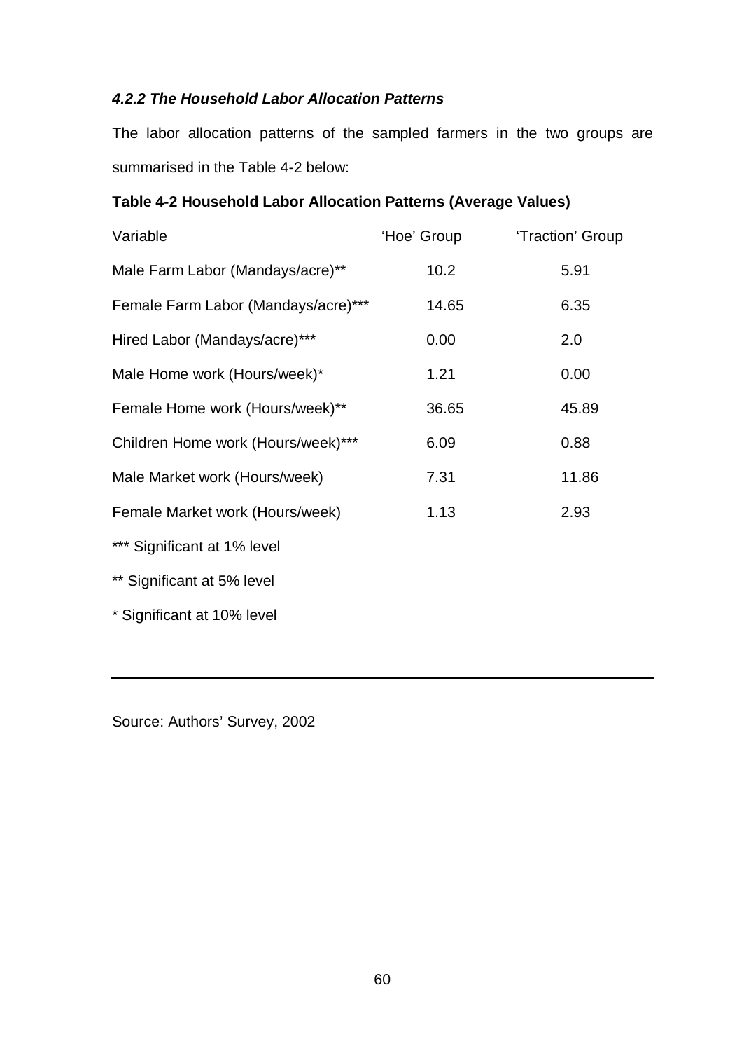#### *4.2.2 The Household Labor Allocation Patterns*

The labor allocation patterns of the sampled farmers in the two groups are summarised in the Table 4-2 below:

**Table 4-2 Household Labor Allocation Patterns (Average Values)**

| Variable | 'Hoe' Group | 'Traction' Group |
|---|---|---|
| Male Farm Labor (Mandays/acre)** | 10.2 | 5.91 |
| Female Farm Labor (Mandays/acre)*** | 14.65 | 6.35 |
| Hired Labor (Mandays/acre)*** | 0.00 | 2.0 |
| Male Home work (Hours/week)* | 1.21 | 0.00 |
| Female Home work (Hours/week)** | 36.65 | 45.89 |
| Children Home work (Hours/week)*** | 6.09 | 0.88 |
| Male Market work (Hours/week) | 7.31 | 11.86 |
| Female Market work (Hours/week) | 1.13 | 2.93 |

*** Significant at 1% level

** Significant at 5% level

* Significant at 10% level

Source: Authors' Survey, 2002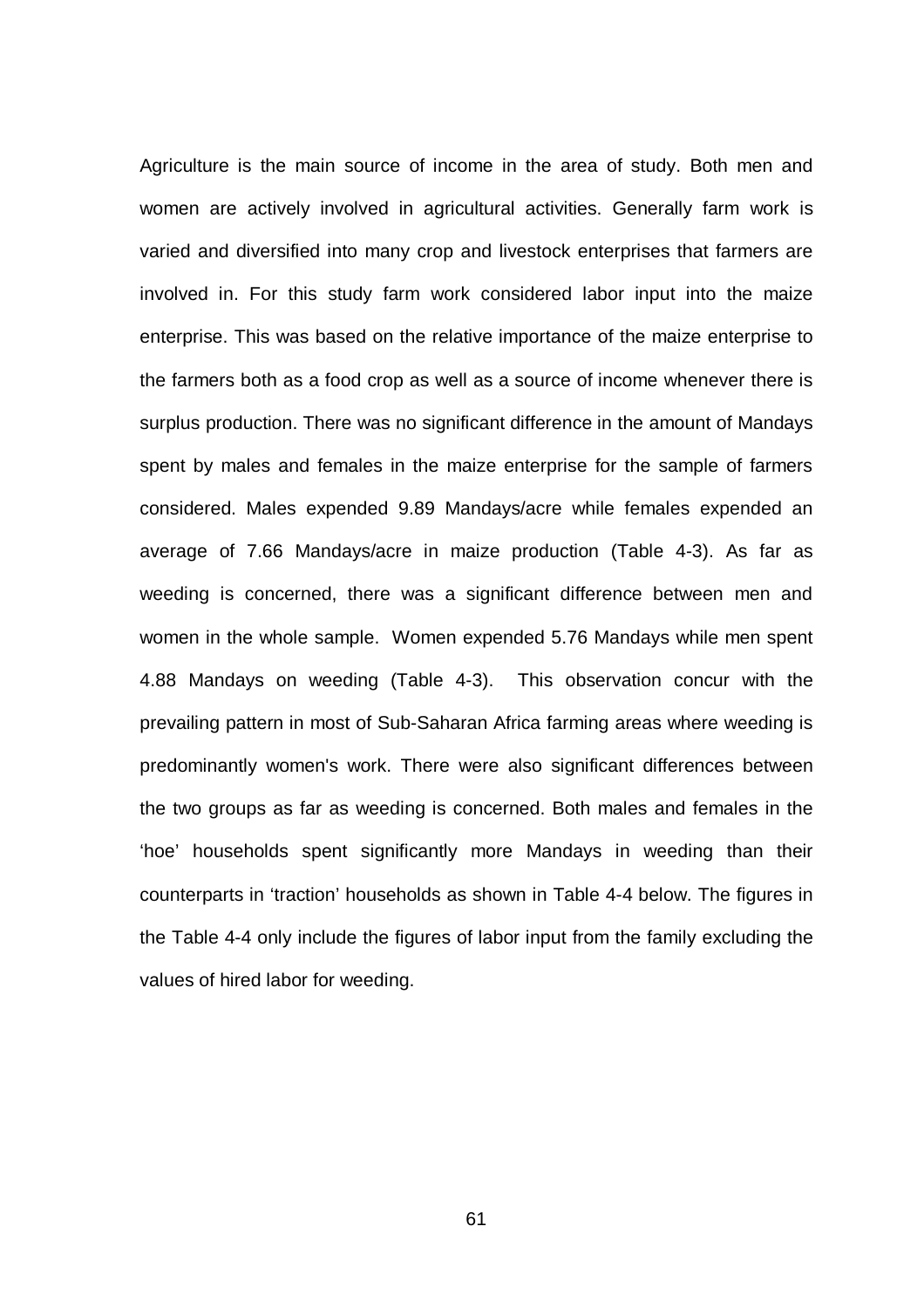Agriculture is the main source of income in the area of study. Both men and women are actively involved in agricultural activities. Generally farm work is varied and diversified into many crop and livestock enterprises that farmers are involved in. For this study farm work considered labor input into the maize enterprise. This was based on the relative importance of the maize enterprise to the farmers both as a food crop as well as a source of income whenever there is surplus production. There was no significant difference in the amount of Mandays spent by males and females in the maize enterprise for the sample of farmers considered. Males expended 9.89 Mandays/acre while females expended an average of 7.66 Mandays/acre in maize production (Table 4-3). As far as weeding is concerned, there was a significant difference between men and women in the whole sample. Women expended 5.76 Mandays while men spent 4.88 Mandays on weeding (Table 4-3). This observation concur with the prevailing pattern in most of Sub-Saharan Africa farming areas where weeding is predominantly women's work. There were also significant differences between the two groups as far as weeding is concerned. Both males and females in the 'hoe' households spent significantly more Mandays in weeding than their counterparts in 'traction' households as shown in Table 4-4 below. The figures in the Table 4-4 only include the figures of labor input from the family excluding the values of hired labor for weeding.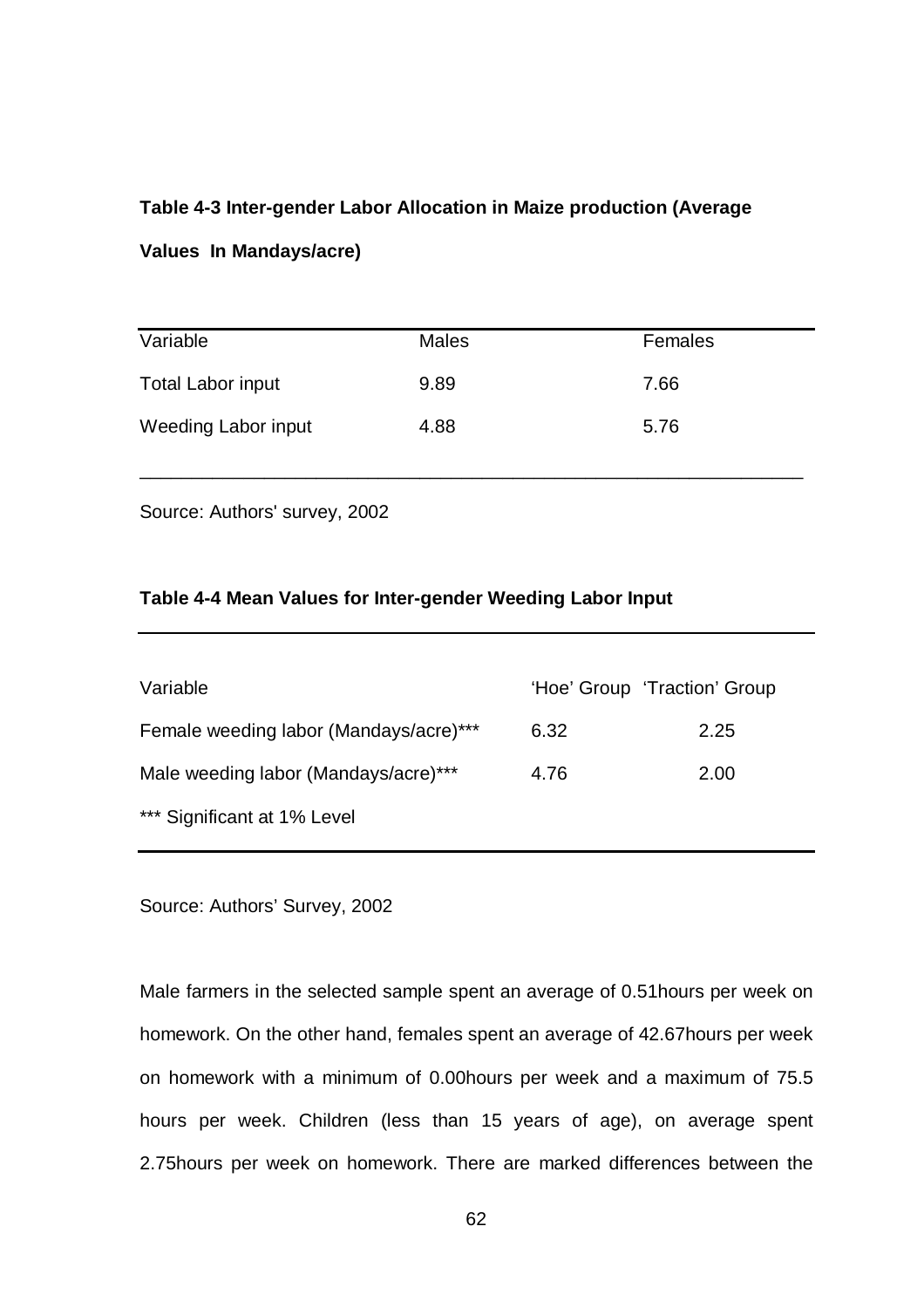**Table 4-3 Inter-gender Labor Allocation in Maize production (Average Values In Mandays/acre)**

| Variable | Males | Females |
|---|---|---|
| Total Labor input | 9.89 | 7.66 |
| Weeding Labor input | 4.88 | 5.76 |

Source: Authors' survey, 2002

**Table 4-4 Mean Values for Inter-gender Weeding Labor Input**

| Variable | 'Hoe' Group | 'Traction' Group |
|---|---|---|
| Female weeding labor (Mandays/acre)*** | 6.32 | 2.25 |
| Male weeding labor (Mandays/acre)*** | 4.76 | 2.00 |
| *** Significant at 1% Level | | |

Source: Authors' Survey, 2002

Male farmers in the selected sample spent an average of 0.51hours per week on homework. On the other hand, females spent an average of 42.67hours per week on homework with a minimum of 0.00hours per week and a maximum of 75.5 hours per week. Children (less than 15 years of age), on average spent 2.75hours per week on homework. There are marked differences between the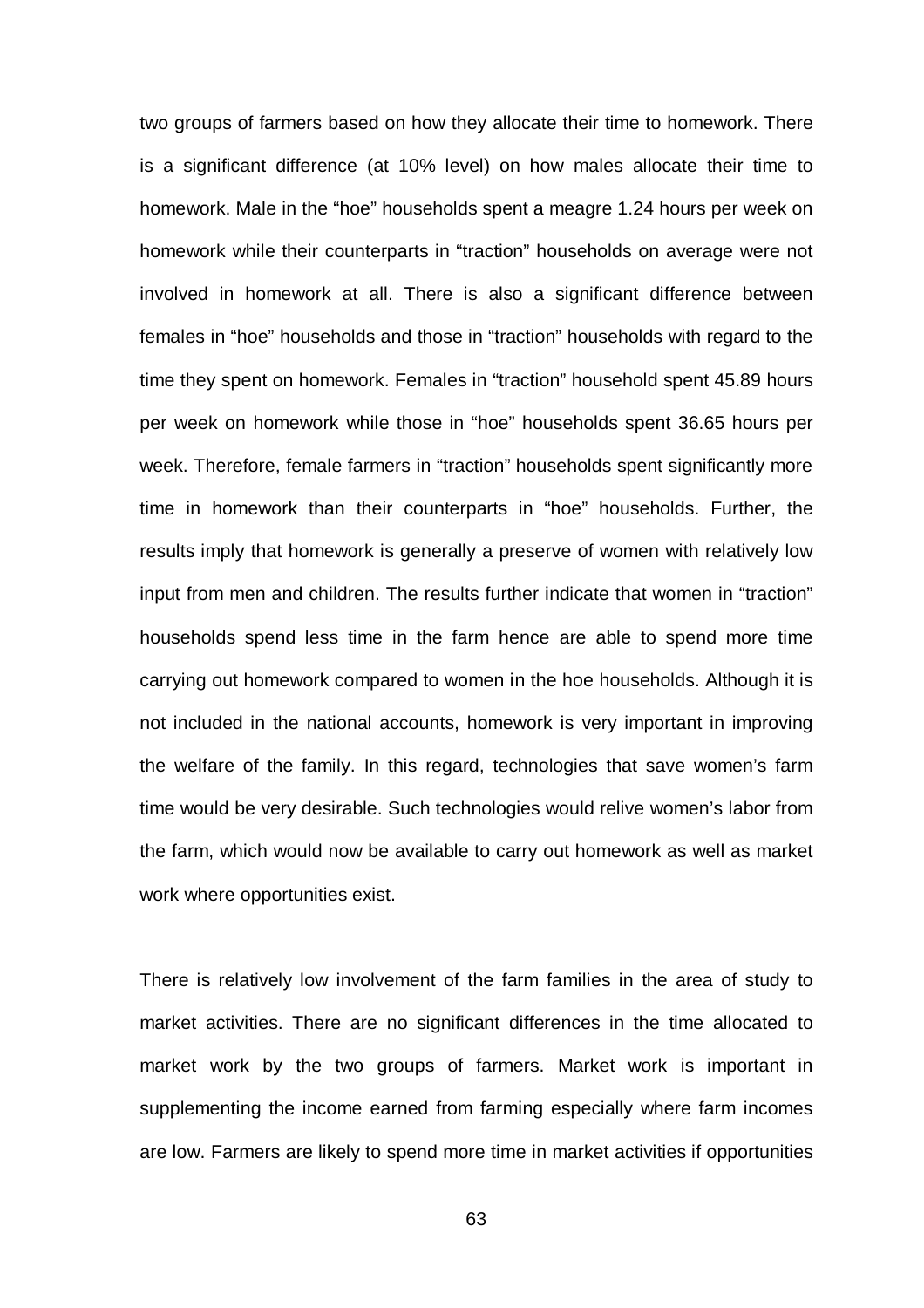two groups of farmers based on how they allocate their time to homework. There is a significant difference (at 10% level) on how males allocate their time to homework. Male in the "hoe" households spent a meagre 1.24 hours per week on homework while their counterparts in "traction" households on average were not involved in homework at all. There is also a significant difference between females in "hoe" households and those in "traction" households with regard to the time they spent on homework. Females in "traction" household spent 45.89 hours per week on homework while those in "hoe" households spent 36.65 hours per week. Therefore, female farmers in "traction" households spent significantly more time in homework than their counterparts in "hoe" households. Further, the results imply that homework is generally a preserve of women with relatively low input from men and children. The results further indicate that women in "traction" households spend less time in the farm hence are able to spend more time carrying out homework compared to women in the hoe households. Although it is not included in the national accounts, homework is very important in improving the welfare of the family. In this regard, technologies that save women's farm time would be very desirable. Such technologies would relive women's labor from the farm, which would now be available to carry out homework as well as market work where opportunities exist.

There is relatively low involvement of the farm families in the area of study to market activities. There are no significant differences in the time allocated to market work by the two groups of farmers. Market work is important in supplementing the income earned from farming especially where farm incomes are low. Farmers are likely to spend more time in market activities if opportunities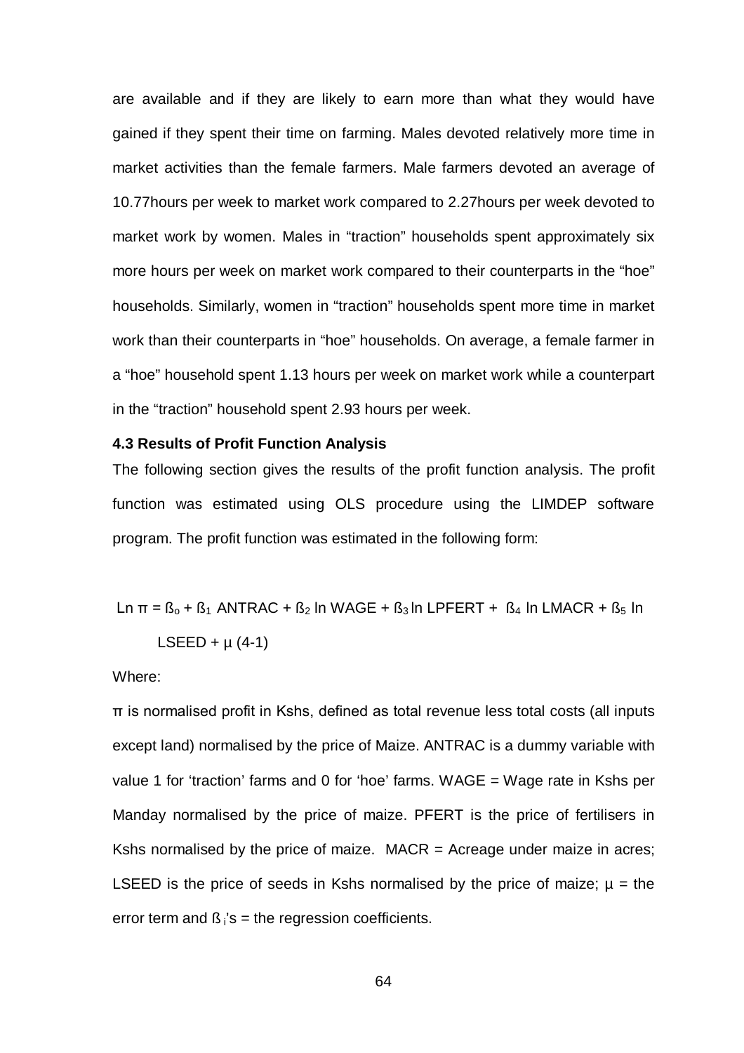are available and if they are likely to earn more than what they would have gained if they spent their time on farming. Males devoted relatively more time in market activities than the female farmers. Male farmers devoted an average of 10.77hours per week to market work compared to 2.27hours per week devoted to market work by women. Males in "traction" households spent approximately six more hours per week on market work compared to their counterparts in the "hoe" households. Similarly, women in "traction" households spent more time in market work than their counterparts in "hoe" households. On average, a female farmer in a "hoe" household spent 1.13 hours per week on market work while a counterpart in the "traction" household spent 2.93 hours per week.

### 4.3 Results of Profit Function Analysis

The following section gives the results of the profit function analysis. The profit function was estimated using OLS procedure using the LIMDEP software program. The profit function was estimated in the following form:

$$\text{Ln } \pi = ß_o + ß_1 \text{ ANTRAC} + ß_2 \ln \text{WAGE} + ß_3 \ln \text{LPFERT} + ß_4 \ln \text{LMACR} + ß_5 \ln \text{LSEED} + \mu \quad (4\text{-}1)$$

Where:

$\pi$ is normalised profit in Kshs, defined as total revenue less total costs (all inputs except land) normalised by the price of Maize. ANTRAC is a dummy variable with value 1 for 'traction' farms and 0 for 'hoe' farms. WAGE = Wage rate in Kshs per Manday normalised by the price of maize. PFERT is the price of fertilisers in Kshs normalised by the price of maize. MACR = Acreage under maize in acres; LSEED is the price of seeds in Kshs normalised by the price of maize; $\mu$ = the error term and $ß_i$'s = the regression coefficients.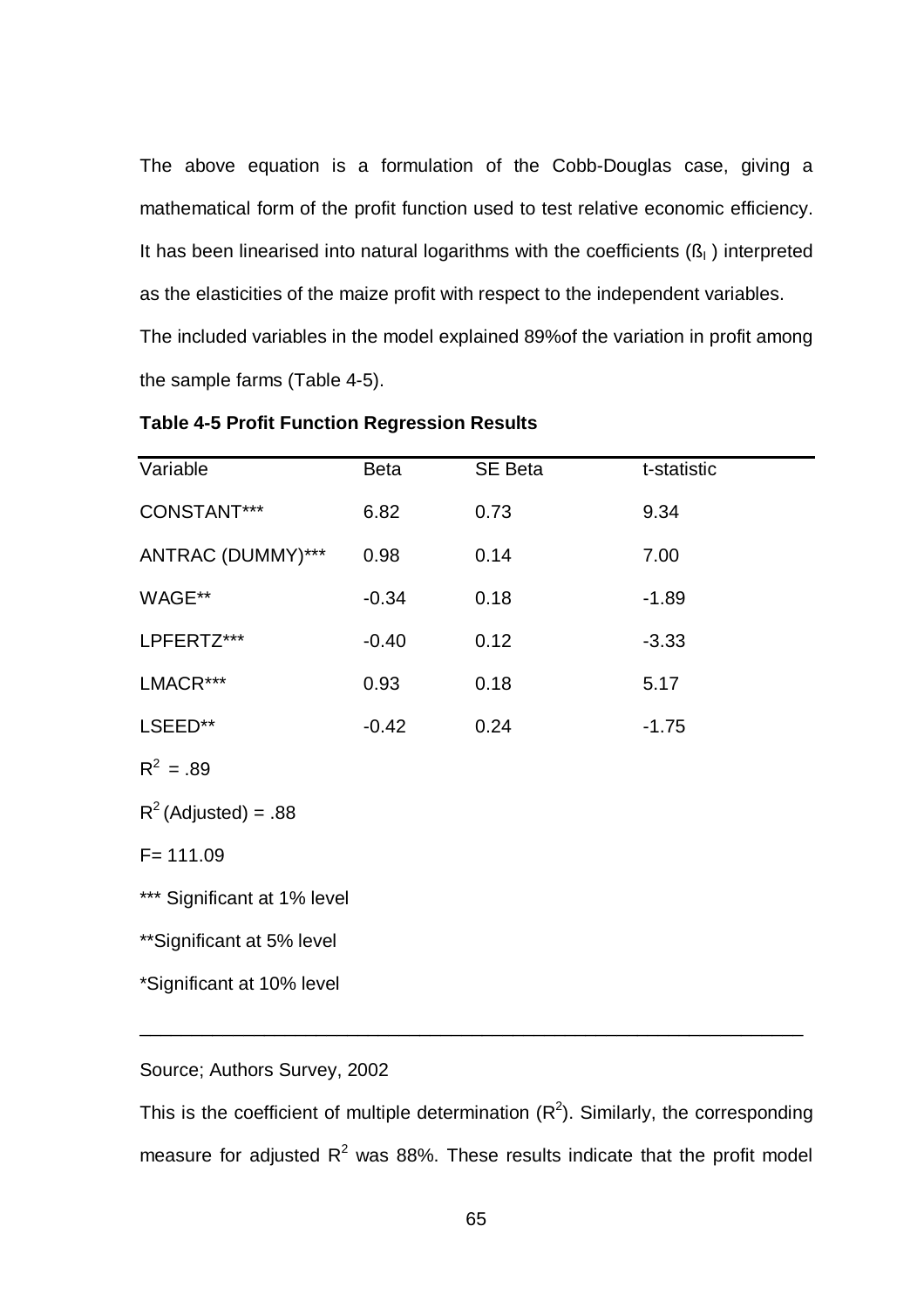The above equation is a formulation of the Cobb-Douglas case, giving a mathematical form of the profit function used to test relative economic efficiency. It has been linearised into natural logarithms with the coefficients ($ß_I$) interpreted as the elasticities of the maize profit with respect to the independent variables.

The included variables in the model explained 89%of the variation in profit among the sample farms (Table 4-5).

**Table 4-5 Profit Function Regression Results**

| Variable | Beta | SE Beta | t-statistic |
|---|---|---|---|
| CONSTANT*** | 6.82 | 0.73 | 9.34 |
| ANTRAC (DUMMY)*** | 0.98 | 0.14 | 7.00 |
| WAGE** | -0.34 | 0.18 | -1.89 |
| LPFERTZ*** | -0.40 | 0.12 | -3.33 |
| LMACR*** | 0.93 | 0.18 | 5.17 |
| LSEED** | -0.42 | 0.24 | -1.75 |

$R^2$ = .89

$R^2$ (Adjusted) = .88

F= 111.09

*** Significant at 1% level

**Significant at 5% level

*Significant at 10% level

Source; Authors Survey, 2002

This is the coefficient of multiple determination ($R^2$). Similarly, the corresponding measure for adjusted $R^2$ was 88%. These results indicate that the profit model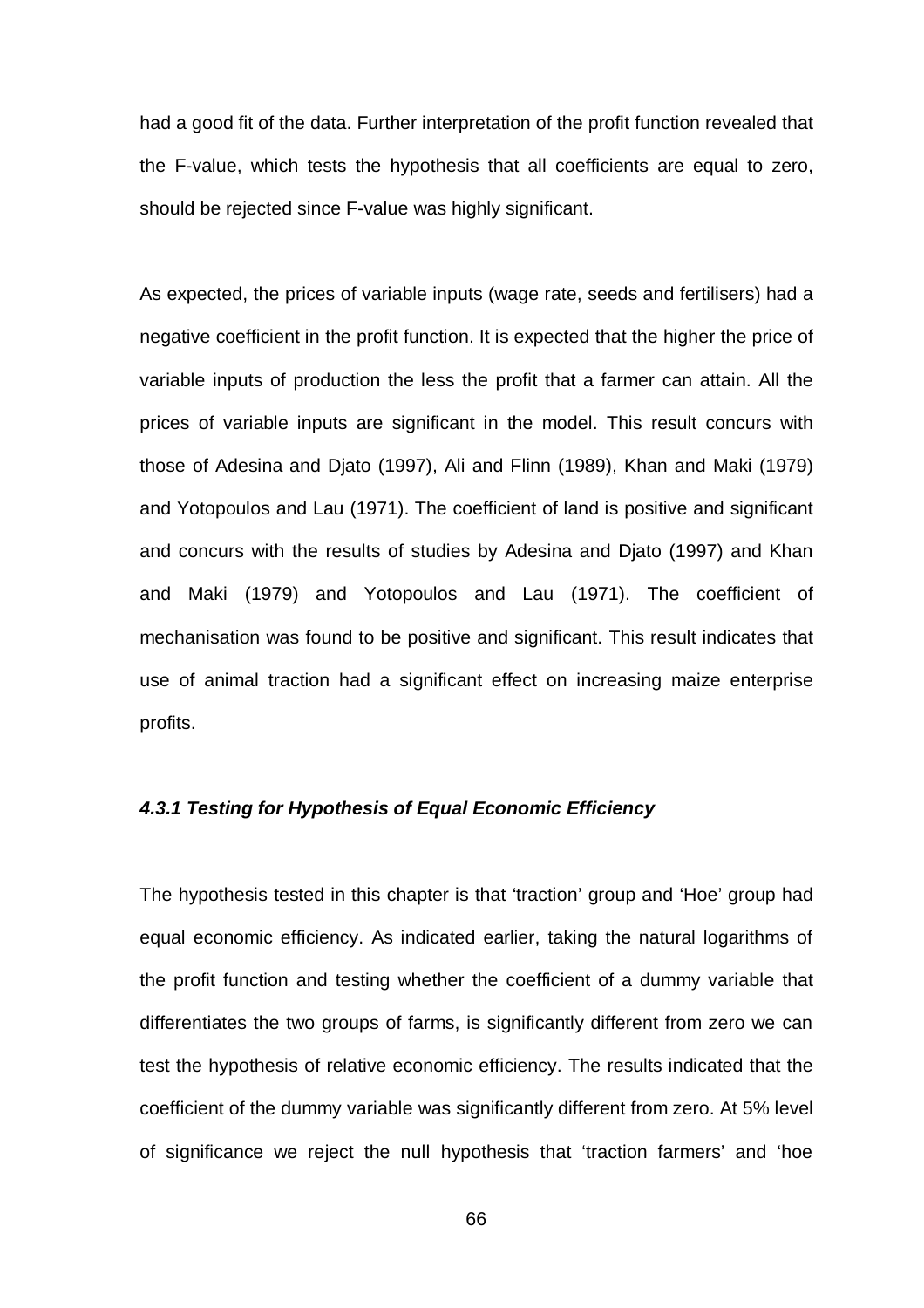had a good fit of the data. Further interpretation of the profit function revealed that the F-value, which tests the hypothesis that all coefficients are equal to zero, should be rejected since F-value was highly significant.

As expected, the prices of variable inputs (wage rate, seeds and fertilisers) had a negative coefficient in the profit function. It is expected that the higher the price of variable inputs of production the less the profit that a farmer can attain. All the prices of variable inputs are significant in the model. This result concurs with those of Adesina and Djato (1997), Ali and Flinn (1989), Khan and Maki (1979) and Yotopoulos and Lau (1971). The coefficient of land is positive and significant and concurs with the results of studies by Adesina and Djato (1997) and Khan and Maki (1979) and Yotopoulos and Lau (1971). The coefficient of mechanisation was found to be positive and significant. This result indicates that use of animal traction had a significant effect on increasing maize enterprise profits.

#### *4.3.1 Testing for Hypothesis of Equal Economic Efficiency*

The hypothesis tested in this chapter is that 'traction' group and 'Hoe' group had equal economic efficiency. As indicated earlier, taking the natural logarithms of the profit function and testing whether the coefficient of a dummy variable that differentiates the two groups of farms, is significantly different from zero we can test the hypothesis of relative economic efficiency. The results indicated that the coefficient of the dummy variable was significantly different from zero. At 5% level of significance we reject the null hypothesis that 'traction farmers' and 'hoe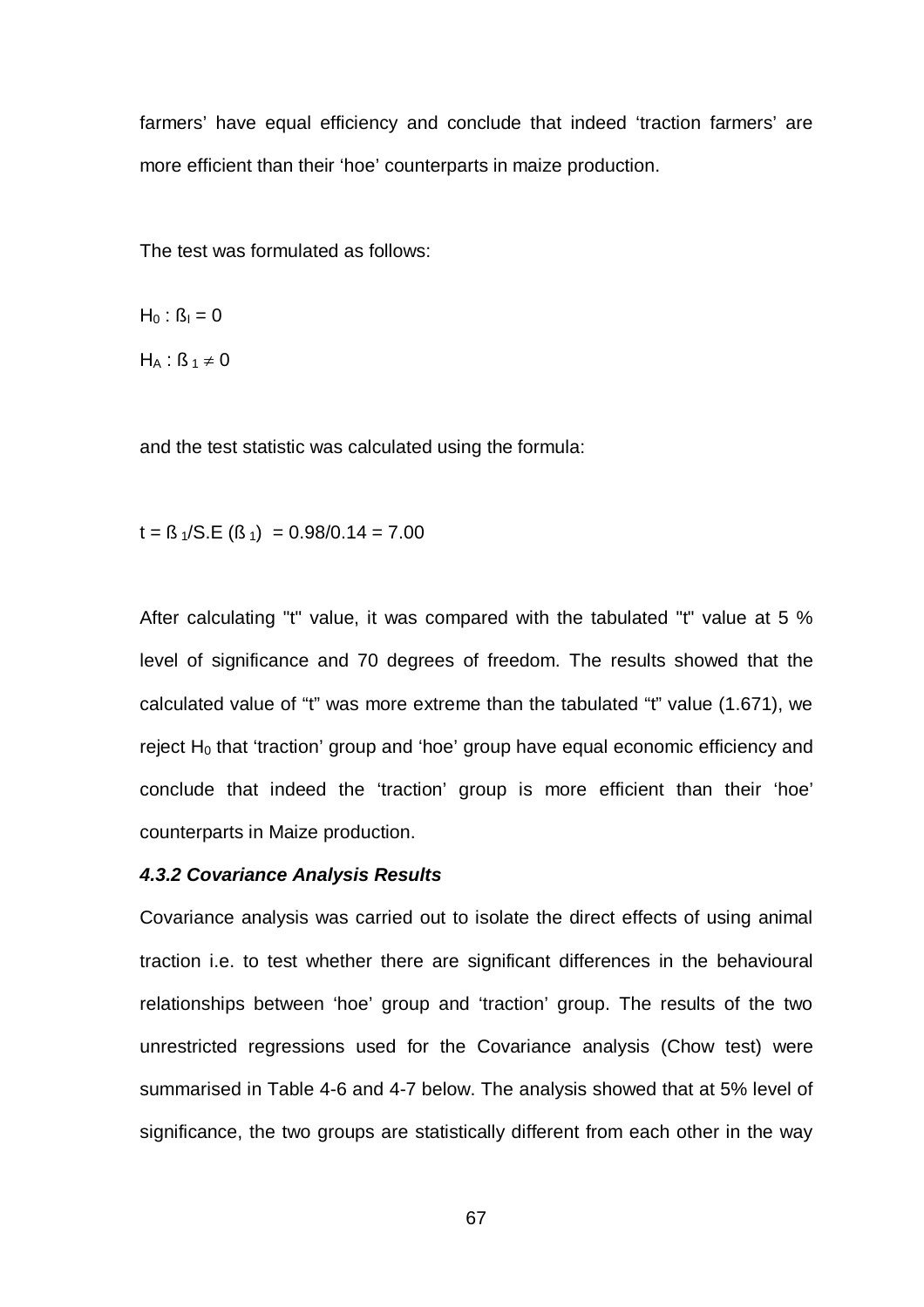farmers' have equal efficiency and conclude that indeed 'traction farmers' are more efficient than their 'hoe' counterparts in maize production.

The test was formulated as follows:

$H_0 : ß_I = 0$

$H_A : ß_1 \neq 0$

and the test statistic was calculated using the formula:

$t = ß_1/S.E\ (ß_1) = 0.98/0.14 = 7.00$

After calculating "t" value, it was compared with the tabulated "t" value at 5 % level of significance and 70 degrees of freedom. The results showed that the calculated value of "t" was more extreme than the tabulated "t" value (1.671), we reject $H_0$ that 'traction' group and 'hoe' group have equal economic efficiency and conclude that indeed the 'traction' group is more efficient than their 'hoe' counterparts in Maize production.

#### *4.3.2 Covariance Analysis Results*

Covariance analysis was carried out to isolate the direct effects of using animal traction i.e. to test whether there are significant differences in the behavioural relationships between 'hoe' group and 'traction' group. The results of the two unrestricted regressions used for the Covariance analysis (Chow test) were summarised in Table 4-6 and 4-7 below. The analysis showed that at 5% level of significance, the two groups are statistically different from each other in the way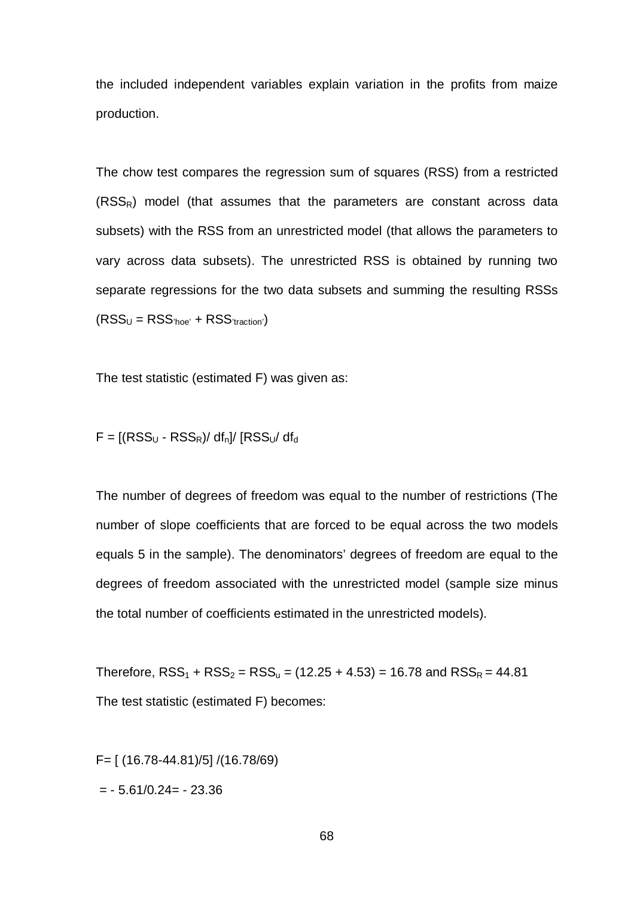the included independent variables explain variation in the profits from maize production.

The chow test compares the regression sum of squares (RSS) from a restricted ($RSS_R$) model (that assumes that the parameters are constant across data subsets) with the RSS from an unrestricted model (that allows the parameters to vary across data subsets). The unrestricted RSS is obtained by running two separate regressions for the two data subsets and summing the resulting RSSs ($RSS_U = RSS_{'hoe'} + RSS_{'traction'}$)

The test statistic (estimated F) was given as:

$F = [(RSS_U - RSS_R)/ df_n]/ [RSS_U/ df_d$

The number of degrees of freedom was equal to the number of restrictions (The number of slope coefficients that are forced to be equal across the two models equals 5 in the sample). The denominators' degrees of freedom are equal to the degrees of freedom associated with the unrestricted model (sample size minus the total number of coefficients estimated in the unrestricted models).

Therefore, $RSS_1 + RSS_2 = RSS_u = (12.25 + 4.53) = 16.78$ and $RSS_R = 44.81$

The test statistic (estimated F) becomes:

$F= [ (16.78-44.81)/5] /(16.78/69)$

$= - 5.61/0.24= - 23.36$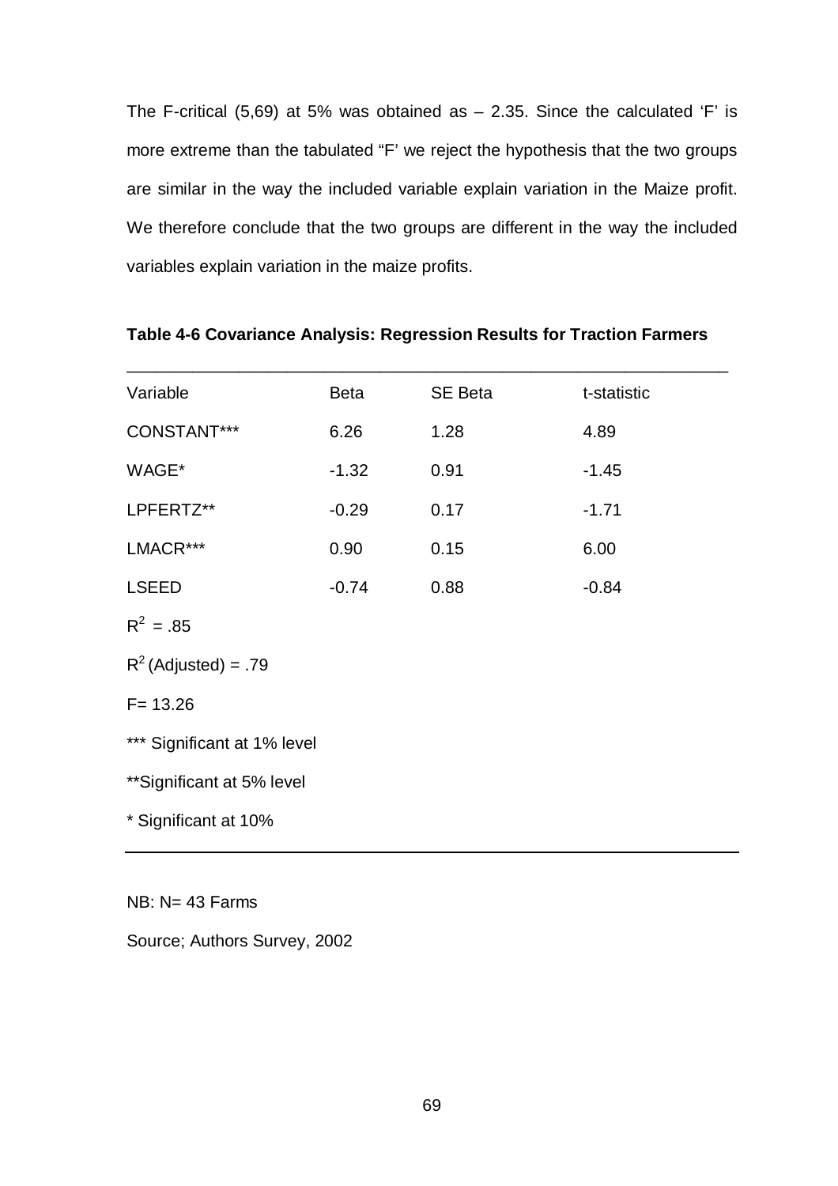The F-critical (5,69) at 5% was obtained as – 2.35. Since the calculated 'F' is more extreme than the tabulated "F' we reject the hypothesis that the two groups are similar in the way the included variable explain variation in the Maize profit. We therefore conclude that the two groups are different in the way the included variables explain variation in the maize profits.

**Table 4-6 Covariance Analysis: Regression Results for Traction Farmers**

| Variable | Beta | SE Beta | t-statistic |
|---|---|---|---|
| CONSTANT*** | 6.26 | 1.28 | 4.89 |
| WAGE* | -1.32 | 0.91 | -1.45 |
| LPFERTZ** | -0.29 | 0.17 | -1.71 |
| LMACR*** | 0.90 | 0.15 | 6.00 |
| LSEED | -0.74 | 0.88 | -0.84 |

$R^2$ = .85

$R^2$ (Adjusted) = .79

F= 13.26

*** Significant at 1% level

**Significant at 5% level

* Significant at 10%

NB: N= 43 Farms

Source; Authors Survey, 2002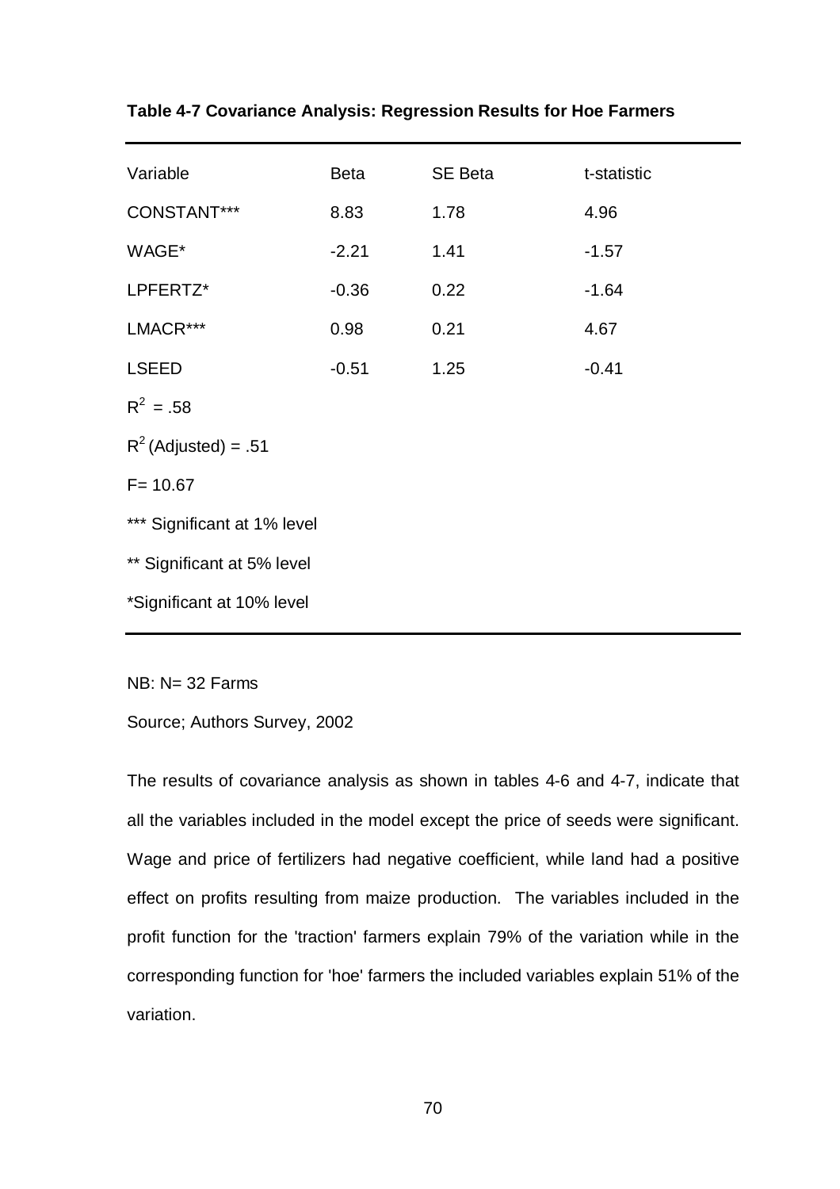**Table 4-7 Covariance Analysis: Regression Results for Hoe Farmers**

| Variable | Beta | SE Beta | t-statistic |
|---|---|---|---|
| CONSTANT*** | 8.83 | 1.78 | 4.96 |
| WAGE* | -2.21 | 1.41 | -1.57 |
| LPFERTZ* | -0.36 | 0.22 | -1.64 |
| LMACR*** | 0.98 | 0.21 | 4.67 |
| LSEED | -0.51 | 1.25 | -0.41 |

$R^2$ = .58

$R^2$ (Adjusted) = .51

F= 10.67

*** Significant at 1% level

** Significant at 5% level

*Significant at 10% level

NB: N= 32 Farms

Source; Authors Survey, 2002

The results of covariance analysis as shown in tables 4-6 and 4-7, indicate that all the variables included in the model except the price of seeds were significant. Wage and price of fertilizers had negative coefficient, while land had a positive effect on profits resulting from maize production. The variables included in the profit function for the 'traction' farmers explain 79% of the variation while in the corresponding function for 'hoe' farmers the included variables explain 51% of the variation.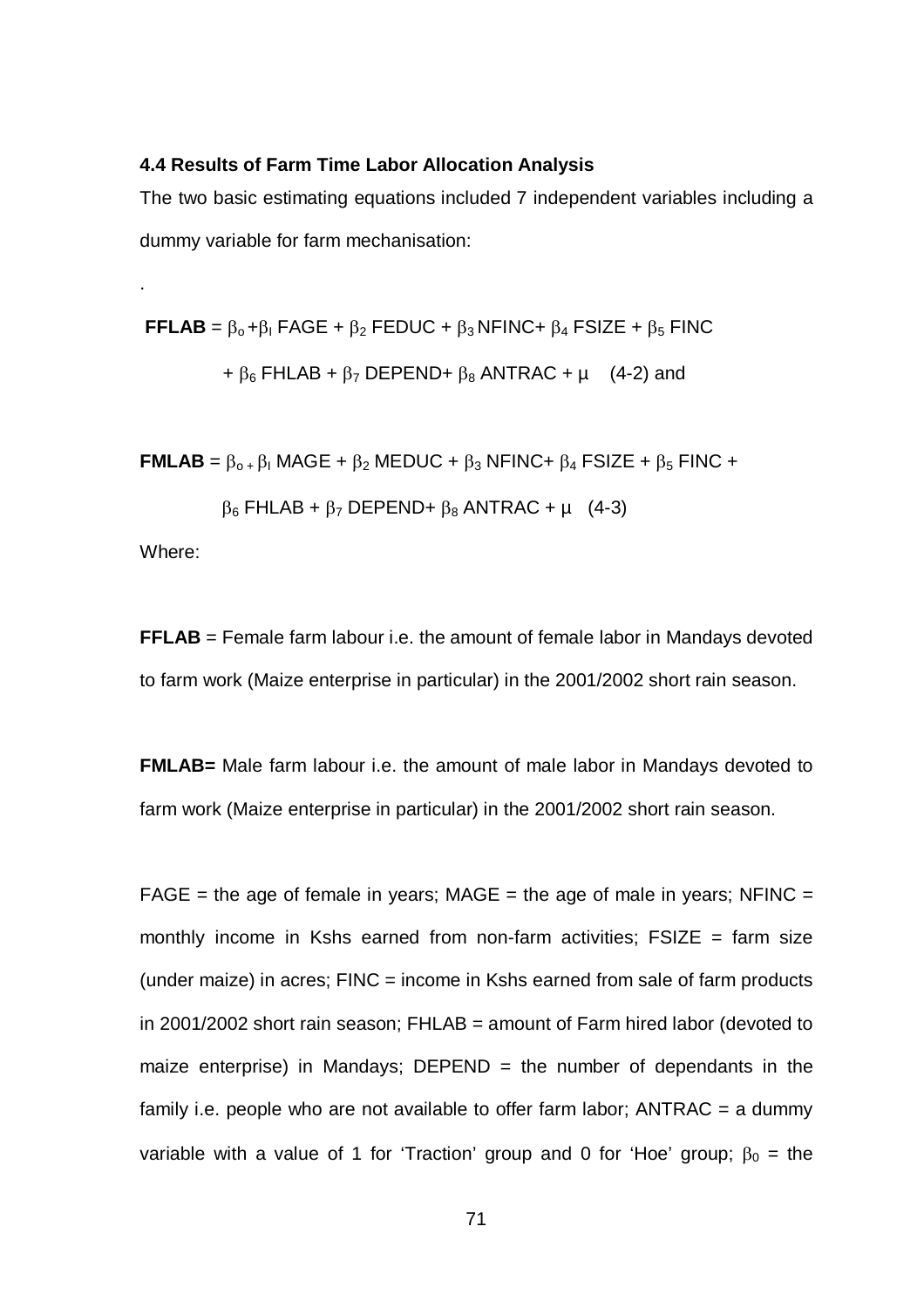### 4.4 Results of Farm Time Labor Allocation Analysis

The two basic estimating equations included 7 independent variables including a dummy variable for farm mechanisation:

.

$$\textbf{FFLAB} = \beta_o + \beta_l \text{ FAGE} + \beta_2 \text{ FEDUC} + \beta_3 \text{ NFINC} + \beta_4 \text{ FSIZE} + \beta_5 \text{ FINC} + \beta_6 \text{ FHLAB} + \beta_7 \text{ DEPEND} + \beta_8 \text{ ANTRAC} + \mu \quad \text{(4-2) and}$$

$$\textbf{FMLAB} = \beta_{o} + \beta_l \text{ MAGE} + \beta_2 \text{ MEDUC} + \beta_3 \text{ NFINC} + \beta_4 \text{ FSIZE} + \beta_5 \text{ FINC} + \beta_6 \text{ FHLAB} + \beta_7 \text{ DEPEND} + \beta_8 \text{ ANTRAC} + \mu \quad \text{(4-3)}$$

Where:

**FFLAB** = Female farm labour i.e. the amount of female labor in Mandays devoted to farm work (Maize enterprise in particular) in the 2001/2002 short rain season.

**FMLAB=** Male farm labour i.e. the amount of male labor in Mandays devoted to farm work (Maize enterprise in particular) in the 2001/2002 short rain season.

FAGE = the age of female in years; MAGE = the age of male in years; NFINC = monthly income in Kshs earned from non-farm activities; FSIZE = farm size (under maize) in acres; FINC = income in Kshs earned from sale of farm products in 2001/2002 short rain season; FHLAB = amount of Farm hired labor (devoted to maize enterprise) in Mandays; DEPEND = the number of dependants in the family i.e. people who are not available to offer farm labor; ANTRAC = a dummy variable with a value of 1 for 'Traction' group and 0 for 'Hoe' group; $\beta_0$ = the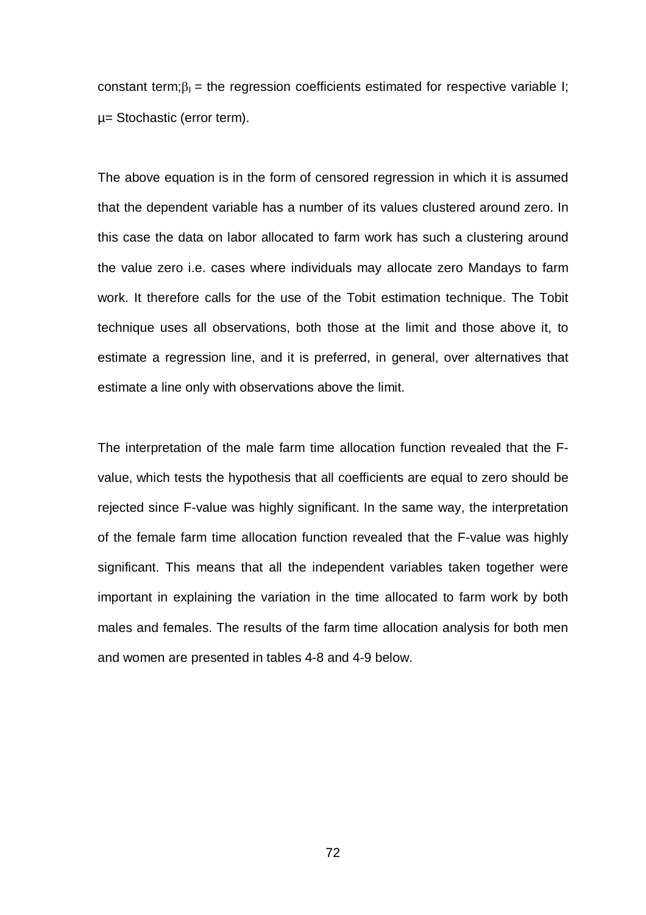constant term; $\beta_I$ = the regression coefficients estimated for respective variable I; $\mu$= Stochastic (error term).

The above equation is in the form of censored regression in which it is assumed that the dependent variable has a number of its values clustered around zero. In this case the data on labor allocated to farm work has such a clustering around the value zero i.e. cases where individuals may allocate zero Mandays to farm work. It therefore calls for the use of the Tobit estimation technique. The Tobit technique uses all observations, both those at the limit and those above it, to estimate a regression line, and it is preferred, in general, over alternatives that estimate a line only with observations above the limit.

The interpretation of the male farm time allocation function revealed that the F-value, which tests the hypothesis that all coefficients are equal to zero should be rejected since F-value was highly significant. In the same way, the interpretation of the female farm time allocation function revealed that the F-value was highly significant. This means that all the independent variables taken together were important in explaining the variation in the time allocated to farm work by both males and females. The results of the farm time allocation analysis for both men and women are presented in tables 4-8 and 4-9 below.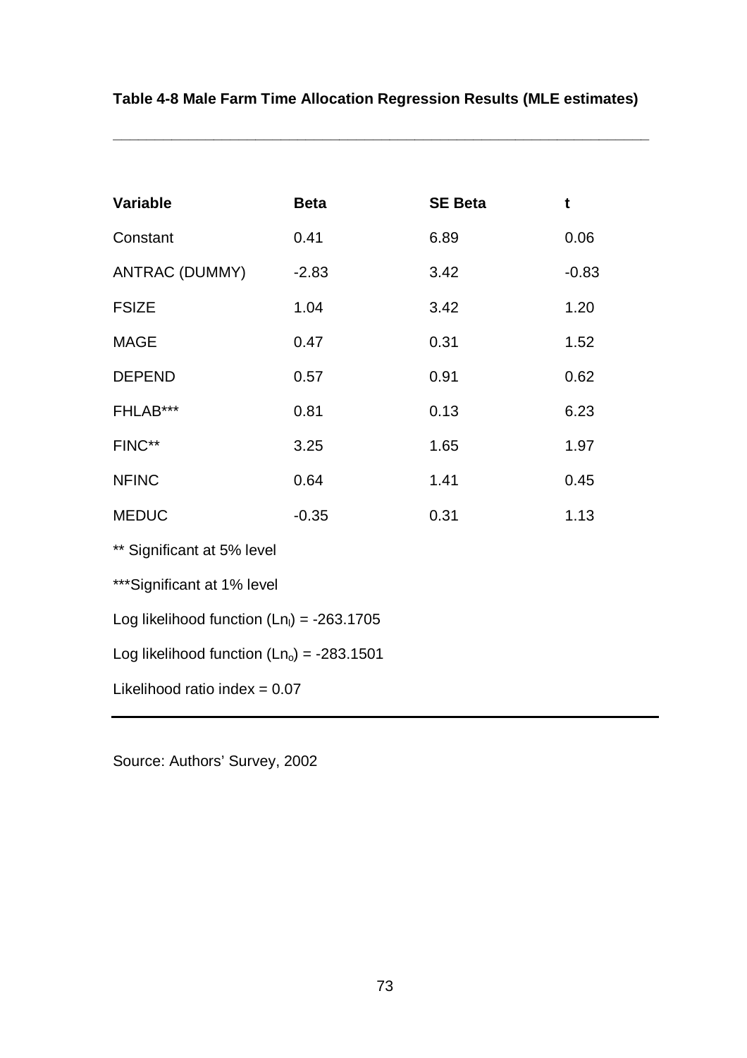**Table 4-8 Male Farm Time Allocation Regression Results (MLE estimates)**

| Variable | Beta | SE Beta | t |
|---|---|---|---|
| Constant | 0.41 | 6.89 | 0.06 |
| ANTRAC (DUMMY) | -2.83 | 3.42 | -0.83 |
| FSIZE | 1.04 | 3.42 | 1.20 |
| MAGE | 0.47 | 0.31 | 1.52 |
| DEPEND | 0.57 | 0.91 | 0.62 |
| FHLAB*** | 0.81 | 0.13 | 6.23 |
| FINC** | 3.25 | 1.65 | 1.97 |
| NFINC | 0.64 | 1.41 | 0.45 |
| MEDUC | -0.35 | 0.31 | 1.13 |

** Significant at 5% level

***Significant at 1% level

Log likelihood function ($Ln_l$) = -263.1705

Log likelihood function ($Ln_o$) = -283.1501

Likelihood ratio index = 0.07

Source: Authors' Survey, 2002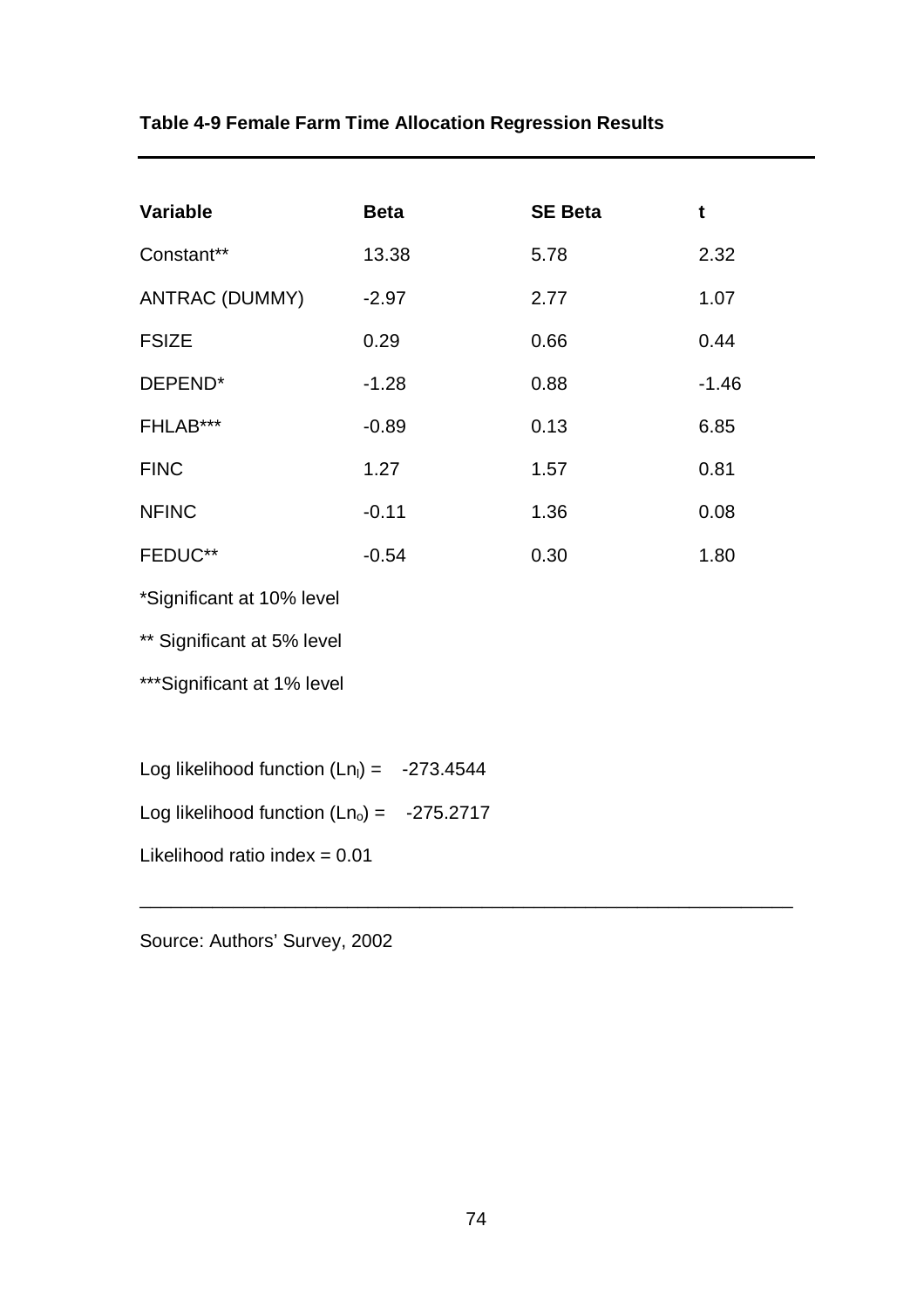**Table 4-9 Female Farm Time Allocation Regression Results**

| Variable | Beta | SE Beta | t |
|---|---|---|---|
| Constant** | 13.38 | 5.78 | 2.32 |
| ANTRAC (DUMMY) | -2.97 | 2.77 | 1.07 |
| FSIZE | 0.29 | 0.66 | 0.44 |
| DEPEND* | -1.28 | 0.88 | -1.46 |
| FHLAB*** | -0.89 | 0.13 | 6.85 |
| FINC | 1.27 | 1.57 | 0.81 |
| NFINC | -0.11 | 1.36 | 0.08 |
| FEDUC** | -0.54 | 0.30 | 1.80 |

*Significant at 10% level

** Significant at 5% level

***Significant at 1% level

Log likelihood function ($Ln_l$) = -273.4544

Log likelihood function ($Ln_o$) = -275.2717

Likelihood ratio index = 0.01

Source: Authors' Survey, 2002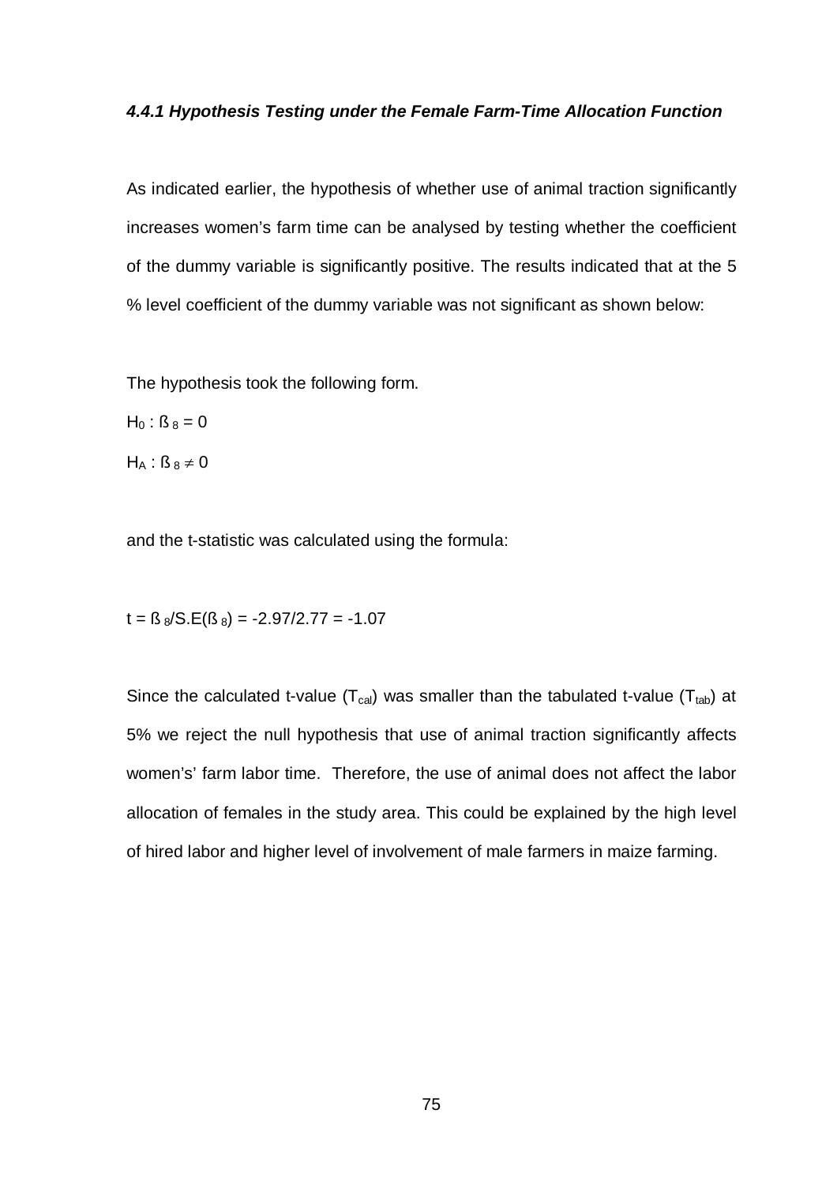#### *4.4.1 Hypothesis Testing under the Female Farm-Time Allocation Function*

As indicated earlier, the hypothesis of whether use of animal traction significantly increases women's farm time can be analysed by testing whether the coefficient of the dummy variable is significantly positive. The results indicated that at the 5 % level coefficient of the dummy variable was not significant as shown below:

The hypothesis took the following form.

$H_0 : ß_8 = 0$

$H_A : ß_8 \neq 0$

and the t-statistic was calculated using the formula:

$t = ß_8/S.E(ß_8) = -2.97/2.77 = -1.07$

Since the calculated t-value ($T_{cal}$) was smaller than the tabulated t-value ($T_{tab}$) at 5% we reject the null hypothesis that use of animal traction significantly affects women's' farm labor time. Therefore, the use of animal does not affect the labor allocation of females in the study area. This could be explained by the high level of hired labor and higher level of involvement of male farmers in maize farming.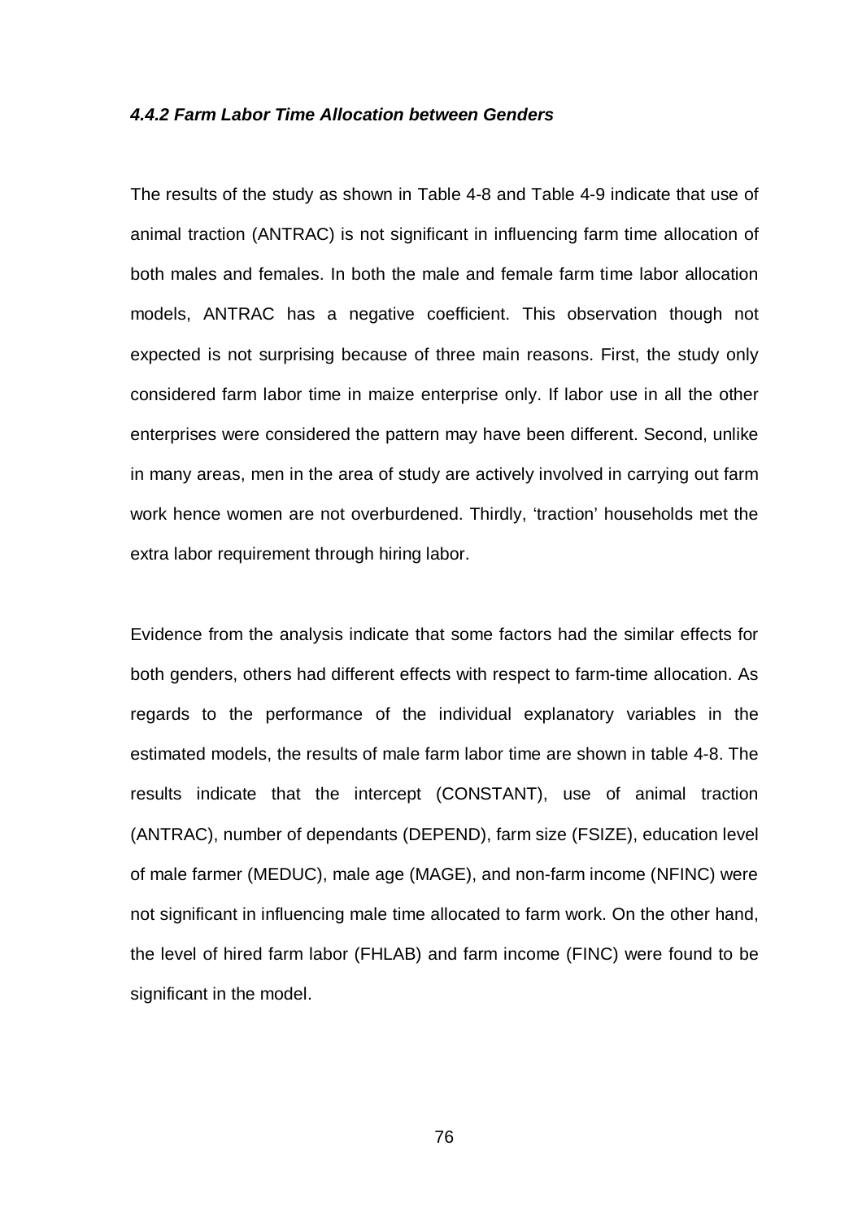#### *4.4.2 Farm Labor Time Allocation between Genders*

The results of the study as shown in Table 4-8 and Table 4-9 indicate that use of animal traction (ANTRAC) is not significant in influencing farm time allocation of both males and females. In both the male and female farm time labor allocation models, ANTRAC has a negative coefficient. This observation though not expected is not surprising because of three main reasons. First, the study only considered farm labor time in maize enterprise only. If labor use in all the other enterprises were considered the pattern may have been different. Second, unlike in many areas, men in the area of study are actively involved in carrying out farm work hence women are not overburdened. Thirdly, 'traction' households met the extra labor requirement through hiring labor.

Evidence from the analysis indicate that some factors had the similar effects for both genders, others had different effects with respect to farm-time allocation. As regards to the performance of the individual explanatory variables in the estimated models, the results of male farm labor time are shown in table 4-8. The results indicate that the intercept (CONSTANT), use of animal traction (ANTRAC), number of dependants (DEPEND), farm size (FSIZE), education level of male farmer (MEDUC), male age (MAGE), and non-farm income (NFINC) were not significant in influencing male time allocated to farm work. On the other hand, the level of hired farm labor (FHLAB) and farm income (FINC) were found to be significant in the model.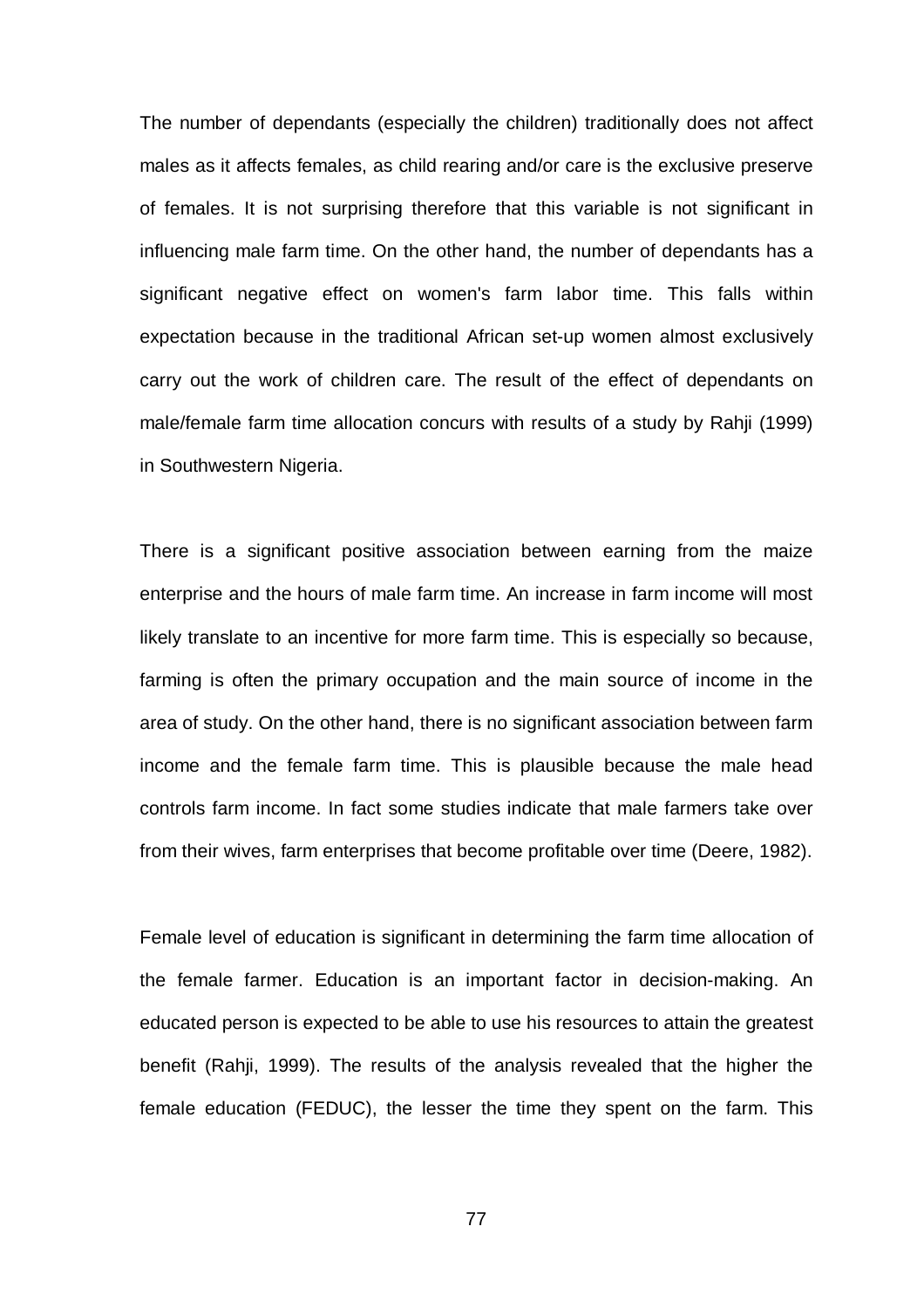The number of dependants (especially the children) traditionally does not affect males as it affects females, as child rearing and/or care is the exclusive preserve of females. It is not surprising therefore that this variable is not significant in influencing male farm time. On the other hand, the number of dependants has a significant negative effect on women's farm labor time. This falls within expectation because in the traditional African set-up women almost exclusively carry out the work of children care. The result of the effect of dependants on male/female farm time allocation concurs with results of a study by Rahji (1999) in Southwestern Nigeria.

There is a significant positive association between earning from the maize enterprise and the hours of male farm time. An increase in farm income will most likely translate to an incentive for more farm time. This is especially so because, farming is often the primary occupation and the main source of income in the area of study. On the other hand, there is no significant association between farm income and the female farm time. This is plausible because the male head controls farm income. In fact some studies indicate that male farmers take over from their wives, farm enterprises that become profitable over time (Deere, 1982).

Female level of education is significant in determining the farm time allocation of the female farmer. Education is an important factor in decision-making. An educated person is expected to be able to use his resources to attain the greatest benefit (Rahji, 1999). The results of the analysis revealed that the higher the female education (FEDUC), the lesser the time they spent on the farm. This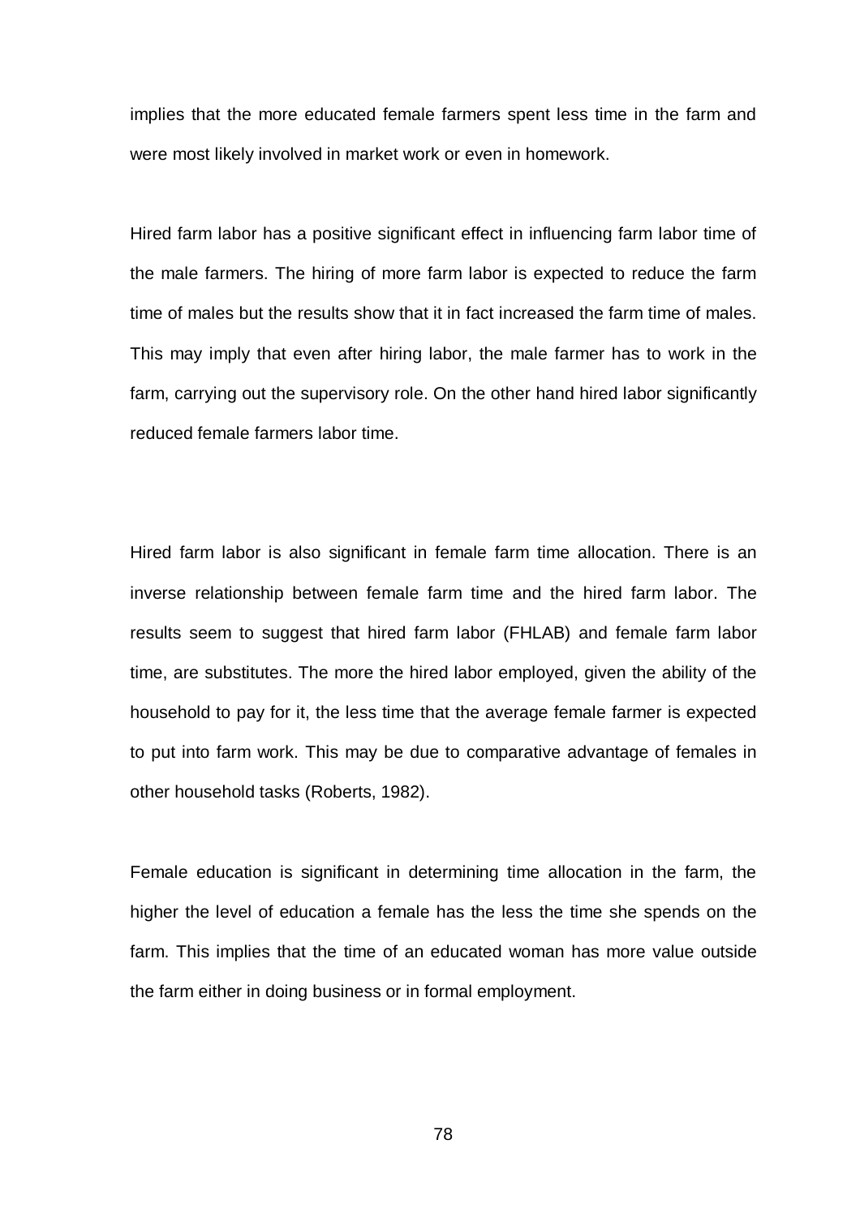implies that the more educated female farmers spent less time in the farm and were most likely involved in market work or even in homework.

Hired farm labor has a positive significant effect in influencing farm labor time of the male farmers. The hiring of more farm labor is expected to reduce the farm time of males but the results show that it in fact increased the farm time of males. This may imply that even after hiring labor, the male farmer has to work in the farm, carrying out the supervisory role. On the other hand hired labor significantly reduced female farmers labor time.

Hired farm labor is also significant in female farm time allocation. There is an inverse relationship between female farm time and the hired farm labor. The results seem to suggest that hired farm labor (FHLAB) and female farm labor time, are substitutes. The more the hired labor employed, given the ability of the household to pay for it, the less time that the average female farmer is expected to put into farm work. This may be due to comparative advantage of females in other household tasks (Roberts, 1982).

Female education is significant in determining time allocation in the farm, the higher the level of education a female has the less the time she spends on the farm. This implies that the time of an educated woman has more value outside the farm either in doing business or in formal employment.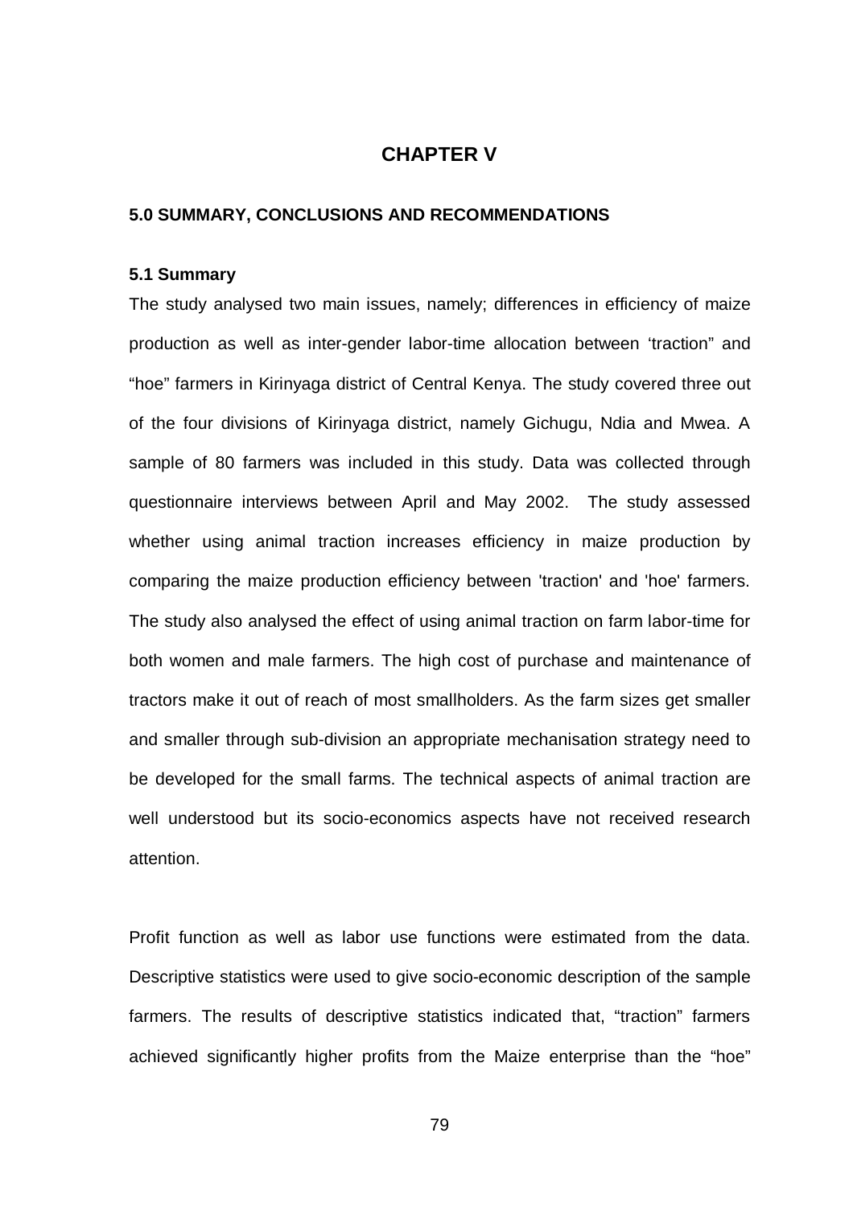# CHAPTER V

## 5.0 SUMMARY, CONCLUSIONS AND RECOMMENDATIONS

### 5.1 Summary

The study analysed two main issues, namely; differences in efficiency of maize production as well as inter-gender labor-time allocation between 'traction" and "hoe" farmers in Kirinyaga district of Central Kenya. The study covered three out of the four divisions of Kirinyaga district, namely Gichugu, Ndia and Mwea. A sample of 80 farmers was included in this study. Data was collected through questionnaire interviews between April and May 2002. The study assessed whether using animal traction increases efficiency in maize production by comparing the maize production efficiency between 'traction' and 'hoe' farmers. The study also analysed the effect of using animal traction on farm labor-time for both women and male farmers. The high cost of purchase and maintenance of tractors make it out of reach of most smallholders. As the farm sizes get smaller and smaller through sub-division an appropriate mechanisation strategy need to be developed for the small farms. The technical aspects of animal traction are well understood but its socio-economics aspects have not received research attention.

Profit function as well as labor use functions were estimated from the data. Descriptive statistics were used to give socio-economic description of the sample farmers. The results of descriptive statistics indicated that, "traction" farmers achieved significantly higher profits from the Maize enterprise than the "hoe"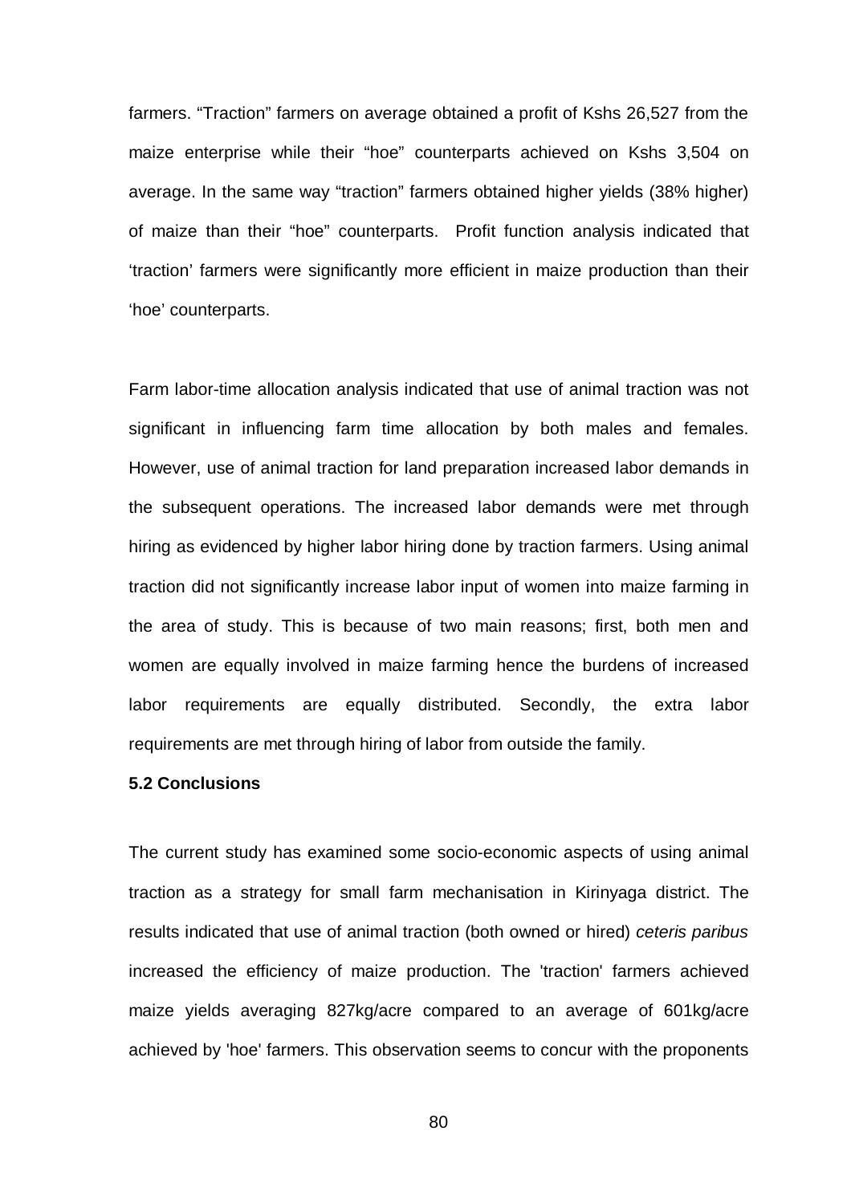farmers. “Traction” farmers on average obtained a profit of Kshs 26,527 from the maize enterprise while their “hoe” counterparts achieved on Kshs 3,504 on average. In the same way “traction” farmers obtained higher yields (38% higher) of maize than their “hoe” counterparts. Profit function analysis indicated that ‘traction’ farmers were significantly more efficient in maize production than their ‘hoe’ counterparts.

Farm labor-time allocation analysis indicated that use of animal traction was not significant in influencing farm time allocation by both males and females. However, use of animal traction for land preparation increased labor demands in the subsequent operations. The increased labor demands were met through hiring as evidenced by higher labor hiring done by traction farmers. Using animal traction did not significantly increase labor input of women into maize farming in the area of study. This is because of two main reasons; first, both men and women are equally involved in maize farming hence the burdens of increased labor requirements are equally distributed. Secondly, the extra labor requirements are met through hiring of labor from outside the family.

**5.2 Conclusions**

The current study has examined some socio-economic aspects of using animal traction as a strategy for small farm mechanisation in Kirinyaga district. The results indicated that use of animal traction (both owned or hired) *ceteris paribus* increased the efficiency of maize production. The 'traction' farmers achieved maize yields averaging 827kg/acre compared to an average of 601kg/acre achieved by 'hoe' farmers. This observation seems to concur with the proponents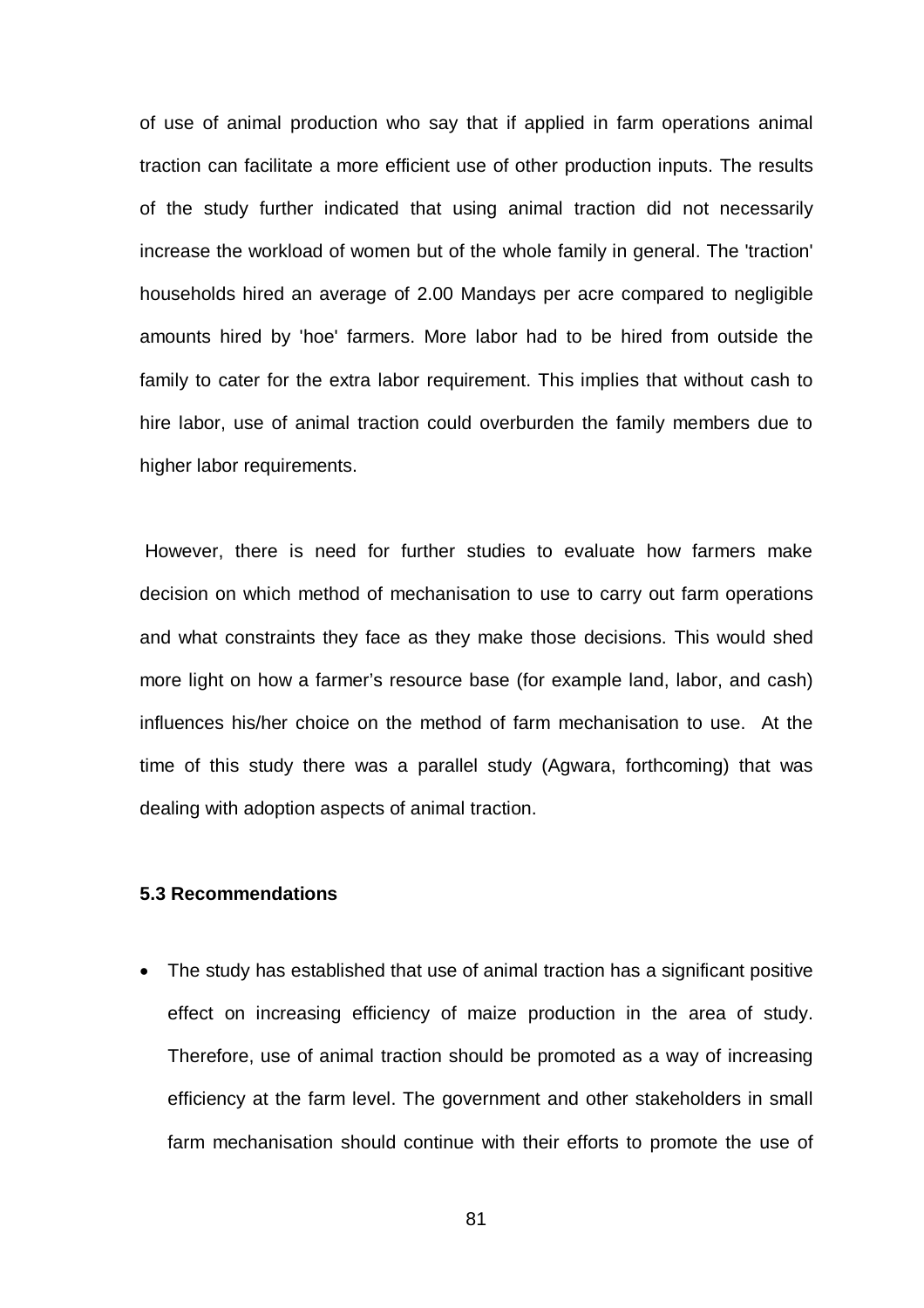of use of animal production who say that if applied in farm operations animal traction can facilitate a more efficient use of other production inputs. The results of the study further indicated that using animal traction did not necessarily increase the workload of women but of the whole family in general. The 'traction' households hired an average of 2.00 Mandays per acre compared to negligible amounts hired by 'hoe' farmers. More labor had to be hired from outside the family to cater for the extra labor requirement. This implies that without cash to hire labor, use of animal traction could overburden the family members due to higher labor requirements.

However, there is need for further studies to evaluate how farmers make decision on which method of mechanisation to use to carry out farm operations and what constraints they face as they make those decisions. This would shed more light on how a farmer's resource base (for example land, labor, and cash) influences his/her choice on the method of farm mechanisation to use. At the time of this study there was a parallel study (Agwara, forthcoming) that was dealing with adoption aspects of animal traction.

### 5.3 Recommendations

- The study has established that use of animal traction has a significant positive effect on increasing efficiency of maize production in the area of study. Therefore, use of animal traction should be promoted as a way of increasing efficiency at the farm level. The government and other stakeholders in small farm mechanisation should continue with their efforts to promote the use of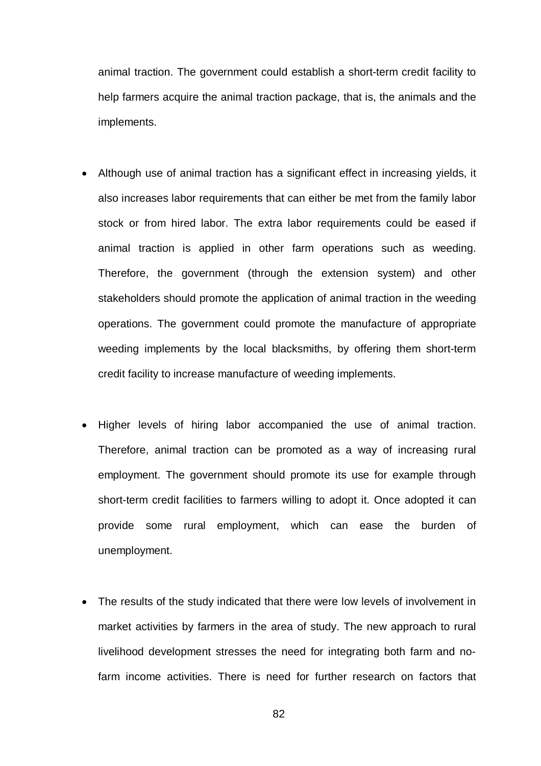animal traction. The government could establish a short-term credit facility to help farmers acquire the animal traction package, that is, the animals and the implements.

- Although use of animal traction has a significant effect in increasing yields, it also increases labor requirements that can either be met from the family labor stock or from hired labor. The extra labor requirements could be eased if animal traction is applied in other farm operations such as weeding. Therefore, the government (through the extension system) and other stakeholders should promote the application of animal traction in the weeding operations. The government could promote the manufacture of appropriate weeding implements by the local blacksmiths, by offering them short-term credit facility to increase manufacture of weeding implements.

- Higher levels of hiring labor accompanied the use of animal traction. Therefore, animal traction can be promoted as a way of increasing rural employment. The government should promote its use for example through short-term credit facilities to farmers willing to adopt it. Once adopted it can provide some rural employment, which can ease the burden of unemployment.

- The results of the study indicated that there were low levels of involvement in market activities by farmers in the area of study. The new approach to rural livelihood development stresses the need for integrating both farm and no-farm income activities. There is need for further research on factors that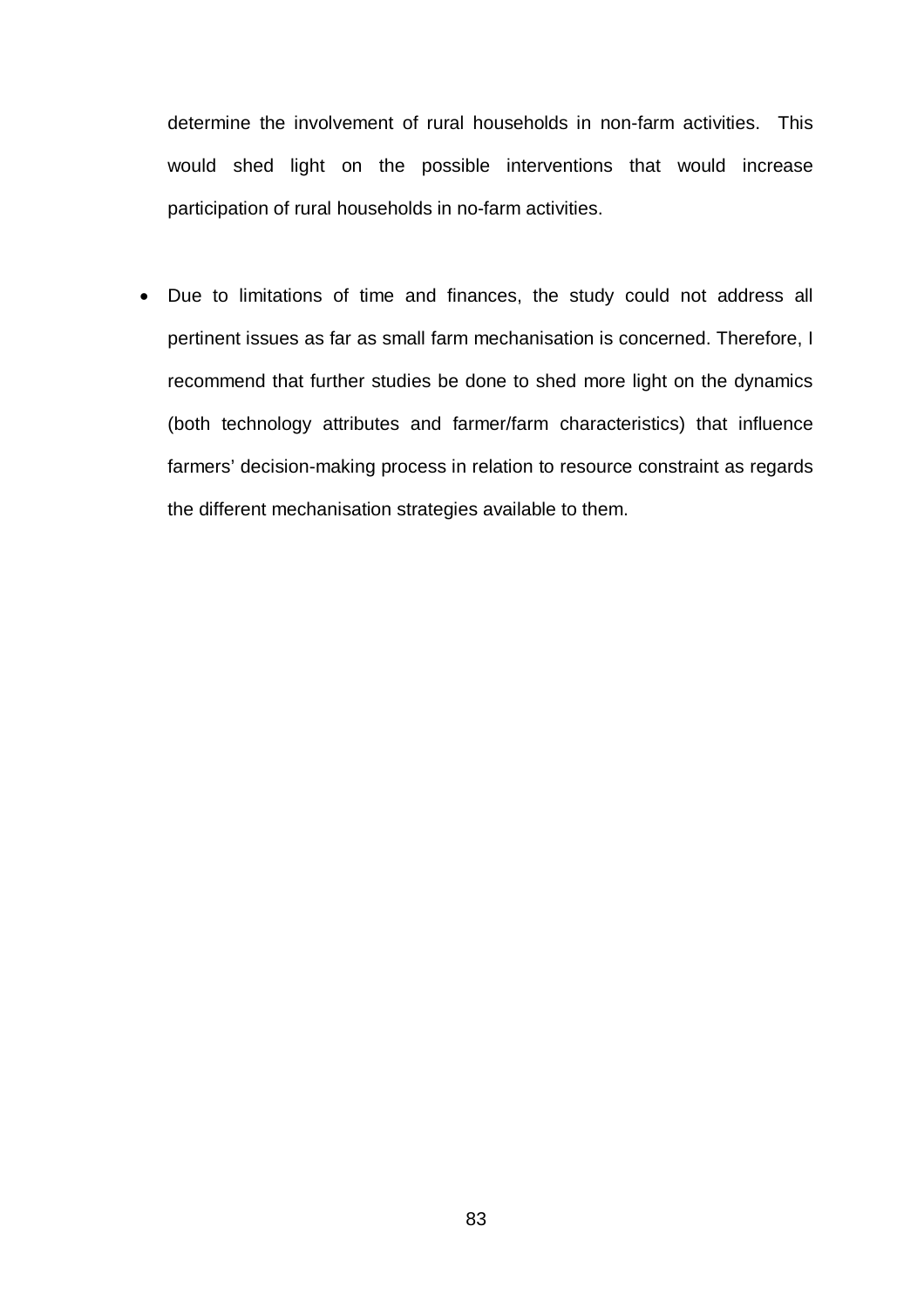determine the involvement of rural households in non-farm activities. This would shed light on the possible interventions that would increase participation of rural households in no-farm activities.

- Due to limitations of time and finances, the study could not address all pertinent issues as far as small farm mechanisation is concerned. Therefore, I recommend that further studies be done to shed more light on the dynamics (both technology attributes and farmer/farm characteristics) that influence farmers' decision-making process in relation to resource constraint as regards the different mechanisation strategies available to them.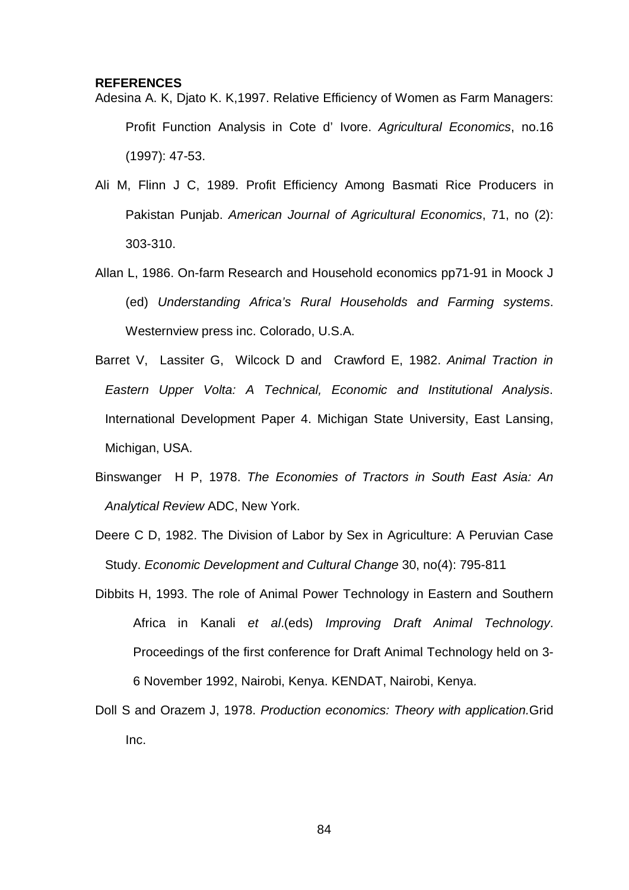**REFERENCES**

Adesina A. K, Djato K. K,1997. Relative Efficiency of Women as Farm Managers: Profit Function Analysis in Cote d' Ivore. *Agricultural Economics*, no.16 (1997): 47-53.

Ali M, Flinn J C, 1989. Profit Efficiency Among Basmati Rice Producers in Pakistan Punjab. *American Journal of Agricultural Economics*, 71, no (2): 303-310.

Allan L, 1986. On-farm Research and Household economics pp71-91 in Moock J (ed) *Understanding Africa's Rural Households and Farming systems*. Westernview press inc. Colorado, U.S.A.

Barret V, Lassiter G, Wilcock D and Crawford E, 1982. *Animal Traction in Eastern Upper Volta: A Technical, Economic and Institutional Analysis*. International Development Paper 4. Michigan State University, East Lansing, Michigan, USA.

Binswanger H P, 1978. *The Economies of Tractors in South East Asia: An Analytical Review* ADC, New York.

Deere C D, 1982. The Division of Labor by Sex in Agriculture: A Peruvian Case Study. *Economic Development and Cultural Change* 30, no(4): 795-811

Dibbits H, 1993. The role of Animal Power Technology in Eastern and Southern Africa in Kanali *et al*.(eds) *Improving Draft Animal Technology*. Proceedings of the first conference for Draft Animal Technology held on 3-6 November 1992, Nairobi, Kenya. KENDAT, Nairobi, Kenya.

Doll S and Orazem J, 1978. *Production economics: Theory with application.*Grid Inc.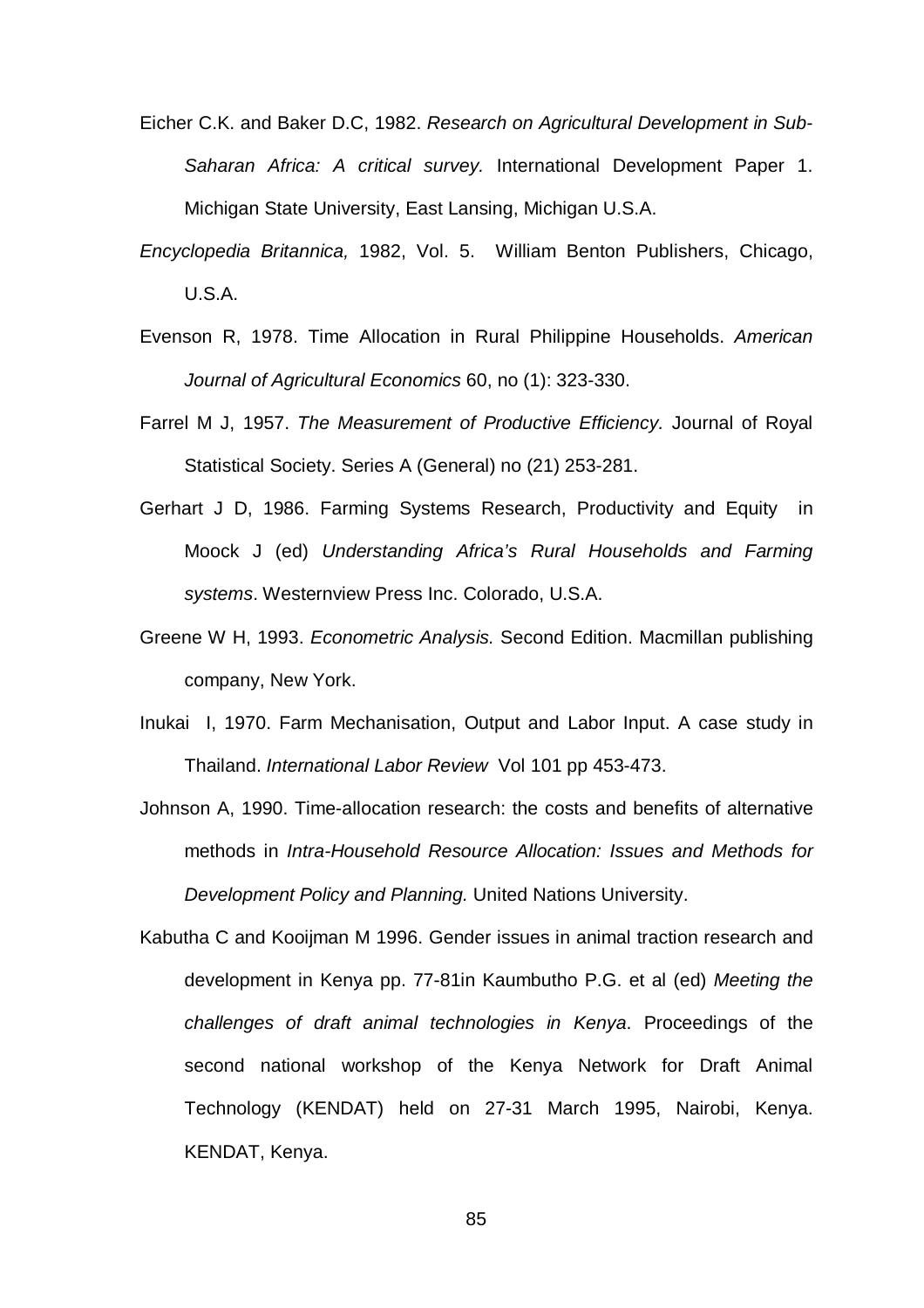Eicher C.K. and Baker D.C, 1982. *Research on Agricultural Development in Sub-Saharan Africa: A critical survey.* International Development Paper 1. Michigan State University, East Lansing, Michigan U.S.A.

*Encyclopedia Britannica,* 1982, Vol. 5. William Benton Publishers, Chicago, U.S.A.

Evenson R, 1978. Time Allocation in Rural Philippine Households. *American Journal of Agricultural Economics* 60, no (1): 323-330.

Farrel M J, 1957. *The Measurement of Productive Efficiency.* Journal of Royal Statistical Society. Series A (General) no (21) 253-281.

Gerhart J D, 1986. Farming Systems Research, Productivity and Equity in Moock J (ed) *Understanding Africa's Rural Households and Farming systems*. Westernview Press Inc. Colorado, U.S.A.

Greene W H, 1993. *Econometric Analysis.* Second Edition. Macmillan publishing company, New York.

Inukai I, 1970. Farm Mechanisation, Output and Labor Input. A case study in Thailand. *International Labor Review* Vol 101 pp 453-473.

Johnson A, 1990. Time-allocation research: the costs and benefits of alternative methods in *Intra-Household Resource Allocation: Issues and Methods for Development Policy and Planning.* United Nations University.

Kabutha C and Kooijman M 1996. Gender issues in animal traction research and development in Kenya pp. 77-81in Kaumbutho P.G. et al (ed) *Meeting the challenges of draft animal technologies in Kenya*. Proceedings of the second national workshop of the Kenya Network for Draft Animal Technology (KENDAT) held on 27-31 March 1995, Nairobi, Kenya. KENDAT, Kenya.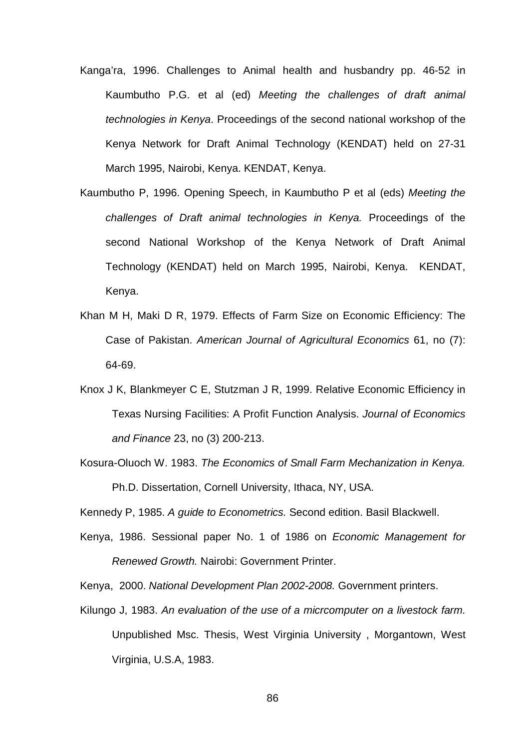Kanga'ra, 1996. Challenges to Animal health and husbandry pp. 46-52 in Kaumbutho P.G. et al (ed) *Meeting the challenges of draft animal technologies in Kenya*. Proceedings of the second national workshop of the Kenya Network for Draft Animal Technology (KENDAT) held on 27-31 March 1995, Nairobi, Kenya. KENDAT, Kenya.

Kaumbutho P, 1996. Opening Speech, in Kaumbutho P et al (eds) *Meeting the challenges of Draft animal technologies in Kenya.* Proceedings of the second National Workshop of the Kenya Network of Draft Animal Technology (KENDAT) held on March 1995, Nairobi, Kenya. KENDAT, Kenya.

Khan M H, Maki D R, 1979. Effects of Farm Size on Economic Efficiency: The Case of Pakistan. *American Journal of Agricultural Economics* 61, no (7): 64-69.

Knox J K, Blankmeyer C E, Stutzman J R, 1999. Relative Economic Efficiency in Texas Nursing Facilities: A Profit Function Analysis. *Journal of Economics and Finance* 23, no (3) 200-213.

Kosura-Oluoch W. 1983. *The Economics of Small Farm Mechanization in Kenya.* Ph.D. Dissertation, Cornell University, Ithaca, NY, USA.

Kennedy P, 1985. *A guide to Econometrics.* Second edition. Basil Blackwell.

Kenya, 1986. Sessional paper No. 1 of 1986 on *Economic Management for Renewed Growth.* Nairobi: Government Printer.

Kenya, 2000. *National Development Plan 2002-2008.* Government printers.

Kilungo J, 1983. *An evaluation of the use of a micrcomputer on a livestock farm.* Unpublished Msc. Thesis, West Virginia University , Morgantown, West Virginia, U.S.A, 1983.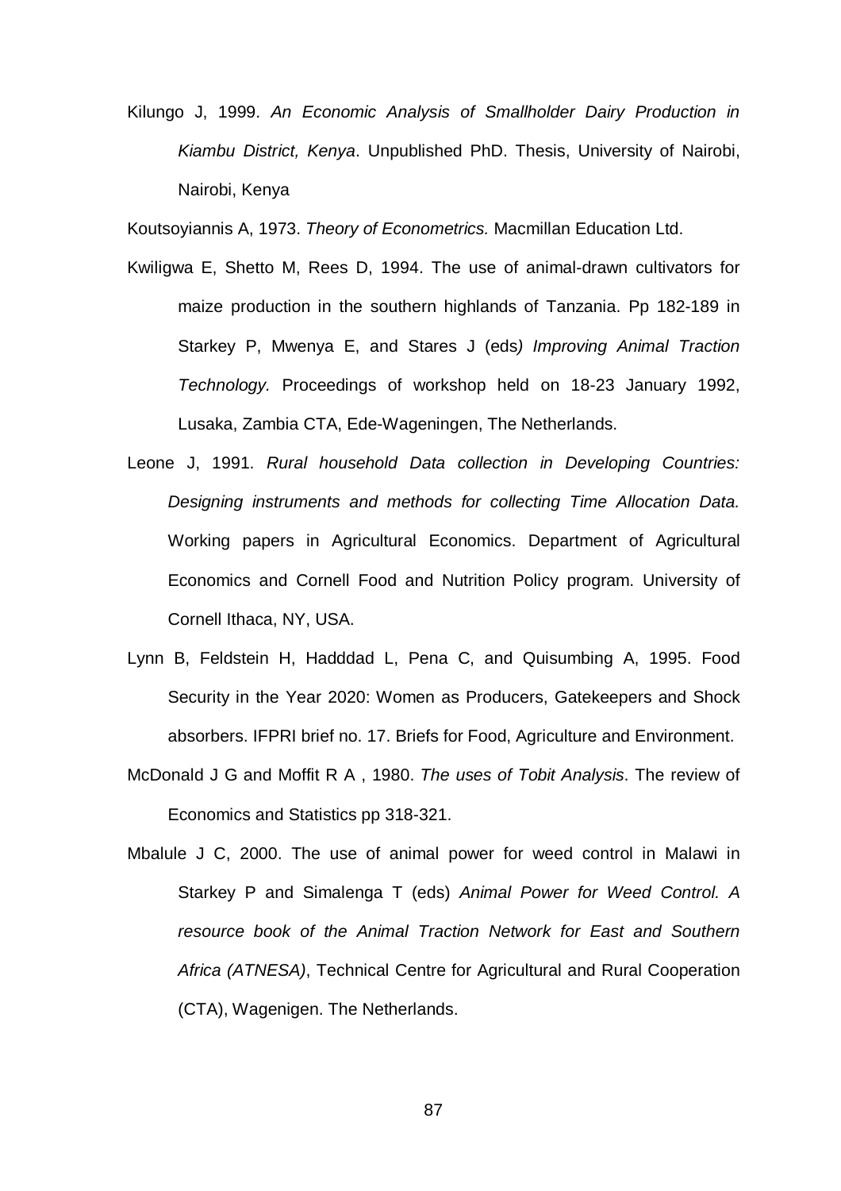Kilungo J, 1999. *An Economic Analysis of Smallholder Dairy Production in Kiambu District, Kenya*. Unpublished PhD. Thesis, University of Nairobi, Nairobi, Kenya

Koutsoyiannis A, 1973. *Theory of Econometrics.* Macmillan Education Ltd.

Kwiligwa E, Shetto M, Rees D, 1994. The use of animal-drawn cultivators for maize production in the southern highlands of Tanzania. Pp 182-189 in Starkey P, Mwenya E, and Stares J (eds*) Improving Animal Traction Technology.* Proceedings of workshop held on 18-23 January 1992, Lusaka, Zambia CTA, Ede-Wageningen, The Netherlands.

Leone J, 1991. *Rural household Data collection in Developing Countries: Designing instruments and methods for collecting Time Allocation Data.* Working papers in Agricultural Economics. Department of Agricultural Economics and Cornell Food and Nutrition Policy program. University of Cornell Ithaca, NY, USA.

Lynn B, Feldstein H, Hadddad L, Pena C, and Quisumbing A, 1995. Food Security in the Year 2020: Women as Producers, Gatekeepers and Shock absorbers. IFPRI brief no. 17. Briefs for Food, Agriculture and Environment.

McDonald J G and Moffit R A , 1980. *The uses of Tobit Analysis*. The review of Economics and Statistics pp 318-321.

Mbalule J C, 2000. The use of animal power for weed control in Malawi in Starkey P and Simalenga T (eds) *Animal Power for Weed Control. A resource book of the Animal Traction Network for East and Southern Africa (ATNESA)*, Technical Centre for Agricultural and Rural Cooperation (CTA), Wagenigen. The Netherlands.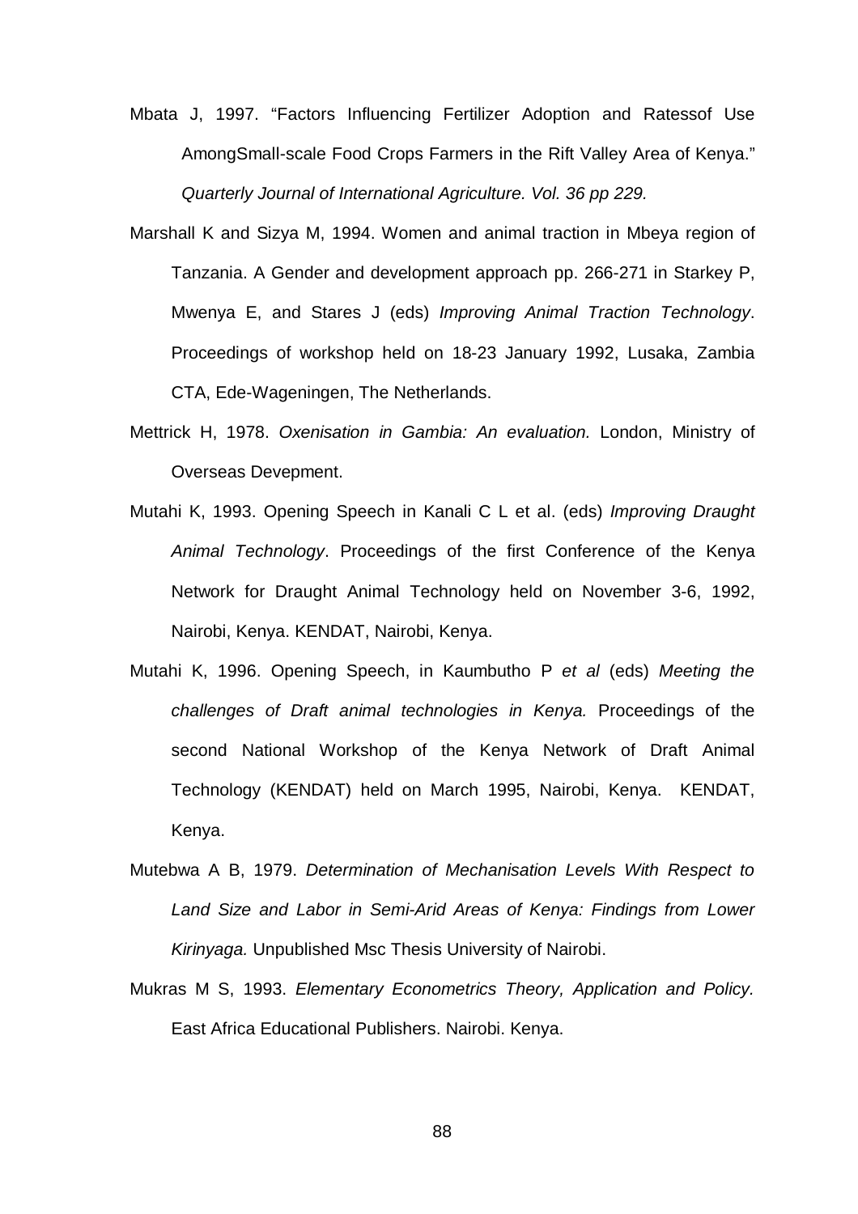Mbata J, 1997. "Factors Influencing Fertilizer Adoption and Ratessof Use AmongSmall-scale Food Crops Farmers in the Rift Valley Area of Kenya." *Quarterly Journal of International Agriculture. Vol. 36 pp 229.*

Marshall K and Sizya M, 1994. Women and animal traction in Mbeya region of Tanzania. A Gender and development approach pp. 266-271 in Starkey P, Mwenya E, and Stares J (eds) *Improving Animal Traction Technology*. Proceedings of workshop held on 18-23 January 1992, Lusaka, Zambia CTA, Ede-Wageningen, The Netherlands.

Mettrick H, 1978. *Oxenisation in Gambia: An evaluation.* London, Ministry of Overseas Devepment.

Mutahi K, 1993. Opening Speech in Kanali C L et al. (eds) *Improving Draught Animal Technology*. Proceedings of the first Conference of the Kenya Network for Draught Animal Technology held on November 3-6, 1992, Nairobi, Kenya. KENDAT, Nairobi, Kenya.

Mutahi K, 1996. Opening Speech, in Kaumbutho P *et al* (eds) *Meeting the challenges of Draft animal technologies in Kenya.* Proceedings of the second National Workshop of the Kenya Network of Draft Animal Technology (KENDAT) held on March 1995, Nairobi, Kenya. KENDAT, Kenya.

Mutebwa A B, 1979. *Determination of Mechanisation Levels With Respect to Land Size and Labor in Semi-Arid Areas of Kenya: Findings from Lower Kirinyaga.* Unpublished Msc Thesis University of Nairobi.

Mukras M S, 1993. *Elementary Econometrics Theory, Application and Policy.* East Africa Educational Publishers. Nairobi. Kenya.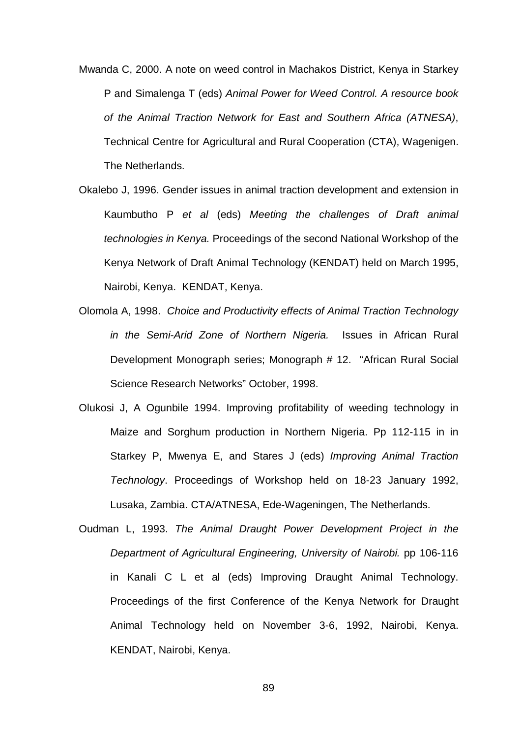Mwanda C, 2000. A note on weed control in Machakos District, Kenya in Starkey P and Simalenga T (eds) *Animal Power for Weed Control. A resource book of the Animal Traction Network for East and Southern Africa (ATNESA)*, Technical Centre for Agricultural and Rural Cooperation (CTA), Wagenigen. The Netherlands.

Okalebo J, 1996. Gender issues in animal traction development and extension in Kaumbutho P *et al* (eds) *Meeting the challenges of Draft animal technologies in Kenya.* Proceedings of the second National Workshop of the Kenya Network of Draft Animal Technology (KENDAT) held on March 1995, Nairobi, Kenya. KENDAT, Kenya.

Olomola A, 1998. *Choice and Productivity effects of Animal Traction Technology in the Semi-Arid Zone of Northern Nigeria.* Issues in African Rural Development Monograph series; Monograph # 12. "African Rural Social Science Research Networks" October, 1998.

Olukosi J, A Ogunbile 1994. Improving profitability of weeding technology in Maize and Sorghum production in Northern Nigeria. Pp 112-115 in in Starkey P, Mwenya E, and Stares J (eds) *Improving Animal Traction Technology*. Proceedings of Workshop held on 18-23 January 1992, Lusaka, Zambia. CTA/ATNESA, Ede-Wageningen, The Netherlands.

Oudman L, 1993. *The Animal Draught Power Development Project in the Department of Agricultural Engineering, University of Nairobi.* pp 106-116 in Kanali C L et al (eds) Improving Draught Animal Technology. Proceedings of the first Conference of the Kenya Network for Draught Animal Technology held on November 3-6, 1992, Nairobi, Kenya. KENDAT, Nairobi, Kenya.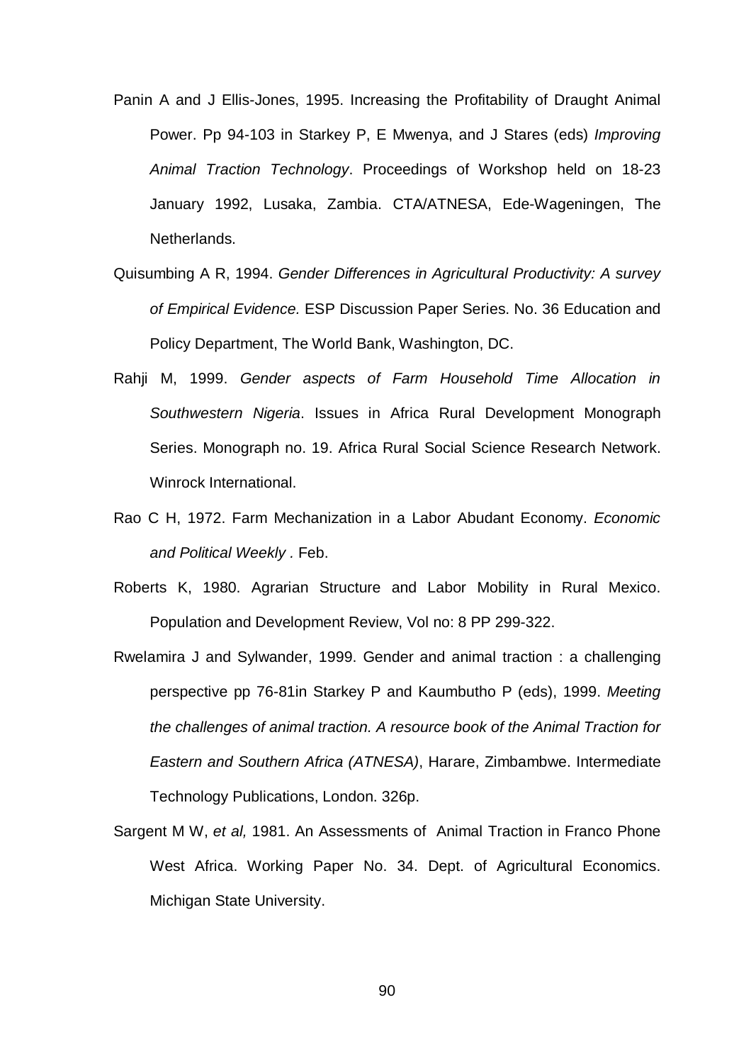Panin A and J Ellis-Jones, 1995. Increasing the Profitability of Draught Animal Power. Pp 94-103 in Starkey P, E Mwenya, and J Stares (eds) *Improving Animal Traction Technology*. Proceedings of Workshop held on 18-23 January 1992, Lusaka, Zambia. CTA/ATNESA, Ede-Wageningen, The Netherlands.

Quisumbing A R, 1994. *Gender Differences in Agricultural Productivity: A survey of Empirical Evidence.* ESP Discussion Paper Series. No. 36 Education and Policy Department, The World Bank, Washington, DC.

Rahji M, 1999. *Gender aspects of Farm Household Time Allocation in Southwestern Nigeria*. Issues in Africa Rural Development Monograph Series. Monograph no. 19. Africa Rural Social Science Research Network. Winrock International.

Rao C H, 1972. Farm Mechanization in a Labor Abudant Economy. *Economic and Political Weekly .* Feb.

Roberts K, 1980. Agrarian Structure and Labor Mobility in Rural Mexico. Population and Development Review, Vol no: 8 PP 299-322.

Rwelamira J and Sylwander, 1999. Gender and animal traction : a challenging perspective pp 76-81in Starkey P and Kaumbutho P (eds), 1999. *Meeting the challenges of animal traction. A resource book of the Animal Traction for Eastern and Southern Africa (ATNESA)*, Harare, Zimbambwe. Intermediate Technology Publications, London. 326p.

Sargent M W, *et al,* 1981. An Assessments of Animal Traction in Franco Phone West Africa. Working Paper No. 34. Dept. of Agricultural Economics. Michigan State University.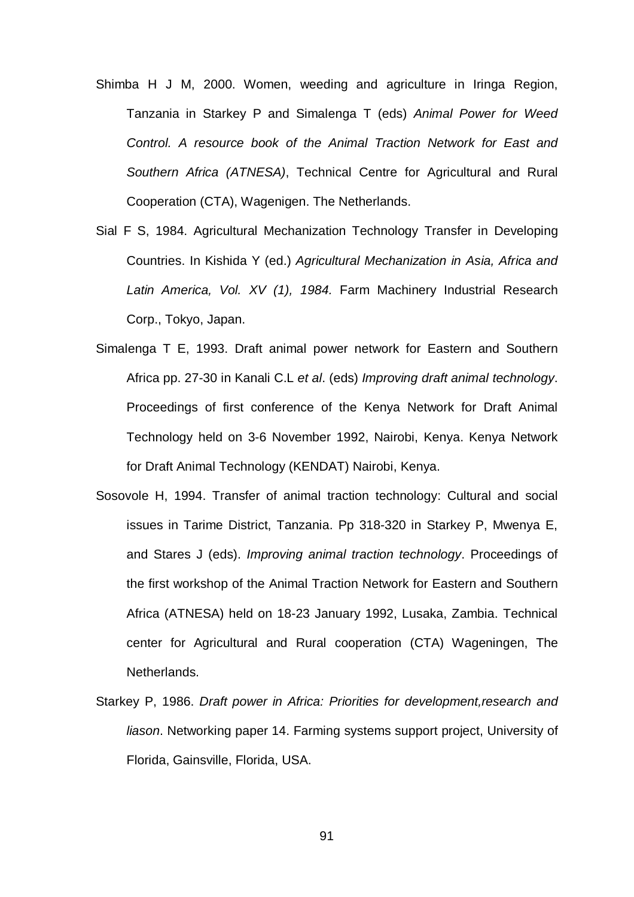Shimba H J M, 2000. Women, weeding and agriculture in Iringa Region, Tanzania in Starkey P and Simalenga T (eds) *Animal Power for Weed Control. A resource book of the Animal Traction Network for East and Southern Africa (ATNESA)*, Technical Centre for Agricultural and Rural Cooperation (CTA), Wagenigen. The Netherlands.

Sial F S, 1984. Agricultural Mechanization Technology Transfer in Developing Countries. In Kishida Y (ed.) *Agricultural Mechanization in Asia, Africa and Latin America, Vol. XV (1), 1984.* Farm Machinery Industrial Research Corp., Tokyo, Japan.

Simalenga T E, 1993. Draft animal power network for Eastern and Southern Africa pp. 27-30 in Kanali C.L *et al*. (eds) *Improving draft animal technology*. Proceedings of first conference of the Kenya Network for Draft Animal Technology held on 3-6 November 1992, Nairobi, Kenya. Kenya Network for Draft Animal Technology (KENDAT) Nairobi, Kenya.

Sosovole H, 1994. Transfer of animal traction technology: Cultural and social issues in Tarime District, Tanzania. Pp 318-320 in Starkey P, Mwenya E, and Stares J (eds). *Improving animal traction technology*. Proceedings of the first workshop of the Animal Traction Network for Eastern and Southern Africa (ATNESA) held on 18-23 January 1992, Lusaka, Zambia. Technical center for Agricultural and Rural cooperation (CTA) Wageningen, The Netherlands.

Starkey P, 1986. *Draft power in Africa: Priorities for development,research and liason*. Networking paper 14. Farming systems support project, University of Florida, Gainsville, Florida, USA.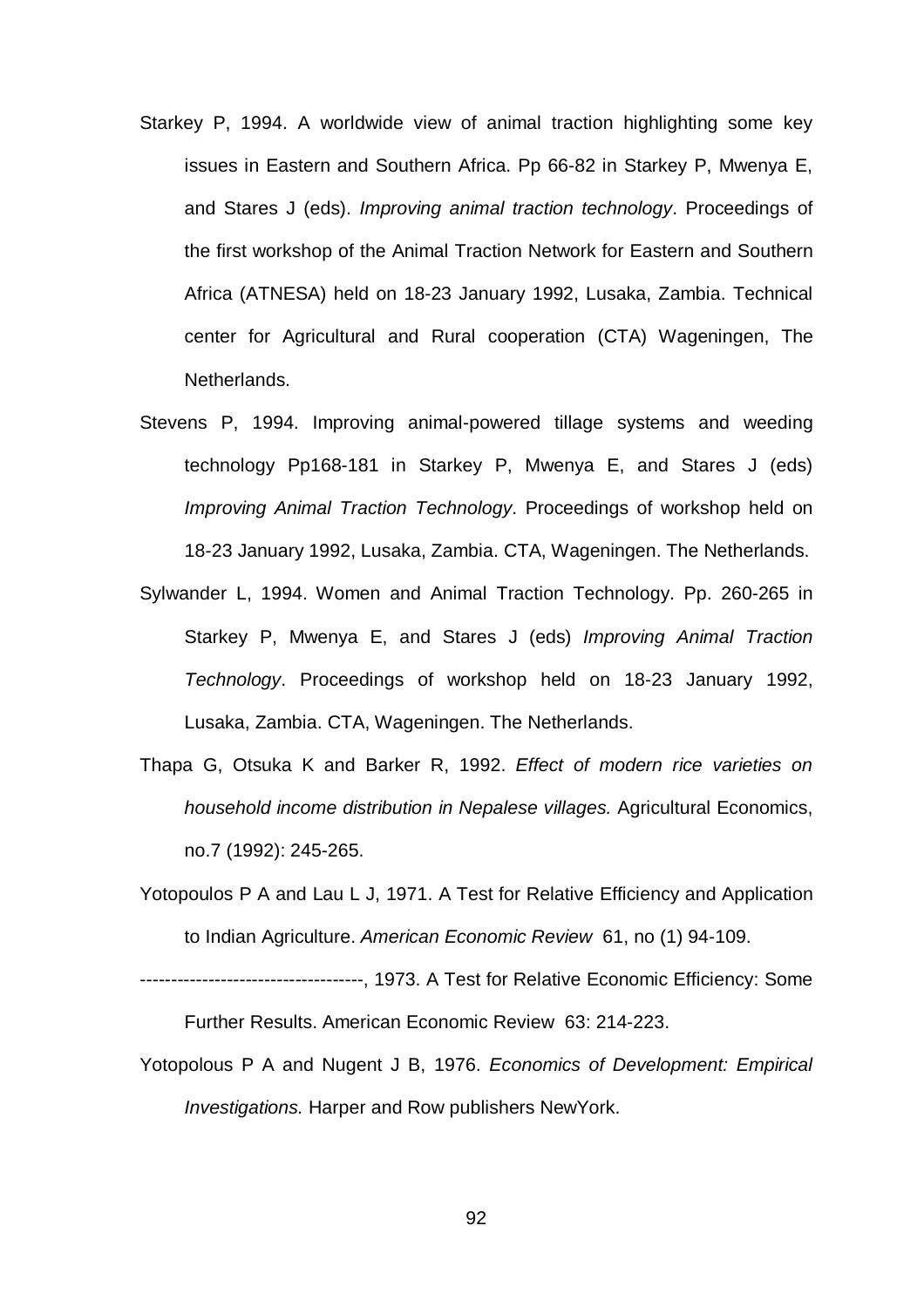Starkey P, 1994. A worldwide view of animal traction highlighting some key issues in Eastern and Southern Africa. Pp 66-82 in Starkey P, Mwenya E, and Stares J (eds). *Improving animal traction technology*. Proceedings of the first workshop of the Animal Traction Network for Eastern and Southern Africa (ATNESA) held on 18-23 January 1992, Lusaka, Zambia. Technical center for Agricultural and Rural cooperation (CTA) Wageningen, The Netherlands.

Stevens P, 1994. Improving animal-powered tillage systems and weeding technology Pp168-181 in Starkey P, Mwenya E, and Stares J (eds) *Improving Animal Traction Technology*. Proceedings of workshop held on 18-23 January 1992, Lusaka, Zambia. CTA, Wageningen. The Netherlands.

Sylwander L, 1994. Women and Animal Traction Technology. Pp. 260-265 in Starkey P, Mwenya E, and Stares J (eds) *Improving Animal Traction Technology*. Proceedings of workshop held on 18-23 January 1992, Lusaka, Zambia. CTA, Wageningen. The Netherlands.

Thapa G, Otsuka K and Barker R, 1992. *Effect of modern rice varieties on household income distribution in Nepalese villages.* Agricultural Economics, no.7 (1992): 245-265.

Yotopoulos P A and Lau L J, 1971. A Test for Relative Efficiency and Application to Indian Agriculture. *American Economic Review* 61, no (1) 94-109.

------------------------------------, 1973. A Test for Relative Economic Efficiency: Some Further Results. American Economic Review 63: 214-223.

Yotopolous P A and Nugent J B, 1976. *Economics of Development: Empirical Investigations.* Harper and Row publishers NewYork.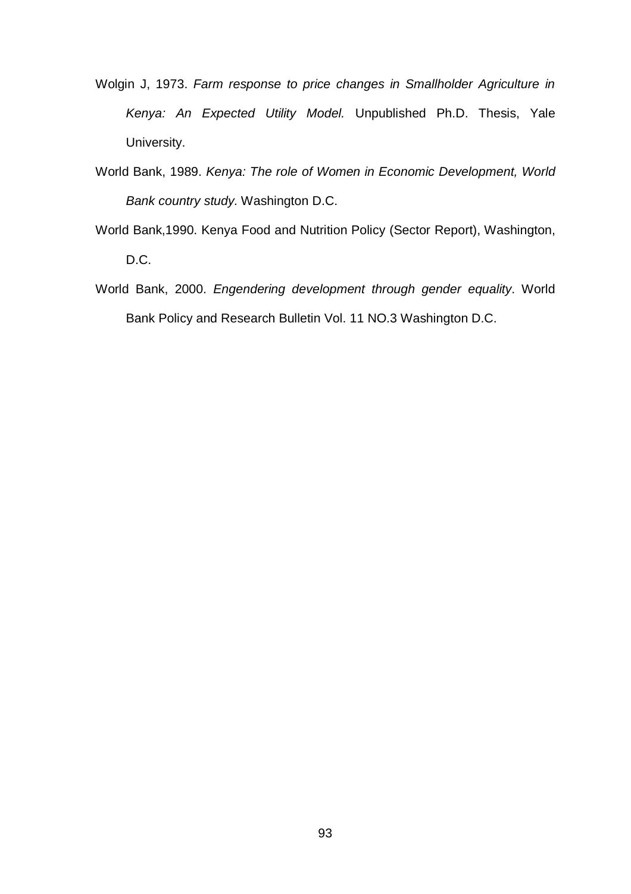Wolgin J, 1973. *Farm response to price changes in Smallholder Agriculture in Kenya: An Expected Utility Model.* Unpublished Ph.D. Thesis, Yale University.

World Bank, 1989. *Kenya: The role of Women in Economic Development, World Bank country study.* Washington D.C.

World Bank,1990. Kenya Food and Nutrition Policy (Sector Report), Washington, D.C.

World Bank, 2000. *Engendering development through gender equality*. World Bank Policy and Research Bulletin Vol. 11 NO.3 Washington D.C.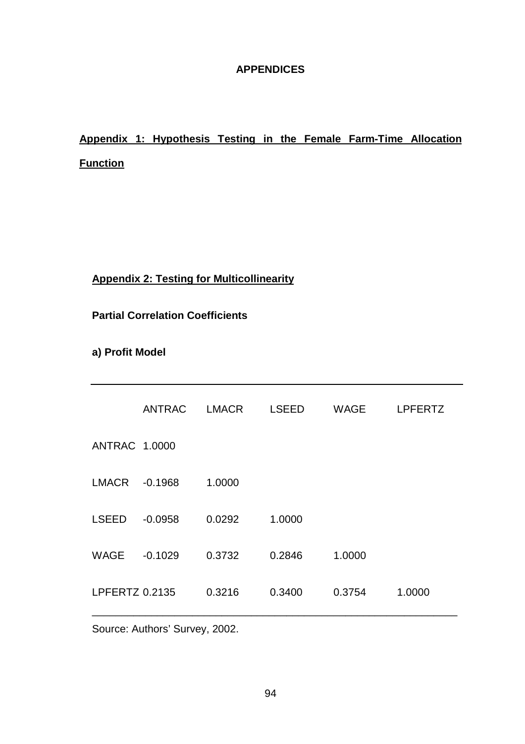**APPENDICES**

## Appendix 1: Hypothesis Testing in the Female Farm-Time Allocation Function

## Appendix 2: Testing for Multicollinearity

**Partial Correlation Coefficients**

**a) Profit Model**

| | ANTRAC | LMACR | LSEED | WAGE | LPFERTZ |
|---|---|---|---|---|---|
| ANTRAC | 1.0000 | | | | |
| LMACR | -0.1968 | 1.0000 | | | |
| LSEED | -0.0958 | 0.0292 | 1.0000 | | |
| WAGE | -0.1029 | 0.3732 | 0.2846 | 1.0000 | |
| LPFERTZ | 0.2135 | 0.3216 | 0.3400 | 0.3754 | 1.0000 |

Source: Authors' Survey, 2002.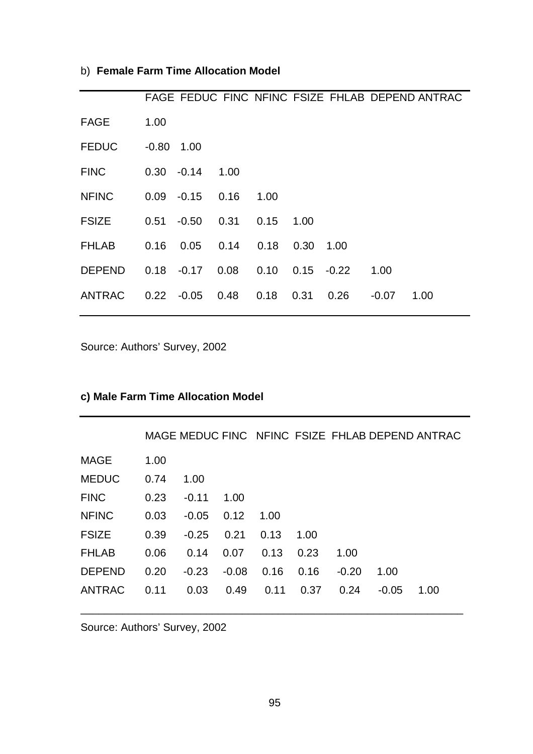b) **Female Farm Time Allocation Model**

| | FAGE | FEDUC | FINC | NFINC | FSIZE | FHLAB | DEPEND | ANTRAC |
|---|---|---|---|---|---|---|---|---|
| FAGE | 1.00 | | | | | | | |
| FEDUC | -0.80 | 1.00 | | | | | | |
| FINC | 0.30 | -0.14 | 1.00 | | | | | |
| NFINC | 0.09 | -0.15 | 0.16 | 1.00 | | | | |
| FSIZE | 0.51 | -0.50 | 0.31 | 0.15 | 1.00 | | | |
| FHLAB | 0.16 | 0.05 | 0.14 | 0.18 | 0.30 | 1.00 | | |
| DEPEND | 0.18 | -0.17 | 0.08 | 0.10 | 0.15 | -0.22 | 1.00 | |
| ANTRAC | 0.22 | -0.05 | 0.48 | 0.18 | 0.31 | 0.26 | -0.07 | 1.00 |

Source: Authors' Survey, 2002

**c) Male Farm Time Allocation Model**

| | MAGE | MEDUC | FINC | NFINC | FSIZE | FHLAB | DEPEND | ANTRAC |
|---|---|---|---|---|---|---|---|---|
| MAGE | 1.00 | | | | | | | |
| MEDUC | 0.74 | 1.00 | | | | | | |
| FINC | 0.23 | -0.11 | 1.00 | | | | | |
| NFINC | 0.03 | -0.05 | 0.12 | 1.00 | | | | |
| FSIZE | 0.39 | -0.25 | 0.21 | 0.13 | 1.00 | | | |
| FHLAB | 0.06 | 0.14 | 0.07 | 0.13 | 0.23 | 1.00 | | |
| DEPEND | 0.20 | -0.23 | -0.08 | 0.16 | 0.16 | -0.20 | 1.00 | |
| ANTRAC | 0.11 | 0.03 | 0.49 | 0.11 | 0.37 | 0.24 | -0.05 | 1.00 |

Source: Authors' Survey, 2002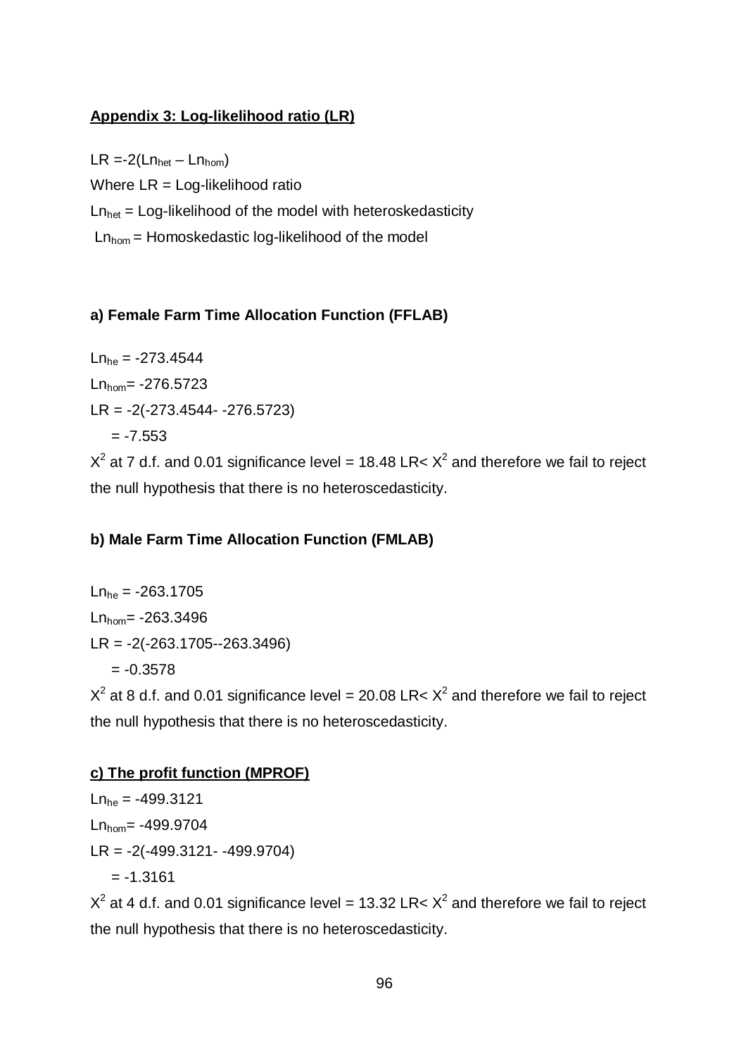**<u>Appendix 3: Log-likelihood ratio (LR)</u>**

$LR = -2(Ln_{het} – Ln_{hom})$

Where LR = Log-likelihood ratio

$Ln_{het}$ = Log-likelihood of the model with heteroskedasticity

$Ln_{hom}$ = Homoskedastic log-likelihood of the model

**a) Female Farm Time Allocation Function (FFLAB)**

$Ln_{he}$ = -273.4544

$Ln_{hom}$= -276.5723

LR = -2(-273.4544- -276.5723)

= -7.553

$X^2$ at 7 d.f. and 0.01 significance level = 18.48 LR< $X^2$ and therefore we fail to reject the null hypothesis that there is no heteroscedasticity.

**b) Male Farm Time Allocation Function (FMLAB)**

$Ln_{he}$ = -263.1705

$Ln_{hom}$= -263.3496

LR = -2(-263.1705--263.3496)

= -0.3578

$X^2$ at 8 d.f. and 0.01 significance level = 20.08 LR< $X^2$ and therefore we fail to reject the null hypothesis that there is no heteroscedasticity.

**<u>c) The profit function (MPROF)</u>**

$Ln_{he}$ = -499.3121

$Ln_{hom}$= -499.9704

LR = -2(-499.3121- -499.9704)

= -1.3161

$X^2$ at 4 d.f. and 0.01 significance level = 13.32 LR< $X^2$ and therefore we fail to reject the null hypothesis that there is no heteroscedasticity.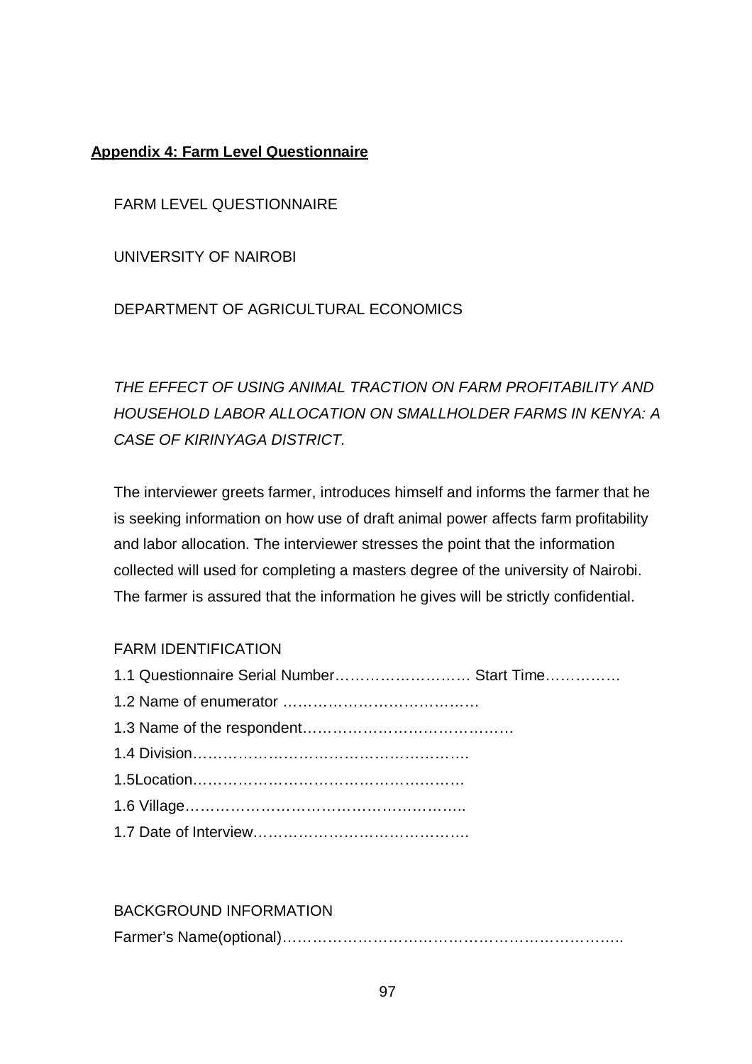## **Appendix 4: Farm Level Questionnaire**

FARM LEVEL QUESTIONNAIRE

UNIVERSITY OF NAIROBI

DEPARTMENT OF AGRICULTURAL ECONOMICS

*THE EFFECT OF USING ANIMAL TRACTION ON FARM PROFITABILITY AND HOUSEHOLD LABOR ALLOCATION ON SMALLHOLDER FARMS IN KENYA: A CASE OF KIRINYAGA DISTRICT.*

The interviewer greets farmer, introduces himself and informs the farmer that he is seeking information on how use of draft animal power affects farm profitability and labor allocation. The interviewer stresses the point that the information collected will used for completing a masters degree of the university of Nairobi. The farmer is assured that the information he gives will be strictly confidential.

FARM IDENTIFICATION

1.1 Questionnaire Serial Number……………………… Start Time……………

1.2 Name of enumerator …………………………………

1.3 Name of the respondent……………………………………

1.4 Division……………………………………………….

1.5Location………………………………………………

1.6 Village………………………………………………..

1.7 Date of Interview…………………………………….

BACKGROUND INFORMATION

Farmer's Name(optional)…………………………………………………………..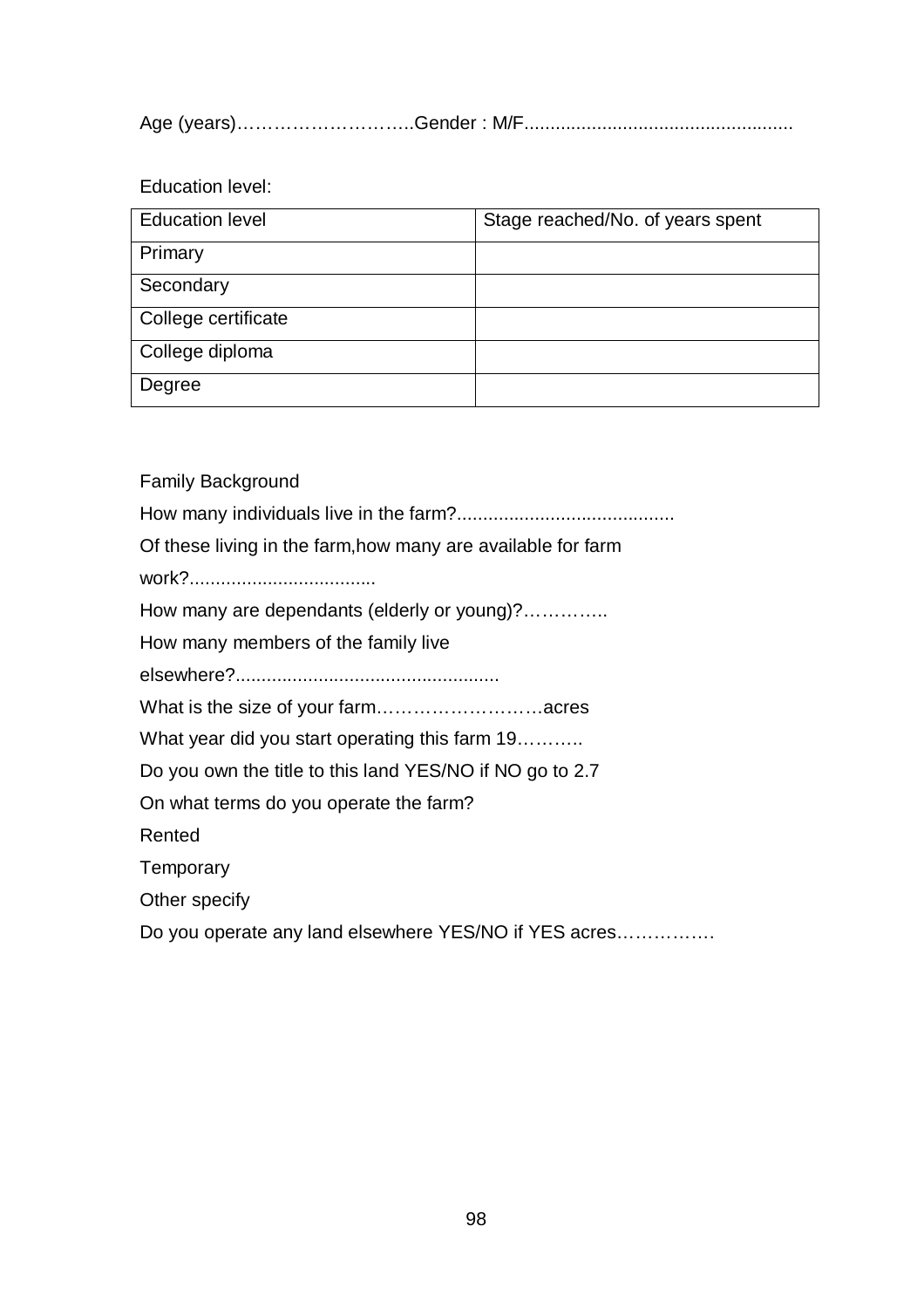Age (years)……………………….Gender : M/F...................................................

Education level:

| Education level | Stage reached/No. of years spent |
|---|---|
| Primary | |
| Secondary | |
| College certificate | |
| College diploma | |
| Degree | |

Family Background

How many individuals live in the farm?..........................................

Of these living in the farm,how many are available for farm work?....................................

How many are dependants (elderly or young)?…………..

How many members of the family live elsewhere?..................................................

What is the size of your farm………………………acres

What year did you start operating this farm 19………..

Do you own the title to this land YES/NO if NO go to 2.7

On what terms do you operate the farm?

Rented

Temporary

Other specify

Do you operate any land elsewhere YES/NO if YES acres…………….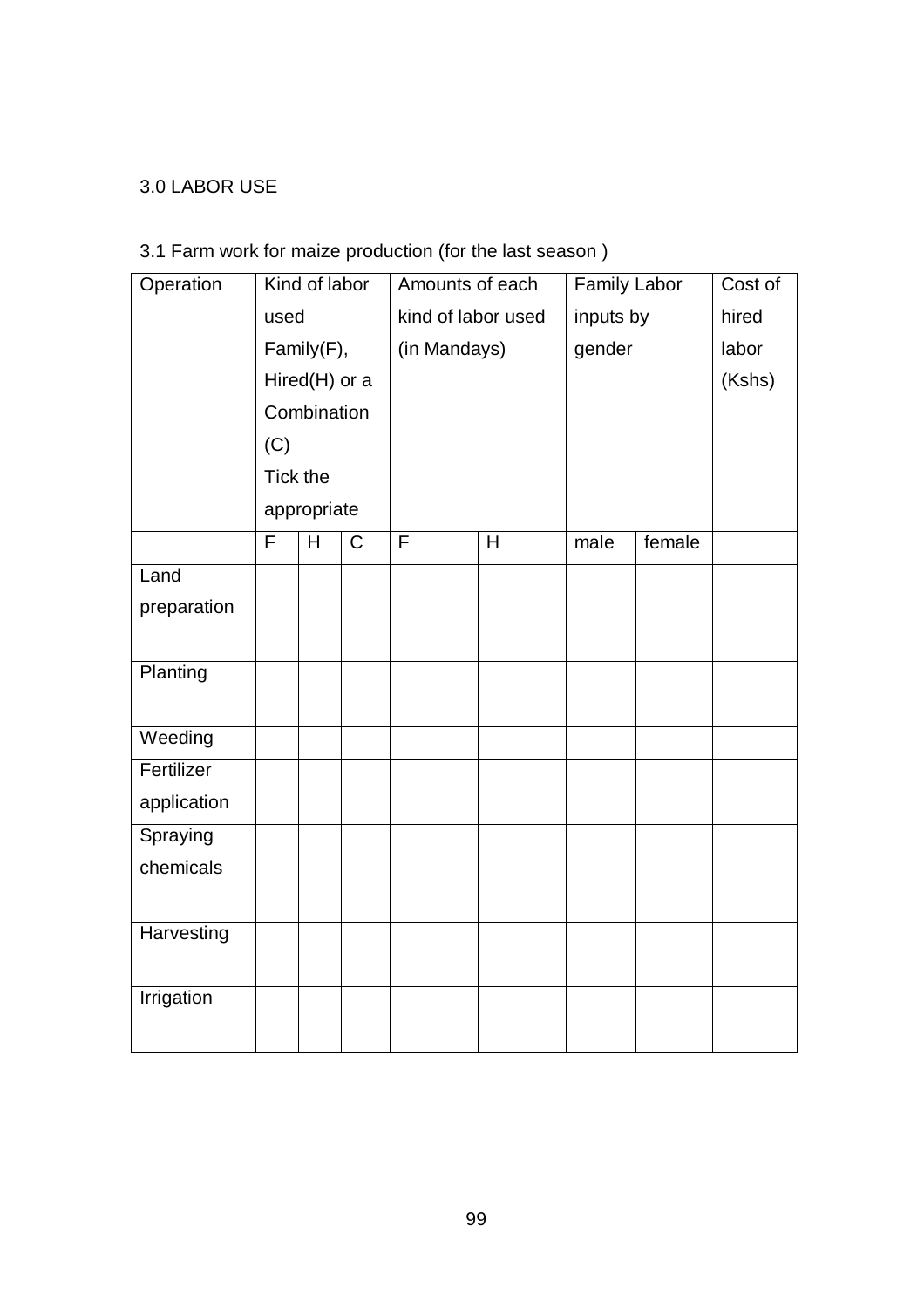3.0 LABOR USE

3.1 Farm work for maize production (for the last season )

| Operation | Kind of labor used Family(F), Hired(H) or a Combination (C) Tick the appropriate | | | Amounts of each kind of labor used (in Mandays) | | Family Labor inputs by gender | | Cost of hired labor (Kshs) |
|---|---|---|---|---|---|---|---|---|
| | F | H | C | F | H | male | female | |
| Land preparation | | | | | | | | |
| Planting | | | | | | | | |
| Weeding | | | | | | | | |
| Fertilizer application | | | | | | | | |
| Spraying chemicals | | | | | | | | |
| Harvesting | | | | | | | | |
| Irrigation | | | | | | | | |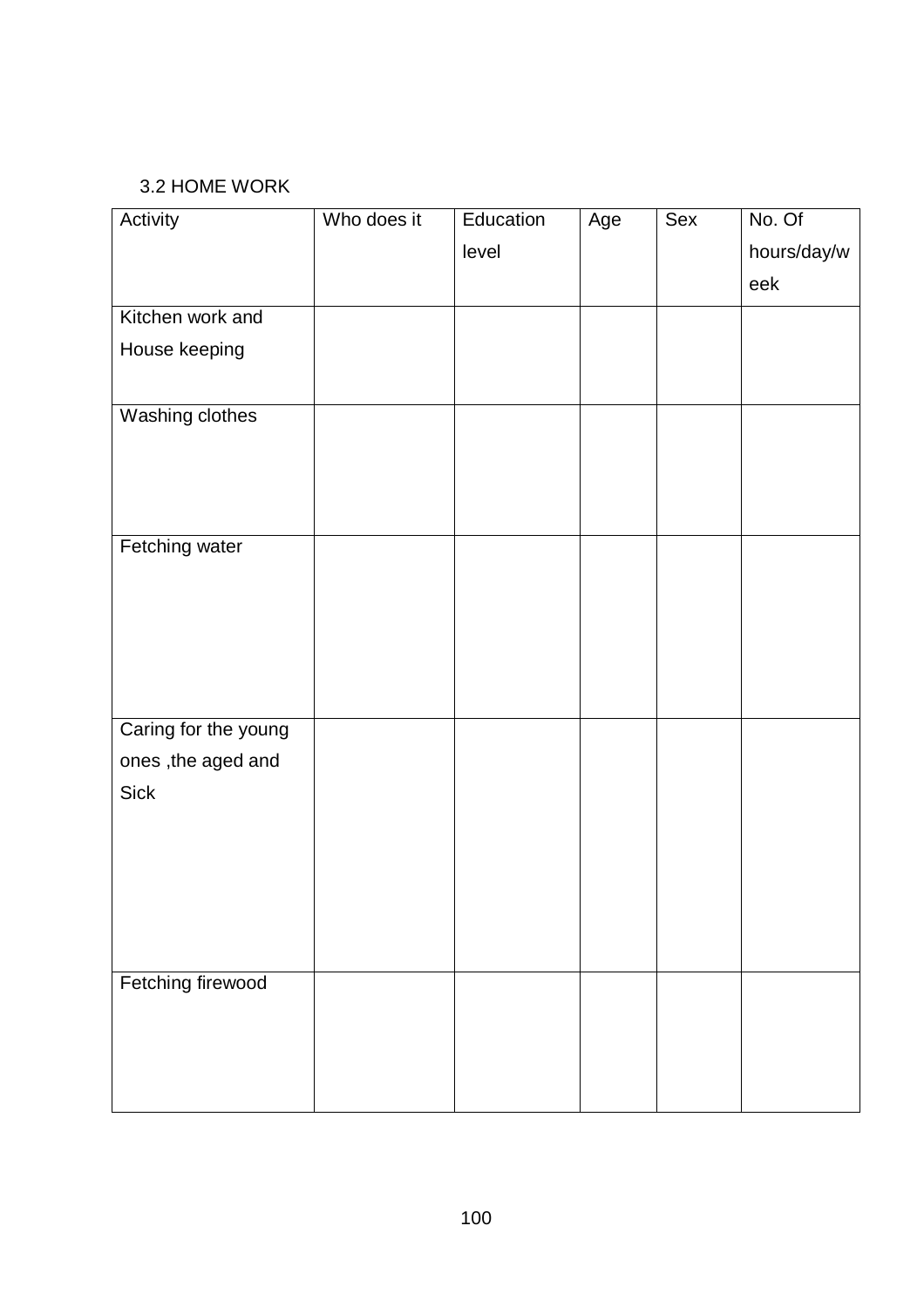3.2 HOME WORK

| Activity | Who does it | Education level | Age | Sex | No. Of hours/day/week |
|---|---|---|---|---|---|
| Kitchen work and House keeping | | | | | |
| Washing clothes | | | | | |
| Fetching water | | | | | |
| Caring for the young ones ,the aged and Sick | | | | | |
| Fetching firewood | | | | | |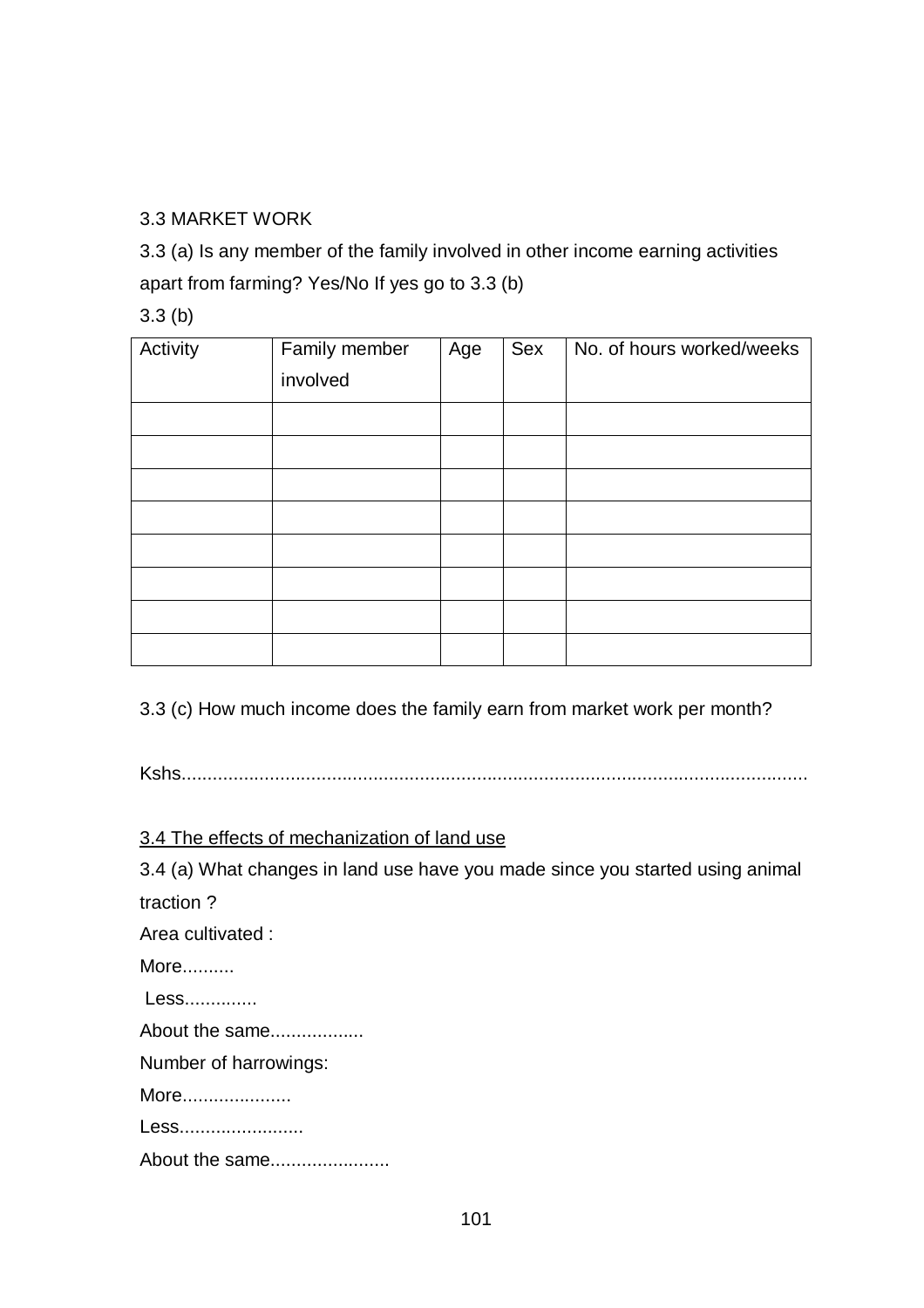3.3 MARKET WORK

3.3 (a) Is any member of the family involved in other income earning activities apart from farming? Yes/No If yes go to 3.3 (b)

3.3 (b)

| Activity | Family member involved | Age | Sex | No. of hours worked/weeks |
|---|---|---|---|---|
| | | | | |
| | | | | |
| | | | | |
| | | | | |
| | | | | |
| | | | | |
| | | | | |
| | | | | |

3.3 (c) How much income does the family earn from market work per month?

Kshs.......................................................................................................................

<u>3.4 The effects of mechanization of land use</u>

3.4 (a) What changes in land use have you made since you started using animal traction ?

Area cultivated :

More..........

Less.............

About the same..................

Number of harrowings:

More.....................

Less........................

About the same.......................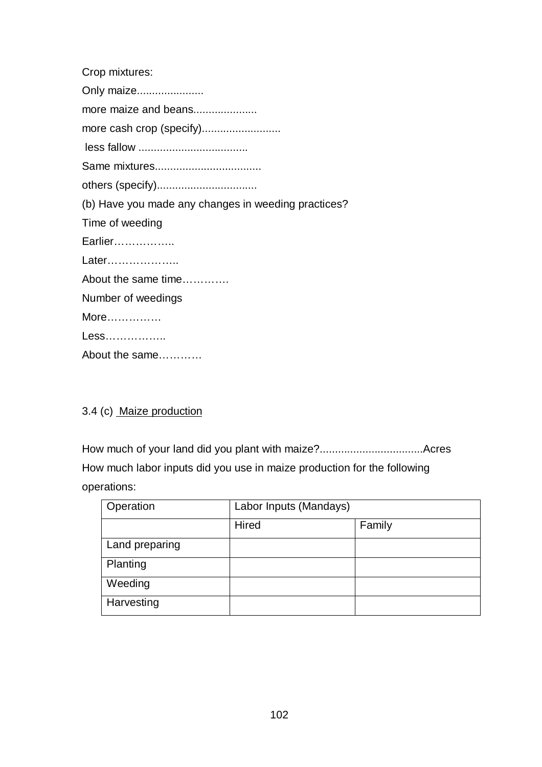Crop mixtures:

Only maize......................

more maize and beans.....................

more cash crop (specify)..........................

less fallow ....................................

Same mixtures...................................

others (specify).................................

(b) Have you made any changes in weeding practices?

Time of weeding

Earlier……………..

Later………………..

About the same time………….

Number of weedings

More……………

Less……………..

About the same…………

3.4 (c) Maize production

How much of your land did you plant with maize?.................................Acres

How much labor inputs did you use in maize production for the following operations:

| Operation | Labor Inputs (Mandays) | |
|---|---|---|
| | Hired | Family |
| Land preparing | | |
| Planting | | |
| Weeding | | |
| Harvesting | | |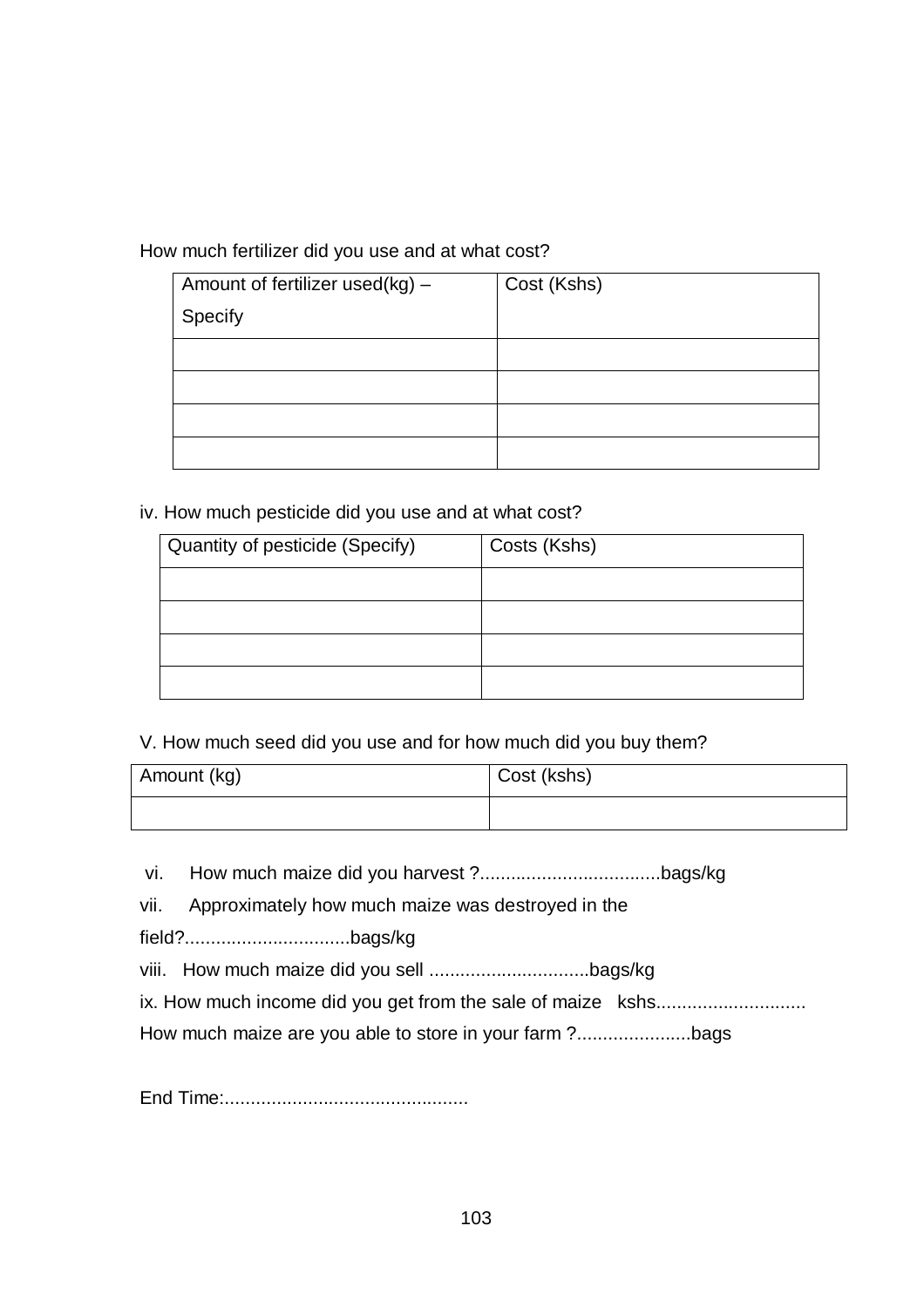How much fertilizer did you use and at what cost?

| Amount of fertilizer used(kg) – Specify | Cost (Kshs) |
|---|---|
| | |
| | |
| | |
| | |

iv. How much pesticide did you use and at what cost?

| Quantity of pesticide (Specify) | Costs (Kshs) |
|---|---|
| | |
| | |
| | |
| | |

V. How much seed did you use and for how much did you buy them?

| Amount (kg) | Cost (kshs) |
|---|---|
| | |

vi. How much maize did you harvest ?...................................bags/kg

vii. Approximately how much maize was destroyed in the field?................................bags/kg

viii. How much maize did you sell ...............................bags/kg

ix. How much income did you get from the sale of maize kshs.............................

How much maize are you able to store in your farm ?......................bags

End Time:...............................................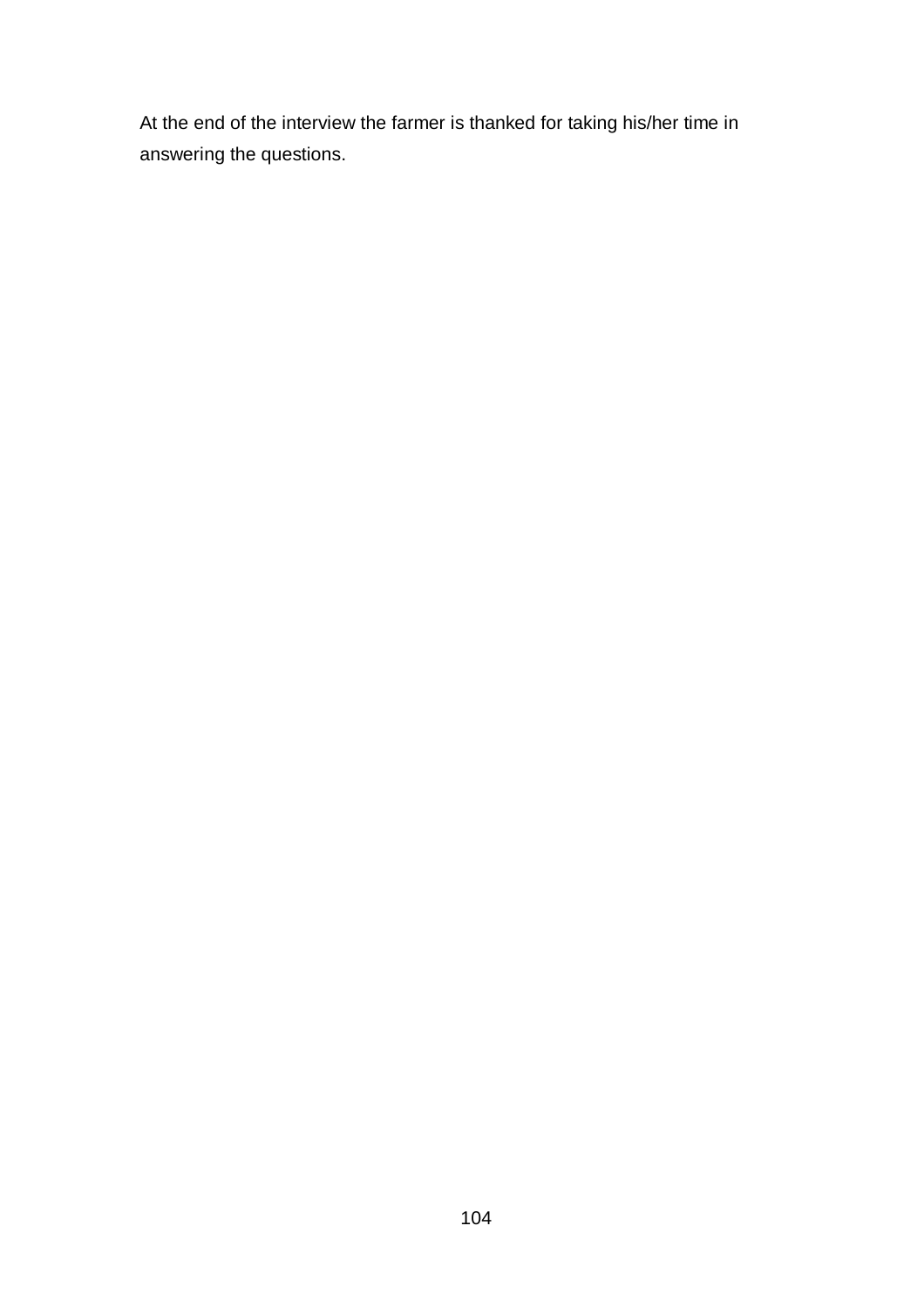At the end of the interview the farmer is thanked for taking his/her time in answering the questions.